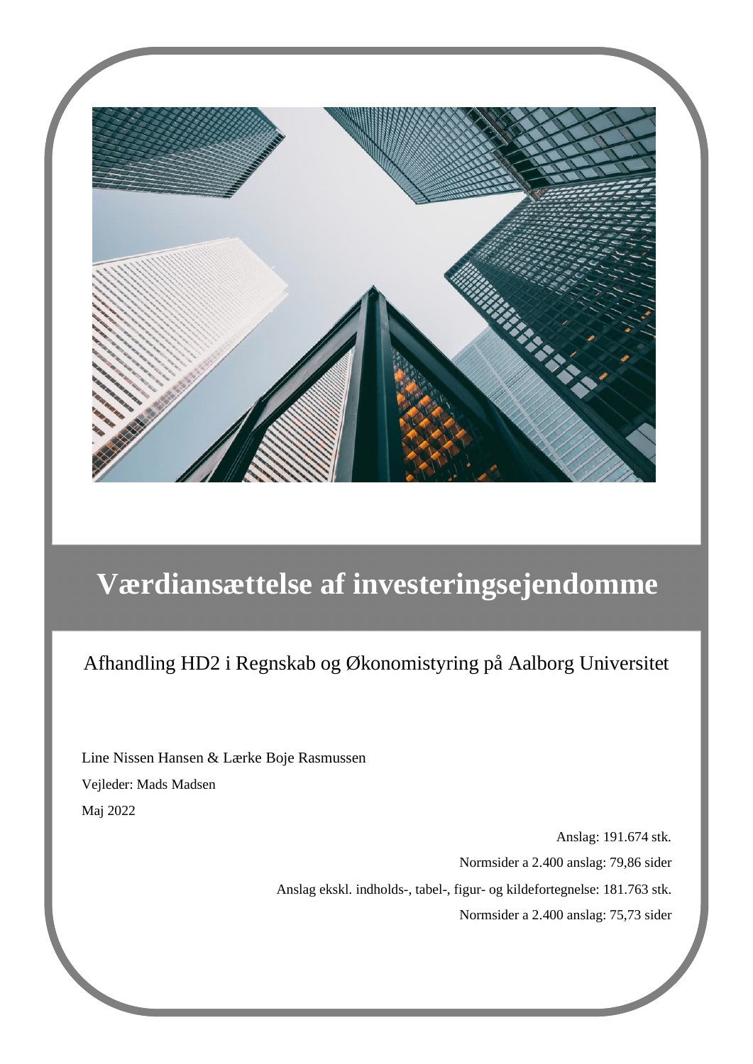# Værdiansættelse af investeringsejendomme

Afhandling HD2 i Regnskab og Økonomistyring på Aalborg Universitet

Line Nissen Hansen & Lærke Boje Rasmussen

Vejleder: Mads Madsen

Maj 2022

Anslag: 191.674 stk.

Normsider a 2.400 anslag: 79,86 sider

Anslag ekskl. indholds-, tabel-, figur- og kildefortegnelse: 181.763 stk.

Normsider a 2.400 anslag: 75,73 sider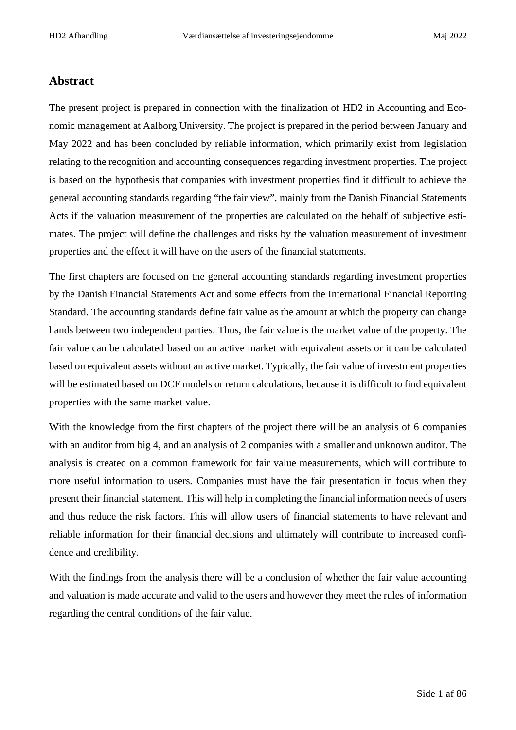## Abstract

The present project is prepared in connection with the finalization of HD2 in Accounting and Economic management at Aalborg University. The project is prepared in the period between January and May 2022 and has been concluded by reliable information, which primarily exist from legislation relating to the recognition and accounting consequences regarding investment properties. The project is based on the hypothesis that companies with investment properties find it difficult to achieve the general accounting standards regarding "the fair view", mainly from the Danish Financial Statements Acts if the valuation measurement of the properties are calculated on the behalf of subjective estimates. The project will define the challenges and risks by the valuation measurement of investment properties and the effect it will have on the users of the financial statements.

The first chapters are focused on the general accounting standards regarding investment properties by the Danish Financial Statements Act and some effects from the International Financial Reporting Standard. The accounting standards define fair value as the amount at which the property can change hands between two independent parties. Thus, the fair value is the market value of the property. The fair value can be calculated based on an active market with equivalent assets or it can be calculated based on equivalent assets without an active market. Typically, the fair value of investment properties will be estimated based on DCF models or return calculations, because it is difficult to find equivalent properties with the same market value.

With the knowledge from the first chapters of the project there will be an analysis of 6 companies with an auditor from big 4, and an analysis of 2 companies with a smaller and unknown auditor. The analysis is created on a common framework for fair value measurements, which will contribute to more useful information to users. Companies must have the fair presentation in focus when they present their financial statement. This will help in completing the financial information needs of users and thus reduce the risk factors. This will allow users of financial statements to have relevant and reliable information for their financial decisions and ultimately will contribute to increased confidence and credibility.

With the findings from the analysis there will be a conclusion of whether the fair value accounting and valuation is made accurate and valid to the users and however they meet the rules of information regarding the central conditions of the fair value.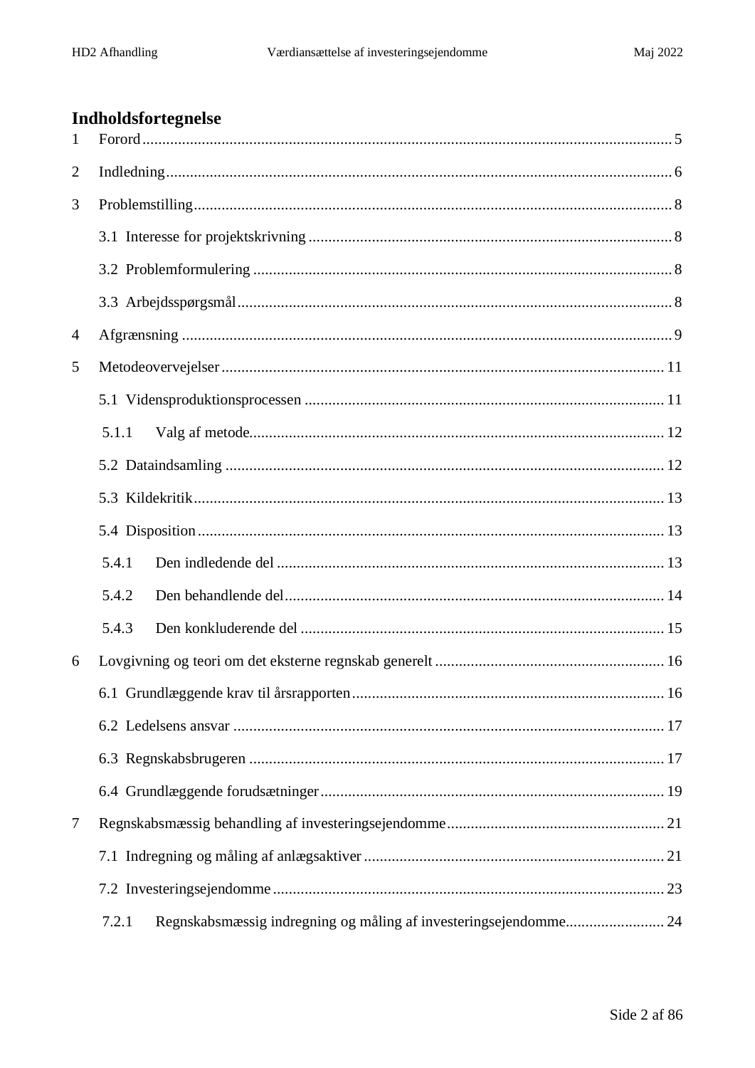# Indholdsfortegnelse

1 Forord ... 5

2 Indledning ... 6

3 Problemstilling ... 8

3.1 Interesse for projektskrivning ... 8

3.2 Problemformulering ... 8

3.3 Arbejdsspørgsmål ... 8

4 Afgrænsning ... 9

5 Metodeovervejelser ... 11

5.1 Vidensproduktionsprocessen ... 11

5.1.1 Valg af metode ... 12

5.2 Dataindsamling ... 12

5.3 Kildekritik ... 13

5.4 Disposition ... 13

5.4.1 Den indledende del ... 13

5.4.2 Den behandlende del ... 14

5.4.3 Den konkluderende del ... 15

6 Lovgivning og teori om det eksterne regnskab generelt ... 16

6.1 Grundlæggende krav til årsrapporten ... 16

6.2 Ledelsens ansvar ... 17

6.3 Regnskabsbrugeren ... 17

6.4 Grundlæggende forudsætninger ... 19

7 Regnskabsmæssig behandling af investeringsejendomme ... 21

7.1 Indregning og måling af anlægsaktiver ... 21

7.2 Investeringsejendomme ... 23

7.2.1 Regnskabsmæssig indregning og måling af investeringsejendomme ... 24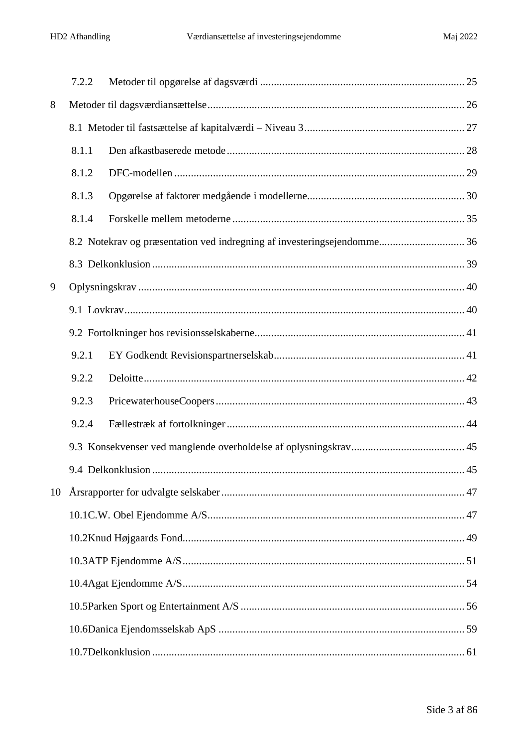7.2.2 Metoder til opgørelse af dagsværdi ........................................................................ 25

8 Metoder til dagsværdiansættelse ........................................................................ 26

8.1 Metoder til fastsættelse af kapitalværdi – Niveau 3 ........................................................ 27

8.1.1 Den afkastbaserede metode ........................................................................ 28

8.1.2 DFC-modellen ........................................................................ 29

8.1.3 Opgørelse af faktorer medgående i modellerne ........................................................ 30

8.1.4 Forskelle mellem metoderne ........................................................................ 35

8.2 Notekrav og præsentation ved indregning af investeringsejendomme .............................. 36

8.3 Delkonklusion ........................................................................ 39

9 Oplysningskrav ........................................................................ 40

9.1 Lovkrav ........................................................................ 40

9.2 Fortolkninger hos revisionsselskaberne ........................................................................ 41

9.2.1 EY Godkendt Revisionspartnerselskab ........................................................................ 41

9.2.2 Deloitte ........................................................................ 42

9.2.3 PricewaterhouseCoopers ........................................................................ 43

9.2.4 Fællestræk af fortolkninger ........................................................................ 44

9.3 Konsekvenser ved manglende overholdelse af oplysningskrav ........................................ 45

9.4 Delkonklusion ........................................................................ 45

10 Årsrapporter for udvalgte selskaber ........................................................................ 47

10.1C.W. Obel Ejendomme A/S ........................................................................ 47

10.2Knud Højgaards Fond ........................................................................ 49

10.3ATP Ejendomme A/S ........................................................................ 51

10.4Agat Ejendomme A/S ........................................................................ 54

10.5Parken Sport og Entertainment A/S ........................................................................ 56

10.6Danica Ejendomsselskab ApS ........................................................................ 59

10.7Delkonklusion ........................................................................ 61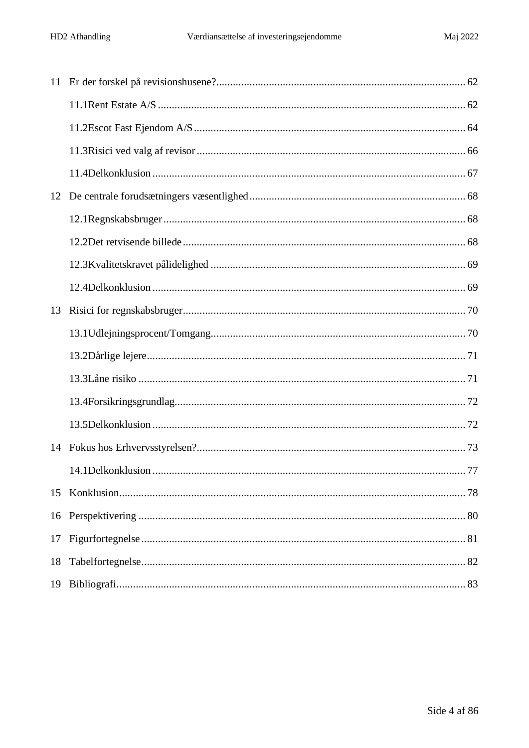11 Er der forskel på revisionshusene? ..... 62

11.1 Rent Estate A/S ..... 62

11.2 Escot Fast Ejendom A/S ..... 64

11.3 Risici ved valg af revisor ..... 66

11.4 Delkonklusion ..... 67

12 De centrale forudsætningers væsentlighed ..... 68

12.1 Regnskabsbruger ..... 68

12.2 Det retvisende billede ..... 68

12.3 Kvalitetskravet pålidelighed ..... 69

12.4 Delkonklusion ..... 69

13 Risici for regnskabsbruger ..... 70

13.1 Udlejningsprocent/Tomgang ..... 70

13.2 Dårlige lejere ..... 71

13.3 Låne risiko ..... 71

13.4 Forsikringsgrundlag ..... 72

13.5 Delkonklusion ..... 72

14 Fokus hos Erhvervsstyrelsen? ..... 73

14.1 Delkonklusion ..... 77

15 Konklusion ..... 78

16 Perspektivering ..... 80

17 Figurfortegnelse ..... 81

18 Tabelfortegnelse ..... 82

19 Bibliografi ..... 83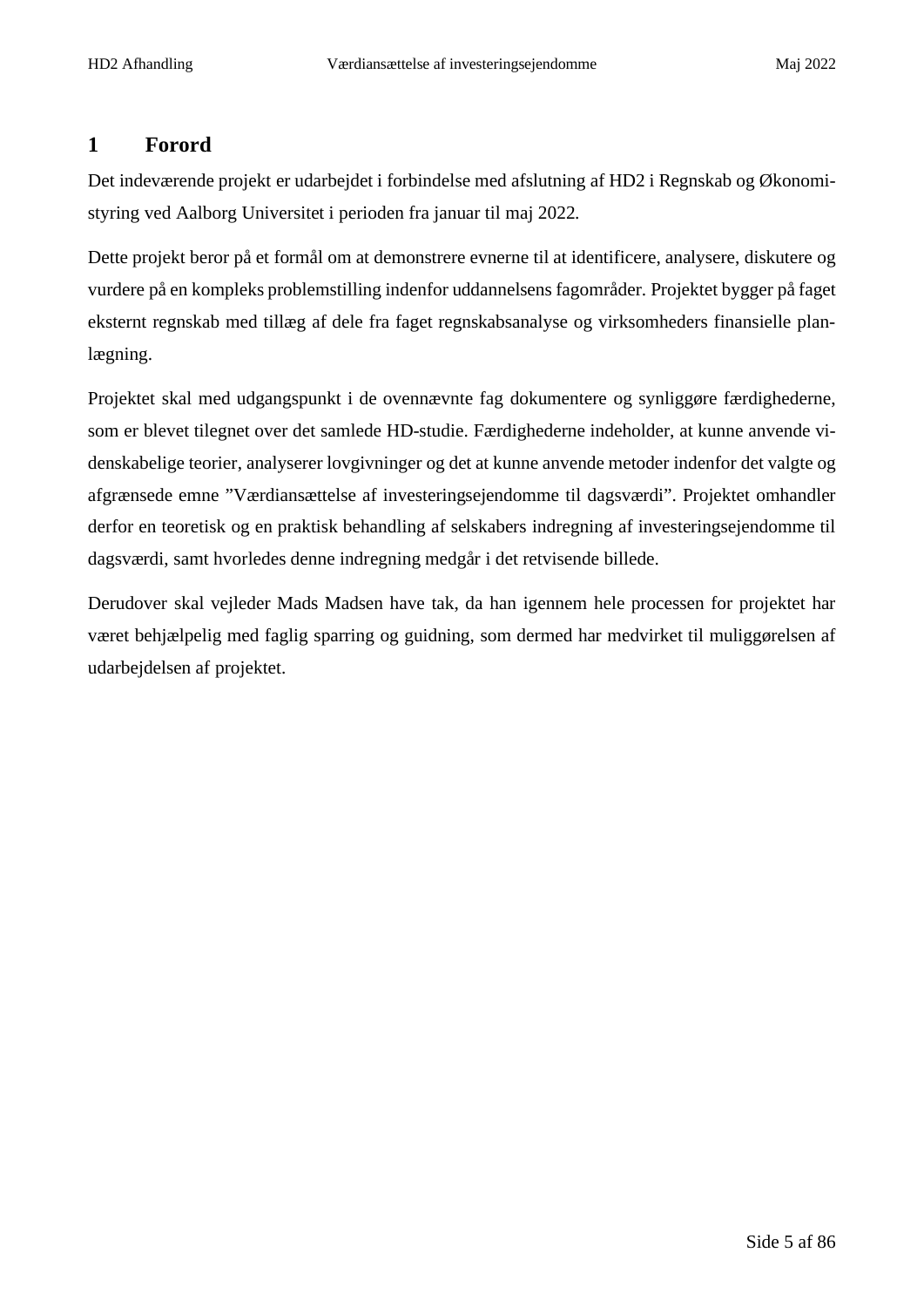# 1 Forord

Det indeværende projekt er udarbejdet i forbindelse med afslutning af HD2 i Regnskab og Økonomistyring ved Aalborg Universitet i perioden fra januar til maj 2022.

Dette projekt beror på et formål om at demonstrere evnerne til at identificere, analysere, diskutere og vurdere på en kompleks problemstilling indenfor uddannelsens fagområder. Projektet bygger på faget eksternt regnskab med tillæg af dele fra faget regnskabsanalyse og virksomheders finansielle planlægning.

Projektet skal med udgangspunkt i de ovennævnte fag dokumentere og synliggøre færdighederne, som er blevet tilegnet over det samlede HD-studie. Færdighederne indeholder, at kunne anvende videnskabelige teorier, analyserer lovgivninger og det at kunne anvende metoder indenfor det valgte og afgrænsede emne "Værdiansættelse af investeringsejendomme til dagsværdi". Projektet omhandler derfor en teoretisk og en praktisk behandling af selskabers indregning af investeringsejendomme til dagsværdi, samt hvorledes denne indregning medgår i det retvisende billede.

Derudover skal vejleder Mads Madsen have tak, da han igennem hele processen for projektet har været behjælpelig med faglig sparring og guidning, som dermed har medvirket til muliggørelsen af udarbejdelsen af projektet.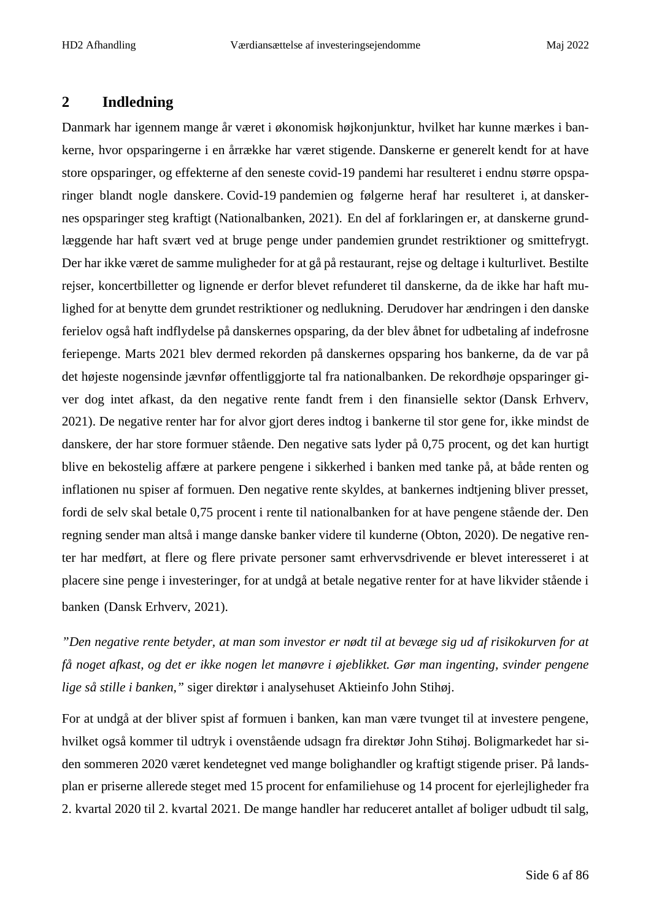## 2 Indledning

Danmark har igennem mange år været i økonomisk højkonjunktur, hvilket har kunne mærkes i bankerne, hvor opsparingerne i en årrække har været stigende. Danskerne er generelt kendt for at have store opsparinger, og effekterne af den seneste covid-19 pandemi har resulteret i endnu større opsparinger blandt nogle danskere. Covid-19 pandemien og følgerne heraf har resulteret i, at danskernes opsparinger steg kraftigt (Nationalbanken, 2021). En del af forklaringen er, at danskerne grundlæggende har haft svært ved at bruge penge under pandemien grundet restriktioner og smittefrygt. Der har ikke været de samme muligheder for at gå på restaurant, rejse og deltage i kulturlivet. Bestilte rejser, koncertbilletter og lignende er derfor blevet refunderet til danskerne, da de ikke har haft mulighed for at benytte dem grundet restriktioner og nedlukning. Derudover har ændringen i den danske ferielov også haft indflydelse på danskernes opsparing, da der blev åbnet for udbetaling af indefrosne feriepenge. Marts 2021 blev dermed rekorden på danskernes opsparing hos bankerne, da de var på det højeste nogensinde jævnfør offentliggjorte tal fra nationalbanken. De rekordhøje opsparinger giver dog intet afkast, da den negative rente fandt frem i den finansielle sektor (Dansk Erhverv, 2021). De negative renter har for alvor gjort deres indtog i bankerne til stor gene for, ikke mindst de danskere, der har store formuer stående. Den negative sats lyder på 0,75 procent, og det kan hurtigt blive en bekostelig affære at parkere pengene i sikkerhed i banken med tanke på, at både renten og inflationen nu spiser af formuen. Den negative rente skyldes, at bankernes indtjening bliver presset, fordi de selv skal betale 0,75 procent i rente til nationalbanken for at have pengene stående der. Den regning sender man altså i mange danske banker videre til kunderne (Obton, 2020). De negative renter har medført, at flere og flere private personer samt erhvervsdrivende er blevet interesseret i at placere sine penge i investeringer, for at undgå at betale negative renter for at have likvider stående i banken (Dansk Erhverv, 2021).

*"Den negative rente betyder, at man som investor er nødt til at bevæge sig ud af risikokurven for at få noget afkast, og det er ikke nogen let manøvre i øjeblikket. Gør man ingenting, svinder pengene lige så stille i banken,"* siger direktør i analysehuset Aktieinfo John Stihøj.

For at undgå at der bliver spist af formuen i banken, kan man være tvunget til at investere pengene, hvilket også kommer til udtryk i ovenstående udsagn fra direktør John Stihøj. Boligmarkedet har siden sommeren 2020 været kendetegnet ved mange bolighandler og kraftigt stigende priser. På landsplan er priserne allerede steget med 15 procent for enfamiliehuse og 14 procent for ejerlejligheder fra 2. kvartal 2020 til 2. kvartal 2021. De mange handler har reduceret antallet af boliger udbudt til salg,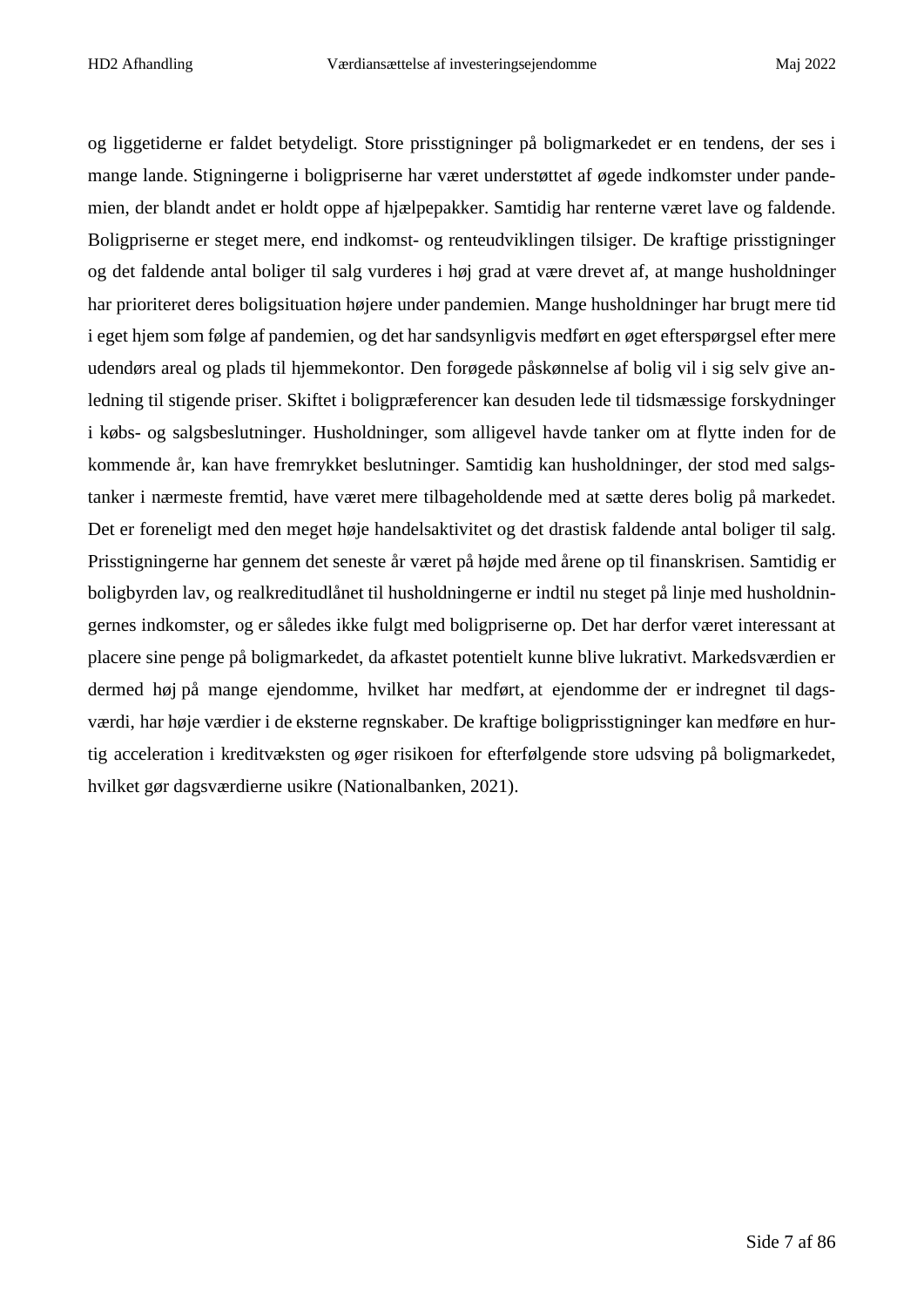og liggetiderne er faldet betydeligt. Store prisstigninger på boligmarkedet er en tendens, der ses i mange lande. Stigningerne i boligpriserne har været understøttet af øgede indkomster under pandemien, der blandt andet er holdt oppe af hjælpepakker. Samtidig har renterne været lave og faldende. Boligpriserne er steget mere, end indkomst- og renteudviklingen tilsiger. De kraftige prisstigninger og det faldende antal boliger til salg vurderes i høj grad at være drevet af, at mange husholdninger har prioriteret deres boligsituation højere under pandemien. Mange husholdninger har brugt mere tid i eget hjem som følge af pandemien, og det har sandsynligvis medført en øget efterspørgsel efter mere udendørs areal og plads til hjemmekontor. Den forøgede påskønnelse af bolig vil i sig selv give anledning til stigende priser. Skiftet i boligpræferencer kan desuden lede til tidsmæssige forskydninger i købs- og salgsbeslutninger. Husholdninger, som alligevel havde tanker om at flytte inden for de kommende år, kan have fremrykket beslutninger. Samtidig kan husholdninger, der stod med salgstanker i nærmeste fremtid, have været mere tilbageholdende med at sætte deres bolig på markedet. Det er foreneligt med den meget høje handelsaktivitet og det drastisk faldende antal boliger til salg. Prisstigningerne har gennem det seneste år været på højde med årene op til finanskrisen. Samtidig er boligbyrden lav, og realkreditudlånet til husholdningerne er indtil nu steget på linje med husholdningernes indkomster, og er således ikke fulgt med boligpriserne op. Det har derfor været interessant at placere sine penge på boligmarkedet, da afkastet potentielt kunne blive lukrativt. Markedsværdien er dermed høj på mange ejendomme, hvilket har medført, at ejendomme der er indregnet til dagsværdi, har høje værdier i de eksterne regnskaber. De kraftige boligprisstigninger kan medføre en hurtig acceleration i kreditvæksten og øger risikoen for efterfølgende store udsving på boligmarkedet, hvilket gør dagsværdierne usikre (Nationalbanken, 2021).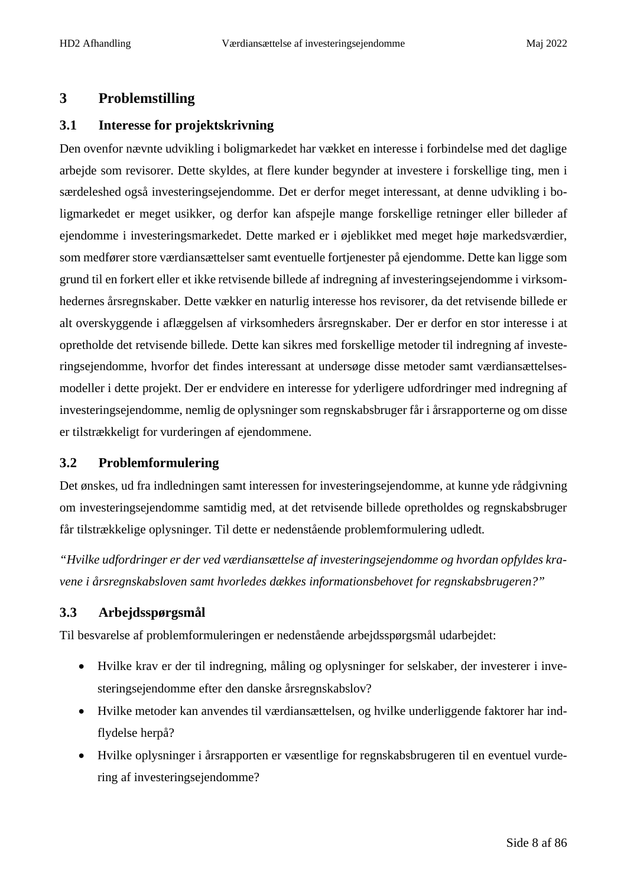# 3 Problemstilling

## 3.1 Interesse for projektskrivning

Den ovenfor nævnte udvikling i boligmarkedet har vækket en interesse i forbindelse med det daglige arbejde som revisorer. Dette skyldes, at flere kunder begynder at investere i forskellige ting, men i særdeleshed også investeringsejendomme. Det er derfor meget interessant, at denne udvikling i boligmarkedet er meget usikker, og derfor kan afspejle mange forskellige retninger eller billeder af ejendomme i investeringsmarkedet. Dette marked er i øjeblikket med meget høje markedsværdier, som medfører store værdiansættelser samt eventuelle fortjenester på ejendomme. Dette kan ligge som grund til en forkert eller et ikke retvisende billede af indregning af investeringsejendomme i virksomhedernes årsregnskaber. Dette vækker en naturlig interesse hos revisorer, da det retvisende billede er alt overskyggende i aflæggelsen af virksomheders årsregnskaber. Der er derfor en stor interesse i at opretholde det retvisende billede. Dette kan sikres med forskellige metoder til indregning af investeringsejendomme, hvorfor det findes interessant at undersøge disse metoder samt værdiansættelsesmodeller i dette projekt. Der er endvidere en interesse for yderligere udfordringer med indregning af investeringsejendomme, nemlig de oplysninger som regnskabsbruger får i årsrapporterne og om disse er tilstrækkeligt for vurderingen af ejendommene.

## 3.2 Problemformulering

Det ønskes, ud fra indledningen samt interessen for investeringsejendomme, at kunne yde rådgivning om investeringsejendomme samtidig med, at det retvisende billede opretholdes og regnskabsbruger får tilstrækkelige oplysninger. Til dette er nedenstående problemformulering udledt.

*"Hvilke udfordringer er der ved værdiansættelse af investeringsejendomme og hvordan opfyldes kravene i årsregnskabsloven samt hvorledes dækkes informationsbehovet for regnskabsbrugeren?"*

## 3.3 Arbejdsspørgsmål

Til besvarelse af problemformuleringen er nedenstående arbejdsspørgsmål udarbejdet:

- Hvilke krav er der til indregning, måling og oplysninger for selskaber, der investerer i investeringsejendomme efter den danske årsregnskabslov?
- Hvilke metoder kan anvendes til værdiansættelsen, og hvilke underliggende faktorer har indflydelse herpå?
- Hvilke oplysninger i årsrapporten er væsentlige for regnskabsbrugeren til en eventuel vurdering af investeringsejendomme?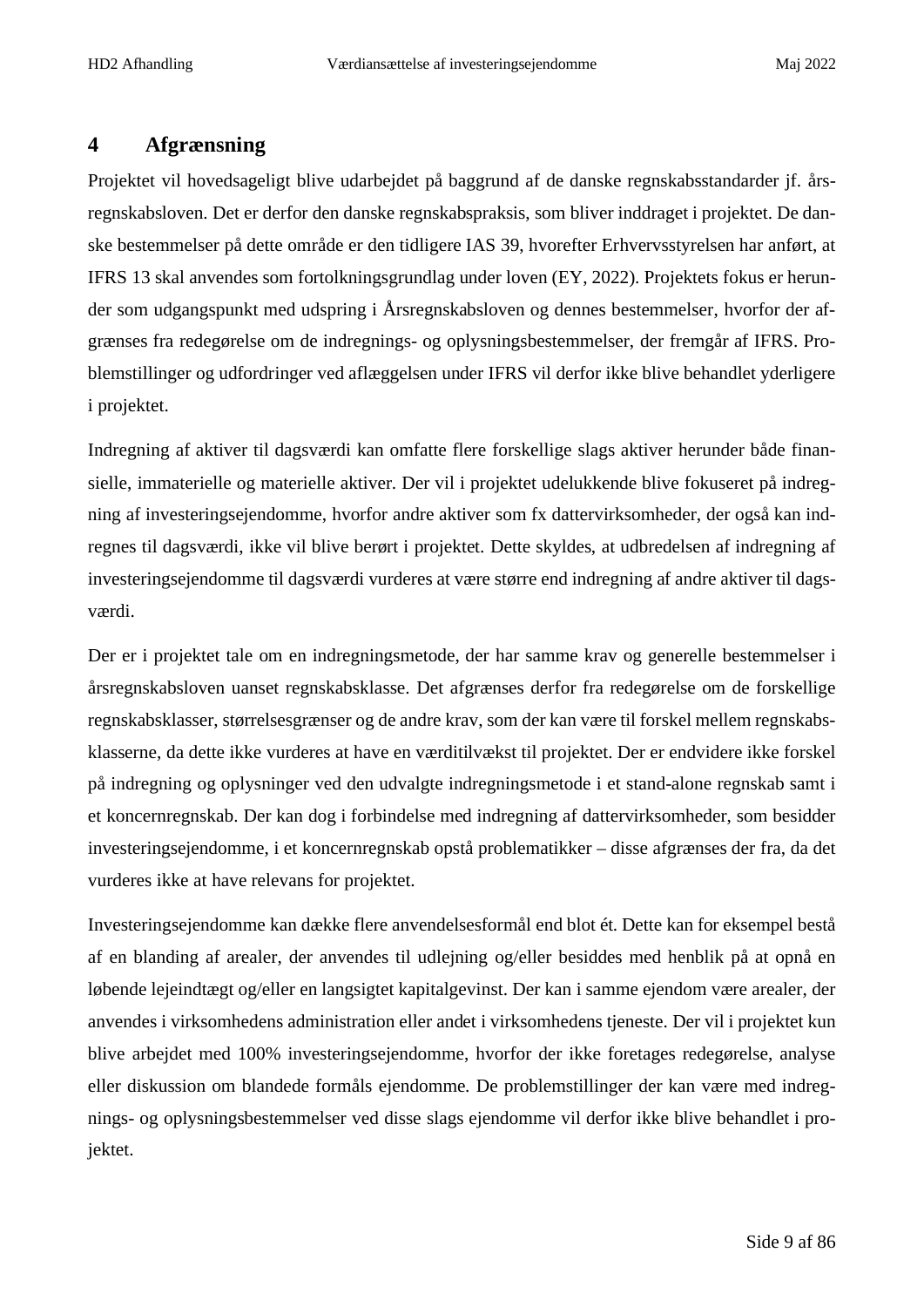# 4 Afgrænsning

Projektet vil hovedsageligt blive udarbejdet på baggrund af de danske regnskabsstandarder jf. årsregnskabsloven. Det er derfor den danske regnskabspraksis, som bliver inddraget i projektet. De danske bestemmelser på dette område er den tidligere IAS 39, hvorefter Erhvervsstyrelsen har anført, at IFRS 13 skal anvendes som fortolkningsgrundlag under loven (EY, 2022). Projektets fokus er herunder som udgangspunkt med udspring i Årsregnskabsloven og dennes bestemmelser, hvorfor der afgrænses fra redegørelse om de indregnings- og oplysningsbestemmelser, der fremgår af IFRS. Problemstillinger og udfordringer ved aflæggelsen under IFRS vil derfor ikke blive behandlet yderligere i projektet.

Indregning af aktiver til dagsværdi kan omfatte flere forskellige slags aktiver herunder både finansielle, immaterielle og materielle aktiver. Der vil i projektet udelukkende blive fokuseret på indregning af investeringsejendomme, hvorfor andre aktiver som fx dattervirksomheder, der også kan indregnes til dagsværdi, ikke vil blive berørt i projektet. Dette skyldes, at udbredelsen af indregning af investeringsejendomme til dagsværdi vurderes at være større end indregning af andre aktiver til dagsværdi.

Der er i projektet tale om en indregningsmetode, der har samme krav og generelle bestemmelser i årsregnskabsloven uanset regnskabsklasse. Det afgrænses derfor fra redegørelse om de forskellige regnskabsklasser, størrelsesgrænser og de andre krav, som der kan være til forskel mellem regnskabsklasserne, da dette ikke vurderes at have en værditilvækst til projektet. Der er endvidere ikke forskel på indregning og oplysninger ved den udvalgte indregningsmetode i et stand-alone regnskab samt i et koncernregnskab. Der kan dog i forbindelse med indregning af dattervirksomheder, som besidder investeringsejendomme, i et koncernregnskab opstå problematikker – disse afgrænses der fra, da det vurderes ikke at have relevans for projektet.

Investeringsejendomme kan dække flere anvendelsesformål end blot ét. Dette kan for eksempel bestå af en blanding af arealer, der anvendes til udlejning og/eller besiddes med henblik på at opnå en løbende lejeindtægt og/eller en langsigtet kapitalgevinst. Der kan i samme ejendom være arealer, der anvendes i virksomhedens administration eller andet i virksomhedens tjeneste. Der vil i projektet kun blive arbejdet med 100% investeringsejendomme, hvorfor der ikke foretages redegørelse, analyse eller diskussion om blandede formåls ejendomme. De problemstillinger der kan være med indregnings- og oplysningsbestemmelser ved disse slags ejendomme vil derfor ikke blive behandlet i projektet.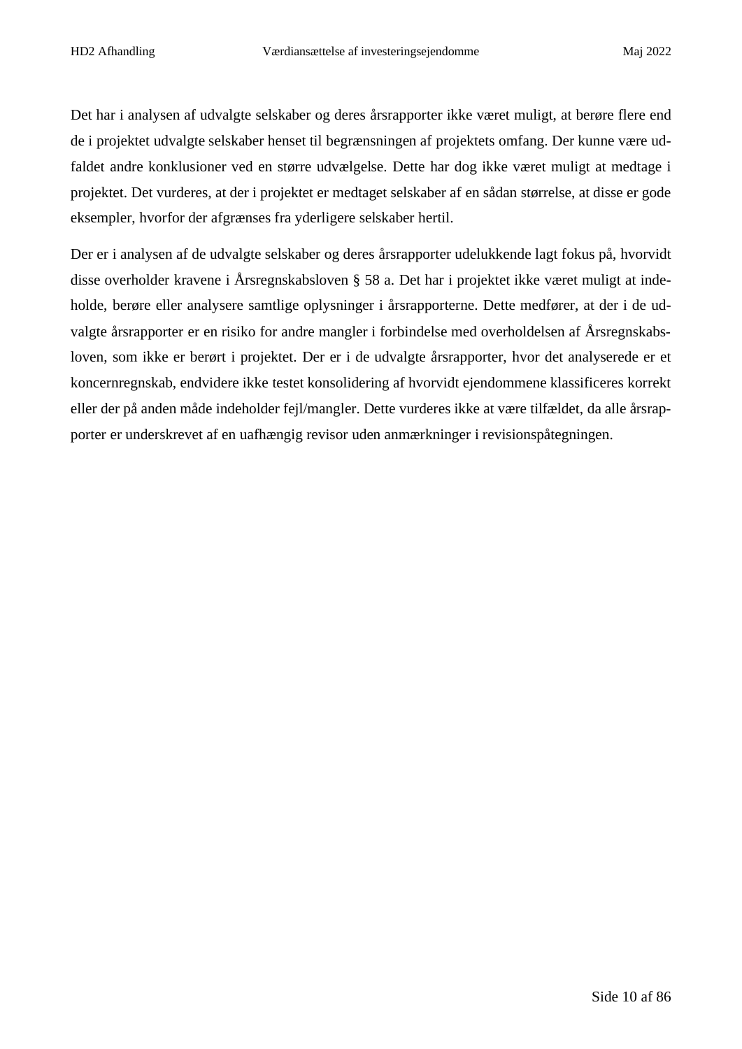Det har i analysen af udvalgte selskaber og deres årsrapporter ikke været muligt, at berøre flere end de i projektet udvalgte selskaber henset til begrænsningen af projektets omfang. Der kunne være udfaldet andre konklusioner ved en større udvælgelse. Dette har dog ikke været muligt at medtage i projektet. Det vurderes, at der i projektet er medtaget selskaber af en sådan størrelse, at disse er gode eksempler, hvorfor der afgrænses fra yderligere selskaber hertil.

Der er i analysen af de udvalgte selskaber og deres årsrapporter udelukkende lagt fokus på, hvorvidt disse overholder kravene i Årsregnskabsloven § 58 a. Det har i projektet ikke været muligt at indeholde, berøre eller analysere samtlige oplysninger i årsrapporterne. Dette medfører, at der i de udvalgte årsrapporter er en risiko for andre mangler i forbindelse med overholdelsen af Årsregnskabsloven, som ikke er berørt i projektet. Der er i de udvalgte årsrapporter, hvor det analyserede er et koncernregnskab, endvidere ikke testet konsolidering af hvorvidt ejendommene klassificeres korrekt eller der på anden måde indeholder fejl/mangler. Dette vurderes ikke at være tilfældet, da alle årsrapporter er underskrevet af en uafhængig revisor uden anmærkninger i revisionspåtegningen.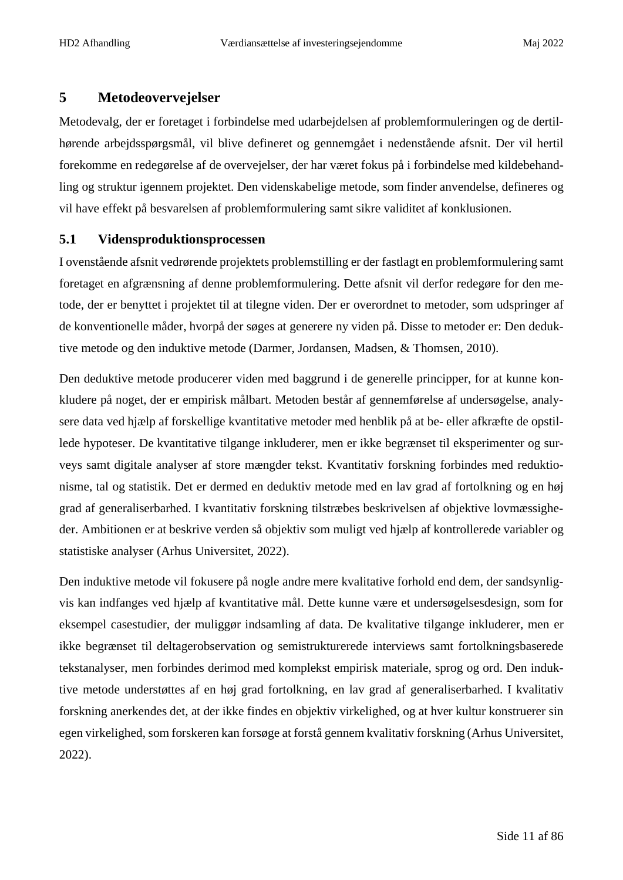# 5 Metodeovervejelser

Metodevalg, der er foretaget i forbindelse med udarbejdelsen af problemformuleringen og de dertilhørende arbejdsspørgsmål, vil blive defineret og gennemgået i nedenstående afsnit. Der vil hertil forekomme en redegørelse af de overvejelser, der har været fokus på i forbindelse med kildebehandling og struktur igennem projektet. Den videnskabelige metode, som finder anvendelse, defineres og vil have effekt på besvarelsen af problemformulering samt sikre validitet af konklusionen.

## 5.1 Vidensproduktionsprocessen

I ovenstående afsnit vedrørende projektets problemstilling er der fastlagt en problemformulering samt foretaget en afgrænsning af denne problemformulering. Dette afsnit vil derfor redegøre for den metode, der er benyttet i projektet til at tilegne viden. Der er overordnet to metoder, som udspringer af de konventionelle måder, hvorpå der søges at generere ny viden på. Disse to metoder er: Den deduktive metode og den induktive metode (Darmer, Jordansen, Madsen, & Thomsen, 2010).

Den deduktive metode producerer viden med baggrund i de generelle principper, for at kunne konkludere på noget, der er empirisk målbart. Metoden består af gennemførelse af undersøgelse, analysere data ved hjælp af forskellige kvantitative metoder med henblik på at be- eller afkræfte de opstillede hypoteser. De kvantitative tilgange inkluderer, men er ikke begrænset til eksperimenter og surveys samt digitale analyser af store mængder tekst. Kvantitativ forskning forbindes med reduktionisme, tal og statistik. Det er dermed en deduktiv metode med en lav grad af fortolkning og en høj grad af generaliserbarhed. I kvantitativ forskning tilstræbes beskrivelsen af objektive lovmæssigheder. Ambitionen er at beskrive verden så objektiv som muligt ved hjælp af kontrollerede variabler og statistiske analyser (Arhus Universitet, 2022).

Den induktive metode vil fokusere på nogle andre mere kvalitative forhold end dem, der sandsynligvis kan indfanges ved hjælp af kvantitative mål. Dette kunne være et undersøgelsesdesign, som for eksempel casestudier, der muliggør indsamling af data. De kvalitative tilgange inkluderer, men er ikke begrænset til deltagerobservation og semistrukturerede interviews samt fortolkningsbaserede tekstanalyser, men forbindes derimod med komplekst empirisk materiale, sprog og ord. Den induktive metode understøttes af en høj grad fortolkning, en lav grad af generaliserbarhed. I kvalitativ forskning anerkendes det, at der ikke findes en objektiv virkelighed, og at hver kultur konstruerer sin egen virkelighed, som forskeren kan forsøge at forstå gennem kvalitativ forskning (Arhus Universitet, 2022).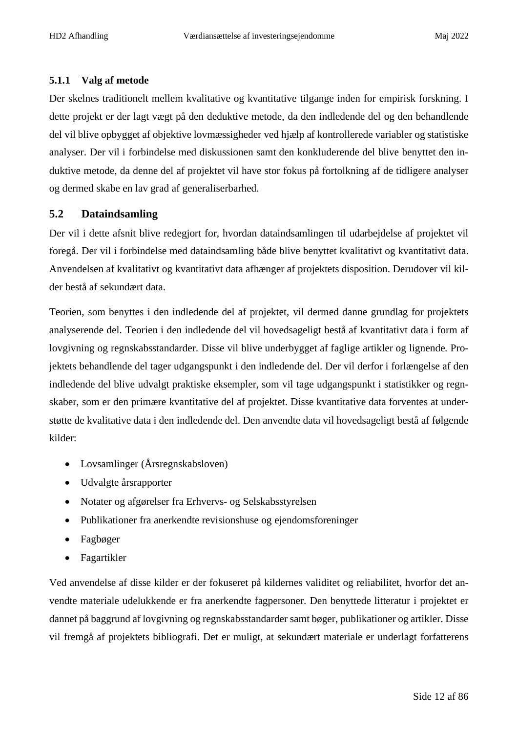### 5.1.1 Valg af metode

Der skelnes traditionelt mellem kvalitative og kvantitative tilgange inden for empirisk forskning. I dette projekt er der lagt vægt på den deduktive metode, da den indledende del og den behandlende del vil blive opbygget af objektive lovmæssigheder ved hjælp af kontrollerede variabler og statistiske analyser. Der vil i forbindelse med diskussionen samt den konkluderende del blive benyttet den induktive metode, da denne del af projektet vil have stor fokus på fortolkning af de tidligere analyser og dermed skabe en lav grad af generaliserbarhed.

## 5.2 Dataindsamling

Der vil i dette afsnit blive redegjort for, hvordan dataindsamlingen til udarbejdelse af projektet vil foregå. Der vil i forbindelse med dataindsamling både blive benyttet kvalitativt og kvantitativt data. Anvendelsen af kvalitativt og kvantitativt data afhænger af projektets disposition. Derudover vil kilder bestå af sekundært data.

Teorien, som benyttes i den indledende del af projektet, vil dermed danne grundlag for projektets analyserende del. Teorien i den indledende del vil hovedsageligt bestå af kvantitativt data i form af lovgivning og regnskabsstandarder. Disse vil blive underbygget af faglige artikler og lignende. Projektets behandlende del tager udgangspunkt i den indledende del. Der vil derfor i forlængelse af den indledende del blive udvalgt praktiske eksempler, som vil tage udgangspunkt i statistikker og regnskaber, som er den primære kvantitative del af projektet. Disse kvantitative data forventes at understøtte de kvalitative data i den indledende del. Den anvendte data vil hovedsageligt bestå af følgende kilder:

- Lovsamlinger (Årsregnskabsloven)
- Udvalgte årsrapporter
- Notater og afgørelser fra Erhvervs- og Selskabsstyrelsen
- Publikationer fra anerkendte revisionshuse og ejendomsforeninger
- Fagbøger
- Fagartikler

Ved anvendelse af disse kilder er der fokuseret på kildernes validitet og reliabilitet, hvorfor det anvendte materiale udelukkende er fra anerkendte fagpersoner. Den benyttede litteratur i projektet er dannet på baggrund af lovgivning og regnskabsstandarder samt bøger, publikationer og artikler. Disse vil fremgå af projektets bibliografi. Det er muligt, at sekundært materiale er underlagt forfatterens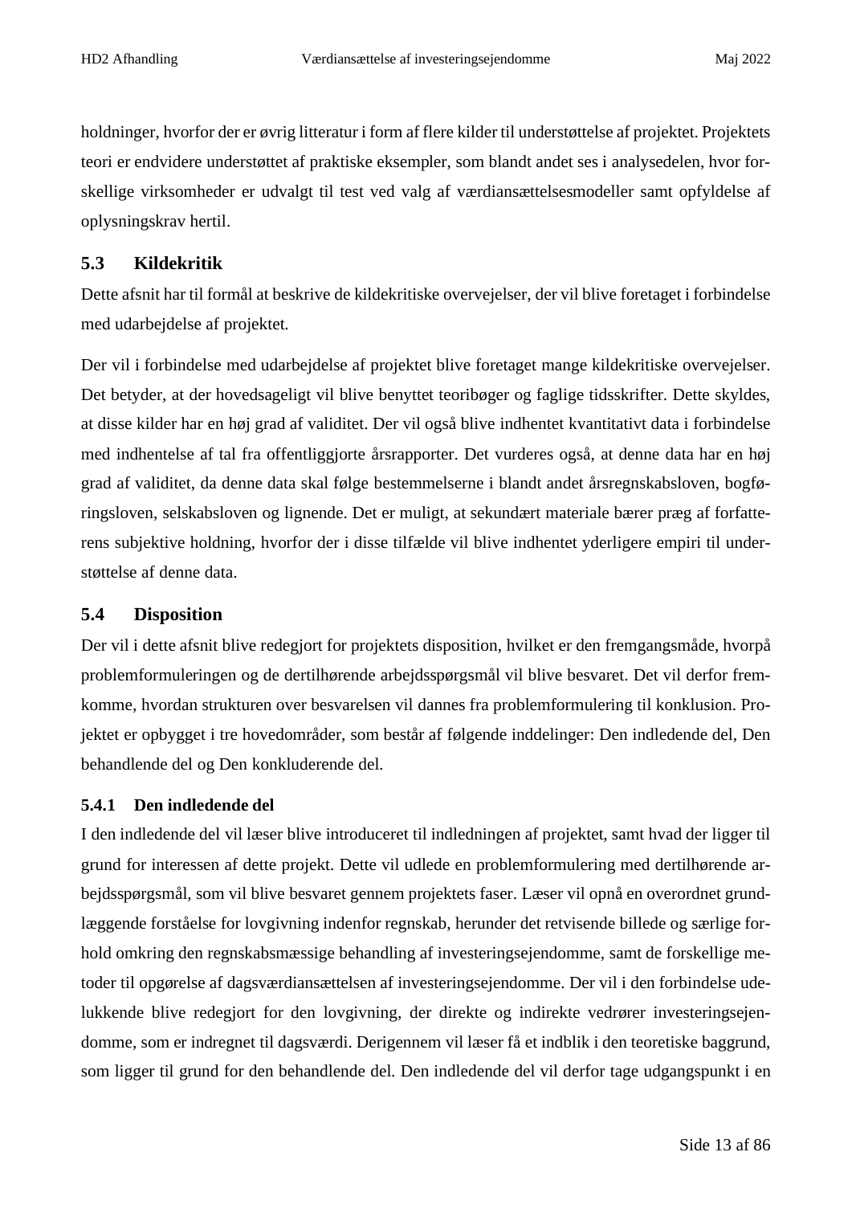holdninger, hvorfor der er øvrig litteratur i form af flere kilder til understøttelse af projektet. Projektets teori er endvidere understøttet af praktiske eksempler, som blandt andet ses i analysedelen, hvor forskellige virksomheder er udvalgt til test ved valg af værdiansættelsesmodeller samt opfyldelse af oplysningskrav hertil.

## 5.3 Kildekritik

Dette afsnit har til formål at beskrive de kildekritiske overvejelser, der vil blive foretaget i forbindelse med udarbejdelse af projektet.

Der vil i forbindelse med udarbejdelse af projektet blive foretaget mange kildekritiske overvejelser. Det betyder, at der hovedsageligt vil blive benyttet teoribøger og faglige tidsskrifter. Dette skyldes, at disse kilder har en høj grad af validitet. Der vil også blive indhentet kvantitativt data i forbindelse med indhentelse af tal fra offentliggjorte årsrapporter. Det vurderes også, at denne data har en høj grad af validitet, da denne data skal følge bestemmelserne i blandt andet årsregnskabsloven, bogføringsloven, selskabsloven og lignende. Det er muligt, at sekundært materiale bærer præg af forfatterens subjektive holdning, hvorfor der i disse tilfælde vil blive indhentet yderligere empiri til understøttelse af denne data.

## 5.4 Disposition

Der vil i dette afsnit blive redegjort for projektets disposition, hvilket er den fremgangsmåde, hvorpå problemformuleringen og de dertilhørende arbejdsspørgsmål vil blive besvaret. Det vil derfor fremkomme, hvordan strukturen over besvarelsen vil dannes fra problemformulering til konklusion. Projektet er opbygget i tre hovedområder, som består af følgende inddelinger: Den indledende del, Den behandlende del og Den konkluderende del.

### 5.4.1 Den indledende del

I den indledende del vil læser blive introduceret til indledningen af projektet, samt hvad der ligger til grund for interessen af dette projekt. Dette vil udlede en problemformulering med dertilhørende arbejdsspørgsmål, som vil blive besvaret gennem projektets faser. Læser vil opnå en overordnet grundlæggende forståelse for lovgivning indenfor regnskab, herunder det retvisende billede og særlige forhold omkring den regnskabsmæssige behandling af investeringsejendomme, samt de forskellige metoder til opgørelse af dagsværdiansættelsen af investeringsejendomme. Der vil i den forbindelse udelukkende blive redegjort for den lovgivning, der direkte og indirekte vedrører investeringsejendomme, som er indregnet til dagsværdi. Derigennem vil læser få et indblik i den teoretiske baggrund, som ligger til grund for den behandlende del. Den indledende del vil derfor tage udgangspunkt i en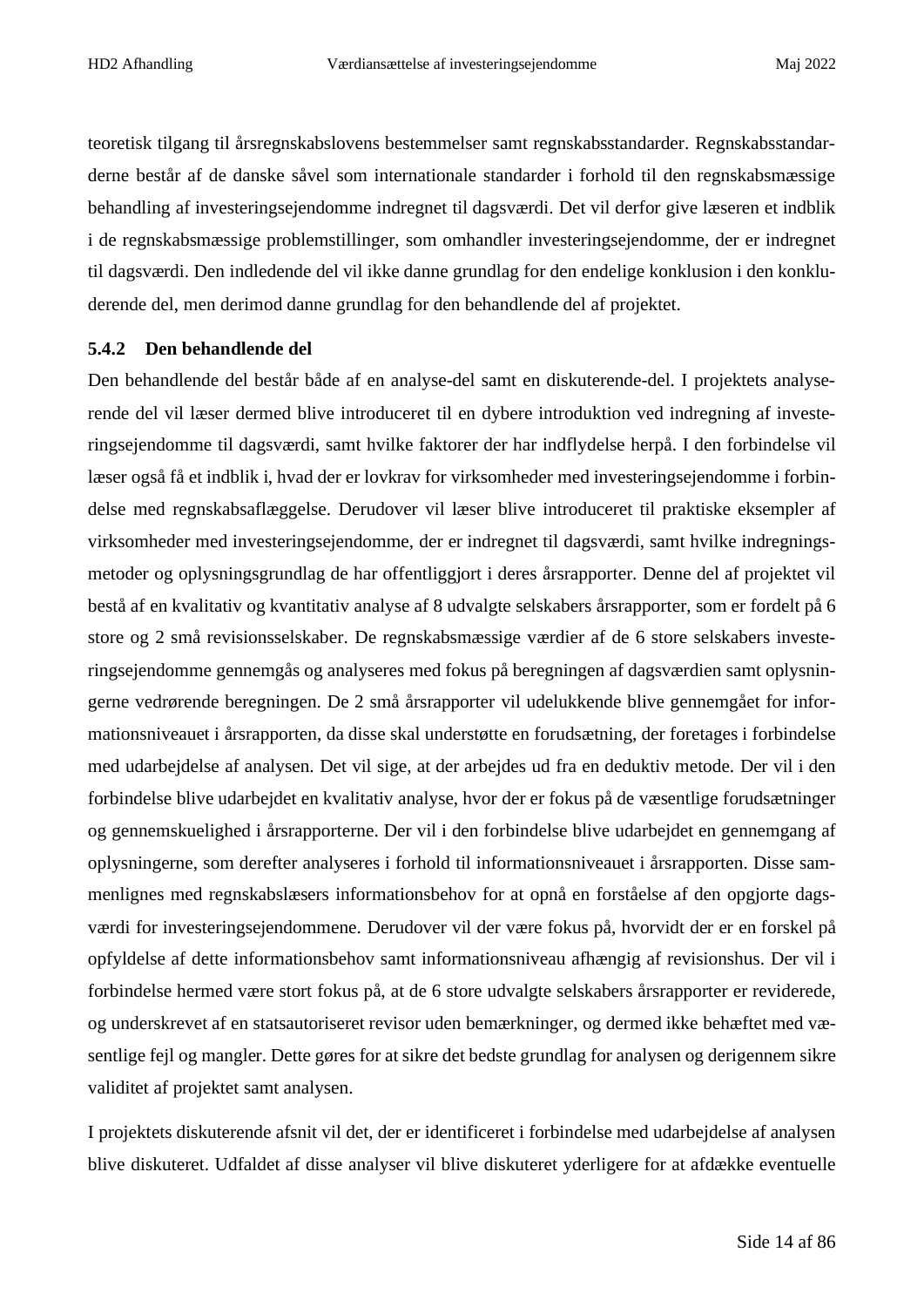teoretisk tilgang til årsregnskabslovens bestemmelser samt regnskabsstandarder. Regnskabsstandarderne består af de danske såvel som internationale standarder i forhold til den regnskabsmæssige behandling af investeringsejendomme indregnet til dagsværdi. Det vil derfor give læseren et indblik i de regnskabsmæssige problemstillinger, som omhandler investeringsejendomme, der er indregnet til dagsværdi. Den indledende del vil ikke danne grundlag for den endelige konklusion i den konkluderende del, men derimod danne grundlag for den behandlende del af projektet.

### 5.4.2 Den behandlende del

Den behandlende del består både af en analyse-del samt en diskuterende-del. I projektets analyserende del vil læser dermed blive introduceret til en dybere introduktion ved indregning af investeringsejendomme til dagsværdi, samt hvilke faktorer der har indflydelse herpå. I den forbindelse vil læser også få et indblik i, hvad der er lovkrav for virksomheder med investeringsejendomme i forbindelse med regnskabsaflæggelse. Derudover vil læser blive introduceret til praktiske eksempler af virksomheder med investeringsejendomme, der er indregnet til dagsværdi, samt hvilke indregningsmetoder og oplysningsgrundlag de har offentliggjort i deres årsrapporter. Denne del af projektet vil bestå af en kvalitativ og kvantitativ analyse af 8 udvalgte selskabers årsrapporter, som er fordelt på 6 store og 2 små revisionsselskaber. De regnskabsmæssige værdier af de 6 store selskabers investeringsejendomme gennemgås og analyseres med fokus på beregningen af dagsværdien samt oplysningerne vedrørende beregningen. De 2 små årsrapporter vil udelukkende blive gennemgået for informationsniveauet i årsrapporten, da disse skal understøtte en forudsætning, der foretages i forbindelse med udarbejdelse af analysen. Det vil sige, at der arbejdes ud fra en deduktiv metode. Der vil i den forbindelse blive udarbejdet en kvalitativ analyse, hvor der er fokus på de væsentlige forudsætninger og gennemskuelighed i årsrapporterne. Der vil i den forbindelse blive udarbejdet en gennemgang af oplysningerne, som derefter analyseres i forhold til informationsniveauet i årsrapporten. Disse sammenlignes med regnskabslæsers informationsbehov for at opnå en forståelse af den opgjorte dagsværdi for investeringsejendommene. Derudover vil der være fokus på, hvorvidt der er en forskel på opfyldelse af dette informationsbehov samt informationsniveau afhængig af revisionshus. Der vil i forbindelse hermed være stort fokus på, at de 6 store udvalgte selskabers årsrapporter er reviderede, og underskrevet af en statsautoriseret revisor uden bemærkninger, og dermed ikke behæftet med væsentlige fejl og mangler. Dette gøres for at sikre det bedste grundlag for analysen og derigennem sikre validitet af projektet samt analysen.

I projektets diskuterende afsnit vil det, der er identificeret i forbindelse med udarbejdelse af analysen blive diskuteret. Udfaldet af disse analyser vil blive diskuteret yderligere for at afdække eventuelle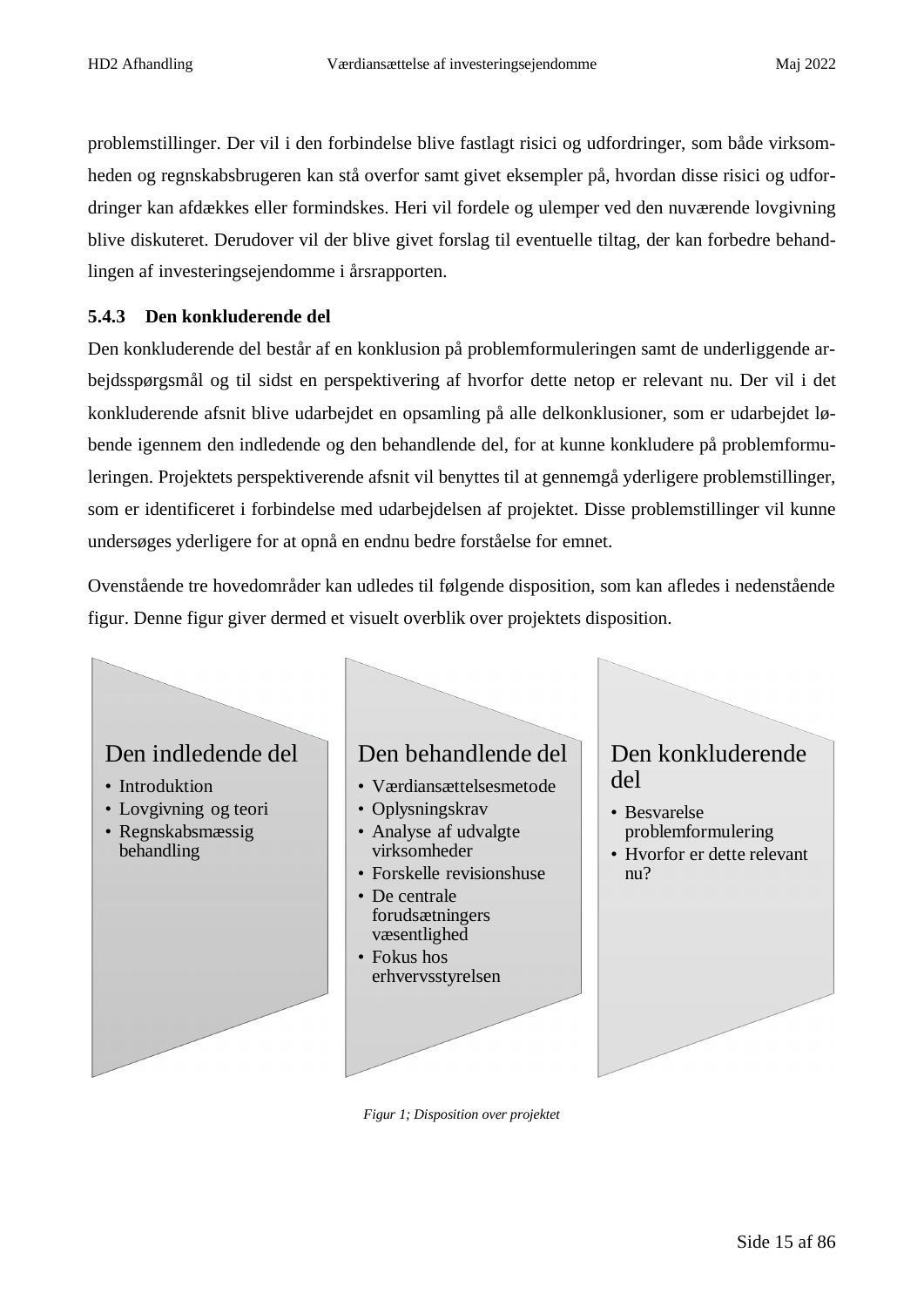problemstillinger. Der vil i den forbindelse blive fastlagt risici og udfordringer, som både virksomheden og regnskabsbrugeren kan stå overfor samt givet eksempler på, hvordan disse risici og udfordringer kan afdækkes eller formindskes. Heri vil fordele og ulemper ved den nuværende lovgivning blive diskuteret. Derudover vil der blive givet forslag til eventuelle tiltag, der kan forbedre behandlingen af investeringsejendomme i årsrapporten.

### 5.4.3 Den konkluderende del

Den konkluderende del består af en konklusion på problemformuleringen samt de underliggende arbejdsspørgsmål og til sidst en perspektivering af hvorfor dette netop er relevant nu. Der vil i det konkluderende afsnit blive udarbejdet en opsamling på alle delkonklusioner, som er udarbejdet løbende igennem den indledende og den behandlende del, for at kunne konkludere på problemformuleringen. Projektets perspektiverende afsnit vil benyttes til at gennemgå yderligere problemstillinger, som er identificeret i forbindelse med udarbejdelsen af projektet. Disse problemstillinger vil kunne undersøges yderligere for at opnå en endnu bedre forståelse for emnet.

Ovenstående tre hovedområder kan udledes til følgende disposition, som kan afledes i nedenstående figur. Denne figur giver dermed et visuelt overblik over projektets disposition.

Den indledende del
- Introduktion
- Lovgivning og teori
- Regnskabsmæssig behandling

Den behandlende del
- Værdiansættelsesmetode
- Oplysningskrav
- Analyse af udvalgte virksomheder
- Forskelle revisionshuse
- De centrale forudsætningers væsentlighed
- Fokus hos erhvervsstyrelsen

Den konkluderende del
- Besvarelse problemformulering
- Hvorfor er dette relevant nu?

*Figur 1; Disposition over projektet*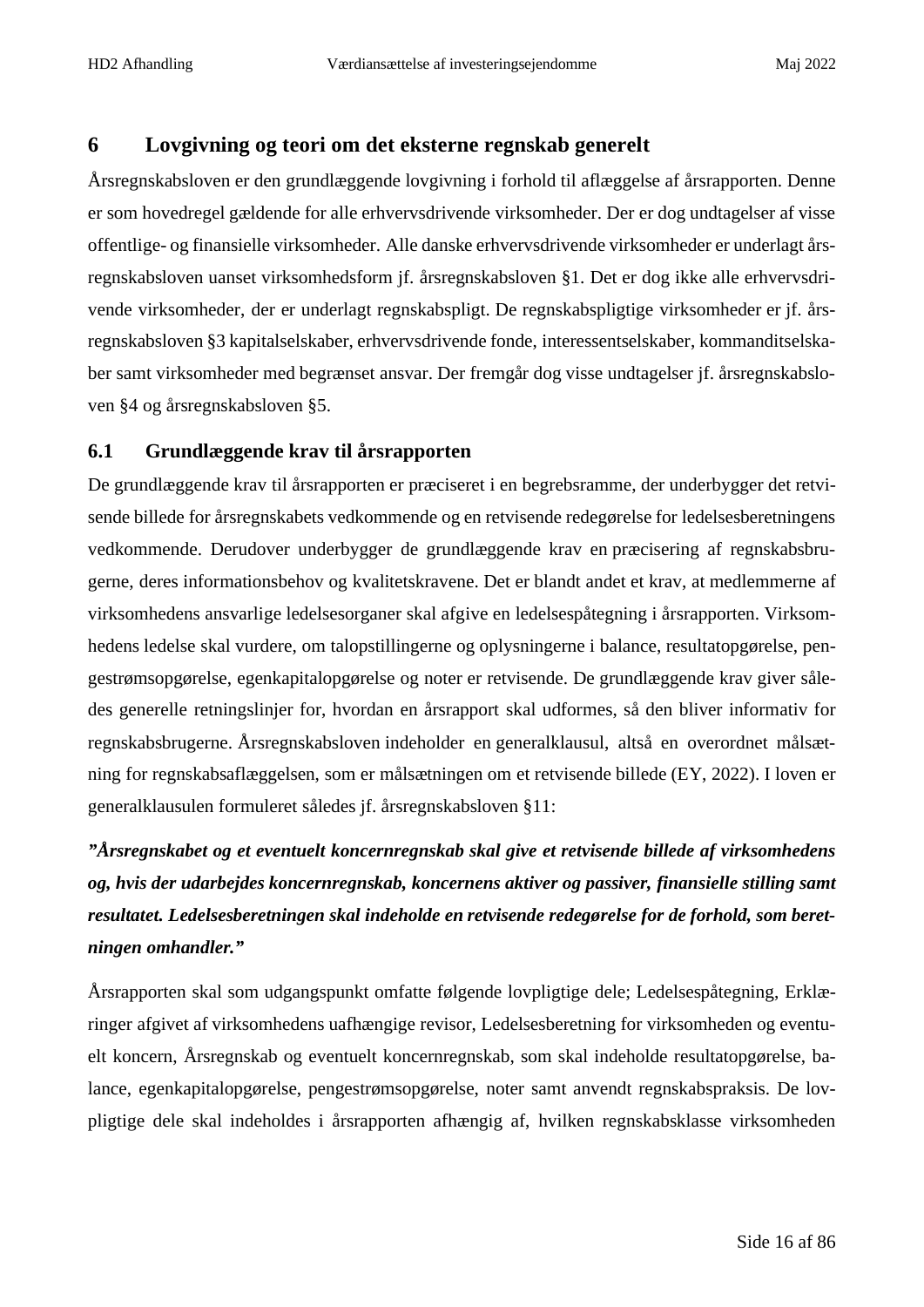# 6 Lovgivning og teori om det eksterne regnskab generelt

Årsregnskabsloven er den grundlæggende lovgivning i forhold til aflæggelse af årsrapporten. Denne er som hovedregel gældende for alle erhvervsdrivende virksomheder. Der er dog undtagelser af visse offentlige- og finansielle virksomheder. Alle danske erhvervsdrivende virksomheder er underlagt årsregnskabsloven uanset virksomhedsform jf. årsregnskabsloven §1. Det er dog ikke alle erhvervsdrivende virksomheder, der er underlagt regnskabspligt. De regnskabspligtige virksomheder er jf. årsregnskabsloven §3 kapitalselskaber, erhvervsdrivende fonde, interessentselskaber, kommanditselskaber samt virksomheder med begrænset ansvar. Der fremgår dog visse undtagelser jf. årsregnskabsloven §4 og årsregnskabsloven §5.

## 6.1 Grundlæggende krav til årsrapporten

De grundlæggende krav til årsrapporten er præciseret i en begrebsramme, der underbygger det retvisende billede for årsregnskabets vedkommende og en retvisende redegørelse for ledelsesberetningens vedkommende. Derudover underbygger de grundlæggende krav en præcisering af regnskabsbrugerne, deres informationsbehov og kvalitetskravene. Det er blandt andet et krav, at medlemmerne af virksomhedens ansvarlige ledelsesorganer skal afgive en ledelsespåtegning i årsrapporten. Virksomhedens ledelse skal vurdere, om talopstillingerne og oplysningerne i balance, resultatopgørelse, pengestrømsopgørelse, egenkapitalopgørelse og noter er retvisende. De grundlæggende krav giver således generelle retningslinjer for, hvordan en årsrapport skal udformes, så den bliver informativ for regnskabsbrugerne. Årsregnskabsloven indeholder en generalklausul, altså en overordnet målsætning for regnskabsaflæggelsen, som er målsætningen om et retvisende billede (EY, 2022). I loven er generalklausulen formuleret således jf. årsregnskabsloven §11:

***"Årsregnskabet og et eventuelt koncernregnskab skal give et retvisende billede af virksomhedens og, hvis der udarbejdes koncernregnskab, koncernens aktiver og passiver, finansielle stilling samt resultatet. Ledelsesberetningen skal indeholde en retvisende redegørelse for de forhold, som beretningen omhandler."***

Årsrapporten skal som udgangspunkt omfatte følgende lovpligtige dele; Ledelsespåtegning, Erklæringer afgivet af virksomhedens uafhængige revisor, Ledelsesberetning for virksomheden og eventuelt koncern, Årsregnskab og eventuelt koncernregnskab, som skal indeholde resultatopgørelse, balance, egenkapitalopgørelse, pengestrømsopgørelse, noter samt anvendt regnskabspraksis. De lovpligtige dele skal indeholdes i årsrapporten afhængig af, hvilken regnskabsklasse virksomheden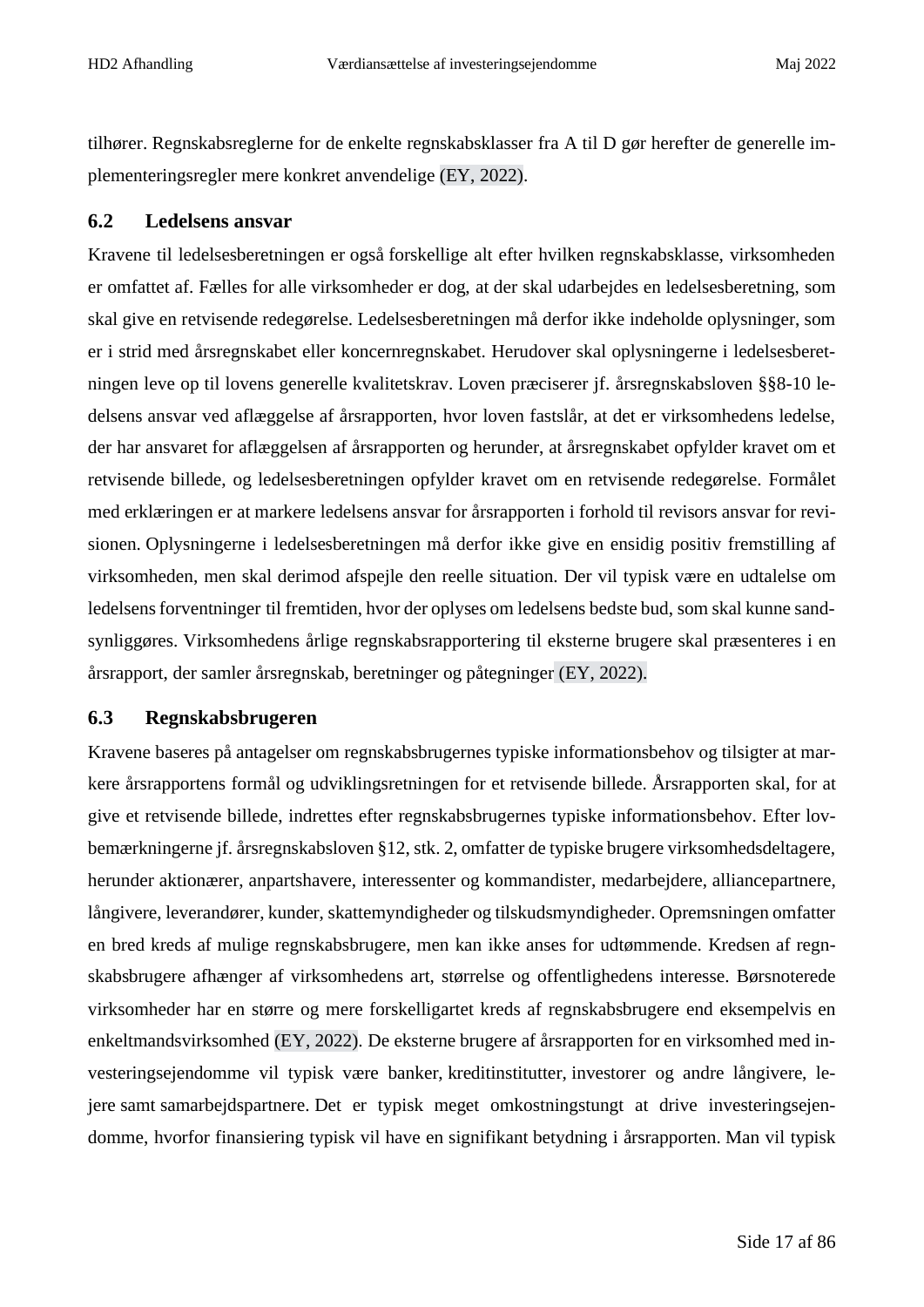tilhører. Regnskabsreglerne for de enkelte regnskabsklasser fra A til D gør herefter de generelle implementeringsregler mere konkret anvendelige (EY, 2022).

## 6.2 Ledelsens ansvar

Kravene til ledelsesberetningen er også forskellige alt efter hvilken regnskabsklasse, virksomheden er omfattet af. Fælles for alle virksomheder er dog, at der skal udarbejdes en ledelsesberetning, som skal give en retvisende redegørelse. Ledelsesberetningen må derfor ikke indeholde oplysninger, som er i strid med årsregnskabet eller koncernregnskabet. Herudover skal oplysningerne i ledelsesberetningen leve op til lovens generelle kvalitetskrav. Loven præciserer jf. årsregnskabsloven §§8-10 ledelsens ansvar ved aflæggelse af årsrapporten, hvor loven fastslår, at det er virksomhedens ledelse, der har ansvaret for aflæggelsen af årsrapporten og herunder, at årsregnskabet opfylder kravet om et retvisende billede, og ledelsesberetningen opfylder kravet om en retvisende redegørelse. Formålet med erklæringen er at markere ledelsens ansvar for årsrapporten i forhold til revisors ansvar for revisionen. Oplysningerne i ledelsesberetningen må derfor ikke give en ensidig positiv fremstilling af virksomheden, men skal derimod afspejle den reelle situation. Der vil typisk være en udtalelse om ledelsens forventninger til fremtiden, hvor der oplyses om ledelsens bedste bud, som skal kunne sandsynliggøres. Virksomhedens årlige regnskabsrapportering til eksterne brugere skal præsenteres i en årsrapport, der samler årsregnskab, beretninger og påtegninger (EY, 2022).

## 6.3 Regnskabsbrugeren

Kravene baseres på antagelser om regnskabsbrugernes typiske informationsbehov og tilsigter at markere årsrapportens formål og udviklingsretningen for et retvisende billede. Årsrapporten skal, for at give et retvisende billede, indrettes efter regnskabsbrugernes typiske informationsbehov. Efter lovbemærkningerne jf. årsregnskabsloven §12, stk. 2, omfatter de typiske brugere virksomhedsdeltagere, herunder aktionærer, anpartshavere, interessenter og kommandister, medarbejdere, alliancepartnere, långivere, leverandører, kunder, skattemyndigheder og tilskudsmyndigheder. Opremsningen omfatter en bred kreds af mulige regnskabsbrugere, men kan ikke anses for udtømmende. Kredsen af regnskabsbrugere afhænger af virksomhedens art, størrelse og offentlighedens interesse. Børsnoterede virksomheder har en større og mere forskelligartet kreds af regnskabsbrugere end eksempelvis en enkeltmandsvirksomhed (EY, 2022). De eksterne brugere af årsrapporten for en virksomhed med investeringsejendomme vil typisk være banker, kreditinstitutter, investorer og andre långivere, lejere samt samarbejdspartnere. Det er typisk meget omkostningstungt at drive investeringsejendomme, hvorfor finansiering typisk vil have en signifikant betydning i årsrapporten. Man vil typisk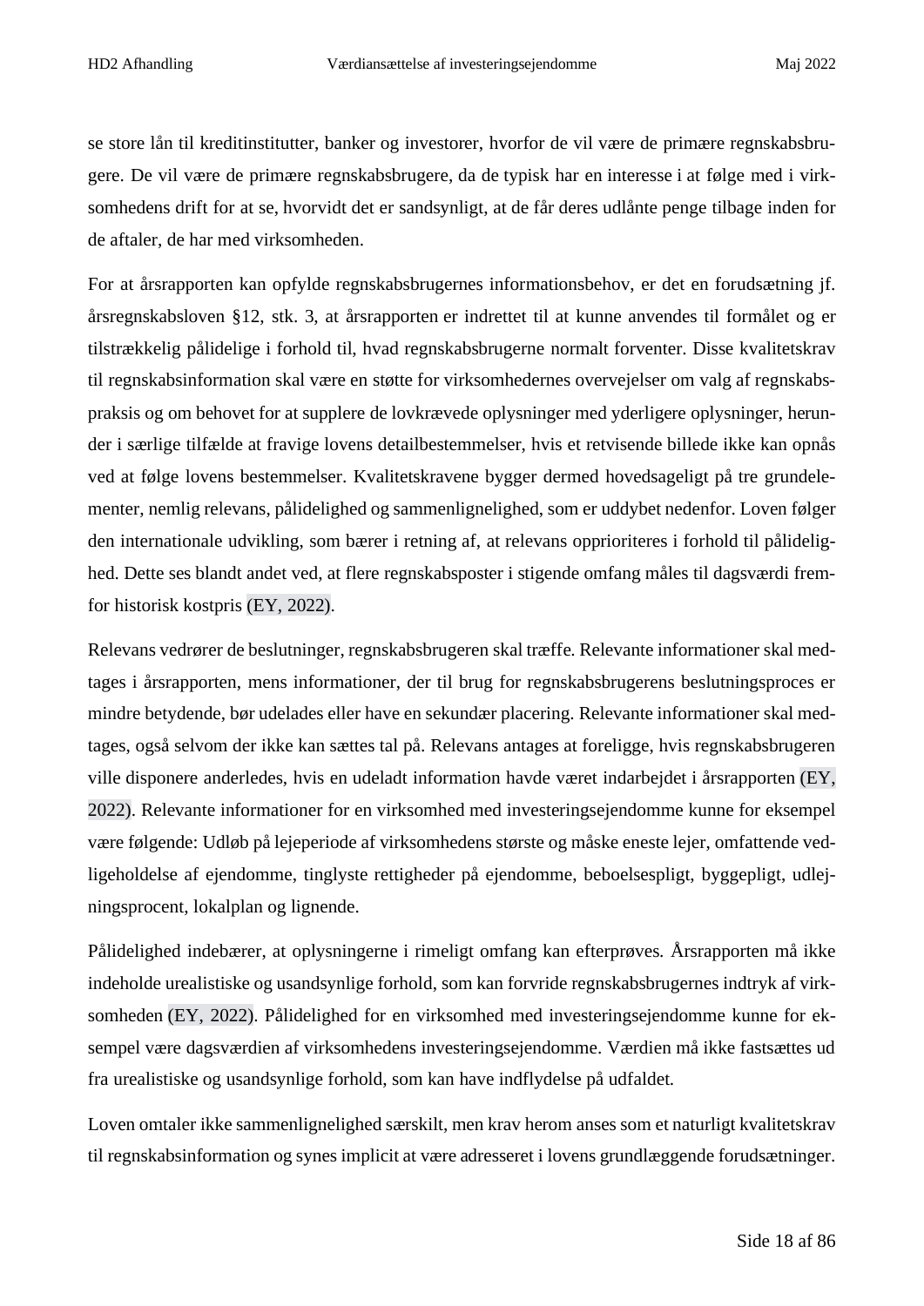se store lån til kreditinstitutter, banker og investorer, hvorfor de vil være de primære regnskabsbrugere. De vil være de primære regnskabsbrugere, da de typisk har en interesse i at følge med i virksomhedens drift for at se, hvorvidt det er sandsynligt, at de får deres udlånte penge tilbage inden for de aftaler, de har med virksomheden.

For at årsrapporten kan opfylde regnskabsbrugernes informationsbehov, er det en forudsætning jf. årsregnskabsloven §12, stk. 3, at årsrapporten er indrettet til at kunne anvendes til formålet og er tilstrækkelig pålidelige i forhold til, hvad regnskabsbrugerne normalt forventer. Disse kvalitetskrav til regnskabsinformation skal være en støtte for virksomhedernes overvejelser om valg af regnskabspraksis og om behovet for at supplere de lovkrævede oplysninger med yderligere oplysninger, herunder i særlige tilfælde at fravige lovens detailbestemmelser, hvis et retvisende billede ikke kan opnås ved at følge lovens bestemmelser. Kvalitetskravene bygger dermed hovedsageligt på tre grundelementer, nemlig relevans, pålidelighed og sammenlignelighed, som er uddybet nedenfor. Loven følger den internationale udvikling, som bærer i retning af, at relevans opprioriteres i forhold til pålidelighed. Dette ses blandt andet ved, at flere regnskabsposter i stigende omfang måles til dagsværdi fremfor historisk kostpris (EY, 2022).

Relevans vedrører de beslutninger, regnskabsbrugeren skal træffe. Relevante informationer skal medtages i årsrapporten, mens informationer, der til brug for regnskabsbrugerens beslutningsproces er mindre betydende, bør udelades eller have en sekundær placering. Relevante informationer skal medtages, også selvom der ikke kan sættes tal på. Relevans antages at foreligge, hvis regnskabsbrugeren ville disponere anderledes, hvis en udeladt information havde været indarbejdet i årsrapporten (EY, 2022). Relevante informationer for en virksomhed med investeringsejendomme kunne for eksempel være følgende: Udløb på lejeperiode af virksomhedens største og måske eneste lejer, omfattende vedligeholdelse af ejendomme, tinglyste rettigheder på ejendomme, beboelsespligt, byggepligt, udlejningsprocent, lokalplan og lignende.

Pålidelighed indebærer, at oplysningerne i rimeligt omfang kan efterprøves. Årsrapporten må ikke indeholde urealistiske og usandsynlige forhold, som kan forvride regnskabsbrugernes indtryk af virksomheden (EY, 2022). Pålidelighed for en virksomhed med investeringsejendomme kunne for eksempel være dagsværdien af virksomhedens investeringsejendomme. Værdien må ikke fastsættes ud fra urealistiske og usandsynlige forhold, som kan have indflydelse på udfaldet.

Loven omtaler ikke sammenlignelighed særskilt, men krav herom anses som et naturligt kvalitetskrav til regnskabsinformation og synes implicit at være adresseret i lovens grundlæggende forudsætninger.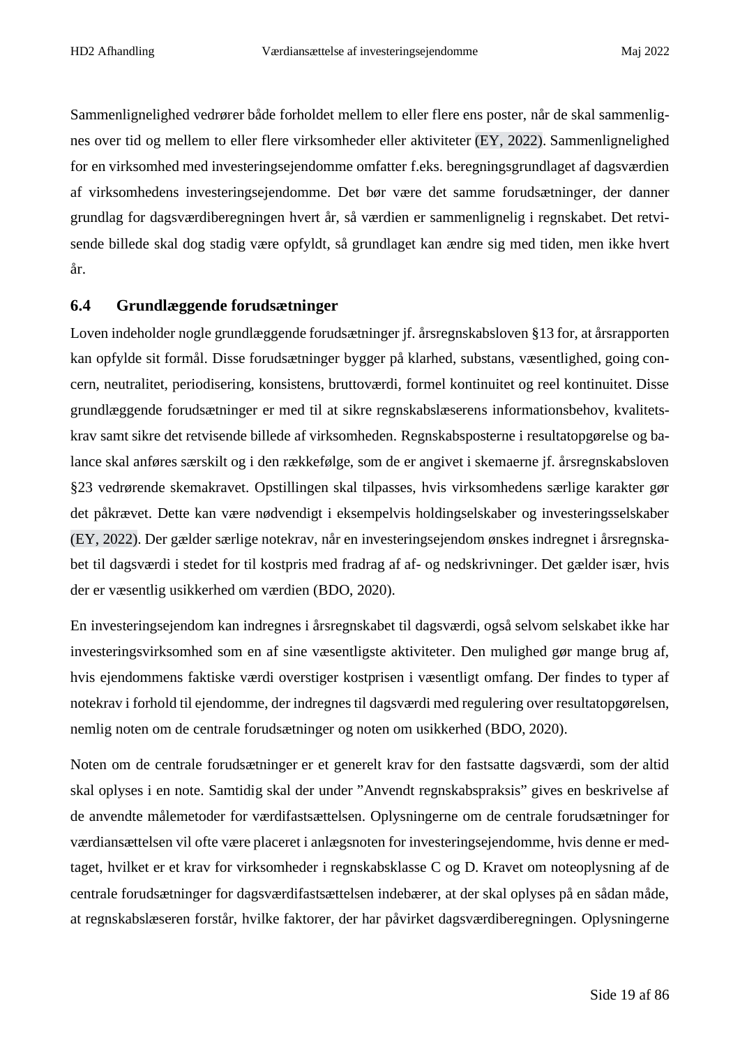Sammenlignelighed vedrører både forholdet mellem to eller flere ens poster, når de skal sammenlignes over tid og mellem to eller flere virksomheder eller aktiviteter (EY, 2022). Sammenlignelighed for en virksomhed med investeringsejendomme omfatter f.eks. beregningsgrundlaget af dagsværdien af virksomhedens investeringsejendomme. Det bør være det samme forudsætninger, der danner grundlag for dagsværdiberegningen hvert år, så værdien er sammenlignelig i regnskabet. Det retvisende billede skal dog stadig være opfyldt, så grundlaget kan ændre sig med tiden, men ikke hvert år.

### 6.4 Grundlæggende forudsætninger

Loven indeholder nogle grundlæggende forudsætninger jf. årsregnskabsloven §13 for, at årsrapporten kan opfylde sit formål. Disse forudsætninger bygger på klarhed, substans, væsentlighed, going concern, neutralitet, periodisering, konsistens, bruttoværdi, formel kontinuitet og reel kontinuitet. Disse grundlæggende forudsætninger er med til at sikre regnskabslæserens informationsbehov, kvalitetskrav samt sikre det retvisende billede af virksomheden. Regnskabsposterne i resultatopgørelse og balance skal anføres særskilt og i den rækkefølge, som de er angivet i skemaerne jf. årsregnskabsloven §23 vedrørende skemakravet. Opstillingen skal tilpasses, hvis virksomhedens særlige karakter gør det påkrævet. Dette kan være nødvendigt i eksempelvis holdingselskaber og investeringsselskaber (EY, 2022). Der gælder særlige notekrav, når en investeringsejendom ønskes indregnet i årsregnskabet til dagsværdi i stedet for til kostpris med fradrag af af- og nedskrivninger. Det gælder især, hvis der er væsentlig usikkerhed om værdien (BDO, 2020).

En investeringsejendom kan indregnes i årsregnskabet til dagsværdi, også selvom selskabet ikke har investeringsvirksomhed som en af sine væsentligste aktiviteter. Den mulighed gør mange brug af, hvis ejendommens faktiske værdi overstiger kostprisen i væsentligt omfang. Der findes to typer af notekrav i forhold til ejendomme, der indregnes til dagsværdi med regulering over resultatopgørelsen, nemlig noten om de centrale forudsætninger og noten om usikkerhed (BDO, 2020).

Noten om de centrale forudsætninger er et generelt krav for den fastsatte dagsværdi, som der altid skal oplyses i en note. Samtidig skal der under "Anvendt regnskabspraksis" gives en beskrivelse af de anvendte målemetoder for værdifastsættelsen. Oplysningerne om de centrale forudsætninger for værdiansættelsen vil ofte være placeret i anlægsnoten for investeringsejendomme, hvis denne er medtaget, hvilket er et krav for virksomheder i regnskabsklasse C og D. Kravet om noteoplysning af de centrale forudsætninger for dagsværdifastsættelsen indebærer, at der skal oplyses på en sådan måde, at regnskabslæseren forstår, hvilke faktorer, der har påvirket dagsværdiberegningen. Oplysningerne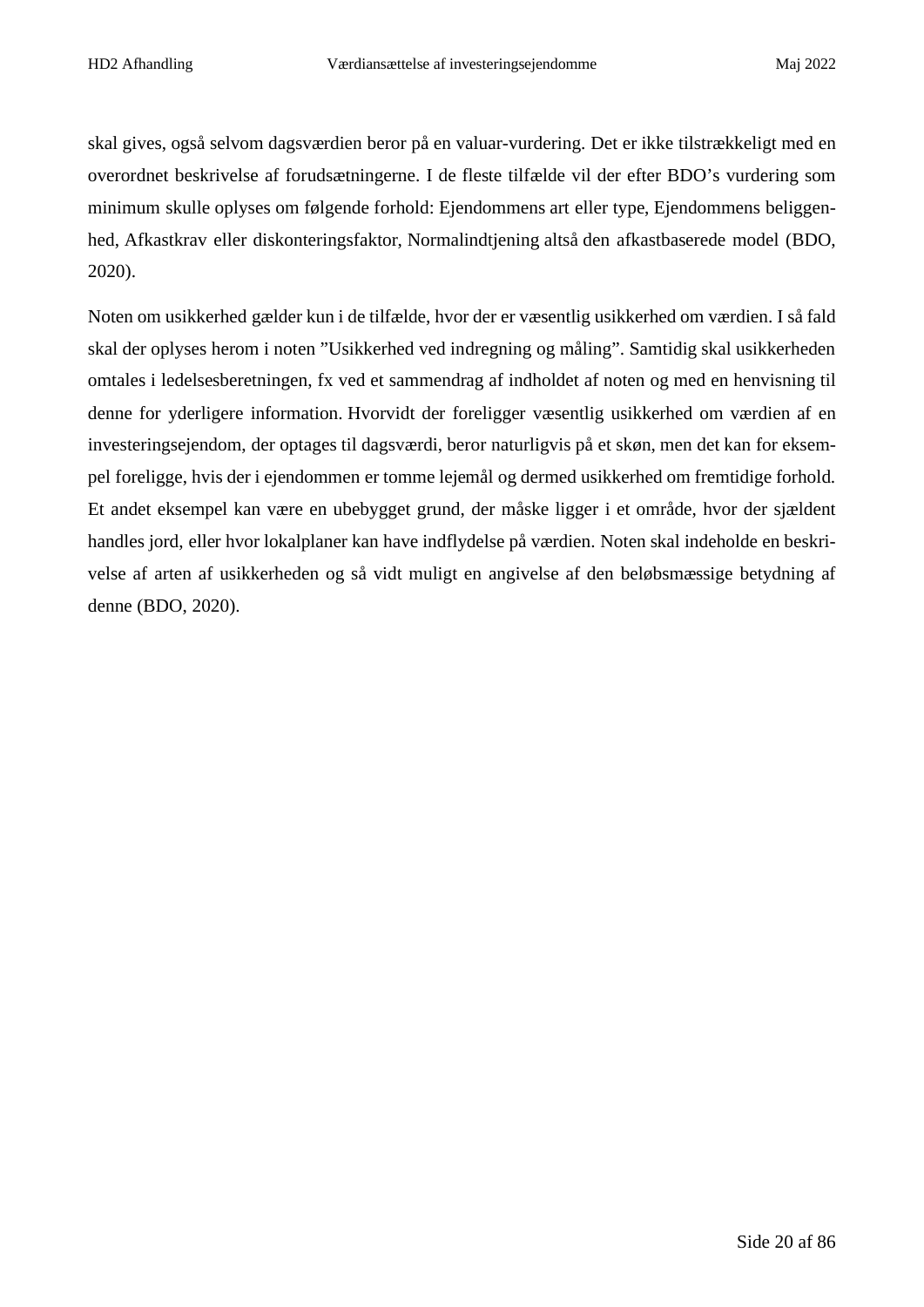skal gives, også selvom dagsværdien beror på en valuar-vurdering. Det er ikke tilstrækkeligt med en overordnet beskrivelse af forudsætningerne. I de fleste tilfælde vil der efter BDO's vurdering som minimum skulle oplyses om følgende forhold: Ejendommens art eller type, Ejendommens beliggenhed, Afkastkrav eller diskonteringsfaktor, Normalindtjening altså den afkastbaserede model (BDO, 2020).

Noten om usikkerhed gælder kun i de tilfælde, hvor der er væsentlig usikkerhed om værdien. I så fald skal der oplyses herom i noten "Usikkerhed ved indregning og måling". Samtidig skal usikkerheden omtales i ledelsesberetningen, fx ved et sammendrag af indholdet af noten og med en henvisning til denne for yderligere information. Hvorvidt der foreligger væsentlig usikkerhed om værdien af en investeringsejendom, der optages til dagsværdi, beror naturligvis på et skøn, men det kan for eksempel foreligge, hvis der i ejendommen er tomme lejemål og dermed usikkerhed om fremtidige forhold. Et andet eksempel kan være en ubebygget grund, der måske ligger i et område, hvor der sjældent handles jord, eller hvor lokalplaner kan have indflydelse på værdien. Noten skal indeholde en beskrivelse af arten af usikkerheden og så vidt muligt en angivelse af den beløbsmæssige betydning af denne (BDO, 2020).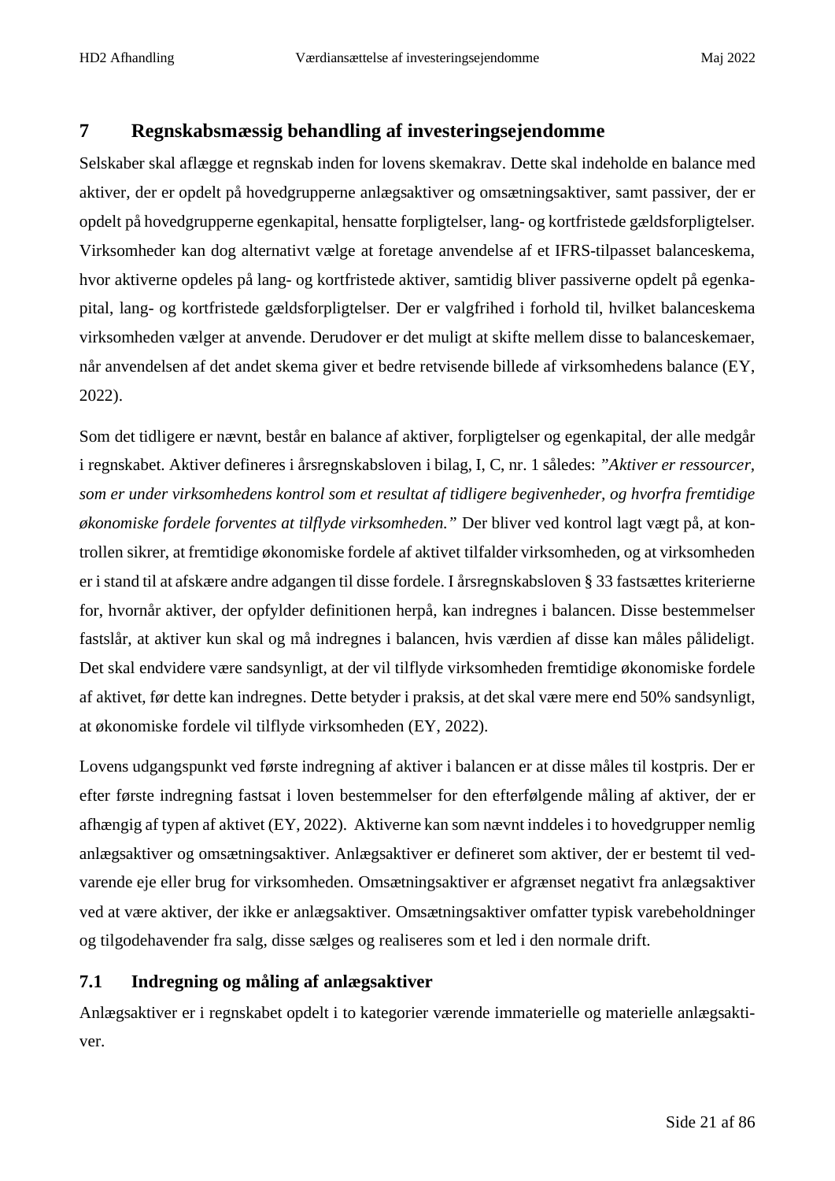# 7 Regnskabsmæssig behandling af investeringsejendomme

Selskaber skal aflægge et regnskab inden for lovens skemakrav. Dette skal indeholde en balance med aktiver, der er opdelt på hovedgrupperne anlægsaktiver og omsætningsaktiver, samt passiver, der er opdelt på hovedgrupperne egenkapital, hensatte forpligtelser, lang- og kortfristede gældsforpligtelser. Virksomheder kan dog alternativt vælge at foretage anvendelse af et IFRS-tilpasset balanceskema, hvor aktiverne opdeles på lang- og kortfristede aktiver, samtidig bliver passiverne opdelt på egenkapital, lang- og kortfristede gældsforpligtelser. Der er valgfrihed i forhold til, hvilket balanceskema virksomheden vælger at anvende. Derudover er det muligt at skifte mellem disse to balanceskemaer, når anvendelsen af det andet skema giver et bedre retvisende billede af virksomhedens balance (EY, 2022).

Som det tidligere er nævnt, består en balance af aktiver, forpligtelser og egenkapital, der alle medgår i regnskabet. Aktiver defineres i årsregnskabsloven i bilag, I, C, nr. 1 således: *"Aktiver er ressourcer, som er under virksomhedens kontrol som et resultat af tidligere begivenheder, og hvorfra fremtidige økonomiske fordele forventes at tilflyde virksomheden."* Der bliver ved kontrol lagt vægt på, at kontrollen sikrer, at fremtidige økonomiske fordele af aktivet tilfalder virksomheden, og at virksomheden er i stand til at afskære andre adgangen til disse fordele. I årsregnskabsloven § 33 fastsættes kriterierne for, hvornår aktiver, der opfylder definitionen herpå, kan indregnes i balancen. Disse bestemmelser fastslår, at aktiver kun skal og må indregnes i balancen, hvis værdien af disse kan måles pålideligt. Det skal endvidere være sandsynligt, at der vil tilflyde virksomheden fremtidige økonomiske fordele af aktivet, før dette kan indregnes. Dette betyder i praksis, at det skal være mere end 50% sandsynligt, at økonomiske fordele vil tilflyde virksomheden (EY, 2022).

Lovens udgangspunkt ved første indregning af aktiver i balancen er at disse måles til kostpris. Der er efter første indregning fastsat i loven bestemmelser for den efterfølgende måling af aktiver, der er afhængig af typen af aktivet (EY, 2022). Aktiverne kan som nævnt inddeles i to hovedgrupper nemlig anlægsaktiver og omsætningsaktiver. Anlægsaktiver er defineret som aktiver, der er bestemt til vedvarende eje eller brug for virksomheden. Omsætningsaktiver er afgrænset negativt fra anlægsaktiver ved at være aktiver, der ikke er anlægsaktiver. Omsætningsaktiver omfatter typisk varebeholdninger og tilgodehavender fra salg, disse sælges og realiseres som et led i den normale drift.

## 7.1 Indregning og måling af anlægsaktiver

Anlægsaktiver er i regnskabet opdelt i to kategorier værende immaterielle og materielle anlægsaktiver.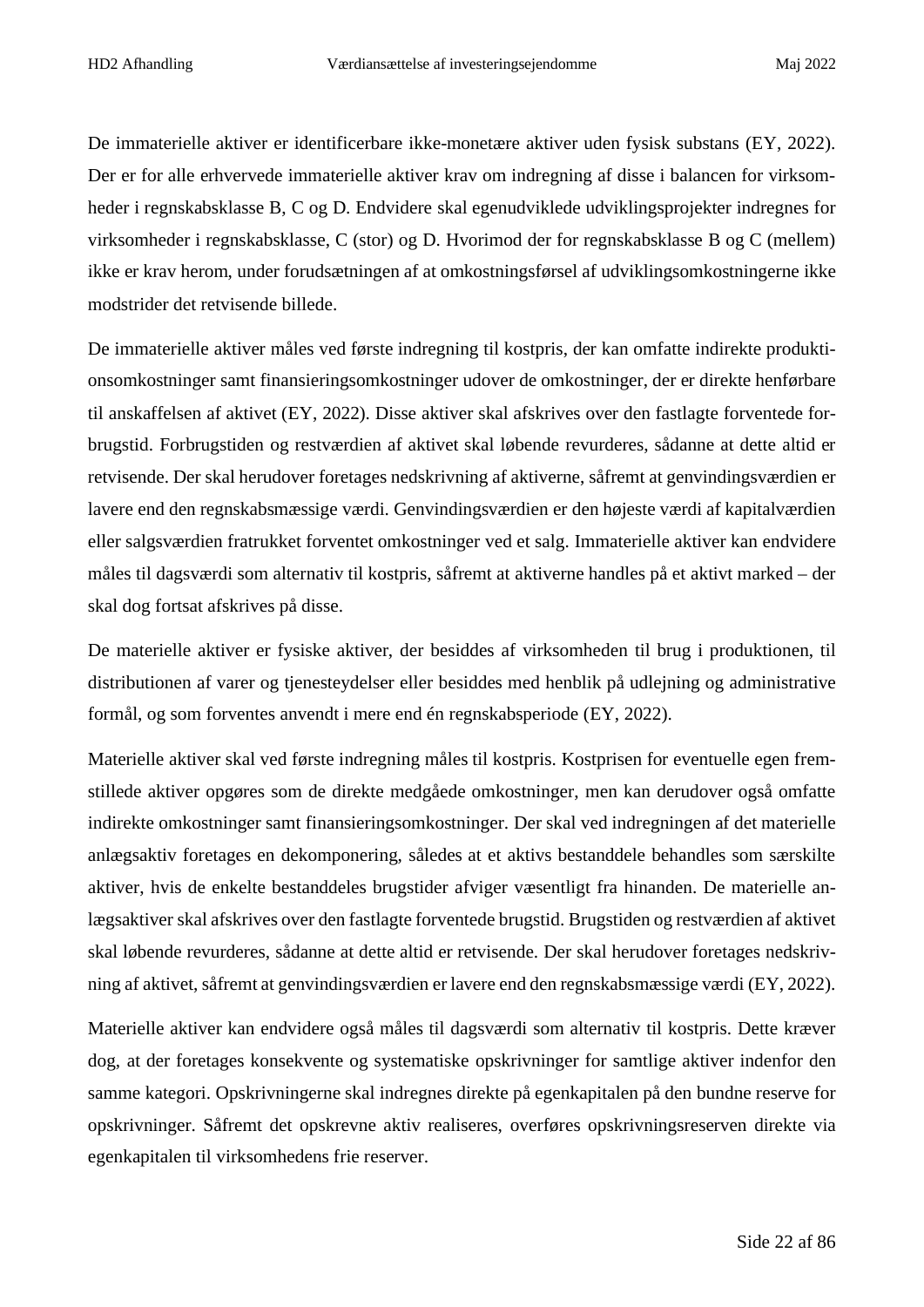De immaterielle aktiver er identificerbare ikke-monetære aktiver uden fysisk substans (EY, 2022). Der er for alle erhvervede immaterielle aktiver krav om indregning af disse i balancen for virksomheder i regnskabsklasse B, C og D. Endvidere skal egenudviklede udviklingsprojekter indregnes for virksomheder i regnskabsklasse, C (stor) og D. Hvorimod der for regnskabsklasse B og C (mellem) ikke er krav herom, under forudsætningen af at omkostningsførsel af udviklingsomkostningerne ikke modstrider det retvisende billede.

De immaterielle aktiver måles ved første indregning til kostpris, der kan omfatte indirekte produktionsomkostninger samt finansieringsomkostninger udover de omkostninger, der er direkte henførbare til anskaffelsen af aktivet (EY, 2022). Disse aktiver skal afskrives over den fastlagte forventede forbrugstid. Forbrugstiden og restværdien af aktivet skal løbende revurderes, sådanne at dette altid er retvisende. Der skal herudover foretages nedskrivning af aktiverne, såfremt at genvindingsværdien er lavere end den regnskabsmæssige værdi. Genvindingsværdien er den højeste værdi af kapitalværdien eller salgsværdien fratrukket forventet omkostninger ved et salg. Immaterielle aktiver kan endvidere måles til dagsværdi som alternativ til kostpris, såfremt at aktiverne handles på et aktivt marked – der skal dog fortsat afskrives på disse.

De materielle aktiver er fysiske aktiver, der besiddes af virksomheden til brug i produktionen, til distributionen af varer og tjenesteydelser eller besiddes med henblik på udlejning og administrative formål, og som forventes anvendt i mere end én regnskabsperiode (EY, 2022).

Materielle aktiver skal ved første indregning måles til kostpris. Kostprisen for eventuelle egen fremstillede aktiver opgøres som de direkte medgåede omkostninger, men kan derudover også omfatte indirekte omkostninger samt finansieringsomkostninger. Der skal ved indregningen af det materielle anlægsaktiv foretages en dekomponering, således at et aktivs bestanddele behandles som særskilte aktiver, hvis de enkelte bestanddeles brugstider afviger væsentligt fra hinanden. De materielle anlægsaktiver skal afskrives over den fastlagte forventede brugstid. Brugstiden og restværdien af aktivet skal løbende revurderes, sådanne at dette altid er retvisende. Der skal herudover foretages nedskrivning af aktivet, såfremt at genvindingsværdien er lavere end den regnskabsmæssige værdi (EY, 2022).

Materielle aktiver kan endvidere også måles til dagsværdi som alternativ til kostpris. Dette kræver dog, at der foretages konsekvente og systematiske opskrivninger for samtlige aktiver indenfor den samme kategori. Opskrivningerne skal indregnes direkte på egenkapitalen på den bundne reserve for opskrivninger. Såfremt det opskrevne aktiv realiseres, overføres opskrivningsreserven direkte via egenkapitalen til virksomhedens frie reserver.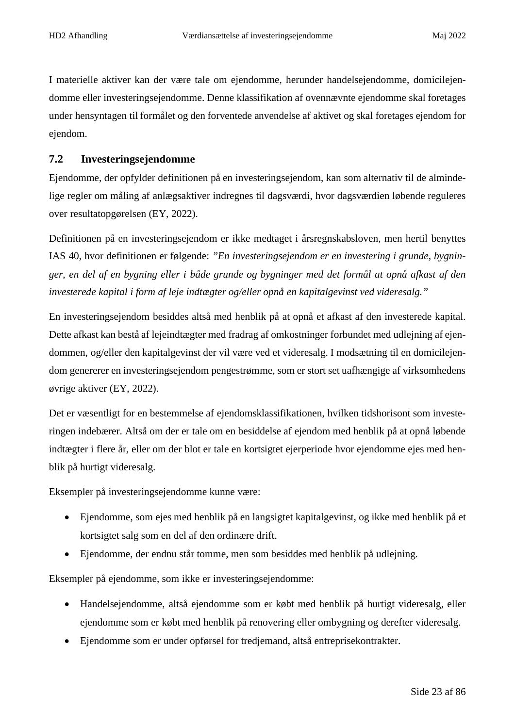I materielle aktiver kan der være tale om ejendomme, herunder handelsejendomme, domicilejendomme eller investeringsejendomme. Denne klassifikation af ovennævnte ejendomme skal foretages under hensyntagen til formålet og den forventede anvendelse af aktivet og skal foretages ejendom for ejendom.

## 7.2 Investeringsejendomme

Ejendomme, der opfylder definitionen på en investeringsejendom, kan som alternativ til de almindelige regler om måling af anlægsaktiver indregnes til dagsværdi, hvor dagsværdien løbende reguleres over resultatopgørelsen (EY, 2022).

Definitionen på en investeringsejendom er ikke medtaget i årsregnskabsloven, men hertil benyttes IAS 40, hvor definitionen er følgende: *"En investeringsejendom er en investering i grunde, bygninger, en del af en bygning eller i både grunde og bygninger med det formål at opnå afkast af den investerede kapital i form af leje indtægter og/eller opnå en kapitalgevinst ved videresalg."*

En investeringsejendom besiddes altså med henblik på at opnå et afkast af den investerede kapital. Dette afkast kan bestå af lejeindtægter med fradrag af omkostninger forbundet med udlejning af ejendommen, og/eller den kapitalgevinst der vil være ved et videresalg. I modsætning til en domicilejendom genererer en investeringsejendom pengestrømme, som er stort set uafhængige af virksomhedens øvrige aktiver (EY, 2022).

Det er væsentligt for en bestemmelse af ejendomsklassifikationen, hvilken tidshorisont som investeringen indebærer. Altså om der er tale om en besiddelse af ejendom med henblik på at opnå løbende indtægter i flere år, eller om der blot er tale en kortsigtet ejerperiode hvor ejendomme ejes med henblik på hurtigt videresalg.

Eksempler på investeringsejendomme kunne være:

- Ejendomme, som ejes med henblik på en langsigtet kapitalgevinst, og ikke med henblik på et kortsigtet salg som en del af den ordinære drift.
- Ejendomme, der endnu står tomme, men som besiddes med henblik på udlejning.

Eksempler på ejendomme, som ikke er investeringsejendomme:

- Handelsejendomme, altså ejendomme som er købt med henblik på hurtigt videresalg, eller ejendomme som er købt med henblik på renovering eller ombygning og derefter videresalg.
- Ejendomme som er under opførsel for tredjemand, altså entreprisekontrakter.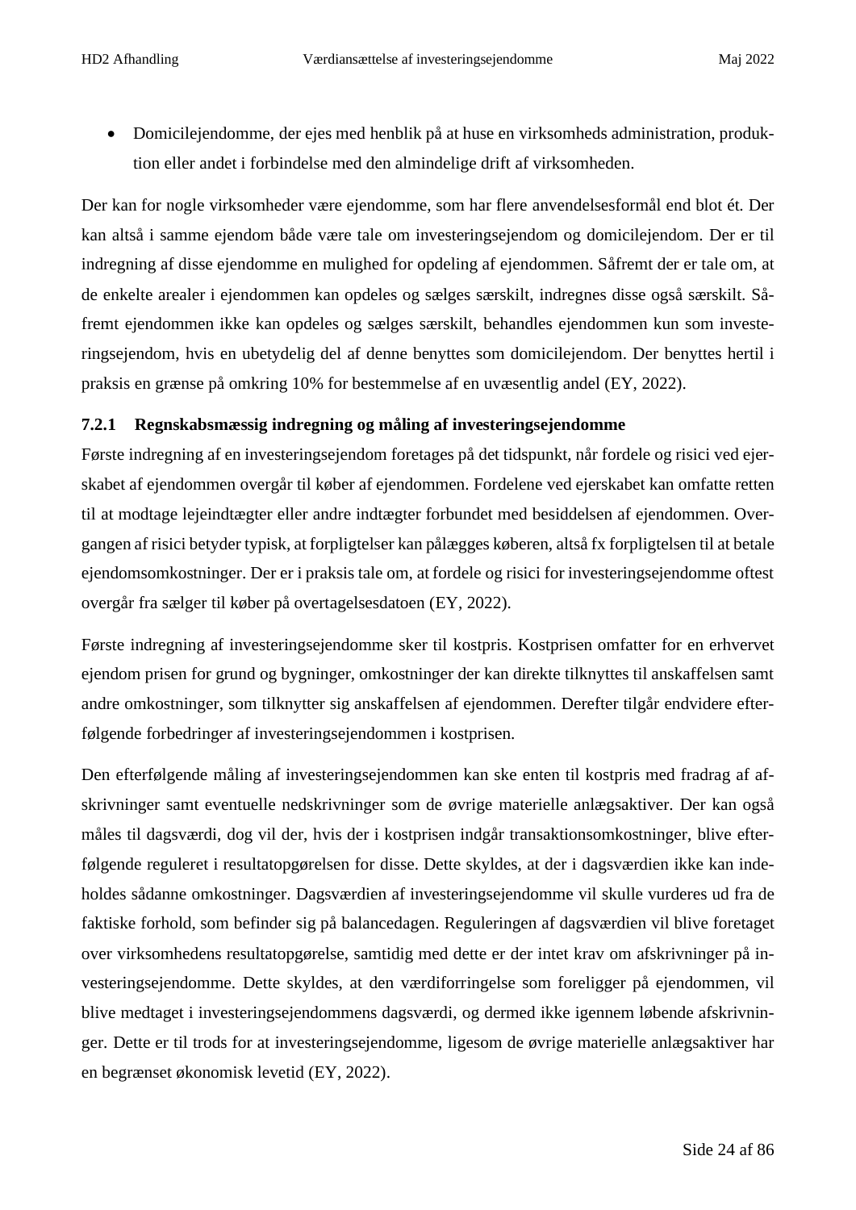- Domicilejendomme, der ejes med henblik på at huse en virksomheds administration, produktion eller andet i forbindelse med den almindelige drift af virksomheden.

Der kan for nogle virksomheder være ejendomme, som har flere anvendelsesformål end blot ét. Der kan altså i samme ejendom både være tale om investeringsejendom og domicilejendom. Der er til indregning af disse ejendomme en mulighed for opdeling af ejendommen. Såfremt der er tale om, at de enkelte arealer i ejendommen kan opdeles og sælges særskilt, indregnes disse også særskilt. Såfremt ejendommen ikke kan opdeles og sælges særskilt, behandles ejendommen kun som investeringsejendom, hvis en ubetydelig del af denne benyttes som domicilejendom. Der benyttes hertil i praksis en grænse på omkring 10% for bestemmelse af en uvæsentlig andel (EY, 2022).

### 7.2.1 Regnskabsmæssig indregning og måling af investeringsejendomme

Første indregning af en investeringsejendom foretages på det tidspunkt, når fordele og risici ved ejerskabet af ejendommen overgår til køber af ejendommen. Fordelene ved ejerskabet kan omfatte retten til at modtage lejeindtægter eller andre indtægter forbundet med besiddelsen af ejendommen. Overgangen af risici betyder typisk, at forpligtelser kan pålægges køberen, altså fx forpligtelsen til at betale ejendomsomkostninger. Der er i praksis tale om, at fordele og risici for investeringsejendomme oftest overgår fra sælger til køber på overtagelsesdatoen (EY, 2022).

Første indregning af investeringsejendomme sker til kostpris. Kostprisen omfatter for en erhvervet ejendom prisen for grund og bygninger, omkostninger der kan direkte tilknyttes til anskaffelsen samt andre omkostninger, som tilknytter sig anskaffelsen af ejendommen. Derefter tilgår endvidere efterfølgende forbedringer af investeringsejendommen i kostprisen.

Den efterfølgende måling af investeringsejendommen kan ske enten til kostpris med fradrag af afskrivninger samt eventuelle nedskrivninger som de øvrige materielle anlægsaktiver. Der kan også måles til dagsværdi, dog vil der, hvis der i kostprisen indgår transaktionsomkostninger, blive efterfølgende reguleret i resultatopgørelsen for disse. Dette skyldes, at der i dagsværdien ikke kan indeholdes sådanne omkostninger. Dagsværdien af investeringsejendomme vil skulle vurderes ud fra de faktiske forhold, som befinder sig på balancedagen. Reguleringen af dagsværdien vil blive foretaget over virksomhedens resultatopgørelse, samtidig med dette er der intet krav om afskrivninger på investeringsejendomme. Dette skyldes, at den værdiforringelse som foreligger på ejendommen, vil blive medtaget i investeringsejendommens dagsværdi, og dermed ikke igennem løbende afskrivninger. Dette er til trods for at investeringsejendomme, ligesom de øvrige materielle anlægsaktiver har en begrænset økonomisk levetid (EY, 2022).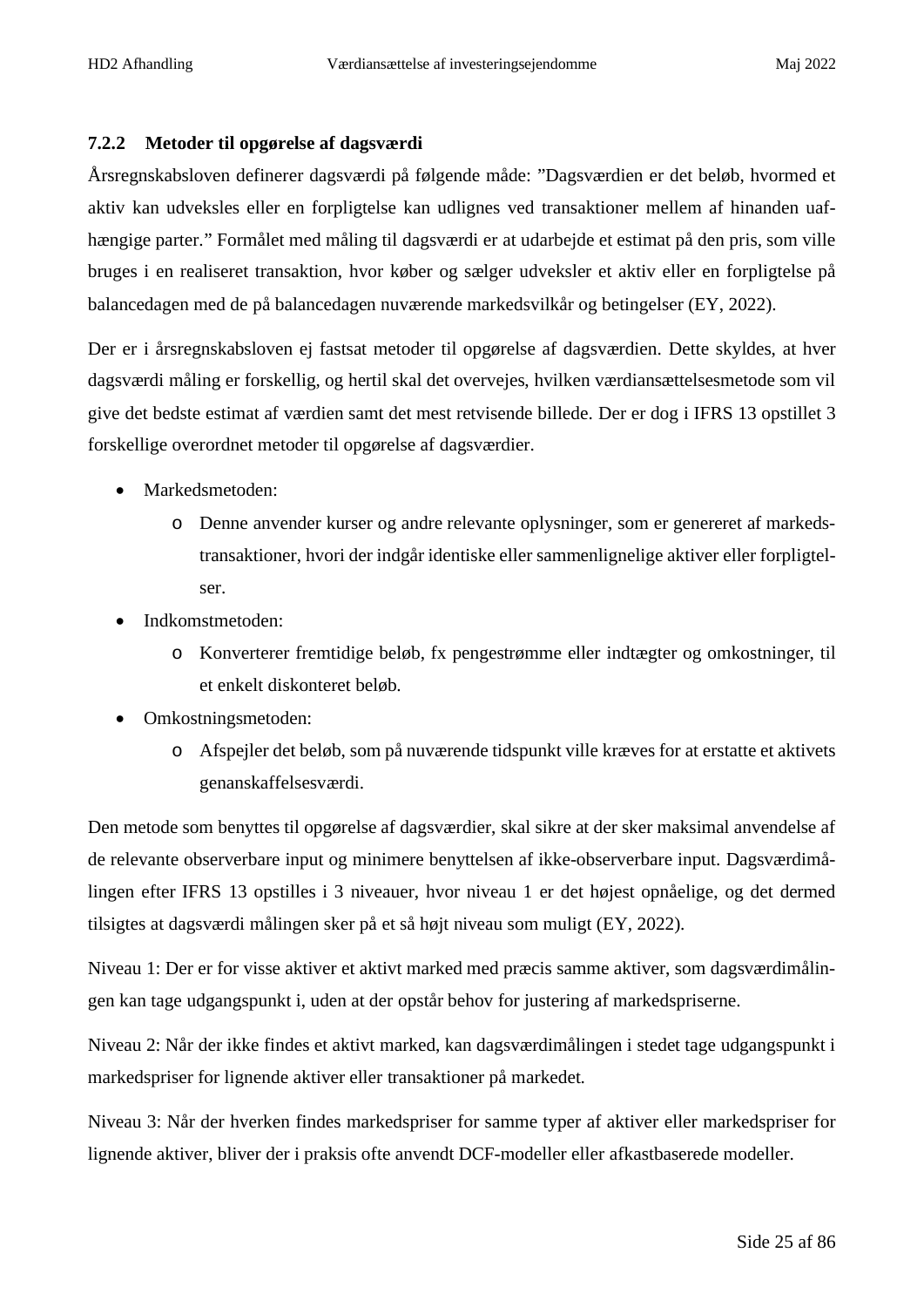### 7.2.2 Metoder til opgørelse af dagsværdi

Årsregnskabsloven definerer dagsværdi på følgende måde: "Dagsværdien er det beløb, hvormed et aktiv kan udveksles eller en forpligtelse kan udlignes ved transaktioner mellem af hinanden uafhængige parter." Formålet med måling til dagsværdi er at udarbejde et estimat på den pris, som ville bruges i en realiseret transaktion, hvor køber og sælger udveksler et aktiv eller en forpligtelse på balancedagen med de på balancedagen nuværende markedsvilkår og betingelser (EY, 2022).

Der er i årsregnskabsloven ej fastsat metoder til opgørelse af dagsværdien. Dette skyldes, at hver dagsværdi måling er forskellig, og hertil skal det overvejes, hvilken værdiansættelsesmetode som vil give det bedste estimat af værdien samt det mest retvisende billede. Der er dog i IFRS 13 opstillet 3 forskellige overordnet metoder til opgørelse af dagsværdier.

- Markedsmetoden:
  - Denne anvender kurser og andre relevante oplysninger, som er genereret af markedstransaktioner, hvori der indgår identiske eller sammenlignelige aktiver eller forpligtelser.
- Indkomstmetoden:
  - Konverterer fremtidige beløb, fx pengestrømme eller indtægter og omkostninger, til et enkelt diskonteret beløb.
- Omkostningsmetoden:
  - Afspejler det beløb, som på nuværende tidspunkt ville kræves for at erstatte et aktivets genanskaffelsesværdi.

Den metode som benyttes til opgørelse af dagsværdier, skal sikre at der sker maksimal anvendelse af de relevante observerbare input og minimere benyttelsen af ikke-observerbare input. Dagsværdimålingen efter IFRS 13 opstilles i 3 niveauer, hvor niveau 1 er det højest opnåelige, og det dermed tilsigtes at dagsværdi målingen sker på et så højt niveau som muligt (EY, 2022).

Niveau 1: Der er for visse aktiver et aktivt marked med præcis samme aktiver, som dagsværdimålingen kan tage udgangspunkt i, uden at der opstår behov for justering af markedspriserne.

Niveau 2: Når der ikke findes et aktivt marked, kan dagsværdimålingen i stedet tage udgangspunkt i markedspriser for lignende aktiver eller transaktioner på markedet.

Niveau 3: Når der hverken findes markedspriser for samme typer af aktiver eller markedspriser for lignende aktiver, bliver der i praksis ofte anvendt DCF-modeller eller afkastbaserede modeller.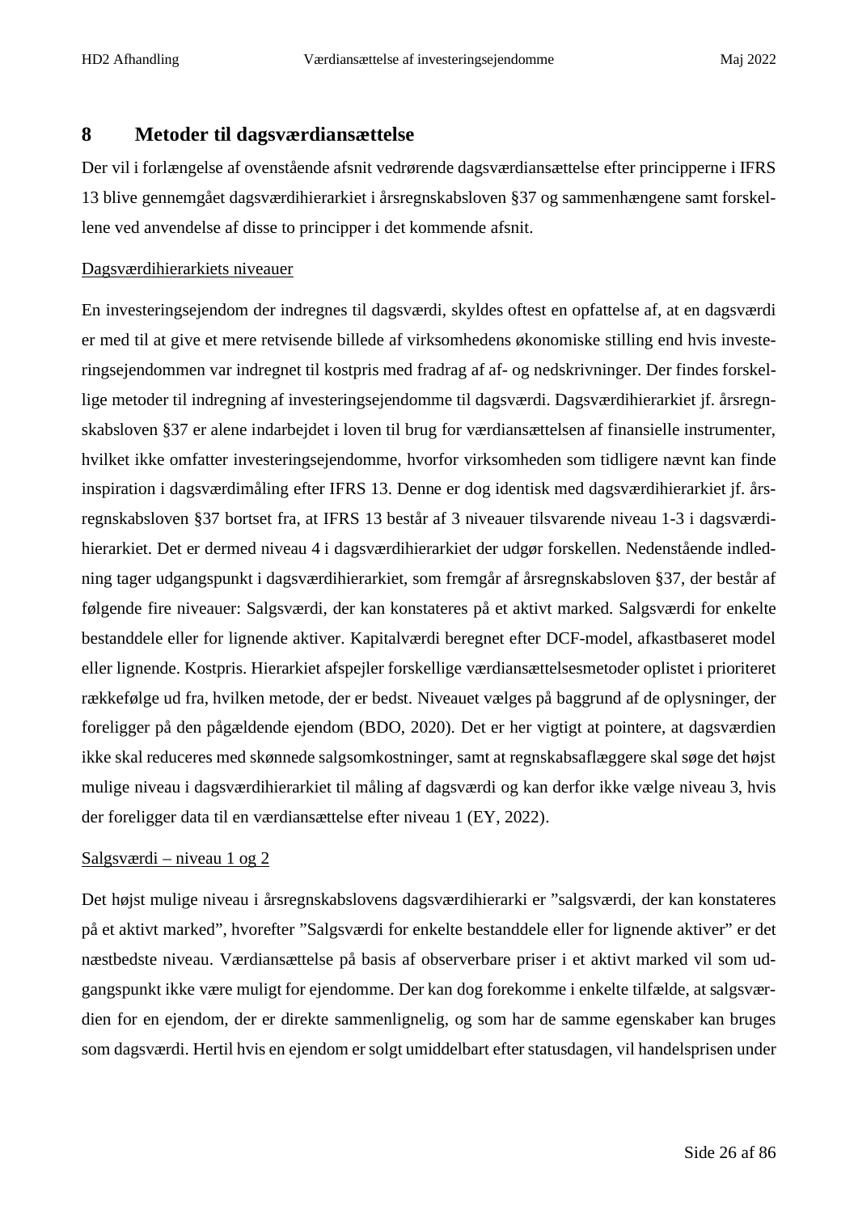# 8 Metoder til dagsværdiansættelse

Der vil i forlængelse af ovenstående afsnit vedrørende dagsværdiansættelse efter principperne i IFRS 13 blive gennemgået dagsværdihierarkiet i årsregnskabsloven §37 og sammenhængene samt forskellene ved anvendelse af disse to principper i det kommende afsnit.

Dagsværdihierarkiets niveauer

En investeringsejendom der indregnes til dagsværdi, skyldes oftest en opfattelse af, at en dagsværdi er med til at give et mere retvisende billede af virksomhedens økonomiske stilling end hvis investeringsejendommen var indregnet til kostpris med fradrag af af- og nedskrivninger. Der findes forskellige metoder til indregning af investeringsejendomme til dagsværdi. Dagsværdihierarkiet jf. årsregnskabsloven §37 er alene indarbejdet i loven til brug for værdiansættelsen af finansielle instrumenter, hvilket ikke omfatter investeringsejendomme, hvorfor virksomheden som tidligere nævnt kan finde inspiration i dagsværdimåling efter IFRS 13. Denne er dog identisk med dagsværdihierarkiet jf. årsregnskabsloven §37 bortset fra, at IFRS 13 består af 3 niveauer tilsvarende niveau 1-3 i dagsværdihierarkiet. Det er dermed niveau 4 i dagsværdihierarkiet der udgør forskellen. Nedenstående indledning tager udgangspunkt i dagsværdihierarkiet, som fremgår af årsregnskabsloven §37, der består af følgende fire niveauer: Salgsværdi, der kan konstateres på et aktivt marked. Salgsværdi for enkelte bestanddele eller for lignende aktiver. Kapitalværdi beregnet efter DCF-model, afkastbaseret model eller lignende. Kostpris. Hierarkiet afspejler forskellige værdiansættelsesmetoder oplistet i prioriteret rækkefølge ud fra, hvilken metode, der er bedst. Niveauet vælges på baggrund af de oplysninger, der foreligger på den pågældende ejendom (BDO, 2020). Det er her vigtigt at pointere, at dagsværdien ikke skal reduceres med skønnede salgsomkostninger, samt at regnskabsaflæggere skal søge det højst mulige niveau i dagsværdihierarkiet til måling af dagsværdi og kan derfor ikke vælge niveau 3, hvis der foreligger data til en værdiansættelse efter niveau 1 (EY, 2022).

Salgsværdi – niveau 1 og 2

Det højst mulige niveau i årsregnskabslovens dagsværdihierarki er "salgsværdi, der kan konstateres på et aktivt marked", hvorefter "Salgsværdi for enkelte bestanddele eller for lignende aktiver" er det næstbedste niveau. Værdiansættelse på basis af observerbare priser i et aktivt marked vil som udgangspunkt ikke være muligt for ejendomme. Der kan dog forekomme i enkelte tilfælde, at salgsværdien for en ejendom, der er direkte sammenlignelig, og som har de samme egenskaber kan bruges som dagsværdi. Hertil hvis en ejendom er solgt umiddelbart efter statusdagen, vil handelsprisen under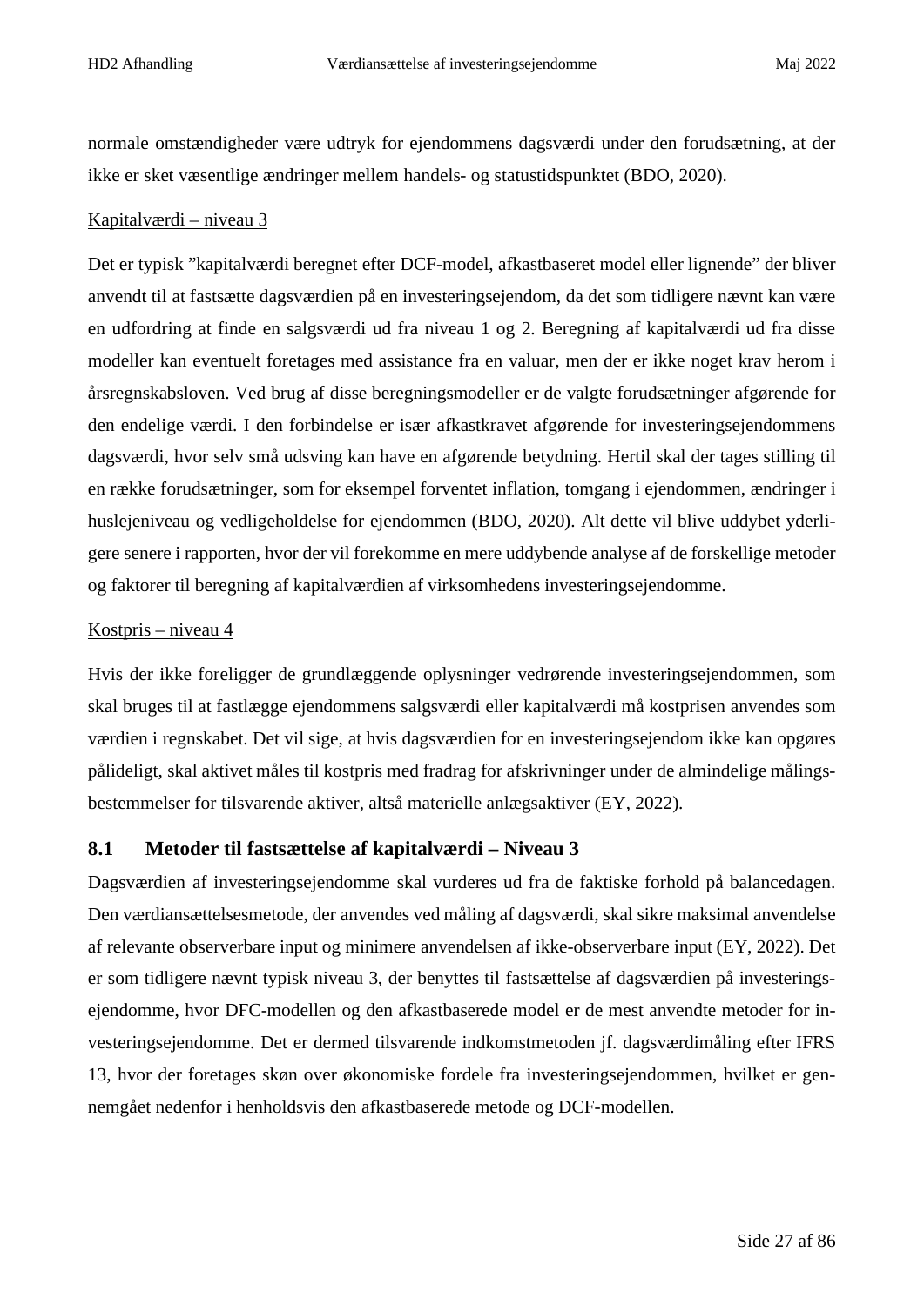normale omstændigheder være udtryk for ejendommens dagsværdi under den forudsætning, at der ikke er sket væsentlige ændringer mellem handels- og statustidspunktet (BDO, 2020).

Kapitalværdi – niveau 3

Det er typisk "kapitalværdi beregnet efter DCF-model, afkastbaseret model eller lignende" der bliver anvendt til at fastsætte dagsværdien på en investeringsejendom, da det som tidligere nævnt kan være en udfordring at finde en salgsværdi ud fra niveau 1 og 2. Beregning af kapitalværdi ud fra disse modeller kan eventuelt foretages med assistance fra en valuar, men der er ikke noget krav herom i årsregnskabsloven. Ved brug af disse beregningsmodeller er de valgte forudsætninger afgørende for den endelige værdi. I den forbindelse er især afkastkravet afgørende for investeringsejendommens dagsværdi, hvor selv små udsving kan have en afgørende betydning. Hertil skal der tages stilling til en række forudsætninger, som for eksempel forventet inflation, tomgang i ejendommen, ændringer i huslejeniveau og vedligeholdelse for ejendommen (BDO, 2020). Alt dette vil blive uddybet yderligere senere i rapporten, hvor der vil forekomme en mere uddybende analyse af de forskellige metoder og faktorer til beregning af kapitalværdien af virksomhedens investeringsejendomme.

Kostpris – niveau 4

Hvis der ikke foreligger de grundlæggende oplysninger vedrørende investeringsejendommen, som skal bruges til at fastlægge ejendommens salgsværdi eller kapitalværdi må kostprisen anvendes som værdien i regnskabet. Det vil sige, at hvis dagsværdien for en investeringsejendom ikke kan opgøres pålideligt, skal aktivet måles til kostpris med fradrag for afskrivninger under de almindelige målingsbestemmelser for tilsvarende aktiver, altså materielle anlægsaktiver (EY, 2022).

## 8.1 Metoder til fastsættelse af kapitalværdi – Niveau 3

Dagsværdien af investeringsejendomme skal vurderes ud fra de faktiske forhold på balancedagen. Den værdiansættelsesmetode, der anvendes ved måling af dagsværdi, skal sikre maksimal anvendelse af relevante observerbare input og minimere anvendelsen af ikke-observerbare input (EY, 2022). Det er som tidligere nævnt typisk niveau 3, der benyttes til fastsættelse af dagsværdien på investeringsejendomme, hvor DFC-modellen og den afkastbaserede model er de mest anvendte metoder for investeringsejendomme. Det er dermed tilsvarende indkomstmetoden jf. dagsværdimåling efter IFRS 13, hvor der foretages skøn over økonomiske fordele fra investeringsejendommen, hvilket er gennemgået nedenfor i henholdsvis den afkastbaserede metode og DCF-modellen.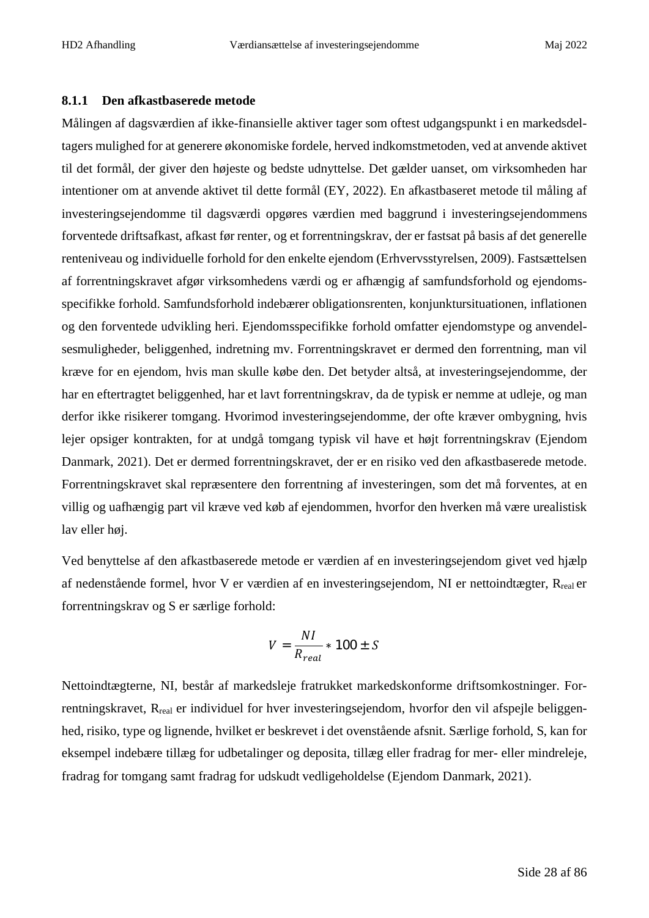### 8.1.1 Den afkastbaserede metode

Målingen af dagsværdien af ikke-finansielle aktiver tager som oftest udgangspunkt i en markedsdeltagers mulighed for at generere økonomiske fordele, herved indkomstmetoden, ved at anvende aktivet til det formål, der giver den højeste og bedste udnyttelse. Det gælder uanset, om virksomheden har intentioner om at anvende aktivet til dette formål (EY, 2022). En afkastbaseret metode til måling af investeringsejendomme til dagsværdi opgøres værdien med baggrund i investeringsejendommens forventede driftsafkast, afkast før renter, og et forrentningskrav, der er fastsat på basis af det generelle renteniveau og individuelle forhold for den enkelte ejendom (Erhvervsstyrelsen, 2009). Fastsættelsen af forrentningskravet afgør virksomhedens værdi og er afhængig af samfundsforhold og ejendomsspecifikke forhold. Samfundsforhold indebærer obligationsrenten, konjunktursituationen, inflationen og den forventede udvikling heri. Ejendomsspecifikke forhold omfatter ejendomstype og anvendelsesmuligheder, beliggenhed, indretning mv. Forrentningskravet er dermed den forrentning, man vil kræve for en ejendom, hvis man skulle købe den. Det betyder altså, at investeringsejendomme, der har en eftertragtet beliggenhed, har et lavt forrentningskrav, da de typisk er nemme at udleje, og man derfor ikke risikerer tomgang. Hvorimod investeringsejendomme, der ofte kræver ombygning, hvis lejer opsiger kontrakten, for at undgå tomgang typisk vil have et højt forrentningskrav (Ejendom Danmark, 2021). Det er dermed forrentningskravet, der er en risiko ved den afkastbaserede metode. Forrentningskravet skal repræsentere den forrentning af investeringen, som det må forventes, at en villig og uafhængig part vil kræve ved køb af ejendommen, hvorfor den hverken må være urealistisk lav eller høj.

Ved benyttelse af den afkastbaserede metode er værdien af en investeringsejendom givet ved hjælp af nedenstående formel, hvor V er værdien af en investeringsejendom, NI er nettoindtægter, $R_{real}$ er forrentningskrav og S er særlige forhold:

$$V = \frac{NI}{R_{real}} * 100 \pm S$$

Nettoindtægterne, NI, består af markedsleje fratrukket markedskonforme driftsomkostninger. Forrentningskravet, $R_{real}$ er individuel for hver investeringsejendom, hvorfor den vil afspejle beliggenhed, risiko, type og lignende, hvilket er beskrevet i det ovenstående afsnit. Særlige forhold, S, kan for eksempel indebære tillæg for udbetalinger og deposita, tillæg eller fradrag for mer- eller mindreleje, fradrag for tomgang samt fradrag for udskudt vedligeholdelse (Ejendom Danmark, 2021).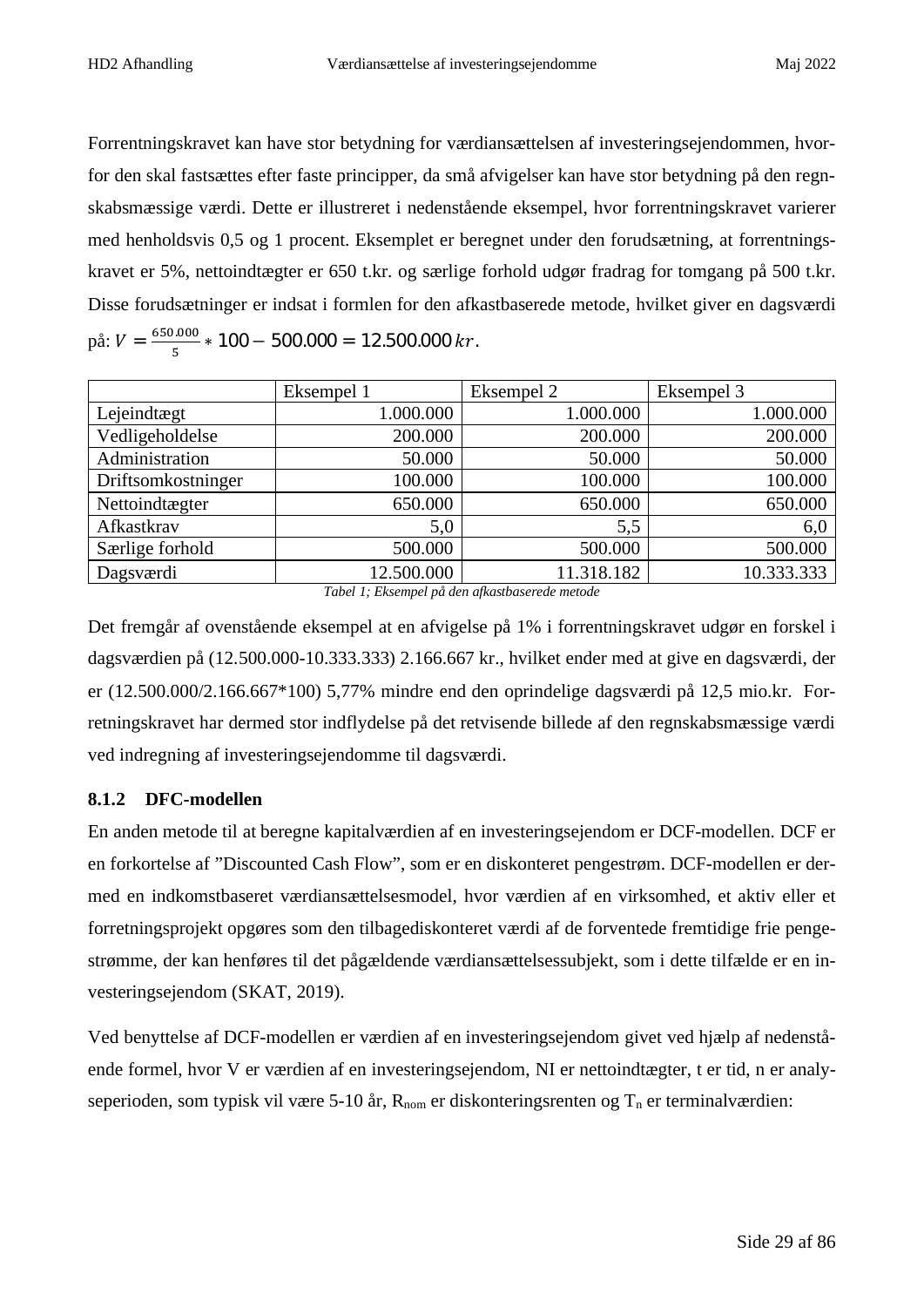Forrentningskravet kan have stor betydning for værdiansættelsen af investeringsejendommen, hvorfor den skal fastsættes efter faste principper, da små afvigelser kan have stor betydning på den regnskabsmæssige værdi. Dette er illustreret i nedenstående eksempel, hvor forrentningskravet varierer med henholdsvis 0,5 og 1 procent. Eksemplet er beregnet under den forudsætning, at forrentningskravet er 5%, nettoindtægter er 650 t.kr. og særlige forhold udgør fradrag for tomgang på 500 t.kr. Disse forudsætninger er indsat i formlen for den afkastbaserede metode, hvilket giver en dagsværdi på: $V = \frac{650.000}{5} * 100 - 500.000 = 12.500.000\,kr.$

| | Eksempel 1 | Eksempel 2 | Eksempel 3 |
|---|---|---|---|
| Lejeindtægt | 1.000.000 | 1.000.000 | 1.000.000 |
| Vedligeholdelse | 200.000 | 200.000 | 200.000 |
| Administration | 50.000 | 50.000 | 50.000 |
| Driftsomkostninger | 100.000 | 100.000 | 100.000 |
| Nettoindtægter | 650.000 | 650.000 | 650.000 |
| Afkastkrav | 5,0 | 5,5 | 6,0 |
| Særlige forhold | 500.000 | 500.000 | 500.000 |
| Dagsværdi | 12.500.000 | 11.318.182 | 10.333.333 |

*Tabel 1; Eksempel på den afkastbaserede metode*

Det fremgår af ovenstående eksempel at en afvigelse på 1% i forrentningskravet udgør en forskel i dagsværdien på (12.500.000-10.333.333) 2.166.667 kr., hvilket ender med at give en dagsværdi, der er (12.500.000/2.166.667*100) 5,77% mindre end den oprindelige dagsværdi på 12,5 mio.kr. Forretningskravet har dermed stor indflydelse på det retvisende billede af den regnskabsmæssige værdi ved indregning af investeringsejendomme til dagsværdi.

### 8.1.2 DFC-modellen

En anden metode til at beregne kapitalværdien af en investeringsejendom er DCF-modellen. DCF er en forkortelse af "Discounted Cash Flow", som er en diskonteret pengestrøm. DCF-modellen er dermed en indkomstbaseret værdiansættelsesmodel, hvor værdien af en virksomhed, et aktiv eller et forretningsprojekt opgøres som den tilbagediskonteret værdi af de forventede fremtidige frie pengestrømme, der kan henføres til det pågældende værdiansættelsessubjekt, som i dette tilfælde er en investeringsejendom (SKAT, 2019).

Ved benyttelse af DCF-modellen er værdien af en investeringsejendom givet ved hjælp af nedenstående formel, hvor V er værdien af en investeringsejendom, NI er nettoindtægter, t er tid, n er analyseperioden, som typisk vil være 5-10 år, $R_{nom}$ er diskonteringsrenten og $T_n$ er terminalværdien: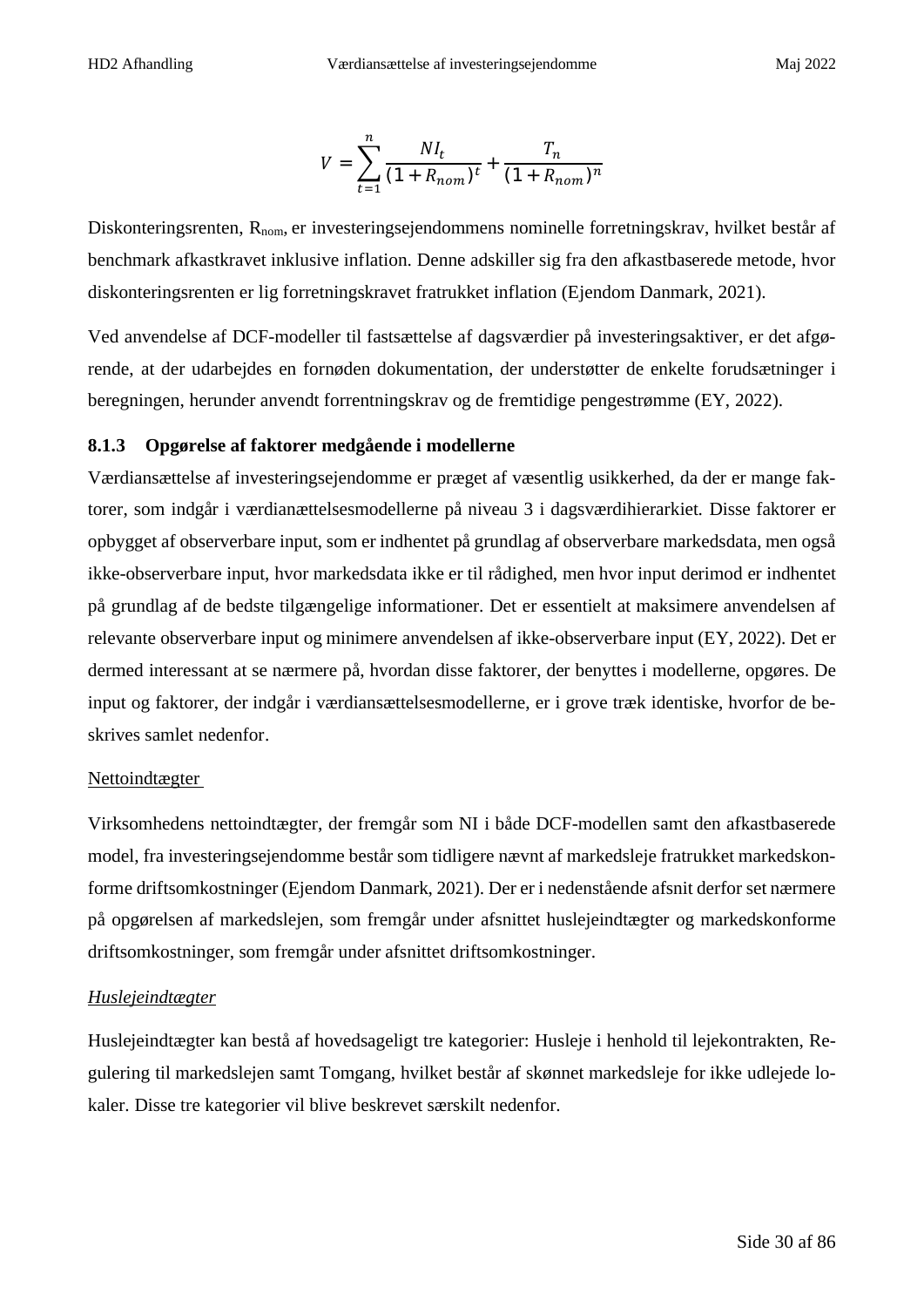$$V = \sum_{t=1}^{n} \frac{NI_t}{(1 + R_{nom})^t} + \frac{T_n}{(1 + R_{nom})^n}$$

Diskonteringsrenten, $R_{nom}$, er investeringsejendommens nominelle forretningskrav, hvilket består af benchmark afkastkravet inklusive inflation. Denne adskiller sig fra den afkastbaserede metode, hvor diskonteringsrenten er lig forretningskravet fratrukket inflation (Ejendom Danmark, 2021).

Ved anvendelse af DCF-modeller til fastsættelse af dagsværdier på investeringsaktiver, er det afgørende, at der udarbejdes en fornøden dokumentation, der understøtter de enkelte forudsætninger i beregningen, herunder anvendt forrentningskrav og de fremtidige pengestrømme (EY, 2022).

### 8.1.3 Opgørelse af faktorer medgående i modellerne

Værdiansættelse af investeringsejendomme er præget af væsentlig usikkerhed, da der er mange faktorer, som indgår i værdianættelsesmodellerne på niveau 3 i dagsværdihierarkiet. Disse faktorer er opbygget af observerbare input, som er indhentet på grundlag af observerbare markedsdata, men også ikke-observerbare input, hvor markedsdata ikke er til rådighed, men hvor input derimod er indhentet på grundlag af de bedste tilgængelige informationer. Det er essentielt at maksimere anvendelsen af relevante observerbare input og minimere anvendelsen af ikke-observerbare input (EY, 2022). Det er dermed interessant at se nærmere på, hvordan disse faktorer, der benyttes i modellerne, opgøres. De input og faktorer, der indgår i værdiansættelsesmodellerne, er i grove træk identiske, hvorfor de beskrives samlet nedenfor.

<u>Nettoindtægter</u>

Virksomhedens nettoindtægter, der fremgår som NI i både DCF-modellen samt den afkastbaserede model, fra investeringsejendomme består som tidligere nævnt af markedsleje fratrukket markedskonforme driftsomkostninger (Ejendom Danmark, 2021). Der er i nedenstående afsnit derfor set nærmere på opgørelsen af markedslejen, som fremgår under afsnittet huslejeindtægter og markedskonforme driftsomkostninger, som fremgår under afsnittet driftsomkostninger.

*<u>Huslejeindtægter</u>*

Huslejeindtægter kan bestå af hovedsageligt tre kategorier: Husleje i henhold til lejekontrakten, Regulering til markedslejen samt Tomgang, hvilket består af skønnet markedsleje for ikke udlejede lokaler. Disse tre kategorier vil blive beskrevet særskilt nedenfor.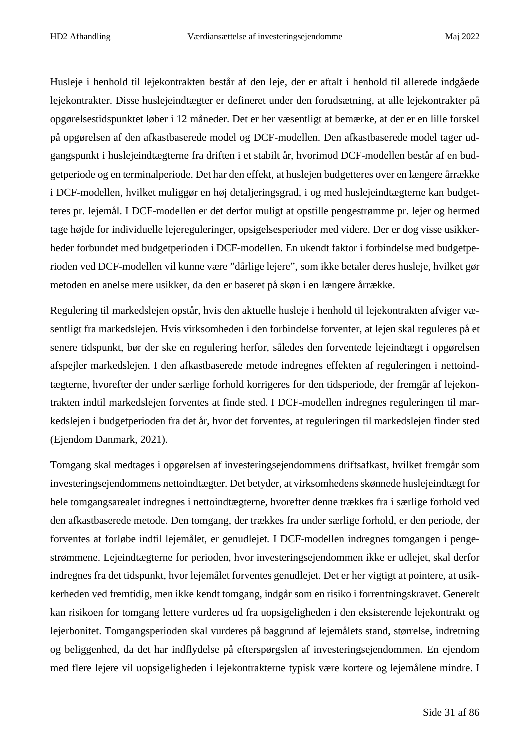Husleje i henhold til lejekontrakten består af den leje, der er aftalt i henhold til allerede indgåede lejekontrakter. Disse huslejeindtægter er defineret under den forudsætning, at alle lejekontrakter på opgørelsestidspunktet løber i 12 måneder. Det er her væsentligt at bemærke, at der er en lille forskel på opgørelsen af den afkastbaserede model og DCF-modellen. Den afkastbaserede model tager udgangspunkt i huslejeindtægterne fra driften i et stabilt år, hvorimod DCF-modellen består af en budgetperiode og en terminalperiode. Det har den effekt, at huslejen budgetteres over en længere årrække i DCF-modellen, hvilket muliggør en høj detaljeringsgrad, i og med huslejeindtægterne kan budgetteres pr. lejemål. I DCF-modellen er det derfor muligt at opstille pengestrømme pr. lejer og hermed tage højde for individuelle lejereguleringer, opsigelsesperioder med videre. Der er dog visse usikkerheder forbundet med budgetperioden i DCF-modellen. En ukendt faktor i forbindelse med budgetperioden ved DCF-modellen vil kunne være "dårlige lejere", som ikke betaler deres husleje, hvilket gør metoden en anelse mere usikker, da den er baseret på skøn i en længere årrække.

Regulering til markedslejen opstår, hvis den aktuelle husleje i henhold til lejekontrakten afviger væsentligt fra markedslejen. Hvis virksomheden i den forbindelse forventer, at lejen skal reguleres på et senere tidspunkt, bør der ske en regulering herfor, således den forventede lejeindtægt i opgørelsen afspejler markedslejen. I den afkastbaserede metode indregnes effekten af reguleringen i nettoindtægterne, hvorefter der under særlige forhold korrigeres for den tidsperiode, der fremgår af lejekontrakten indtil markedslejen forventes at finde sted. I DCF-modellen indregnes reguleringen til markedslejen i budgetperioden fra det år, hvor det forventes, at reguleringen til markedslejen finder sted (Ejendom Danmark, 2021).

Tomgang skal medtages i opgørelsen af investeringsejendommens driftsafkast, hvilket fremgår som investeringsejendommens nettoindtægter. Det betyder, at virksomhedens skønnede huslejeindtægt for hele tomgangsarealet indregnes i nettoindtægterne, hvorefter denne trækkes fra i særlige forhold ved den afkastbaserede metode. Den tomgang, der trækkes fra under særlige forhold, er den periode, der forventes at forløbe indtil lejemålet, er genudlejet. I DCF-modellen indregnes tomgangen i pengestrømmene. Lejeindtægterne for perioden, hvor investeringsejendommen ikke er udlejet, skal derfor indregnes fra det tidspunkt, hvor lejemålet forventes genudlejet. Det er her vigtigt at pointere, at usikkerheden ved fremtidig, men ikke kendt tomgang, indgår som en risiko i forrentningskravet. Generelt kan risikoen for tomgang lettere vurderes ud fra uopsigeligheden i den eksisterende lejekontrakt og lejerbonitet. Tomgangsperioden skal vurderes på baggrund af lejemålets stand, størrelse, indretning og beliggenhed, da det har indflydelse på efterspørgslen af investeringsejendommen. En ejendom med flere lejere vil uopsigeligheden i lejekontrakterne typisk være kortere og lejemålene mindre. I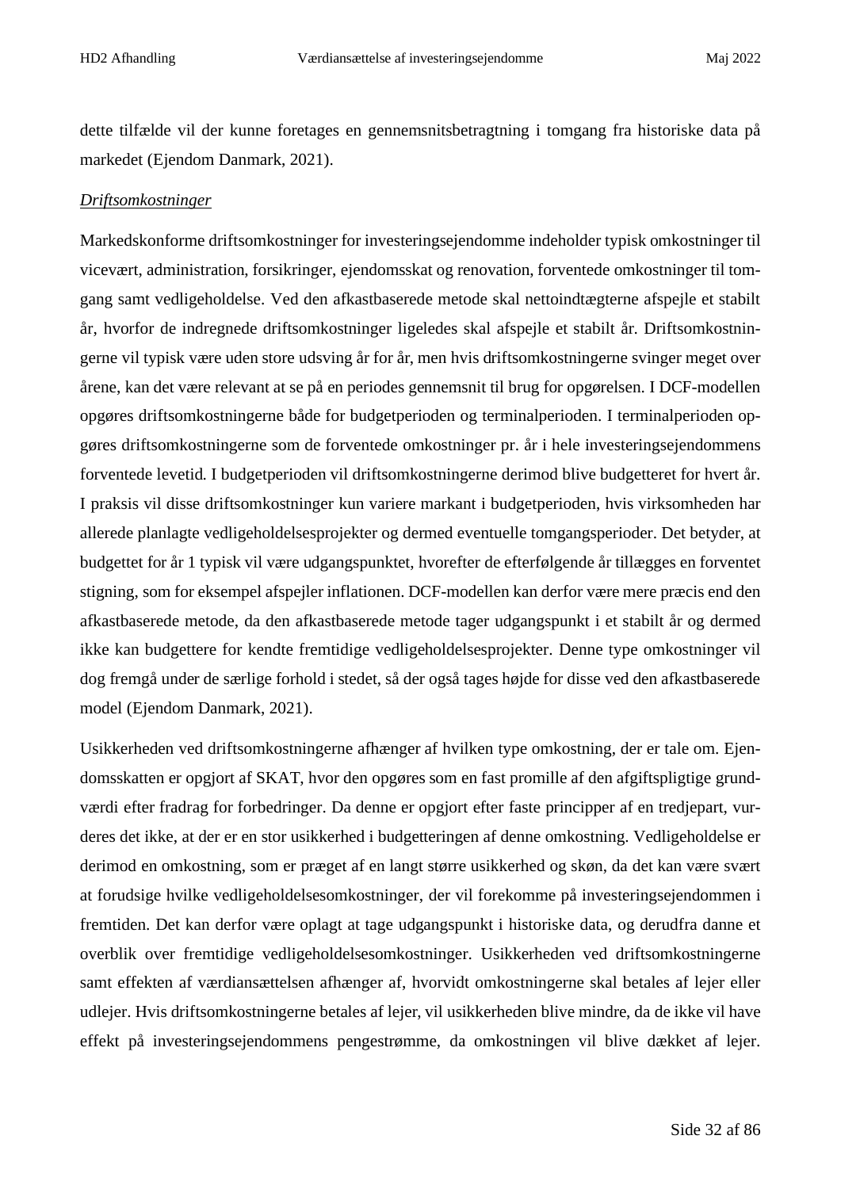dette tilfælde vil der kunne foretages en gennemsnitsbetragtning i tomgang fra historiske data på markedet (Ejendom Danmark, 2021).

*Driftsomkostninger*

Markedskonforme driftsomkostninger for investeringsejendomme indeholder typisk omkostninger til vicevært, administration, forsikringer, ejendomsskat og renovation, forventede omkostninger til tomgang samt vedligeholdelse. Ved den afkastbaserede metode skal nettoindtægterne afspejle et stabilt år, hvorfor de indregnede driftsomkostninger ligeledes skal afspejle et stabilt år. Driftsomkostningerne vil typisk være uden store udsving år for år, men hvis driftsomkostningerne svinger meget over årene, kan det være relevant at se på en periodes gennemsnit til brug for opgørelsen. I DCF-modellen opgøres driftsomkostningerne både for budgetperioden og terminalperioden. I terminalperioden opgøres driftsomkostningerne som de forventede omkostninger pr. år i hele investeringsejendommens forventede levetid. I budgetperioden vil driftsomkostningerne derimod blive budgetteret for hvert år. I praksis vil disse driftsomkostninger kun variere markant i budgetperioden, hvis virksomheden har allerede planlagte vedligeholdelsesprojekter og dermed eventuelle tomgangsperioder. Det betyder, at budgettet for år 1 typisk vil være udgangspunktet, hvorefter de efterfølgende år tillægges en forventet stigning, som for eksempel afspejler inflationen. DCF-modellen kan derfor være mere præcis end den afkastbaserede metode, da den afkastbaserede metode tager udgangspunkt i et stabilt år og dermed ikke kan budgettere for kendte fremtidige vedligeholdelsesprojekter. Denne type omkostninger vil dog fremgå under de særlige forhold i stedet, så der også tages højde for disse ved den afkastbaserede model (Ejendom Danmark, 2021).

Usikkerheden ved driftsomkostningerne afhænger af hvilken type omkostning, der er tale om. Ejendomsskatten er opgjort af SKAT, hvor den opgøres som en fast promille af den afgiftspligtige grundværdi efter fradrag for forbedringer. Da denne er opgjort efter faste principper af en tredjepart, vurderes det ikke, at der er en stor usikkerhed i budgetteringen af denne omkostning. Vedligeholdelse er derimod en omkostning, som er præget af en langt større usikkerhed og skøn, da det kan være svært at forudsige hvilke vedligeholdelsesomkostninger, der vil forekomme på investeringsejendommen i fremtiden. Det kan derfor være oplagt at tage udgangspunkt i historiske data, og derudfra danne et overblik over fremtidige vedligeholdelsesomkostninger. Usikkerheden ved driftsomkostningerne samt effekten af værdiansættelsen afhænger af, hvorvidt omkostningerne skal betales af lejer eller udlejer. Hvis driftsomkostningerne betales af lejer, vil usikkerheden blive mindre, da de ikke vil have effekt på investeringsejendommens pengestrømme, da omkostningen vil blive dækket af lejer.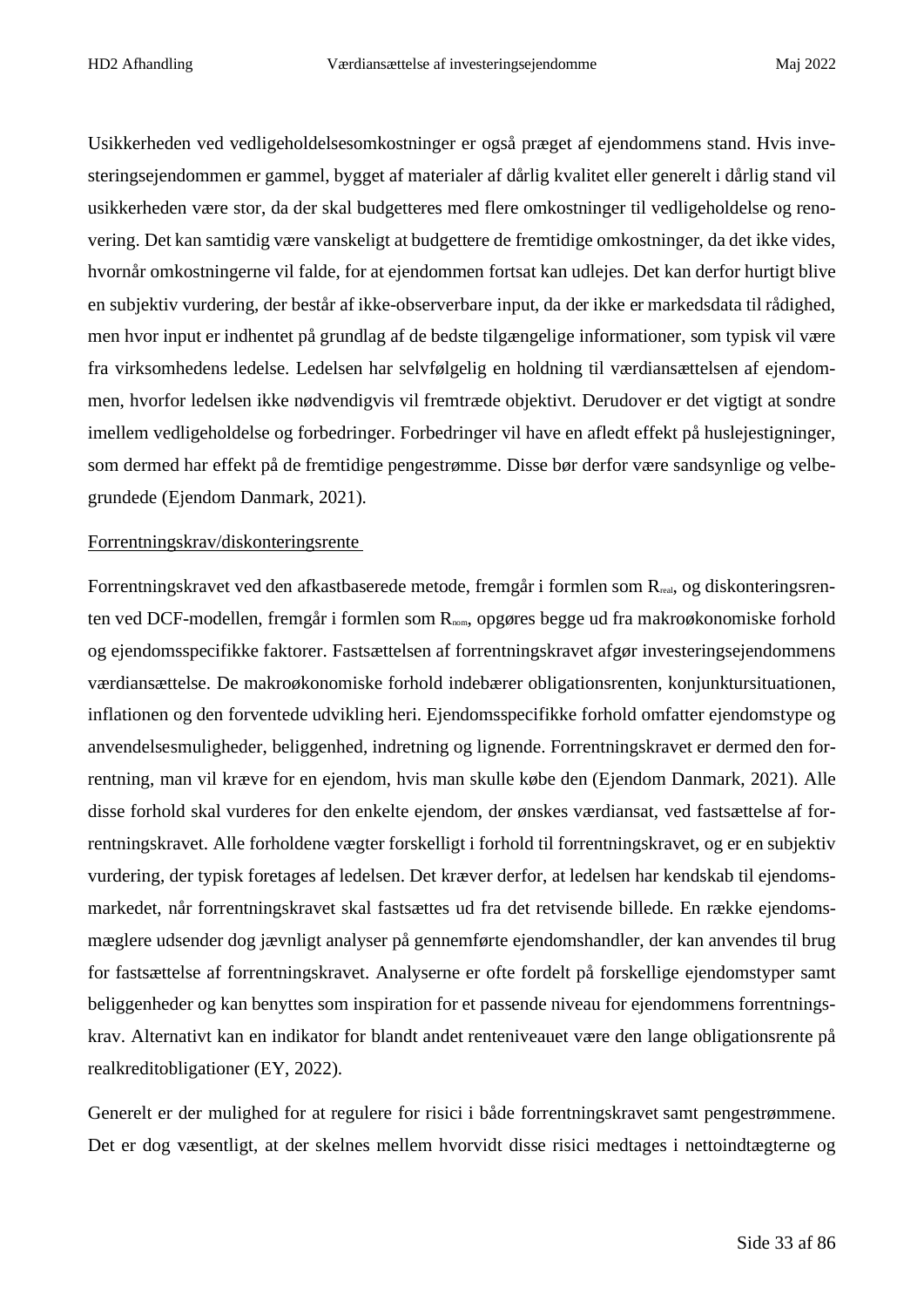Usikkerheden ved vedligeholdelsesomkostninger er også præget af ejendommens stand. Hvis investeringsejendommen er gammel, bygget af materialer af dårlig kvalitet eller generelt i dårlig stand vil usikkerheden være stor, da der skal budgetteres med flere omkostninger til vedligeholdelse og renovering. Det kan samtidig være vanskeligt at budgettere de fremtidige omkostninger, da det ikke vides, hvornår omkostningerne vil falde, for at ejendommen fortsat kan udlejes. Det kan derfor hurtigt blive en subjektiv vurdering, der består af ikke-observerbare input, da der ikke er markedsdata til rådighed, men hvor input er indhentet på grundlag af de bedste tilgængelige informationer, som typisk vil være fra virksomhedens ledelse. Ledelsen har selvfølgelig en holdning til værdiansættelsen af ejendommen, hvorfor ledelsen ikke nødvendigvis vil fremtræde objektivt. Derudover er det vigtigt at sondre imellem vedligeholdelse og forbedringer. Forbedringer vil have en afledt effekt på huslejestigninger, som dermed har effekt på de fremtidige pengestrømme. Disse bør derfor være sandsynlige og velbegrundede (Ejendom Danmark, 2021).

Forrentningskrav/diskonteringsrente

Forrentningskravet ved den afkastbaserede metode, fremgår i formlen som $R_{real}$, og diskonteringsrenten ved DCF-modellen, fremgår i formlen som $R_{nom}$, opgøres begge ud fra makroøkonomiske forhold og ejendomsspecifikke faktorer. Fastsættelsen af forrentningskravet afgør investeringsejendommens værdiansættelse. De makroøkonomiske forhold indebærer obligationsrenten, konjunktursituationen, inflationen og den forventede udvikling heri. Ejendomsspecifikke forhold omfatter ejendomstype og anvendelsesmuligheder, beliggenhed, indretning og lignende. Forrentningskravet er dermed den forrentning, man vil kræve for en ejendom, hvis man skulle købe den (Ejendom Danmark, 2021). Alle disse forhold skal vurderes for den enkelte ejendom, der ønskes værdiansat, ved fastsættelse af forrentningskravet. Alle forholdene vægter forskelligt i forhold til forrentningskravet, og er en subjektiv vurdering, der typisk foretages af ledelsen. Det kræver derfor, at ledelsen har kendskab til ejendomsmarkedet, når forrentningskravet skal fastsættes ud fra det retvisende billede. En række ejendomsmæglere udsender dog jævnligt analyser på gennemførte ejendomshandler, der kan anvendes til brug for fastsættelse af forrentningskravet. Analyserne er ofte fordelt på forskellige ejendomstyper samt beliggenheder og kan benyttes som inspiration for et passende niveau for ejendommens forrentningskrav. Alternativt kan en indikator for blandt andet renteniveauet være den lange obligationsrente på realkreditobligationer (EY, 2022).

Generelt er der mulighed for at regulere for risici i både forrentningskravet samt pengestrømmene. Det er dog væsentligt, at der skelnes mellem hvorvidt disse risici medtages i nettoindtægterne og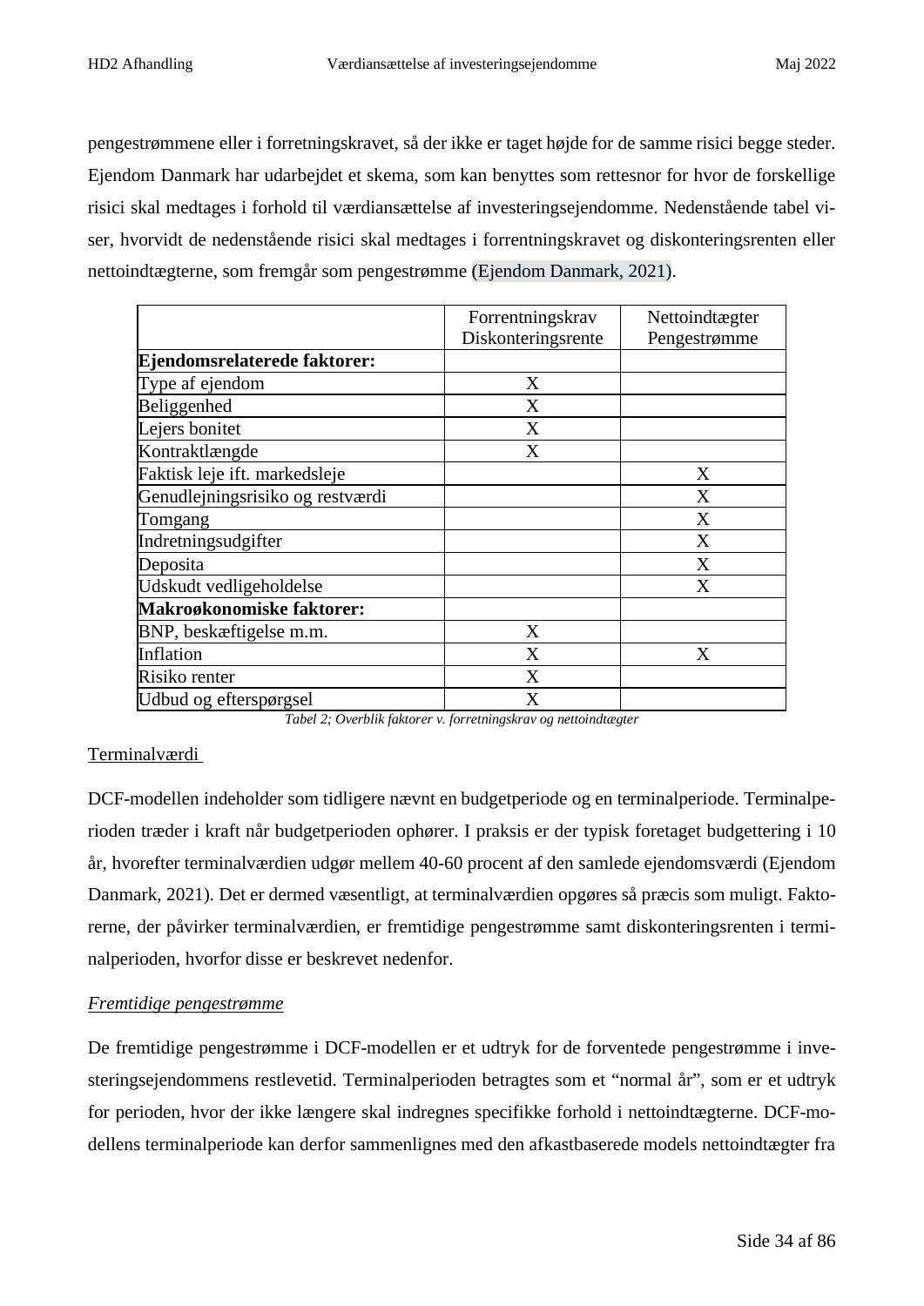pengestrømmene eller i forretningskravet, så der ikke er taget højde for de samme risici begge steder. Ejendom Danmark har udarbejdet et skema, som kan benyttes som rettesnor for hvor de forskellige risici skal medtages i forhold til værdiansættelse af investeringsejendomme. Nedenstående tabel viser, hvorvidt de nedenstående risici skal medtages i forrentningskravet og diskonteringsrenten eller nettoindtægterne, som fremgår som pengestrømme (Ejendom Danmark, 2021).

| | Forrentningskrav Diskonteringsrente | Nettoindtægter Pengestrømme |
|---|---|---|
| **Ejendomsrelaterede faktorer:** | | |
| Type af ejendom | X | |
| Beliggenhed | X | |
| Lejers bonitet | X | |
| Kontraktlængde | X | |
| Faktisk leje ift. markedsleje | | X |
| Genudlejningsrisiko og restværdi | | X |
| Tomgang | | X |
| Indretningsudgifter | | X |
| Deposita | | X |
| Udskudt vedligeholdelse | | X |
| **Makroøkonomiske faktorer:** | | |
| BNP, beskæftigelse m.m. | X | |
| Inflation | X | X |
| Risiko renter | X | |
| Udbud og efterspørgsel | X | |

*Tabel 2; Overblik faktorer v. forretningskrav og nettoindtægter*

Terminalværdi

DCF-modellen indeholder som tidligere nævnt en budgetperiode og en terminalperiode. Terminalperioden træder i kraft når budgetperioden ophører. I praksis er der typisk foretaget budgettering i 10 år, hvorefter terminalværdien udgør mellem 40-60 procent af den samlede ejendomsværdi (Ejendom Danmark, 2021). Det er dermed væsentligt, at terminalværdien opgøres så præcis som muligt. Faktorerne, der påvirker terminalværdien, er fremtidige pengestrømme samt diskonteringsrenten i terminalperioden, hvorfor disse er beskrevet nedenfor.

*Fremtidige pengestrømme*

De fremtidige pengestrømme i DCF-modellen er et udtryk for de forventede pengestrømme i investeringsejendommens restlevetid. Terminalperioden betragtes som et "normal år", som er et udtryk for perioden, hvor der ikke længere skal indregnes specifikke forhold i nettoindtægterne. DCF-modellens terminalperiode kan derfor sammenlignes med den afkastbaserede models nettoindtægter fra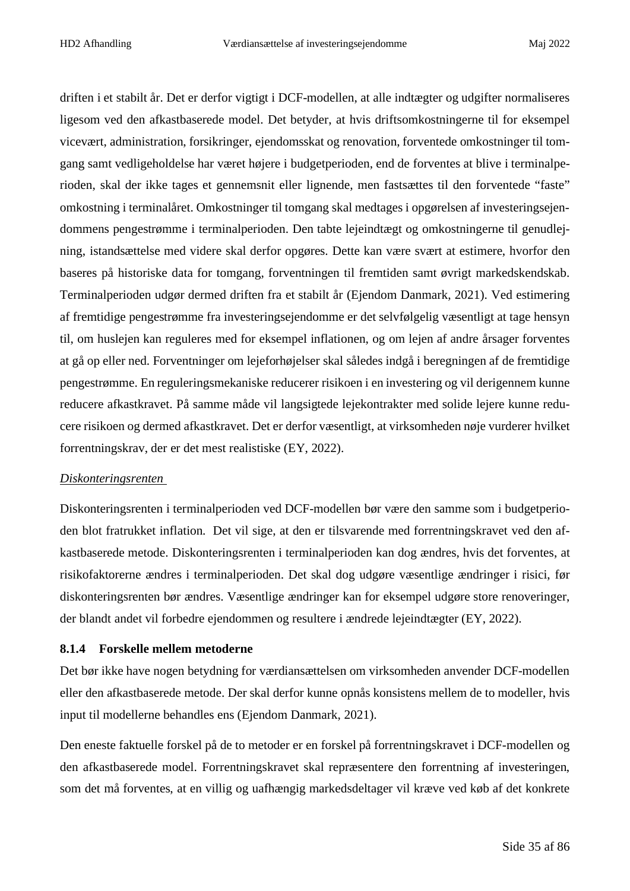driften i et stabilt år. Det er derfor vigtigt i DCF-modellen, at alle indtægter og udgifter normaliseres ligesom ved den afkastbaserede model. Det betyder, at hvis driftsomkostningerne til for eksempel vicevært, administration, forsikringer, ejendomsskat og renovation, forventede omkostninger til tomgang samt vedligeholdelse har været højere i budgetperioden, end de forventes at blive i terminalperioden, skal der ikke tages et gennemsnit eller lignende, men fastsættes til den forventede "faste" omkostning i terminalåret. Omkostninger til tomgang skal medtages i opgørelsen af investeringsejendommens pengestrømme i terminalperioden. Den tabte lejeindtægt og omkostningerne til genudlejning, istandsættelse med videre skal derfor opgøres. Dette kan være svært at estimere, hvorfor den baseres på historiske data for tomgang, forventningen til fremtiden samt øvrigt markedskendskab. Terminalperioden udgør dermed driften fra et stabilt år (Ejendom Danmark, 2021). Ved estimering af fremtidige pengestrømme fra investeringsejendomme er det selvfølgelig væsentligt at tage hensyn til, om huslejen kan reguleres med for eksempel inflationen, og om lejen af andre årsager forventes at gå op eller ned. Forventninger om lejeforhøjelser skal således indgå i beregningen af de fremtidige pengestrømme. En reguleringsmekaniske reducerer risikoen i en investering og vil derigennem kunne reducere afkastkravet. På samme måde vil langsigtede lejekontrakter med solide lejere kunne reducere risikoen og dermed afkastkravet. Det er derfor væsentligt, at virksomheden nøje vurderer hvilket forrentningskrav, der er det mest realistiske (EY, 2022).

*Diskonteringsrenten*

Diskonteringsrenten i terminalperioden ved DCF-modellen bør være den samme som i budgetperioden blot fratrukket inflation. Det vil sige, at den er tilsvarende med forrentningskravet ved den afkastbaserede metode. Diskonteringsrenten i terminalperioden kan dog ændres, hvis det forventes, at risikofaktorerne ændres i terminalperioden. Det skal dog udgøre væsentlige ændringer i risici, før diskonteringsrenten bør ændres. Væsentlige ændringer kan for eksempel udgøre store renoveringer, der blandt andet vil forbedre ejendommen og resultere i ændrede lejeindtægter (EY, 2022).

### 8.1.4 Forskelle mellem metoderne

Det bør ikke have nogen betydning for værdiansættelsen om virksomheden anvender DCF-modellen eller den afkastbaserede metode. Der skal derfor kunne opnås konsistens mellem de to modeller, hvis input til modellerne behandles ens (Ejendom Danmark, 2021).

Den eneste faktuelle forskel på de to metoder er en forskel på forrentningskravet i DCF-modellen og den afkastbaserede model. Forrentningskravet skal repræsentere den forrentning af investeringen, som det må forventes, at en villig og uafhængig markedsdeltager vil kræve ved køb af det konkrete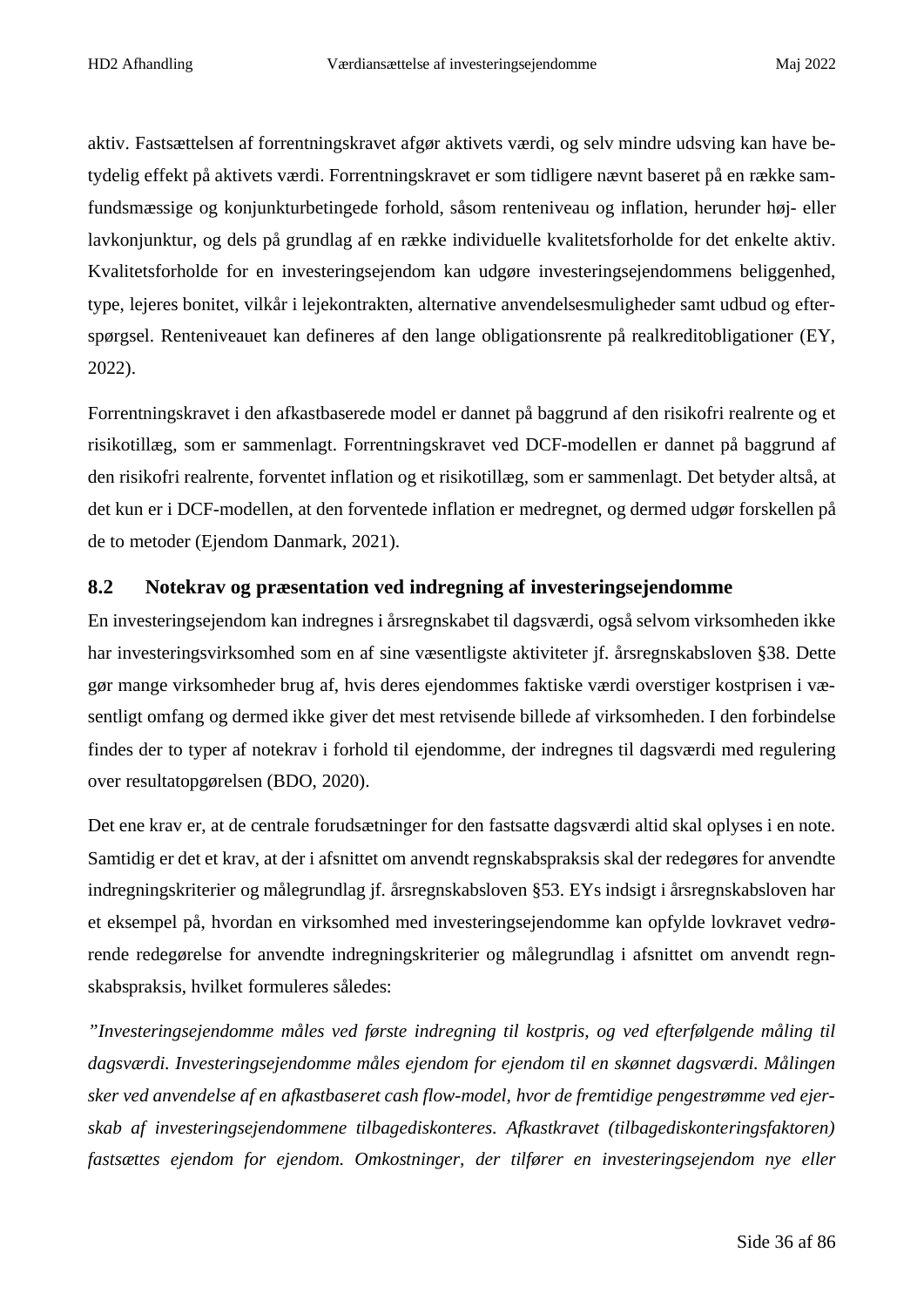aktiv. Fastsættelsen af forrentningskravet afgør aktivets værdi, og selv mindre udsving kan have betydelig effekt på aktivets værdi. Forrentningskravet er som tidligere nævnt baseret på en række samfundsmæssige og konjunkturbetingede forhold, såsom renteniveau og inflation, herunder høj- eller lavkonjunktur, og dels på grundlag af en række individuelle kvalitetsforholde for det enkelte aktiv. Kvalitetsforholde for en investeringsejendom kan udgøre investeringsejendommens beliggenhed, type, lejeres bonitet, vilkår i lejekontrakten, alternative anvendelsesmuligheder samt udbud og efterspørgsel. Renteniveauet kan defineres af den lange obligationsrente på realkreditobligationer (EY, 2022).

Forrentningskravet i den afkastbaserede model er dannet på baggrund af den risikofri realrente og et risikotillæg, som er sammenlagt. Forrentningskravet ved DCF-modellen er dannet på baggrund af den risikofri realrente, forventet inflation og et risikotillæg, som er sammenlagt. Det betyder altså, at det kun er i DCF-modellen, at den forventede inflation er medregnet, og dermed udgør forskellen på de to metoder (Ejendom Danmark, 2021).

## 8.2 Notekrav og præsentation ved indregning af investeringsejendomme

En investeringsejendom kan indregnes i årsregnskabet til dagsværdi, også selvom virksomheden ikke har investeringsvirksomhed som en af sine væsentligste aktiviteter jf. årsregnskabsloven §38. Dette gør mange virksomheder brug af, hvis deres ejendommes faktiske værdi overstiger kostprisen i væsentligt omfang og dermed ikke giver det mest retvisende billede af virksomheden. I den forbindelse findes der to typer af notekrav i forhold til ejendomme, der indregnes til dagsværdi med regulering over resultatopgørelsen (BDO, 2020).

Det ene krav er, at de centrale forudsætninger for den fastsatte dagsværdi altid skal oplyses i en note. Samtidig er det et krav, at der i afsnittet om anvendt regnskabspraksis skal der redegøres for anvendte indregningskriterier og målegrundlag jf. årsregnskabsloven §53. EYs indsigt i årsregnskabsloven har et eksempel på, hvordan en virksomhed med investeringsejendomme kan opfylde lovkravet vedrørende redegørelse for anvendte indregningskriterier og målegrundlag i afsnittet om anvendt regnskabspraksis, hvilket formuleres således:

*"Investeringsejendomme måles ved første indregning til kostpris, og ved efterfølgende måling til dagsværdi. Investeringsejendomme måles ejendom for ejendom til en skønnet dagsværdi. Målingen sker ved anvendelse af en afkastbaseret cash flow-model, hvor de fremtidige pengestrømme ved ejerskab af investeringsejendommene tilbagediskonteres. Afkastkravet (tilbagediskonteringsfaktoren) fastsættes ejendom for ejendom. Omkostninger, der tilfører en investeringsejendom nye eller*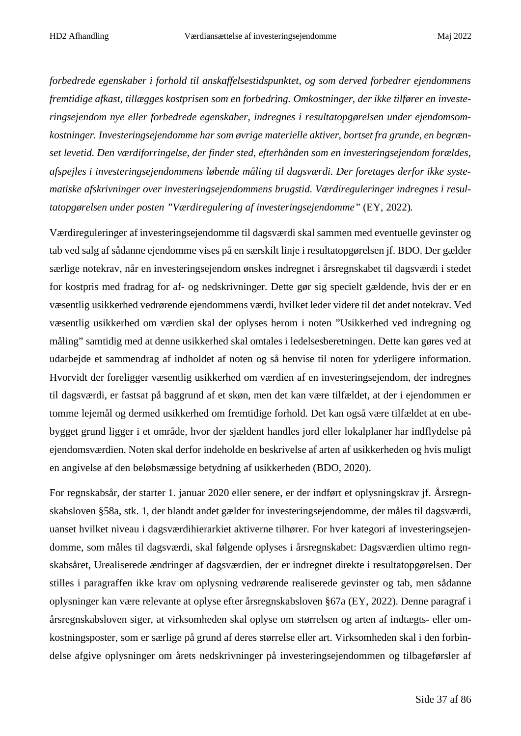*forbedrede egenskaber i forhold til anskaffelsestidspunktet, og som derved forbedrer ejendommens fremtidige afkast, tillægges kostprisen som en forbedring. Omkostninger, der ikke tilfører en investeringsejendom nye eller forbedrede egenskaber, indregnes i resultatopgørelsen under ejendomsomkostninger. Investeringsejendomme har som øvrige materielle aktiver, bortset fra grunde, en begrænset levetid. Den værdiforringelse, der finder sted, efterhånden som en investeringsejendom forældes, afspejles i investeringsejendommens løbende måling til dagsværdi. Der foretages derfor ikke systematiske afskrivninger over investeringsejendommens brugstid. Værdireguleringer indregnes i resultatopgørelsen under posten "Værdiregulering af investeringsejendomme"* (EY, 2022).

Værdireguleringer af investeringsejendomme til dagsværdi skal sammen med eventuelle gevinster og tab ved salg af sådanne ejendomme vises på en særskilt linje i resultatopgørelsen jf. BDO. Der gælder særlige notekrav, når en investeringsejendom ønskes indregnet i årsregnskabet til dagsværdi i stedet for kostpris med fradrag for af- og nedskrivninger. Dette gør sig specielt gældende, hvis der er en væsentlig usikkerhed vedrørende ejendommens værdi, hvilket leder videre til det andet notekrav. Ved væsentlig usikkerhed om værdien skal der oplyses herom i noten "Usikkerhed ved indregning og måling" samtidig med at denne usikkerhed skal omtales i ledelsesberetningen. Dette kan gøres ved at udarbejde et sammendrag af indholdet af noten og så henvise til noten for yderligere information. Hvorvidt der foreligger væsentlig usikkerhed om værdien af en investeringsejendom, der indregnes til dagsværdi, er fastsat på baggrund af et skøn, men det kan være tilfældet, at der i ejendommen er tomme lejemål og dermed usikkerhed om fremtidige forhold. Det kan også være tilfældet at en ubebygget grund ligger i et område, hvor der sjældent handles jord eller lokalplaner har indflydelse på ejendomsværdien. Noten skal derfor indeholde en beskrivelse af arten af usikkerheden og hvis muligt en angivelse af den beløbsmæssige betydning af usikkerheden (BDO, 2020).

For regnskabsår, der starter 1. januar 2020 eller senere, er der indført et oplysningskrav jf. Årsregnskabsloven §58a, stk. 1, der blandt andet gælder for investeringsejendomme, der måles til dagsværdi, uanset hvilket niveau i dagsværdihierarkiet aktiverne tilhører. For hver kategori af investeringsejendomme, som måles til dagsværdi, skal følgende oplyses i årsregnskabet: Dagsværdien ultimo regnskabsåret, Urealiserede ændringer af dagsværdien, der er indregnet direkte i resultatopgørelsen. Der stilles i paragraffen ikke krav om oplysning vedrørende realiserede gevinster og tab, men sådanne oplysninger kan være relevante at oplyse efter årsregnskabsloven §67a (EY, 2022). Denne paragraf i årsregnskabsloven siger, at virksomheden skal oplyse om størrelsen og arten af indtægts- eller omkostningsposter, som er særlige på grund af deres størrelse eller art. Virksomheden skal i den forbindelse afgive oplysninger om årets nedskrivninger på investeringsejendommen og tilbageførsler af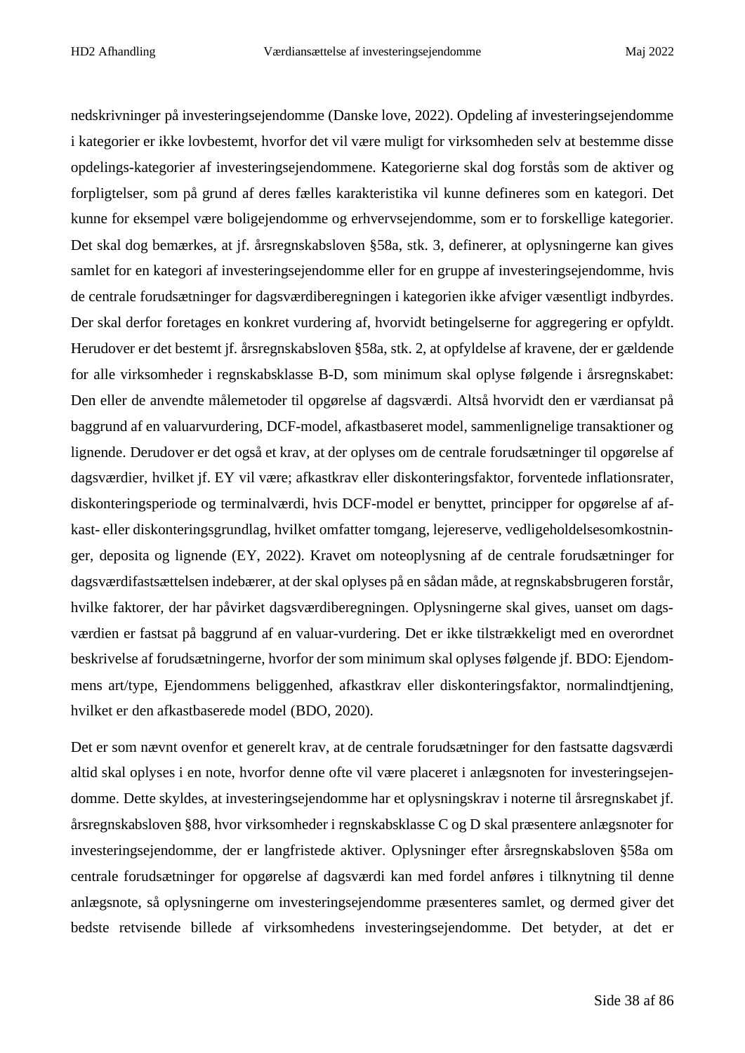nedskrivninger på investeringsejendomme (Danske love, 2022). Opdeling af investeringsejendomme i kategorier er ikke lovbestemt, hvorfor det vil være muligt for virksomheden selv at bestemme disse opdelings-kategorier af investeringsejendommene. Kategorierne skal dog forstås som de aktiver og forpligtelser, som på grund af deres fælles karakteristika vil kunne defineres som en kategori. Det kunne for eksempel være boligejendomme og erhvervsejendomme, som er to forskellige kategorier. Det skal dog bemærkes, at jf. årsregnskabsloven §58a, stk. 3, definerer, at oplysningerne kan gives samlet for en kategori af investeringsejendomme eller for en gruppe af investeringsejendomme, hvis de centrale forudsætninger for dagsværdiberegningen i kategorien ikke afviger væsentligt indbyrdes. Der skal derfor foretages en konkret vurdering af, hvorvidt betingelserne for aggregering er opfyldt. Herudover er det bestemt jf. årsregnskabsloven §58a, stk. 2, at opfyldelse af kravene, der er gældende for alle virksomheder i regnskabsklasse B-D, som minimum skal oplyse følgende i årsregnskabet: Den eller de anvendte målemetoder til opgørelse af dagsværdi. Altså hvorvidt den er værdiansat på baggrund af en valuarvurdering, DCF-model, afkastbaseret model, sammenlignelige transaktioner og lignende. Derudover er det også et krav, at der oplyses om de centrale forudsætninger til opgørelse af dagsværdier, hvilket jf. EY vil være; afkastkrav eller diskonteringsfaktor, forventede inflationsrater, diskonteringsperiode og terminalværdi, hvis DCF-model er benyttet, principper for opgørelse af afkast- eller diskonteringsgrundlag, hvilket omfatter tomgang, lejereserve, vedligeholdelsesomkostninger, deposita og lignende (EY, 2022). Kravet om noteoplysning af de centrale forudsætninger for dagsværdifastsættelsen indebærer, at der skal oplyses på en sådan måde, at regnskabsbrugeren forstår, hvilke faktorer, der har påvirket dagsværdiberegningen. Oplysningerne skal gives, uanset om dagsværdien er fastsat på baggrund af en valuar-vurdering. Det er ikke tilstrækkeligt med en overordnet beskrivelse af forudsætningerne, hvorfor der som minimum skal oplyses følgende jf. BDO: Ejendommens art/type, Ejendommens beliggenhed, afkastkrav eller diskonteringsfaktor, normalindtjening, hvilket er den afkastbaserede model (BDO, 2020).

Det er som nævnt ovenfor et generelt krav, at de centrale forudsætninger for den fastsatte dagsværdi altid skal oplyses i en note, hvorfor denne ofte vil være placeret i anlægsnoten for investeringsejendomme. Dette skyldes, at investeringsejendomme har et oplysningskrav i noterne til årsregnskabet jf. årsregnskabsloven §88, hvor virksomheder i regnskabsklasse C og D skal præsentere anlægsnoter for investeringsejendomme, der er langfristede aktiver. Oplysninger efter årsregnskabsloven §58a om centrale forudsætninger for opgørelse af dagsværdi kan med fordel anføres i tilknytning til denne anlægsnote, så oplysningerne om investeringsejendomme præsenteres samlet, og dermed giver det bedste retvisende billede af virksomhedens investeringsejendomme. Det betyder, at det er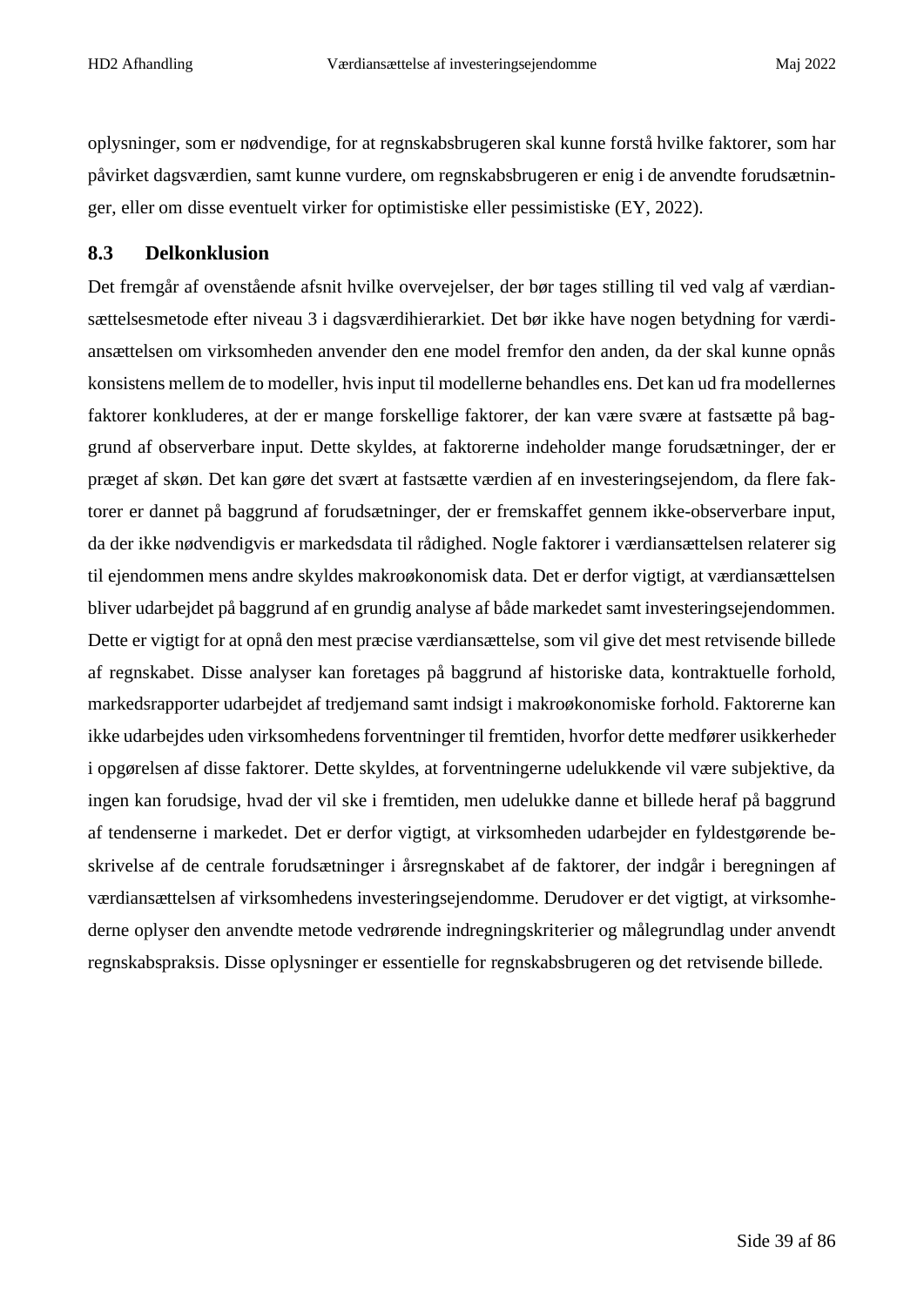oplysninger, som er nødvendige, for at regnskabsbrugeren skal kunne forstå hvilke faktorer, som har påvirket dagsværdien, samt kunne vurdere, om regnskabsbrugeren er enig i de anvendte forudsætninger, eller om disse eventuelt virker for optimistiske eller pessimistiske (EY, 2022).

### 8.3 Delkonklusion

Det fremgår af ovenstående afsnit hvilke overvejelser, der bør tages stilling til ved valg af værdiansættelsesmetode efter niveau 3 i dagsværdihierarkiet. Det bør ikke have nogen betydning for værdiansættelsen om virksomheden anvender den ene model fremfor den anden, da der skal kunne opnås konsistens mellem de to modeller, hvis input til modellerne behandles ens. Det kan ud fra modellernes faktorer konkluderes, at der er mange forskellige faktorer, der kan være svære at fastsætte på baggrund af observerbare input. Dette skyldes, at faktorerne indeholder mange forudsætninger, der er præget af skøn. Det kan gøre det svært at fastsætte værdien af en investeringsejendom, da flere faktorer er dannet på baggrund af forudsætninger, der er fremskaffet gennem ikke-observerbare input, da der ikke nødvendigvis er markedsdata til rådighed. Nogle faktorer i værdiansættelsen relaterer sig til ejendommen mens andre skyldes makroøkonomisk data. Det er derfor vigtigt, at værdiansættelsen bliver udarbejdet på baggrund af en grundig analyse af både markedet samt investeringsejendommen. Dette er vigtigt for at opnå den mest præcise værdiansættelse, som vil give det mest retvisende billede af regnskabet. Disse analyser kan foretages på baggrund af historiske data, kontraktuelle forhold, markedsrapporter udarbejdet af tredjemand samt indsigt i makroøkonomiske forhold. Faktorerne kan ikke udarbejdes uden virksomhedens forventninger til fremtiden, hvorfor dette medfører usikkerheder i opgørelsen af disse faktorer. Dette skyldes, at forventningerne udelukkende vil være subjektive, da ingen kan forudsige, hvad der vil ske i fremtiden, men udelukke danne et billede heraf på baggrund af tendenserne i markedet. Det er derfor vigtigt, at virksomheden udarbejder en fyldestgørende beskrivelse af de centrale forudsætninger i årsregnskabet af de faktorer, der indgår i beregningen af værdiansættelsen af virksomhedens investeringsejendomme. Derudover er det vigtigt, at virksomhederne oplyser den anvendte metode vedrørende indregningskriterier og målegrundlag under anvendt regnskabspraksis. Disse oplysninger er essentielle for regnskabsbrugeren og det retvisende billede.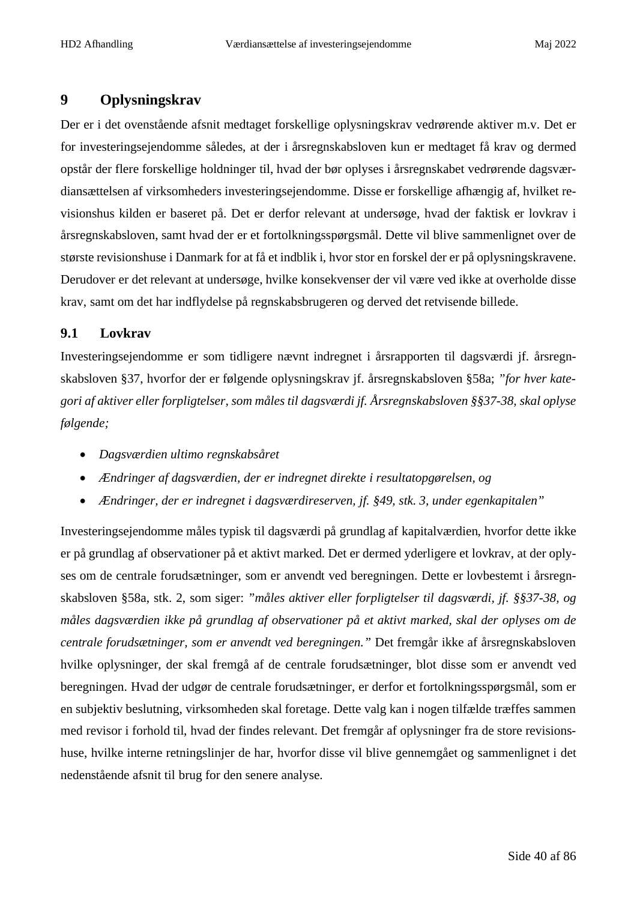# 9 Oplysningskrav

Der er i det ovenstående afsnit medtaget forskellige oplysningskrav vedrørende aktiver m.v. Det er for investeringsejendomme således, at der i årsregnskabsloven kun er medtaget få krav og dermed opstår der flere forskellige holdninger til, hvad der bør oplyses i årsregnskabet vedrørende dagsværdiansættelsen af virksomheders investeringsejendomme. Disse er forskellige afhængig af, hvilket revisionshus kilden er baseret på. Det er derfor relevant at undersøge, hvad der faktisk er lovkrav i årsregnskabsloven, samt hvad der er et fortolkningsspørgsmål. Dette vil blive sammenlignet over de største revisionshuse i Danmark for at få et indblik i, hvor stor en forskel der er på oplysningskravene. Derudover er det relevant at undersøge, hvilke konsekvenser der vil være ved ikke at overholde disse krav, samt om det har indflydelse på regnskabsbrugeren og derved det retvisende billede.

## 9.1 Lovkrav

Investeringsejendomme er som tidligere nævnt indregnet i årsrapporten til dagsværdi jf. årsregnskabsloven §37, hvorfor der er følgende oplysningskrav jf. årsregnskabsloven §58a; *"for hver kategori af aktiver eller forpligtelser, som måles til dagsværdi jf. Årsregnskabsloven §§37-38, skal oplyse følgende;*

- *Dagsværdien ultimo regnskabsåret*
- *Ændringer af dagsværdien, der er indregnet direkte i resultatopgørelsen, og*
- *Ændringer, der er indregnet i dagsværdireserven, jf. §49, stk. 3, under egenkapitalen"*

Investeringsejendomme måles typisk til dagsværdi på grundlag af kapitalværdien, hvorfor dette ikke er på grundlag af observationer på et aktivt marked. Det er dermed yderligere et lovkrav, at der oplyses om de centrale forudsætninger, som er anvendt ved beregningen. Dette er lovbestemt i årsregnskabsloven §58a, stk. 2, som siger: *"måles aktiver eller forpligtelser til dagsværdi, jf. §§37-38, og måles dagsværdien ikke på grundlag af observationer på et aktivt marked, skal der oplyses om de centrale forudsætninger, som er anvendt ved beregningen."* Det fremgår ikke af årsregnskabsloven hvilke oplysninger, der skal fremgå af de centrale forudsætninger, blot disse som er anvendt ved beregningen. Hvad der udgør de centrale forudsætninger, er derfor et fortolkningsspørgsmål, som er en subjektiv beslutning, virksomheden skal foretage. Dette valg kan i nogen tilfælde træffes sammen med revisor i forhold til, hvad der findes relevant. Det fremgår af oplysninger fra de store revisionshuse, hvilke interne retningslinjer de har, hvorfor disse vil blive gennemgået og sammenlignet i det nedenstående afsnit til brug for den senere analyse.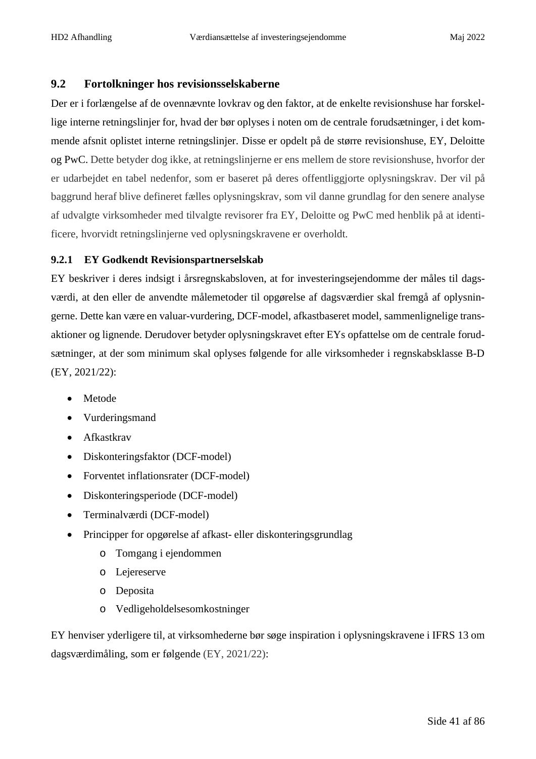## 9.2 Fortolkninger hos revisionsselskaberne

Der er i forlængelse af de ovennævnte lovkrav og den faktor, at de enkelte revisionshuse har forskellige interne retningslinjer for, hvad der bør oplyses i noten om de centrale forudsætninger, i det kommende afsnit oplistet interne retningslinjer. Disse er opdelt på de større revisionshuse, EY, Deloitte og PwC. Dette betyder dog ikke, at retningslinjerne er ens mellem de store revisionshuse, hvorfor der er udarbejdet en tabel nedenfor, som er baseret på deres offentliggjorte oplysningskrav. Der vil på baggrund heraf blive defineret fælles oplysningskrav, som vil danne grundlag for den senere analyse af udvalgte virksomheder med tilvalgte revisorer fra EY, Deloitte og PwC med henblik på at identificere, hvorvidt retningslinjerne ved oplysningskravene er overholdt.

### 9.2.1 EY Godkendt Revisionspartnerselskab

EY beskriver i deres indsigt i årsregnskabsloven, at for investeringsejendomme der måles til dagsværdi, at den eller de anvendte målemetoder til opgørelse af dagsværdier skal fremgå af oplysningerne. Dette kan være en valuar-vurdering, DCF-model, afkastbaseret model, sammenlignelige transaktioner og lignende. Derudover betyder oplysningskravet efter EYs opfattelse om de centrale forudsætninger, at der som minimum skal oplyses følgende for alle virksomheder i regnskabsklasse B-D (EY, 2021/22):

- Metode
- Vurderingsmand
- Afkastkrav
- Diskonteringsfaktor (DCF-model)
- Forventet inflationsrater (DCF-model)
- Diskonteringsperiode (DCF-model)
- Terminalværdi (DCF-model)
- Principper for opgørelse af afkast- eller diskonteringsgrundlag
  - Tomgang i ejendommen
  - Lejereserve
  - Deposita
  - Vedligeholdelsesomkostninger

EY henviser yderligere til, at virksomhederne bør søge inspiration i oplysningskravene i IFRS 13 om dagsværdimåling, som er følgende (EY, 2021/22):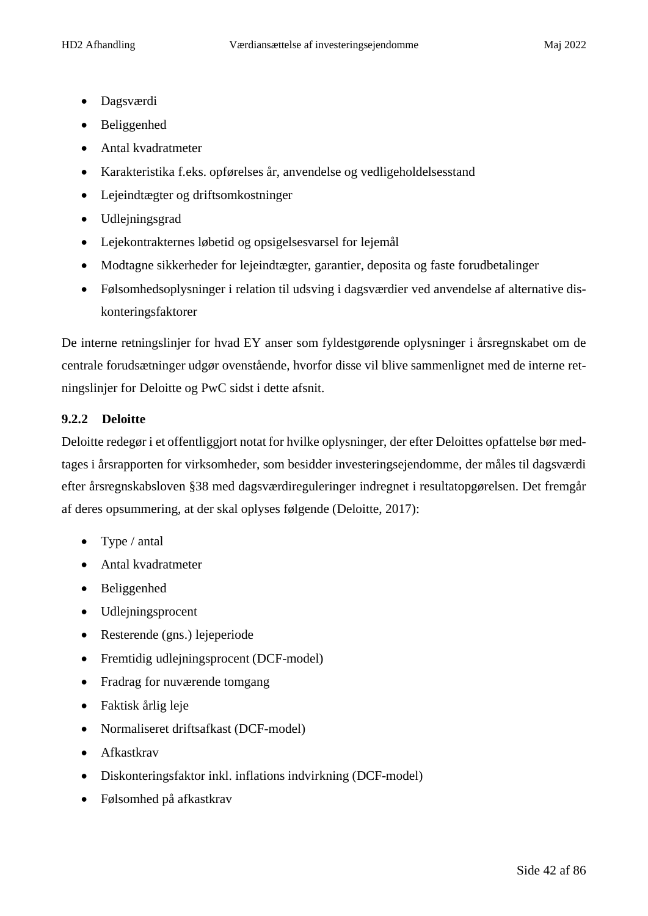- Dagsværdi
- Beliggenhed
- Antal kvadratmeter
- Karakteristika f.eks. opførelses år, anvendelse og vedligeholdelsesstand
- Lejeindtægter og driftsomkostninger
- Udlejningsgrad
- Lejekontrakternes løbetid og opsigelsesvarsel for lejemål
- Modtagne sikkerheder for lejeindtægter, garantier, deposita og faste forudbetalinger
- Følsomhedsoplysninger i relation til udsving i dagsværdier ved anvendelse af alternative diskonteringsfaktorer

De interne retningslinjer for hvad EY anser som fyldestgørende oplysninger i årsregnskabet om de centrale forudsætninger udgør ovenstående, hvorfor disse vil blive sammenlignet med de interne retningslinjer for Deloitte og PwC sidst i dette afsnit.

### 9.2.2 Deloitte

Deloitte redegør i et offentliggjort notat for hvilke oplysninger, der efter Deloittes opfattelse bør medtages i årsrapporten for virksomheder, som besidder investeringsejendomme, der måles til dagsværdi efter årsregnskabsloven §38 med dagsværdireguleringer indregnet i resultatopgørelsen. Det fremgår af deres opsummering, at der skal oplyses følgende (Deloitte, 2017):

- Type / antal
- Antal kvadratmeter
- Beliggenhed
- Udlejningsprocent
- Resterende (gns.) lejeperiode
- Fremtidig udlejningsprocent (DCF-model)
- Fradrag for nuværende tomgang
- Faktisk årlig leje
- Normaliseret driftsafkast (DCF-model)
- Afkastkrav
- Diskonteringsfaktor inkl. inflations indvirkning (DCF-model)
- Følsomhed på afkastkrav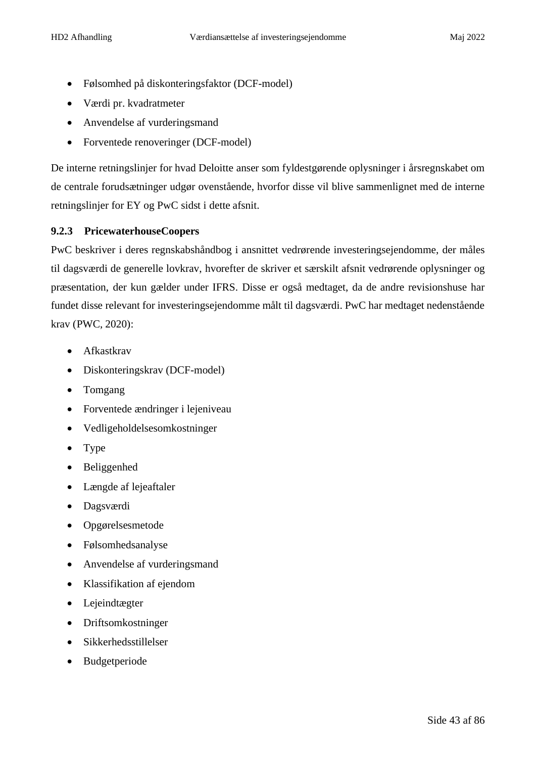- Følsomhed på diskonteringsfaktor (DCF-model)
- Værdi pr. kvadratmeter
- Anvendelse af vurderingsmand
- Forventede renoveringer (DCF-model)

De interne retningslinjer for hvad Deloitte anser som fyldestgørende oplysninger i årsregnskabet om de centrale forudsætninger udgør ovenstående, hvorfor disse vil blive sammenlignet med de interne retningslinjer for EY og PwC sidst i dette afsnit.

### 9.2.3 PricewaterhouseCoopers

PwC beskriver i deres regnskabshåndbog i ansnittet vedrørende investeringsejendomme, der måles til dagsværdi de generelle lovkrav, hvorefter de skriver et særskilt afsnit vedrørende oplysninger og præsentation, der kun gælder under IFRS. Disse er også medtaget, da de andre revisionshuse har fundet disse relevant for investeringsejendomme målt til dagsværdi. PwC har medtaget nedenstående krav (PWC, 2020):

- Afkastkrav
- Diskonteringskrav (DCF-model)
- Tomgang
- Forventede ændringer i lejeniveau
- Vedligeholdelsesomkostninger
- Type
- Beliggenhed
- Længde af lejeaftaler
- Dagsværdi
- Opgørelsesmetode
- Følsomhedsanalyse
- Anvendelse af vurderingsmand
- Klassifikation af ejendom
- Lejeindtægter
- Driftsomkostninger
- Sikkerhedsstillelser
- Budgetperiode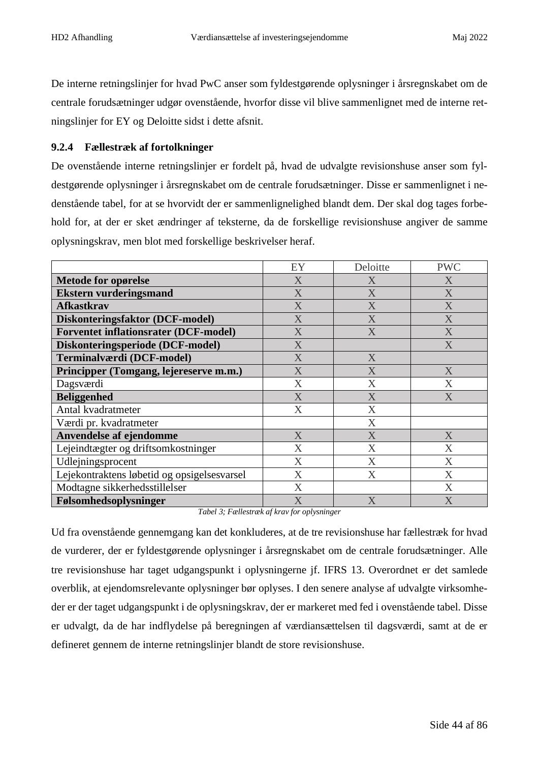De interne retningslinjer for hvad PwC anser som fyldestgørende oplysninger i årsregnskabet om de centrale forudsætninger udgør ovenstående, hvorfor disse vil blive sammenlignet med de interne retningslinjer for EY og Deloitte sidst i dette afsnit.

### 9.2.4 Fællestræk af fortolkninger

De ovenstående interne retningslinjer er fordelt på, hvad de udvalgte revisionshuse anser som fyldestgørende oplysninger i årsregnskabet om de centrale forudsætninger. Disse er sammenlignet i nedenstående tabel, for at se hvorvidt der er sammenlignelighed blandt dem. Der skal dog tages forbehold for, at der er sket ændringer af teksterne, da de forskellige revisionshuse angiver de samme oplysningskrav, men blot med forskellige beskrivelser heraf.

| | EY | Deloitte | PWC |
|---|---|---|---|
| **Metode for opørelse** | X | X | X |
| **Ekstern vurderingsmand** | X | X | X |
| **Afkastkrav** | X | X | X |
| **Diskonteringsfaktor (DCF-model)** | X | X | X |
| **Forventet inflationsrater (DCF-model)** | X | X | X |
| **Diskonteringsperiode (DCF-model)** | X | | X |
| **Terminalværdi (DCF-model)** | X | X | |
| **Principper (Tomgang, lejereserve m.m.)** | X | X | X |
| Dagsværdi | X | X | X |
| **Beliggenhed** | X | X | X |
| Antal kvadratmeter | X | X | |
| Værdi pr. kvadratmeter | | X | |
| **Anvendelse af ejendomme** | X | X | X |
| Lejeindtægter og driftsomkostninger | X | X | X |
| Udlejningsprocent | X | X | X |
| Lejekontraktens løbetid og opsigelsesvarsel | X | X | X |
| Modtagne sikkerhedsstillelser | X | | X |
| **Følsomhedsoplysninger** | X | X | X |

*Tabel 3; Fællestræk af krav for oplysninger*

Ud fra ovenstående gennemgang kan det konkluderes, at de tre revisionshuse har fællestræk for hvad de vurderer, der er fyldestgørende oplysninger i årsregnskabet om de centrale forudsætninger. Alle tre revisionshuse har taget udgangspunkt i oplysningerne jf. IFRS 13. Overordnet er det samlede overblik, at ejendomsrelevante oplysninger bør oplyses. I den senere analyse af udvalgte virksomheder er der taget udgangspunkt i de oplysningskrav, der er markeret med fed i ovenstående tabel. Disse er udvalgt, da de har indflydelse på beregningen af værdiansættelsen til dagsværdi, samt at de er defineret gennem de interne retningslinjer blandt de store revisionshuse.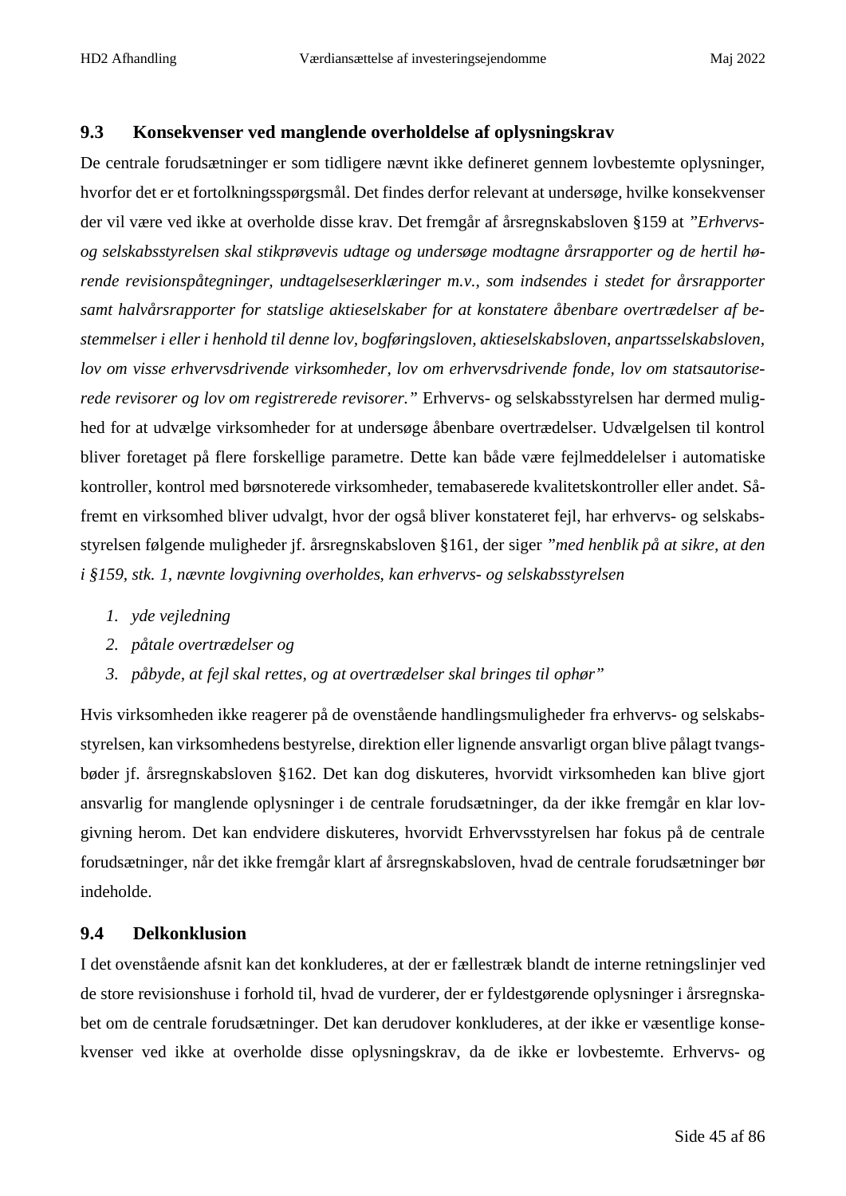## 9.3 Konsekvenser ved manglende overholdelse af oplysningskrav

De centrale forudsætninger er som tidligere nævnt ikke defineret gennem lovbestemte oplysninger, hvorfor det er et fortolkningsspørgsmål. Det findes derfor relevant at undersøge, hvilke konsekvenser der vil være ved ikke at overholde disse krav. Det fremgår af årsregnskabsloven §159 at *"Erhvervs- og selskabsstyrelsen skal stikprøvevis udtage og undersøge modtagne årsrapporter og de hertil hørende revisionspåtegninger, undtagelseserklæringer m.v., som indsendes i stedet for årsrapporter samt halvårsrapporter for statslige aktieselskaber for at konstatere åbenbare overtrædelser af bestemmelser i eller i henhold til denne lov, bogføringsloven, aktieselskabsloven, anpartsselskabsloven, lov om visse erhvervsdrivende virksomheder, lov om erhvervsdrivende fonde, lov om statsautoriserede revisorer og lov om registrerede revisorer."* Erhvervs- og selskabsstyrelsen har dermed mulighed for at udvælge virksomheder for at undersøge åbenbare overtrædelser. Udvælgelsen til kontrol bliver foretaget på flere forskellige parametre. Dette kan både være fejlmeddelelser i automatiske kontroller, kontrol med børsnoterede virksomheder, temabaserede kvalitetskontroller eller andet. Såfremt en virksomhed bliver udvalgt, hvor der også bliver konstateret fejl, har erhvervs- og selskabsstyrelsen følgende muligheder jf. årsregnskabsloven §161, der siger *"med henblik på at sikre, at den i §159, stk. 1, nævnte lovgivning overholdes, kan erhvervs- og selskabsstyrelsen*

1. *yde vejledning*
2. *påtale overtrædelser og*
3. *påbyde, at fejl skal rettes, og at overtrædelser skal bringes til ophør"*

Hvis virksomheden ikke reagerer på de ovenstående handlingsmuligheder fra erhvervs- og selskabsstyrelsen, kan virksomhedens bestyrelse, direktion eller lignende ansvarligt organ blive pålagt tvangsbøder jf. årsregnskabsloven §162. Det kan dog diskuteres, hvorvidt virksomheden kan blive gjort ansvarlig for manglende oplysninger i de centrale forudsætninger, da der ikke fremgår en klar lovgivning herom. Det kan endvidere diskuteres, hvorvidt Erhvervsstyrelsen har fokus på de centrale forudsætninger, når det ikke fremgår klart af årsregnskabsloven, hvad de centrale forudsætninger bør indeholde.

## 9.4 Delkonklusion

I det ovenstående afsnit kan det konkluderes, at der er fællestræk blandt de interne retningslinjer ved de store revisionshuse i forhold til, hvad de vurderer, der er fyldestgørende oplysninger i årsregnskabet om de centrale forudsætninger. Det kan derudover konkluderes, at der ikke er væsentlige konsekvenser ved ikke at overholde disse oplysningskrav, da de ikke er lovbestemte. Erhvervs- og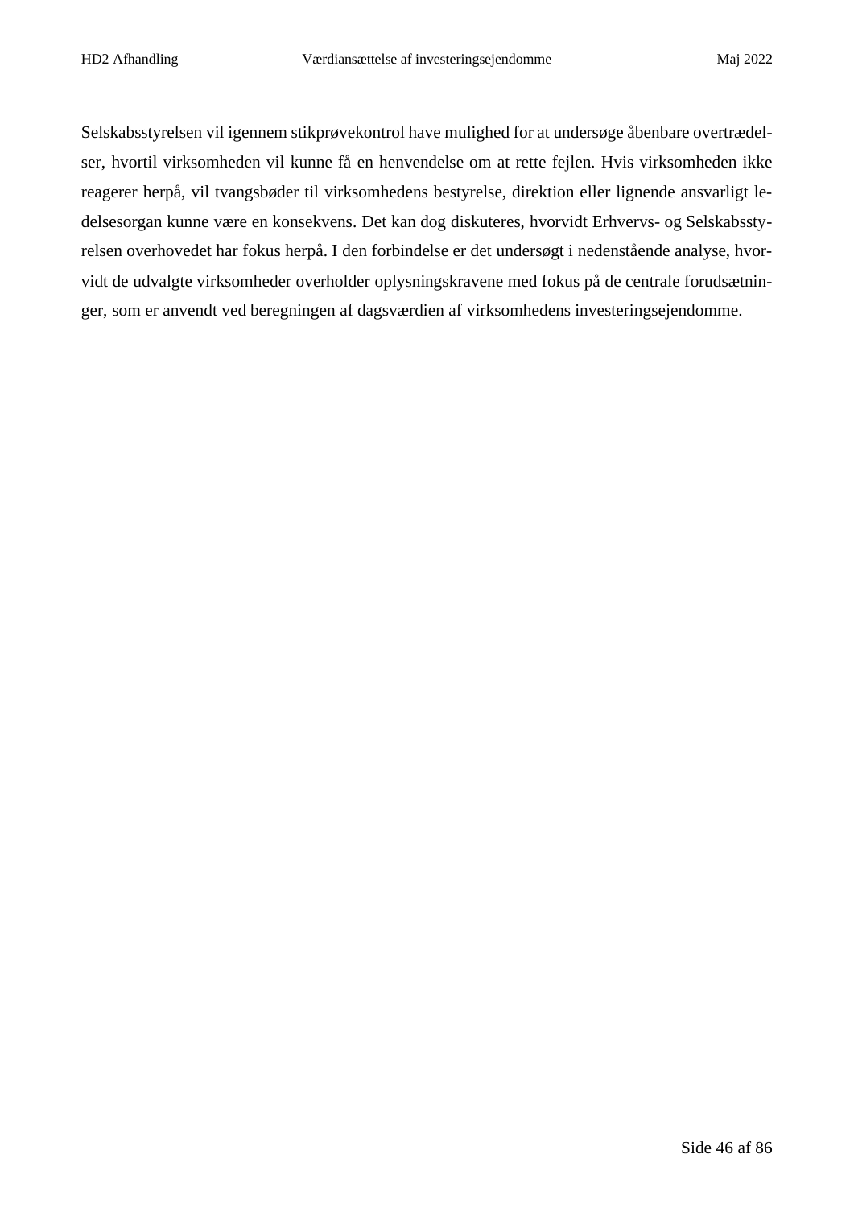Selskabsstyrelsen vil igennem stikprøvekontrol have mulighed for at undersøge åbenbare overtrædelser, hvortil virksomheden vil kunne få en henvendelse om at rette fejlen. Hvis virksomheden ikke reagerer herpå, vil tvangsbøder til virksomhedens bestyrelse, direktion eller lignende ansvarligt ledelsesorgan kunne være en konsekvens. Det kan dog diskuteres, hvorvidt Erhvervs- og Selskabsstyrelsen overhovedet har fokus herpå. I den forbindelse er det undersøgt i nedenstående analyse, hvorvidt de udvalgte virksomheder overholder oplysningskravene med fokus på de centrale forudsætninger, som er anvendt ved beregningen af dagsværdien af virksomhedens investeringsejendomme.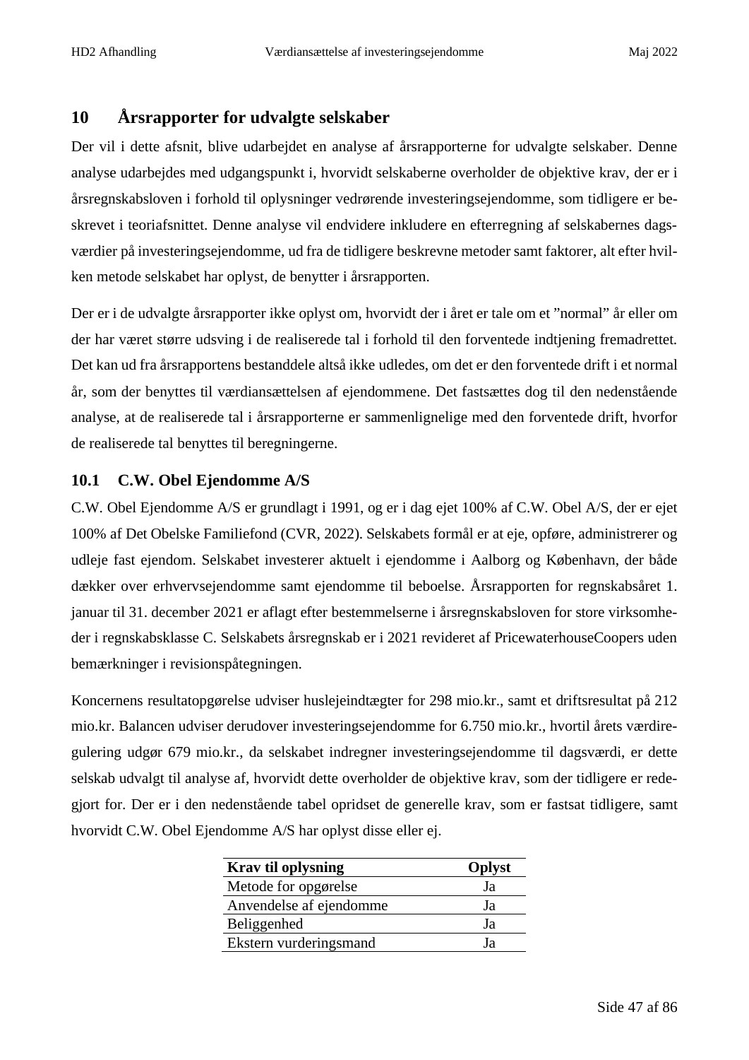# 10 Årsrapporter for udvalgte selskaber

Der vil i dette afsnit, blive udarbejdet en analyse af årsrapporterne for udvalgte selskaber. Denne analyse udarbejdes med udgangspunkt i, hvorvidt selskaberne overholder de objektive krav, der er i årsregnskabsloven i forhold til oplysninger vedrørende investeringsejendomme, som tidligere er beskrevet i teoriafsnittet. Denne analyse vil endvidere inkludere en efterregning af selskabernes dagsværdier på investeringsejendomme, ud fra de tidligere beskrevne metoder samt faktorer, alt efter hvilken metode selskabet har oplyst, de benytter i årsrapporten.

Der er i de udvalgte årsrapporter ikke oplyst om, hvorvidt der i året er tale om et "normal" år eller om der har været større udsving i de realiserede tal i forhold til den forventede indtjening fremadrettet. Det kan ud fra årsrapportens bestanddele altså ikke udledes, om det er den forventede drift i et normal år, som der benyttes til værdiansættelsen af ejendommene. Det fastsættes dog til den nedenstående analyse, at de realiserede tal i årsrapporterne er sammenlignelige med den forventede drift, hvorfor de realiserede tal benyttes til beregningerne.

## 10.1 C.W. Obel Ejendomme A/S

C.W. Obel Ejendomme A/S er grundlagt i 1991, og er i dag ejet 100% af C.W. Obel A/S, der er ejet 100% af Det Obelske Familiefond (CVR, 2022). Selskabets formål er at eje, opføre, administrerer og udleje fast ejendom. Selskabet investerer aktuelt i ejendomme i Aalborg og København, der både dækker over erhvervsejendomme samt ejendomme til beboelse. Årsrapporten for regnskabsåret 1. januar til 31. december 2021 er aflagt efter bestemmelserne i årsregnskabsloven for store virksomheder i regnskabsklasse C. Selskabets årsregnskab er i 2021 revideret af PricewaterhouseCoopers uden bemærkninger i revisionspåtegningen.

Koncernens resultatopgørelse udviser huslejeindtægter for 298 mio.kr., samt et driftsresultat på 212 mio.kr. Balancen udviser derudover investeringsejendomme for 6.750 mio.kr., hvortil årets værdiregulering udgør 679 mio.kr., da selskabet indregner investeringsejendomme til dagsværdi, er dette selskab udvalgt til analyse af, hvorvidt dette overholder de objektive krav, som der tidligere er redegjort for. Der er i den nedenstående tabel opridset de generelle krav, som er fastsat tidligere, samt hvorvidt C.W. Obel Ejendomme A/S har oplyst disse eller ej.

| Krav til oplysning | Oplyst |
|---|---|
| Metode for opgørelse | Ja |
| Anvendelse af ejendomme | Ja |
| Beliggenhed | Ja |
| Ekstern vurderingsmand | Ja |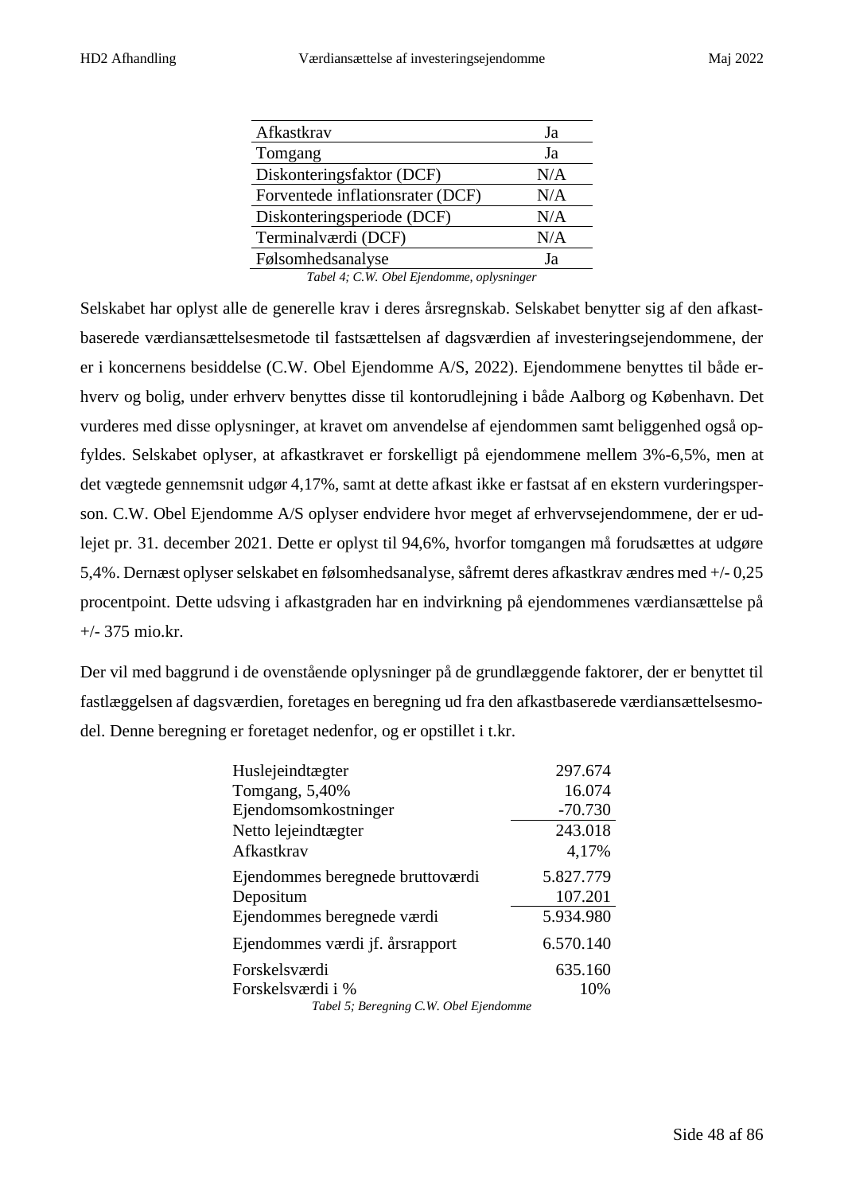| | |
|---|---|
| Afkastkrav | Ja |
| Tomgang | Ja |
| Diskonteringsfaktor (DCF) | N/A |
| Forventede inflationsrater (DCF) | N/A |
| Diskonteringsperiode (DCF) | N/A |
| Terminalværdi (DCF) | N/A |
| Følsomhedsanalyse | Ja |

*Tabel 4; C.W. Obel Ejendomme, oplysninger*

Selskabet har oplyst alle de generelle krav i deres årsregnskab. Selskabet benytter sig af den afkastbaserede værdiansættelsesmetode til fastsættelsen af dagsværdien af investeringsejendommene, der er i koncernens besiddelse (C.W. Obel Ejendomme A/S, 2022). Ejendommene benyttes til både erhverv og bolig, under erhverv benyttes disse til kontorudlejning i både Aalborg og København. Det vurderes med disse oplysninger, at kravet om anvendelse af ejendommen samt beliggenhed også opfyldes. Selskabet oplyser, at afkastkravet er forskelligt på ejendommene mellem 3%-6,5%, men at det vægtede gennemsnit udgør 4,17%, samt at dette afkast ikke er fastsat af en ekstern vurderingsperson. C.W. Obel Ejendomme A/S oplyser endvidere hvor meget af erhvervsejendommene, der er udlejet pr. 31. december 2021. Dette er oplyst til 94,6%, hvorfor tomgangen må forudsættes at udgøre 5,4%. Dernæst oplyser selskabet en følsomhedsanalyse, såfremt deres afkastkrav ændres med +/- 0,25 procentpoint. Dette udsving i afkastgraden har en indvirkning på ejendommenes værdiansættelse på +/- 375 mio.kr.

Der vil med baggrund i de ovenstående oplysninger på de grundlæggende faktorer, der er benyttet til fastlæggelsen af dagsværdien, foretages en beregning ud fra den afkastbaserede værdiansættelsesmodel. Denne beregning er foretaget nedenfor, og er opstillet i t.kr.

| | |
|---|---:|
| Huslejeindtægter | 297.674 |
| Tomgang, 5,40% | 16.074 |
| Ejendomsomkostninger | -70.730 |
| Netto lejeindtægter | 243.018 |
| Afkastkrav | 4,17% |
| Ejendommes beregnede bruttoværdi | 5.827.779 |
| Depositum | 107.201 |
| Ejendommes beregnede værdi | 5.934.980 |
| Ejendommes værdi jf. årsrapport | 6.570.140 |
| Forskelsværdi | 635.160 |
| Forskelsværdi i % | 10% |

*Tabel 5; Beregning C.W. Obel Ejendomme*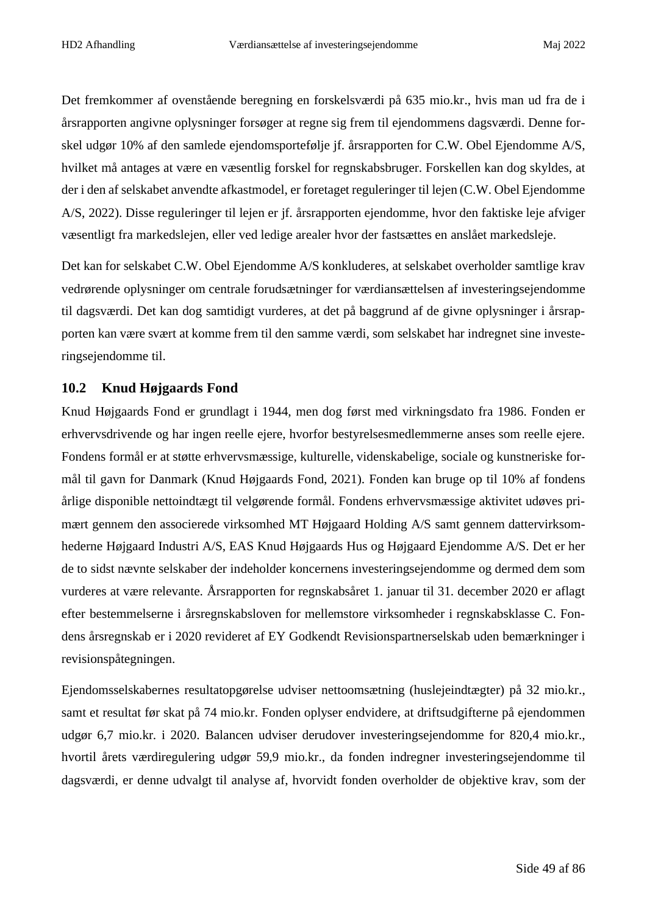Det fremkommer af ovenstående beregning en forskelsværdi på 635 mio.kr., hvis man ud fra de i årsrapporten angivne oplysninger forsøger at regne sig frem til ejendommens dagsværdi. Denne forskel udgør 10% af den samlede ejendomsportefølje jf. årsrapporten for C.W. Obel Ejendomme A/S, hvilket må antages at være en væsentlig forskel for regnskabsbruger. Forskellen kan dog skyldes, at der i den af selskabet anvendte afkastmodel, er foretaget reguleringer til lejen (C.W. Obel Ejendomme A/S, 2022). Disse reguleringer til lejen er jf. årsrapporten ejendomme, hvor den faktiske leje afviger væsentligt fra markedslejen, eller ved ledige arealer hvor der fastsættes en anslået markedsleje.

Det kan for selskabet C.W. Obel Ejendomme A/S konkluderes, at selskabet overholder samtlige krav vedrørende oplysninger om centrale forudsætninger for værdiansættelsen af investeringsejendomme til dagsværdi. Det kan dog samtidigt vurderes, at det på baggrund af de givne oplysninger i årsrapporten kan være svært at komme frem til den samme værdi, som selskabet har indregnet sine investeringsejendomme til.

## 10.2 Knud Højgaards Fond

Knud Højgaards Fond er grundlagt i 1944, men dog først med virkningsdato fra 1986. Fonden er erhvervsdrivende og har ingen reelle ejere, hvorfor bestyrelsesmedlemmerne anses som reelle ejere. Fondens formål er at støtte erhvervsmæssige, kulturelle, videnskabelige, sociale og kunstneriske formål til gavn for Danmark (Knud Højgaards Fond, 2021). Fonden kan bruge op til 10% af fondens årlige disponible nettoindtægt til velgørende formål. Fondens erhvervsmæssige aktivitet udøves primært gennem den associerede virksomhed MT Højgaard Holding A/S samt gennem dattervirksomhederne Højgaard Industri A/S, EAS Knud Højgaards Hus og Højgaard Ejendomme A/S. Det er her de to sidst nævnte selskaber der indeholder koncernens investeringsejendomme og dermed dem som vurderes at være relevante. Årsrapporten for regnskabsåret 1. januar til 31. december 2020 er aflagt efter bestemmelserne i årsregnskabsloven for mellemstore virksomheder i regnskabsklasse C. Fondens årsregnskab er i 2020 revideret af EY Godkendt Revisionspartnerselskab uden bemærkninger i revisionspåtegningen.

Ejendomsselskabernes resultatopgørelse udviser nettoomsætning (huslejeindtægter) på 32 mio.kr., samt et resultat før skat på 74 mio.kr. Fonden oplyser endvidere, at driftsudgifterne på ejendommen udgør 6,7 mio.kr. i 2020. Balancen udviser derudover investeringsejendomme for 820,4 mio.kr., hvortil årets værdiregulering udgør 59,9 mio.kr., da fonden indregner investeringsejendomme til dagsværdi, er denne udvalgt til analyse af, hvorvidt fonden overholder de objektive krav, som der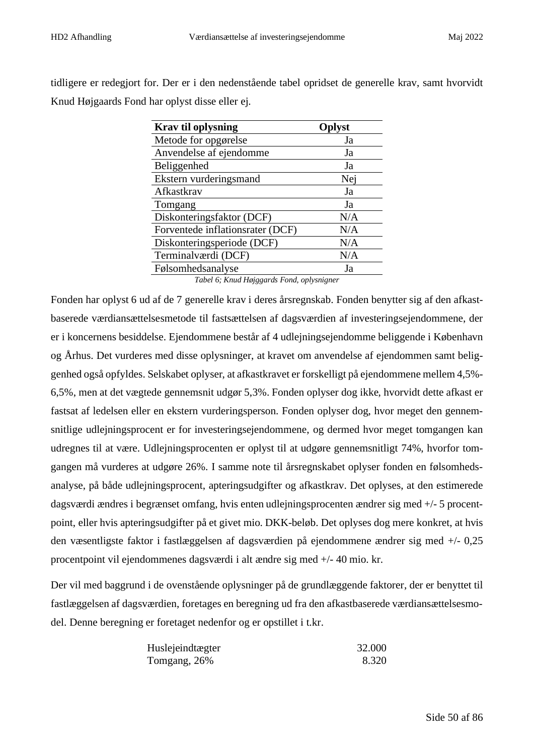tidligere er redegjort for. Der er i den nedenstående tabel opridset de generelle krav, samt hvorvidt Knud Højgaards Fond har oplyst disse eller ej.

| Krav til oplysning | Oplyst |
|---|---|
| Metode for opgørelse | Ja |
| Anvendelse af ejendomme | Ja |
| Beliggenhed | Ja |
| Ekstern vurderingsmand | Nej |
| Afkastkrav | Ja |
| Tomgang | Ja |
| Diskonteringsfaktor (DCF) | N/A |
| Forventede inflationsrater (DCF) | N/A |
| Diskonteringsperiode (DCF) | N/A |
| Terminalværdi (DCF) | N/A |
| Følsomhedsanalyse | Ja |

*Tabel 6; Knud Højggards Fond, oplysnigner*

Fonden har oplyst 6 ud af de 7 generelle krav i deres årsregnskab. Fonden benytter sig af den afkastbaserede værdiansættelsesmetode til fastsættelsen af dagsværdien af investeringsejendommene, der er i koncernens besiddelse. Ejendommene består af 4 udlejningsejendomme beliggende i København og Århus. Det vurderes med disse oplysninger, at kravet om anvendelse af ejendommen samt beliggenhed også opfyldes. Selskabet oplyser, at afkastkravet er forskelligt på ejendommene mellem 4,5%-6,5%, men at det vægtede gennemsnit udgør 5,3%. Fonden oplyser dog ikke, hvorvidt dette afkast er fastsat af ledelsen eller en ekstern vurderingsperson. Fonden oplyser dog, hvor meget den gennemsnitlige udlejningsprocent er for investeringsejendommene, og dermed hvor meget tomgangen kan udregnes til at være. Udlejningsprocenten er oplyst til at udgøre gennemsnitligt 74%, hvorfor tomgangen må vurderes at udgøre 26%. I samme note til årsregnskabet oplyser fonden en følsomhedsanalyse, på både udlejningsprocent, apteringsudgifter og afkastkrav. Det oplyses, at den estimerede dagsværdi ændres i begrænset omfang, hvis enten udlejningsprocenten ændrer sig med +/- 5 procentpoint, eller hvis apteringsudgifter på et givet mio. DKK-beløb. Det oplyses dog mere konkret, at hvis den væsentligste faktor i fastlæggelsen af dagsværdien på ejendommene ændrer sig med +/- 0,25 procentpoint vil ejendommenes dagsværdi i alt ændre sig med +/- 40 mio. kr.

Der vil med baggrund i de ovenstående oplysninger på de grundlæggende faktorer, der er benyttet til fastlæggelsen af dagsværdien, foretages en beregning ud fra den afkastbaserede værdiansættelsesmodel. Denne beregning er foretaget nedenfor og er opstillet i t.kr.

| | |
|---|---|
| Huslejeindtægter | 32.000 |
| Tomgang, 26% | 8.320 |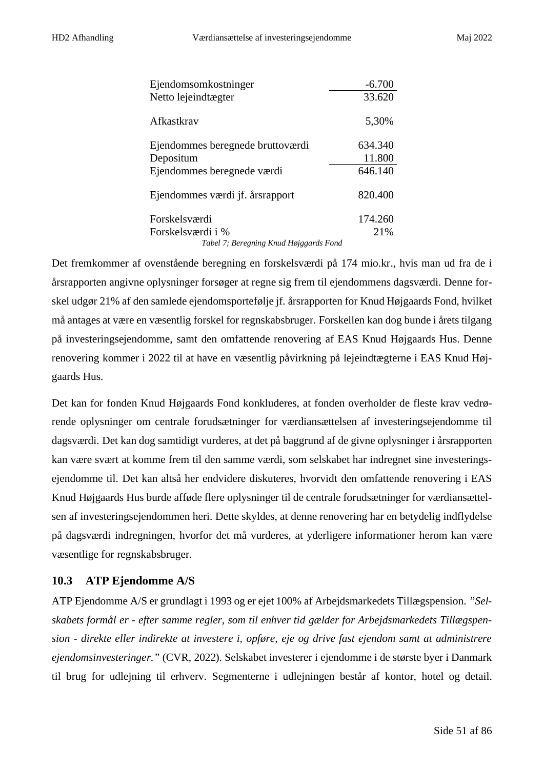| | |
|---|---|
| Ejendomsomkostninger | -6.700 |
| Netto lejeindtægter | 33.620 |
| | |
| Afkastkrav | 5,30% |
| | |
| Ejendommes beregnede bruttoværdi | 634.340 |
| Depositum | 11.800 |
| Ejendommes beregnede værdi | 646.140 |
| | |
| Ejendommes værdi jf. årsrapport | 820.400 |
| | |
| Forskelsværdi | 174.260 |
| Forskelsværdi i % | 21% |

*Tabel 7; Beregning Knud Højggards Fond*

Det fremkommer af ovenstående beregning en forskelsværdi på 174 mio.kr., hvis man ud fra de i årsrapporten angivne oplysninger forsøger at regne sig frem til ejendommens dagsværdi. Denne forskel udgør 21% af den samlede ejendomsportefølje jf. årsrapporten for Knud Højgaards Fond, hvilket må antages at være en væsentlig forskel for regnskabsbruger. Forskellen kan dog bunde i årets tilgang på investeringsejendomme, samt den omfattende renovering af EAS Knud Højgaards Hus. Denne renovering kommer i 2022 til at have en væsentlig påvirkning på lejeindtægterne i EAS Knud Højgaards Hus.

Det kan for fonden Knud Højgaards Fond konkluderes, at fonden overholder de fleste krav vedrørende oplysninger om centrale forudsætninger for værdiansættelsen af investeringsejendomme til dagsværdi. Det kan dog samtidigt vurderes, at det på baggrund af de givne oplysninger i årsrapporten kan være svært at komme frem til den samme værdi, som selskabet har indregnet sine investeringsejendomme til. Det kan altså her endvidere diskuteres, hvorvidt den omfattende renovering i EAS Knud Højgaards Hus burde afføde flere oplysninger til de centrale forudsætninger for værdiansættelsen af investeringsejendommen heri. Dette skyldes, at denne renovering har en betydelig indflydelse på dagsværdi indregningen, hvorfor det må vurderes, at yderligere informationer herom kan være væsentlige for regnskabsbruger.

## 10.3 ATP Ejendomme A/S

ATP Ejendomme A/S er grundlagt i 1993 og er ejet 100% af Arbejdsmarkedets Tillægspension. *"Selskabets formål er - efter samme regler, som til enhver tid gælder for Arbejdsmarkedets Tillægspension - direkte eller indirekte at investere i, opføre, eje og drive fast ejendom samt at administrere ejendomsinvesteringer."* (CVR, 2022). Selskabet investerer i ejendomme i de største byer i Danmark til brug for udlejning til erhverv. Segmenterne i udlejningen består af kontor, hotel og detail.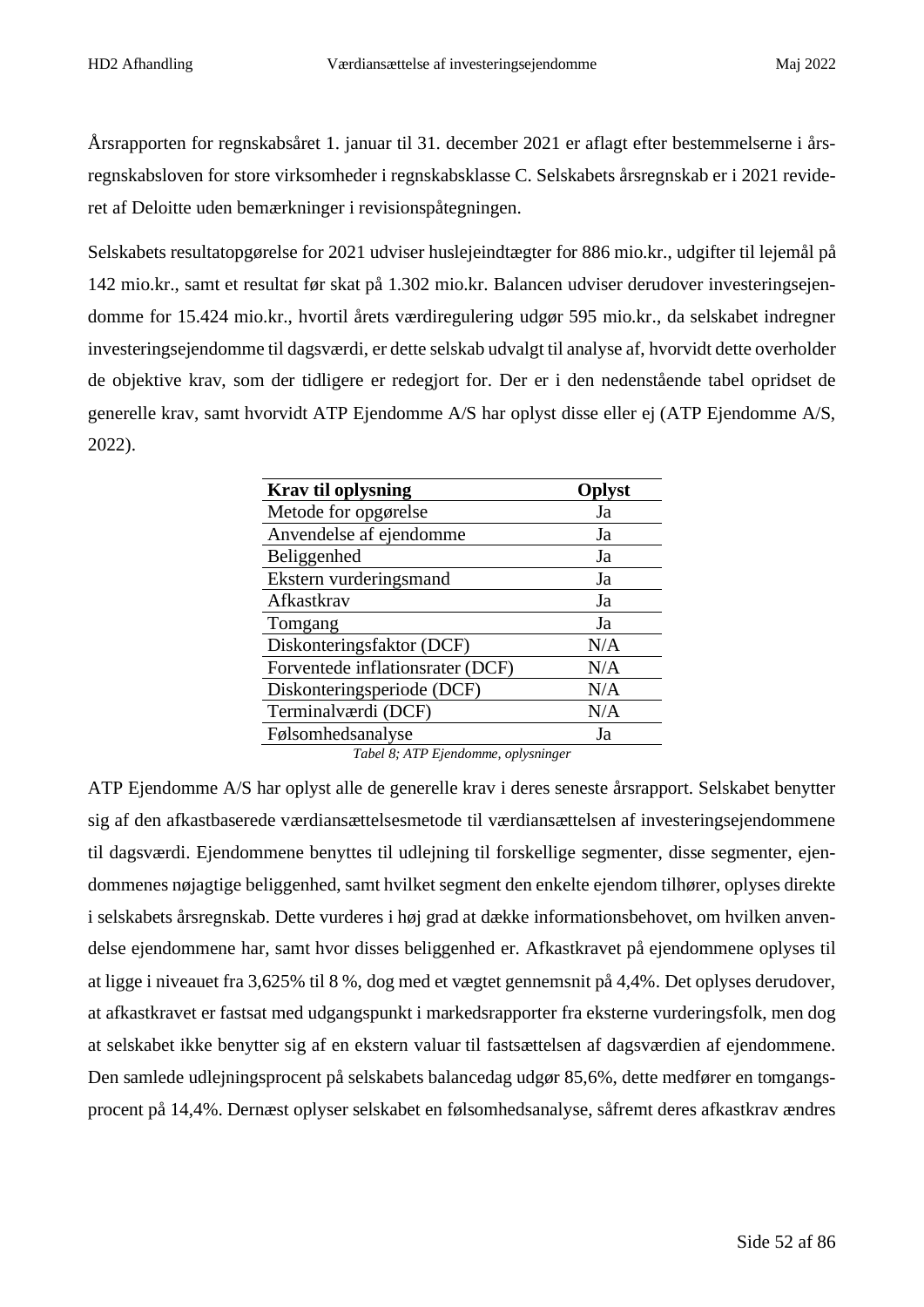Årsrapporten for regnskabsåret 1. januar til 31. december 2021 er aflagt efter bestemmelserne i årsregnskabsloven for store virksomheder i regnskabsklasse C. Selskabets årsregnskab er i 2021 revideret af Deloitte uden bemærkninger i revisionspåtegningen.

Selskabets resultatopgørelse for 2021 udviser huslejeindtægter for 886 mio.kr., udgifter til lejemål på 142 mio.kr., samt et resultat før skat på 1.302 mio.kr. Balancen udviser derudover investeringsejendomme for 15.424 mio.kr., hvortil årets værdiregulering udgør 595 mio.kr., da selskabet indregner investeringsejendomme til dagsværdi, er dette selskab udvalgt til analyse af, hvorvidt dette overholder de objektive krav, som der tidligere er redegjort for. Der er i den nedenstående tabel opridset de generelle krav, samt hvorvidt ATP Ejendomme A/S har oplyst disse eller ej (ATP Ejendomme A/S, 2022).

| Krav til oplysning | Oplyst |
|---|---|
| Metode for opgørelse | Ja |
| Anvendelse af ejendomme | Ja |
| Beliggenhed | Ja |
| Ekstern vurderingsmand | Ja |
| Afkastkrav | Ja |
| Tomgang | Ja |
| Diskonteringsfaktor (DCF) | N/A |
| Forventede inflationsrater (DCF) | N/A |
| Diskonteringsperiode (DCF) | N/A |
| Terminalværdi (DCF) | N/A |
| Følsomhedsanalyse | Ja |

*Tabel 8; ATP Ejendomme, oplysninger*

ATP Ejendomme A/S har oplyst alle de generelle krav i deres seneste årsrapport. Selskabet benytter sig af den afkastbaserede værdiansættelsesmetode til værdiansættelsen af investeringsejendommene til dagsværdi. Ejendommene benyttes til udlejning til forskellige segmenter, disse segmenter, ejendommenes nøjagtige beliggenhed, samt hvilket segment den enkelte ejendom tilhører, oplyses direkte i selskabets årsregnskab. Dette vurderes i høj grad at dække informationsbehovet, om hvilken anvendelse ejendommene har, samt hvor disses beliggenhed er. Afkastkravet på ejendommene oplyses til at ligge i niveauet fra 3,625% til 8 %, dog med et vægtet gennemsnit på 4,4%. Det oplyses derudover, at afkastkravet er fastsat med udgangspunkt i markedsrapporter fra eksterne vurderingsfolk, men dog at selskabet ikke benytter sig af en ekstern valuar til fastsættelsen af dagsværdien af ejendommene. Den samlede udlejningsprocent på selskabets balancedag udgør 85,6%, dette medfører en tomgangsprocent på 14,4%. Dernæst oplyser selskabet en følsomhedsanalyse, såfremt deres afkastkrav ændres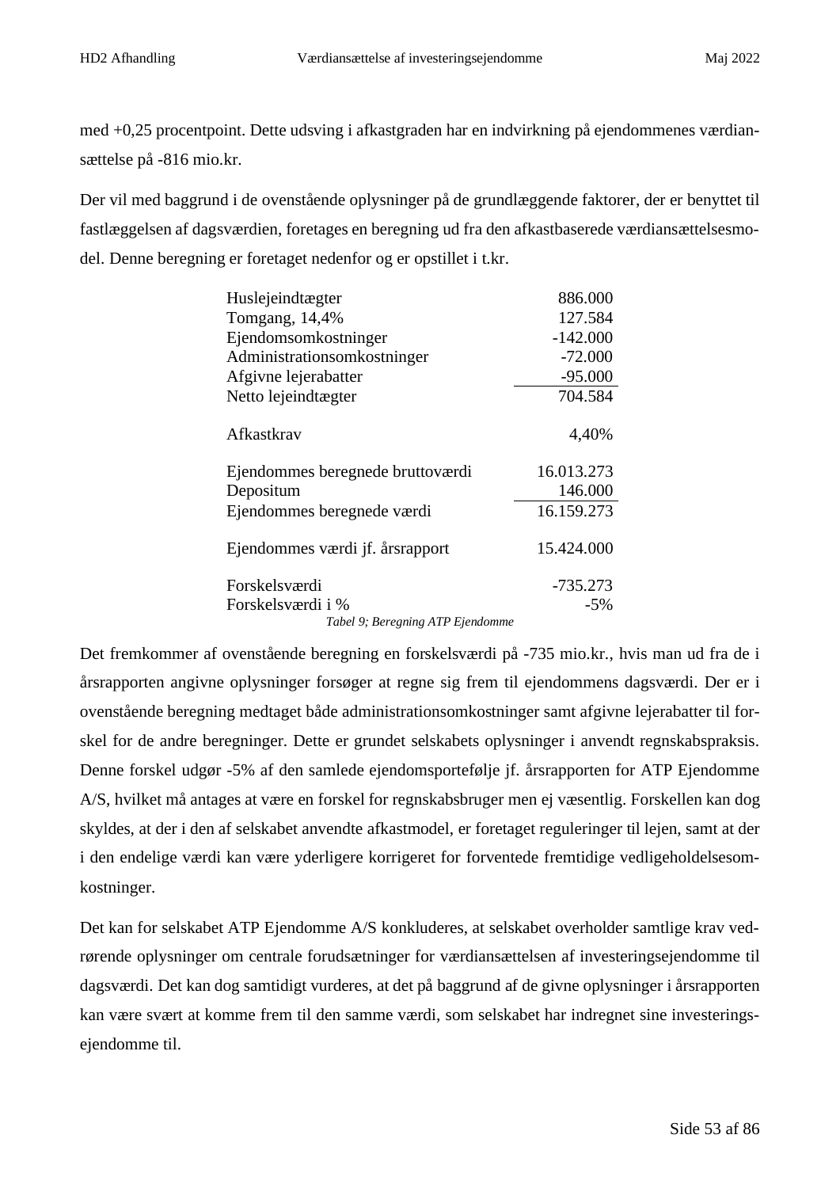med +0,25 procentpoint. Dette udsving i afkastgraden har en indvirkning på ejendommenes værdiansættelse på -816 mio.kr.

Der vil med baggrund i de ovenstående oplysninger på de grundlæggende faktorer, der er benyttet til fastlæggelsen af dagsværdien, foretages en beregning ud fra den afkastbaserede værdiansættelsesmodel. Denne beregning er foretaget nedenfor og er opstillet i t.kr.

| | |
|---|---|
| Huslejeindtægter | 886.000 |
| Tomgang, 14,4% | 127.584 |
| Ejendomsomkostninger | -142.000 |
| Administrationsomkostninger | -72.000 |
| Afgivne lejerabatter | -95.000 |
| Netto lejeindtægter | 704.584 |
| | |
| Afkastkrav | 4,40% |
| | |
| Ejendommes beregnede bruttoværdi | 16.013.273 |
| Depositum | 146.000 |
| Ejendommes beregnede værdi | 16.159.273 |
| | |
| Ejendommes værdi jf. årsrapport | 15.424.000 |
| | |
| Forskelsværdi | -735.273 |
| Forskelsværdi i % | -5% |

*Tabel 9; Beregning ATP Ejendomme*

Det fremkommer af ovenstående beregning en forskelsværdi på -735 mio.kr., hvis man ud fra de i årsrapporten angivne oplysninger forsøger at regne sig frem til ejendommens dagsværdi. Der er i ovenstående beregning medtaget både administrationsomkostninger samt afgivne lejerabatter til forskel for de andre beregninger. Dette er grundet selskabets oplysninger i anvendt regnskabspraksis. Denne forskel udgør -5% af den samlede ejendomsportefølje jf. årsrapporten for ATP Ejendomme A/S, hvilket må antages at være en forskel for regnskabsbruger men ej væsentlig. Forskellen kan dog skyldes, at der i den af selskabet anvendte afkastmodel, er foretaget reguleringer til lejen, samt at der i den endelige værdi kan være yderligere korrigeret for forventede fremtidige vedligeholdelsesomkostninger.

Det kan for selskabet ATP Ejendomme A/S konkluderes, at selskabet overholder samtlige krav vedrørende oplysninger om centrale forudsætninger for værdiansættelsen af investeringsejendomme til dagsværdi. Det kan dog samtidigt vurderes, at det på baggrund af de givne oplysninger i årsrapporten kan være svært at komme frem til den samme værdi, som selskabet har indregnet sine investeringsejendomme til.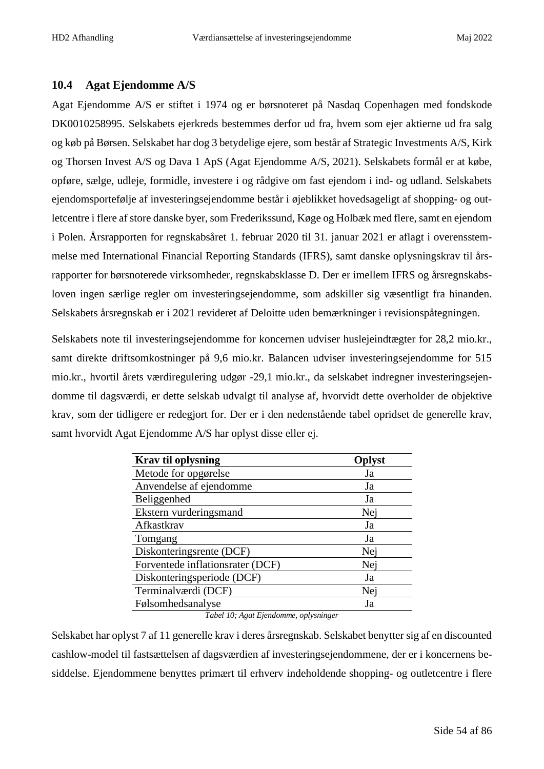### 10.4 Agat Ejendomme A/S

Agat Ejendomme A/S er stiftet i 1974 og er børsnoteret på Nasdaq Copenhagen med fondskode DK0010258995. Selskabets ejerkreds bestemmes derfor ud fra, hvem som ejer aktierne ud fra salg og køb på Børsen. Selskabet har dog 3 betydelige ejere, som består af Strategic Investments A/S, Kirk og Thorsen Invest A/S og Dava 1 ApS (Agat Ejendomme A/S, 2021). Selskabets formål er at købe, opføre, sælge, udleje, formidle, investere i og rådgive om fast ejendom i ind- og udland. Selskabets ejendomsportefølje af investeringsejendomme består i øjeblikket hovedsageligt af shopping- og outletcentre i flere af store danske byer, som Frederikssund, Køge og Holbæk med flere, samt en ejendom i Polen. Årsrapporten for regnskabsåret 1. februar 2020 til 31. januar 2021 er aflagt i overensstemmelse med International Financial Reporting Standards (IFRS), samt danske oplysningskrav til årsrapporter for børsnoterede virksomheder, regnskabsklasse D. Der er imellem IFRS og årsregnskabsloven ingen særlige regler om investeringsejendomme, som adskiller sig væsentligt fra hinanden. Selskabets årsregnskab er i 2021 revideret af Deloitte uden bemærkninger i revisionspåtegningen.

Selskabets note til investeringsejendomme for koncernen udviser huslejeindtægter for 28,2 mio.kr., samt direkte driftsomkostninger på 9,6 mio.kr. Balancen udviser investeringsejendomme for 515 mio.kr., hvortil årets værdiregulering udgør -29,1 mio.kr., da selskabet indregner investeringsejendomme til dagsværdi, er dette selskab udvalgt til analyse af, hvorvidt dette overholder de objektive krav, som der tidligere er redegjort for. Der er i den nedenstående tabel opridset de generelle krav, samt hvorvidt Agat Ejendomme A/S har oplyst disse eller ej.

| Krav til oplysning | Oplyst |
|---|---|
| Metode for opgørelse | Ja |
| Anvendelse af ejendomme | Ja |
| Beliggenhed | Ja |
| Ekstern vurderingsmand | Nej |
| Afkastkrav | Ja |
| Tomgang | Ja |
| Diskonteringsrente (DCF) | Nej |
| Forventede inflationsrater (DCF) | Nej |
| Diskonteringsperiode (DCF) | Ja |
| Terminalværdi (DCF) | Nej |
| Følsomhedsanalyse | Ja |

*Tabel 10; Agat Ejendomme, oplysninger*

Selskabet har oplyst 7 af 11 generelle krav i deres årsregnskab. Selskabet benytter sig af en discounted cashlow-model til fastsættelsen af dagsværdien af investeringsejendommene, der er i koncernens besiddelse. Ejendommene benyttes primært til erhverv indeholdende shopping- og outletcentre i flere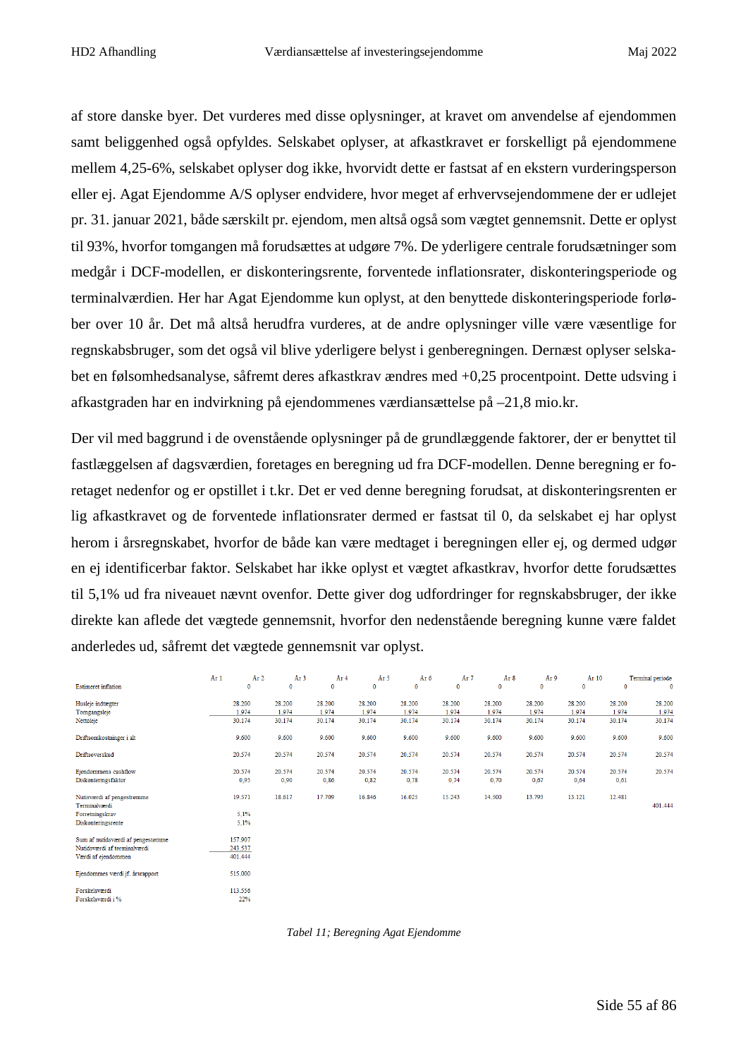af store danske byer. Det vurderes med disse oplysninger, at kravet om anvendelse af ejendommen samt beliggenhed også opfyldes. Selskabet oplyser, at afkastkravet er forskelligt på ejendommene mellem 4,25-6%, selskabet oplyser dog ikke, hvorvidt dette er fastsat af en ekstern vurderingsperson eller ej. Agat Ejendomme A/S oplyser endvidere, hvor meget af erhvervsejendommene der er udlejet pr. 31. januar 2021, både særskilt pr. ejendom, men altså også som vægtet gennemsnit. Dette er oplyst til 93%, hvorfor tomgangen må forudsættes at udgøre 7%. De yderligere centrale forudsætninger som medgår i DCF-modellen, er diskonteringsrente, forventede inflationsrater, diskonteringsperiode og terminalværdien. Her har Agat Ejendomme kun oplyst, at den benyttede diskonteringsperiode forløber over 10 år. Det må altså herudfra vurderes, at de andre oplysninger ville være væsentlige for regnskabsbruger, som det også vil blive yderligere belyst i genberegningen. Dernæst oplyser selskabet en følsomhedsanalyse, såfremt deres afkastkrav ændres med +0,25 procentpoint. Dette udsving i afkastgraden har en indvirkning på ejendommenes værdiansættelse på –21,8 mio.kr.

Der vil med baggrund i de ovenstående oplysninger på de grundlæggende faktorer, der er benyttet til fastlæggelsen af dagsværdien, foretages en beregning ud fra DCF-modellen. Denne beregning er foretaget nedenfor og er opstillet i t.kr. Det er ved denne beregning forudsat, at diskonteringsrenten er lig afkastkravet og de forventede inflationsrater dermed er fastsat til 0, da selskabet ej har oplyst herom i årsregnskabet, hvorfor de både kan være medtaget i beregningen eller ej, og dermed udgør en ej identificerbar faktor. Selskabet har ikke oplyst et vægtet afkastkrav, hvorfor dette forudsættes til 5,1% ud fra niveauet nævnt ovenfor. Dette giver dog udfordringer for regnskabsbruger, der ikke direkte kan aflede det vægtede gennemsnit, hvorfor den nedenstående beregning kunne være faldet anderledes ud, såfremt det vægtede gennemsnit var oplyst.

| | År 1 | År 2 | År 3 | År 4 | År 5 | År 6 | År 7 | År 8 | År 9 | År 10 | Terminal periode |
|---|---|---|---|---|---|---|---|---|---|---|---|
| Estimeret inflation | 0 | 0 | 0 | 0 | 0 | 0 | 0 | 0 | 0 | 0 | 0 |
| Husleje indtægter | 28.200 | 28.200 | 28.200 | 28.200 | 28.200 | 28.200 | 28.200 | 28.200 | 28.200 | 28.200 | 28.200 |
| Tomgangsleje | 1.974 | 1.974 | 1.974 | 1.974 | 1.974 | 1.974 | 1.974 | 1.974 | 1.974 | 1.974 | 1.974 |
| Nettoleje | 30.174 | 30.174 | 30.174 | 30.174 | 30.174 | 30.174 | 30.174 | 30.174 | 30.174 | 30.174 | 30.174 |
| Driftsomkostninger i alt | 9.600 | 9.600 | 9.600 | 9.600 | 9.600 | 9.600 | 9.600 | 9.600 | 9.600 | 9.600 | 9.600 |
| Driftsoverskud | 20.574 | 20.574 | 20.574 | 20.574 | 20.574 | 20.574 | 20.574 | 20.574 | 20.574 | 20.574 | 20.574 |
| Ejendommens cashflow | 20.574 | 20.574 | 20.574 | 20.574 | 20.574 | 20.574 | 20.574 | 20.574 | 20.574 | 20.574 | 20.574 |
| Diskonteringsfaktor | 0,95 | 0,90 | 0,86 | 0,82 | 0,78 | 0,74 | 0,70 | 0,67 | 0,64 | 0,61 | |
| Nutidsværdi af pengestrømme | 19.571 | 18.617 | 17.709 | 16.846 | 16.025 | 15.243 | 14.500 | 13.793 | 13.121 | 12.481 | |
| Terminalværdi | | | | | | | | | | | 401.444 |
| Forrentningskrav | 5,1% | | | | | | | | | | |
| Diskonteringsrente | 5,1% | | | | | | | | | | |
| Sum af nutidsværdi af pengestrømme | 157.907 | | | | | | | | | | |
| Nutidsværdi af terminalværdi | 243.537 | | | | | | | | | | |
| Værdi af ejendommen | 401.444 | | | | | | | | | | |
| Ejendommes værdi jf. årsrapport | 515.000 | | | | | | | | | | |
| Forskelsværdi | 113.556 | | | | | | | | | | |
| Forskelsværdi i % | 22% | | | | | | | | | | |

*Tabel 11; Beregning Agat Ejendomme*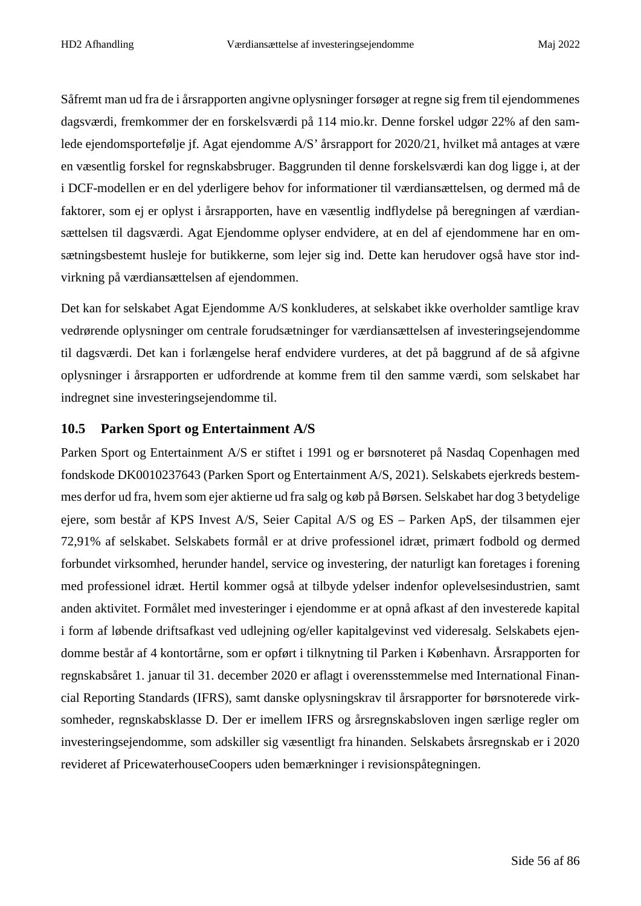Såfremt man ud fra de i årsrapporten angivne oplysninger forsøger at regne sig frem til ejendommenes dagsværdi, fremkommer der en forskelsværdi på 114 mio.kr. Denne forskel udgør 22% af den samlede ejendomsportefølje jf. Agat ejendomme A/S' årsrapport for 2020/21, hvilket må antages at være en væsentlig forskel for regnskabsbruger. Baggrunden til denne forskelsværdi kan dog ligge i, at der i DCF-modellen er en del yderligere behov for informationer til værdiansættelsen, og dermed må de faktorer, som ej er oplyst i årsrapporten, have en væsentlig indflydelse på beregningen af værdiansættelsen til dagsværdi. Agat Ejendomme oplyser endvidere, at en del af ejendommene har en omsætningsbestemt husleje for butikkerne, som lejer sig ind. Dette kan herudover også have stor indvirkning på værdiansættelsen af ejendommen.

Det kan for selskabet Agat Ejendomme A/S konkluderes, at selskabet ikke overholder samtlige krav vedrørende oplysninger om centrale forudsætninger for værdiansættelsen af investeringsejendomme til dagsværdi. Det kan i forlængelse heraf endvidere vurderes, at det på baggrund af de så afgivne oplysninger i årsrapporten er udfordrende at komme frem til den samme værdi, som selskabet har indregnet sine investeringsejendomme til.

## 10.5 Parken Sport og Entertainment A/S

Parken Sport og Entertainment A/S er stiftet i 1991 og er børsnoteret på Nasdaq Copenhagen med fondskode DK0010237643 (Parken Sport og Entertainment A/S, 2021). Selskabets ejerkreds bestemmes derfor ud fra, hvem som ejer aktierne ud fra salg og køb på Børsen. Selskabet har dog 3 betydelige ejere, som består af KPS Invest A/S, Seier Capital A/S og ES – Parken ApS, der tilsammen ejer 72,91% af selskabet. Selskabets formål er at drive professionel idræt, primært fodbold og dermed forbundet virksomhed, herunder handel, service og investering, der naturligt kan foretages i forening med professionel idræt. Hertil kommer også at tilbyde ydelser indenfor oplevelsesindustrien, samt anden aktivitet. Formålet med investeringer i ejendomme er at opnå afkast af den investerede kapital i form af løbende driftsafkast ved udlejning og/eller kapitalgevinst ved videresalg. Selskabets ejendomme består af 4 kontortårne, som er opført i tilknytning til Parken i København. Årsrapporten for regnskabsåret 1. januar til 31. december 2020 er aflagt i overensstemmelse med International Financial Reporting Standards (IFRS), samt danske oplysningskrav til årsrapporter for børsnoterede virksomheder, regnskabsklasse D. Der er imellem IFRS og årsregnskabsloven ingen særlige regler om investeringsejendomme, som adskiller sig væsentligt fra hinanden. Selskabets årsregnskab er i 2020 revideret af PricewaterhouseCoopers uden bemærkninger i revisionspåtegningen.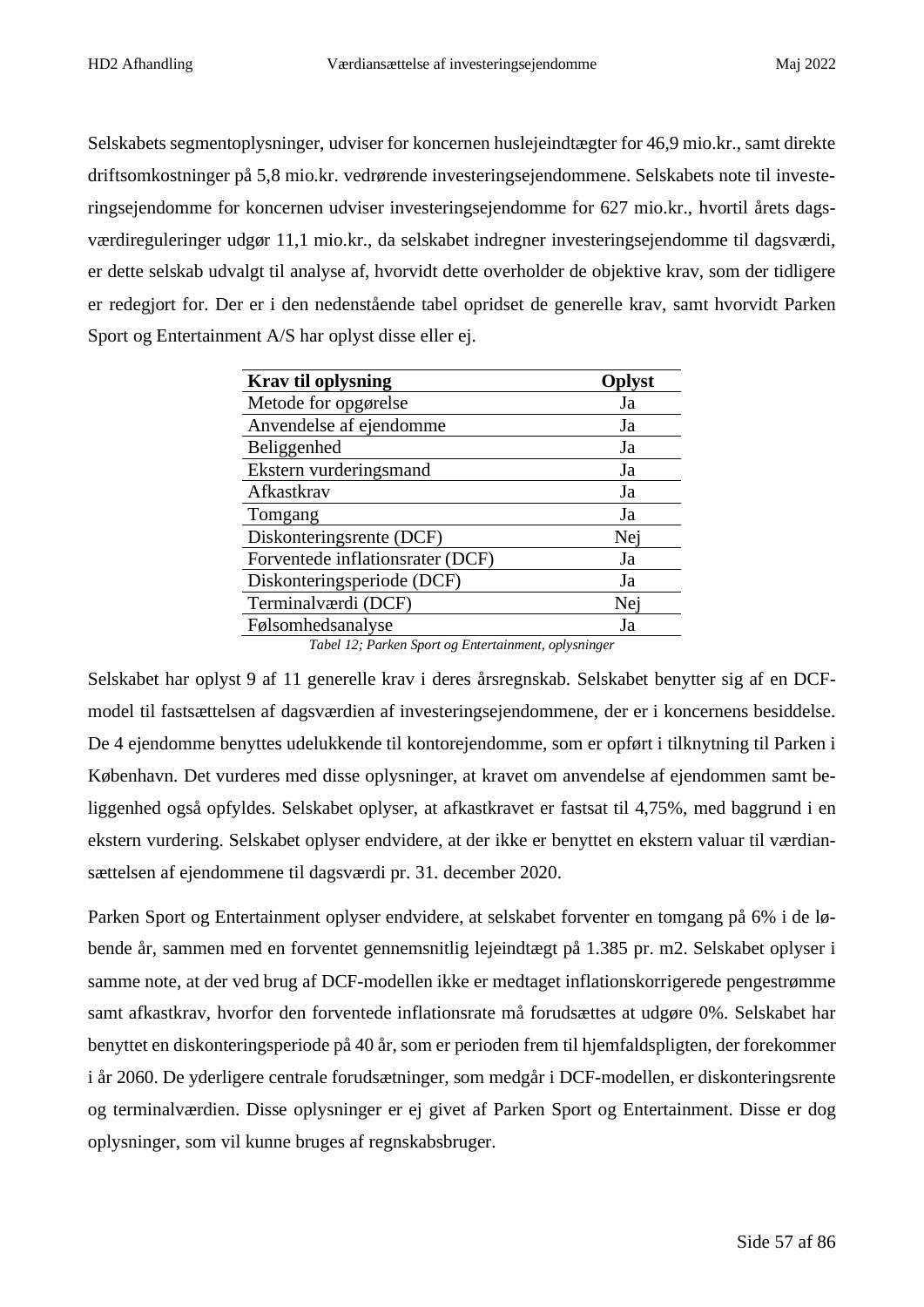Selskabets segmentoplysninger, udviser for koncernen huslejeindtægter for 46,9 mio.kr., samt direkte driftsomkostninger på 5,8 mio.kr. vedrørende investeringsejendommene. Selskabets note til investeringsejendomme for koncernen udviser investeringsejendomme for 627 mio.kr., hvortil årets dagsværdireguleringer udgør 11,1 mio.kr., da selskabet indregner investeringsejendomme til dagsværdi, er dette selskab udvalgt til analyse af, hvorvidt dette overholder de objektive krav, som der tidligere er redegjort for. Der er i den nedenstående tabel opridset de generelle krav, samt hvorvidt Parken Sport og Entertainment A/S har oplyst disse eller ej.

| **Krav til oplysning** | **Oplyst** |
|---|---|
| Metode for opgørelse | Ja |
| Anvendelse af ejendomme | Ja |
| Beliggenhed | Ja |
| Ekstern vurderingsmand | Ja |
| Afkastkrav | Ja |
| Tomgang | Ja |
| Diskonteringsrente (DCF) | Nej |
| Forventede inflationsrater (DCF) | Ja |
| Diskonteringsperiode (DCF) | Ja |
| Terminalværdi (DCF) | Nej |
| Følsomhedsanalyse | Ja |

*Tabel 12; Parken Sport og Entertainment, oplysninger*

Selskabet har oplyst 9 af 11 generelle krav i deres årsregnskab. Selskabet benytter sig af en DCF-model til fastsættelsen af dagsværdien af investeringsejendommene, der er i koncernens besiddelse. De 4 ejendomme benyttes udelukkende til kontorejendomme, som er opført i tilknytning til Parken i København. Det vurderes med disse oplysninger, at kravet om anvendelse af ejendommen samt beliggenhed også opfyldes. Selskabet oplyser, at afkastkravet er fastsat til 4,75%, med baggrund i en ekstern vurdering. Selskabet oplyser endvidere, at der ikke er benyttet en ekstern valuar til værdiansættelsen af ejendommene til dagsværdi pr. 31. december 2020.

Parken Sport og Entertainment oplyser endvidere, at selskabet forventer en tomgang på 6% i de løbende år, sammen med en forventet gennemsnitlig lejeindtægt på 1.385 pr. m2. Selskabet oplyser i samme note, at der ved brug af DCF-modellen ikke er medtaget inflationskorrigerede pengestrømme samt afkastkrav, hvorfor den forventede inflationsrate må forudsættes at udgøre 0%. Selskabet har benyttet en diskonteringsperiode på 40 år, som er perioden frem til hjemfaldspligten, der forekommer i år 2060. De yderligere centrale forudsætninger, som medgår i DCF-modellen, er diskonteringsrente og terminalværdien. Disse oplysninger er ej givet af Parken Sport og Entertainment. Disse er dog oplysninger, som vil kunne bruges af regnskabsbruger.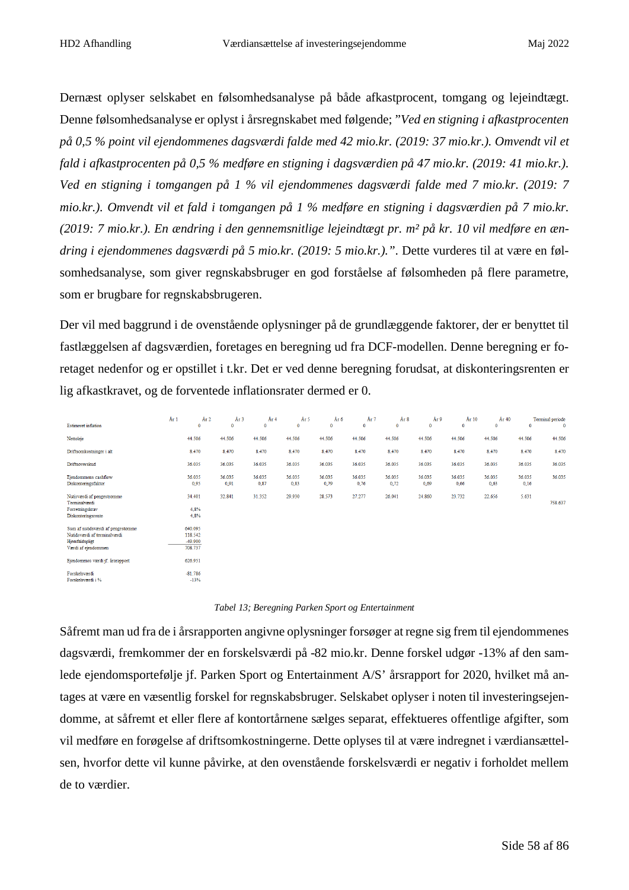Dernæst oplyser selskabet en følsomhedsanalyse på både afkastprocent, tomgang og lejeindtægt. Denne følsomhedsanalyse er oplyst i årsregnskabet med følgende; *"Ved en stigning i afkastprocenten på 0,5 % point vil ejendommenes dagsværdi falde med 42 mio.kr. (2019: 37 mio.kr.). Omvendt vil et fald i afkastprocenten på 0,5 % medføre en stigning i dagsværdien på 47 mio.kr. (2019: 41 mio.kr.). Ved en stigning i tomgangen på 1 % vil ejendommenes dagsværdi falde med 7 mio.kr. (2019: 7 mio.kr.). Omvendt vil et fald i tomgangen på 1 % medføre en stigning i dagsværdien på 7 mio.kr. (2019: 7 mio.kr.). En ændring i den gennemsnitlige lejeindtægt pr. m² på kr. 10 vil medføre en ændring i ejendommenes dagsværdi på 5 mio.kr. (2019: 5 mio.kr.)."*. Dette vurderes til at være en følsomhedsanalyse, som giver regnskabsbruger en god forståelse af følsomheden på flere parametre, som er brugbare for regnskabsbrugeren.

Der vil med baggrund i de ovenstående oplysninger på de grundlæggende faktorer, der er benyttet til fastlæggelsen af dagsværdien, foretages en beregning ud fra DCF-modellen. Denne beregning er foretaget nedenfor og er opstillet i t.kr. Det er ved denne beregning forudsat, at diskonteringsrenten er lig afkastkravet, og de forventede inflationsrater dermed er 0.

| | År 1 | År 2 | År 3 | År 4 | År 5 | År 6 | År 7 | År 8 | År 9 | År 10 | År 40 | Terminal periode |
|---|---|---|---|---|---|---|---|---|---|---|---|---|
| Estimeret inflation | 0 | 0 | 0 | 0 | 0 | 0 | 0 | 0 | 0 | 0 | 0 | 0 |
| Nettoleje | 44.506 | 44.506 | 44.506 | 44.506 | 44.506 | 44.506 | 44.506 | 44.506 | 44.506 | 44.506 | 44.506 | 44.506 |
| Driftsomkostninger i alt | 8.470 | 8.470 | 8.470 | 8.470 | 8.470 | 8.470 | 8.470 | 8.470 | 8.470 | 8.470 | 8.470 | 8.470 |
| Driftsoverskud | 36.035 | 36.035 | 36.035 | 36.035 | 36.035 | 36.035 | 36.035 | 36.035 | 36.035 | 36.035 | 36.035 | 36.035 |
| Ejendommens cashflow | 36.035 | 36.035 | 36.035 | 36.035 | 36.035 | 36.035 | 36.035 | 36.035 | 36.035 | 36.035 | 36.035 | 36.035 |
| Diskonteringsfaktor | 0,95 | 0,91 | 0,87 | 0,83 | 0,79 | 0,76 | 0,72 | 0,69 | 0,66 | 0,63 | 0,16 | |
| Nutidsværdi af pengestrømme | 34.401 | 32.841 | 31.352 | 29.930 | 28.573 | 27.277 | 26.041 | 24.860 | 23.732 | 22.656 | 5.631 | |
| Terminalværdi | | | | | | | | | | | | 758.637 |
| Forretningskrav | 4,8% | | | | | | | | | | | |
| Diskonteringsrente | 4,8% | | | | | | | | | | | |
| Sum af nutidsværdi af pengestrømme | 640.095 | | | | | | | | | | | |
| Nutidsværdi af terminalværdi | 118.542 | | | | | | | | | | | |
| Hjemfaldspligt | -49.900 | | | | | | | | | | | |
| Værdi af ejendommen | 708.737 | | | | | | | | | | | |
| Ejendommens værdi jf. årsrapport | 626.951 | | | | | | | | | | | |
| Forskelsværdi | -81.786 | | | | | | | | | | | |
| Forskelsværdi i % | -13% | | | | | | | | | | | |

*Tabel 13; Beregning Parken Sport og Entertainment*

Såfremt man ud fra de i årsrapporten angivne oplysninger forsøger at regne sig frem til ejendommenes dagsværdi, fremkommer der en forskelsværdi på -82 mio.kr. Denne forskel udgør -13% af den samlede ejendomsportefølje jf. Parken Sport og Entertainment A/S' årsrapport for 2020, hvilket må antages at være en væsentlig forskel for regnskabsbruger. Selskabet oplyser i noten til investeringsejendomme, at såfremt et eller flere af kontortårnene sælges separat, effektueres offentlige afgifter, som vil medføre en forøgelse af driftsomkostningerne. Dette oplyses til at være indregnet i værdiansættelsen, hvorfor dette vil kunne påvirke, at den ovenstående forskelsværdi er negativ i forholdet mellem de to værdier.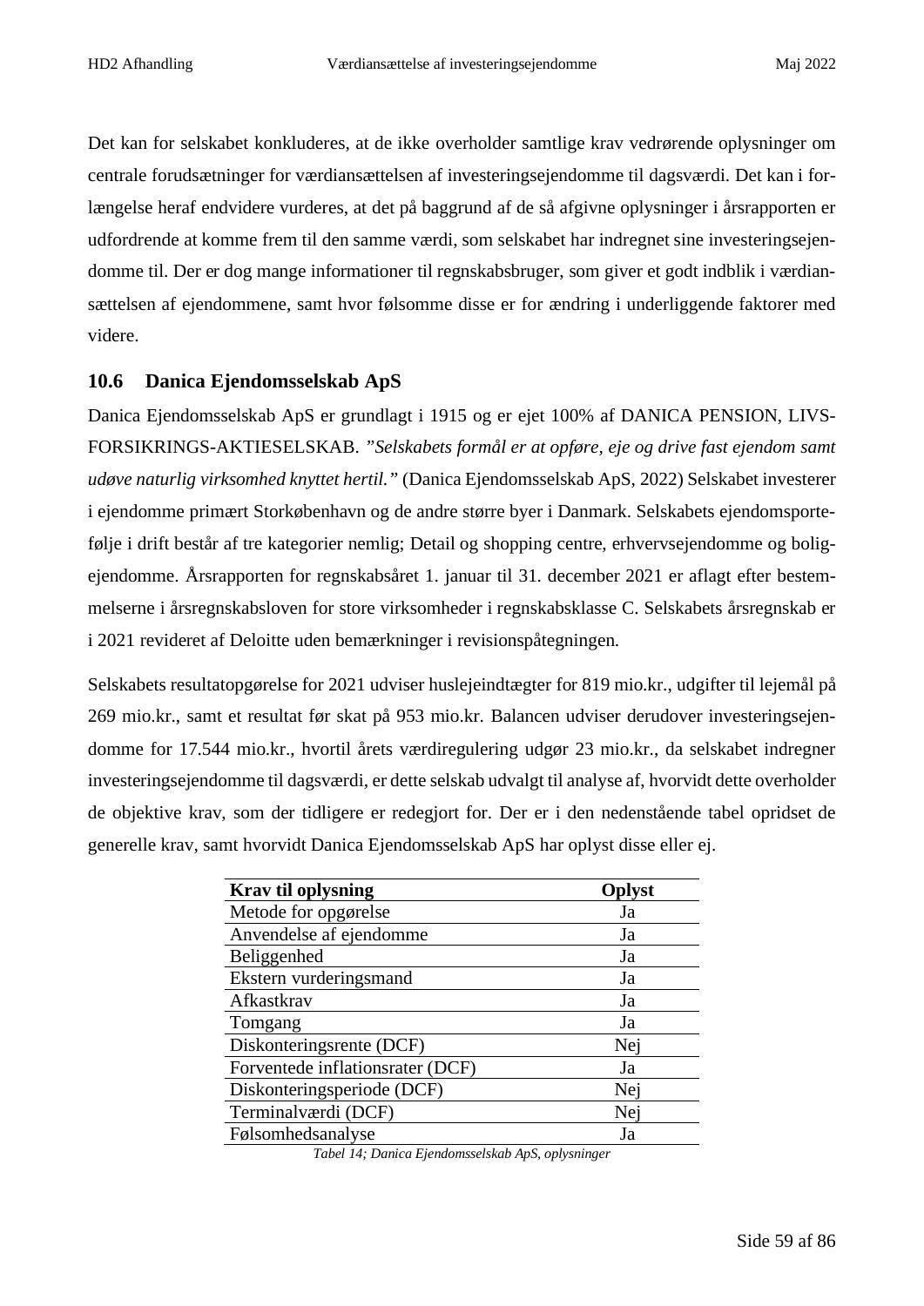Det kan for selskabet konkluderes, at de ikke overholder samtlige krav vedrørende oplysninger om centrale forudsætninger for værdiansættelsen af investeringsejendomme til dagsværdi. Det kan i forlængelse heraf endvidere vurderes, at det på baggrund af de så afgivne oplysninger i årsrapporten er udfordrende at komme frem til den samme værdi, som selskabet har indregnet sine investeringsejendomme til. Der er dog mange informationer til regnskabsbruger, som giver et godt indblik i værdiansættelsen af ejendommene, samt hvor følsomme disse er for ændring i underliggende faktorer med videre.

### 10.6 Danica Ejendomsselskab ApS

Danica Ejendomsselskab ApS er grundlagt i 1915 og er ejet 100% af DANICA PENSION, LIVSFORSIKRINGS-AKTIESELSKAB. *"Selskabets formål er at opføre, eje og drive fast ejendom samt udøve naturlig virksomhed knyttet hertil."* (Danica Ejendomsselskab ApS, 2022) Selskabet investerer i ejendomme primært Storkøbenhavn og de andre større byer i Danmark. Selskabets ejendomsportefølje i drift består af tre kategorier nemlig; Detail og shopping centre, erhvervsejendomme og boligejendomme. Årsrapporten for regnskabsåret 1. januar til 31. december 2021 er aflagt efter bestemmelserne i årsregnskabsloven for store virksomheder i regnskabsklasse C. Selskabets årsregnskab er i 2021 revideret af Deloitte uden bemærkninger i revisionspåtegningen.

Selskabets resultatopgørelse for 2021 udviser huslejeindtægter for 819 mio.kr., udgifter til lejemål på 269 mio.kr., samt et resultat før skat på 953 mio.kr. Balancen udviser derudover investeringsejendomme for 17.544 mio.kr., hvortil årets værdiregulering udgør 23 mio.kr., da selskabet indregner investeringsejendomme til dagsværdi, er dette selskab udvalgt til analyse af, hvorvidt dette overholder de objektive krav, som der tidligere er redegjort for. Der er i den nedenstående tabel opridset de generelle krav, samt hvorvidt Danica Ejendomsselskab ApS har oplyst disse eller ej.

| **Krav til oplysning** | **Oplyst** |
|---|---|
| Metode for opgørelse | Ja |
| Anvendelse af ejendomme | Ja |
| Beliggenhed | Ja |
| Ekstern vurderingsmand | Ja |
| Afkastkrav | Ja |
| Tomgang | Ja |
| Diskonteringsrente (DCF) | Nej |
| Forventede inflationsrater (DCF) | Ja |
| Diskonteringsperiode (DCF) | Nej |
| Terminalværdi (DCF) | Nej |
| Følsomhedsanalyse | Ja |

*Tabel 14; Danica Ejendomsselskab ApS, oplysninger*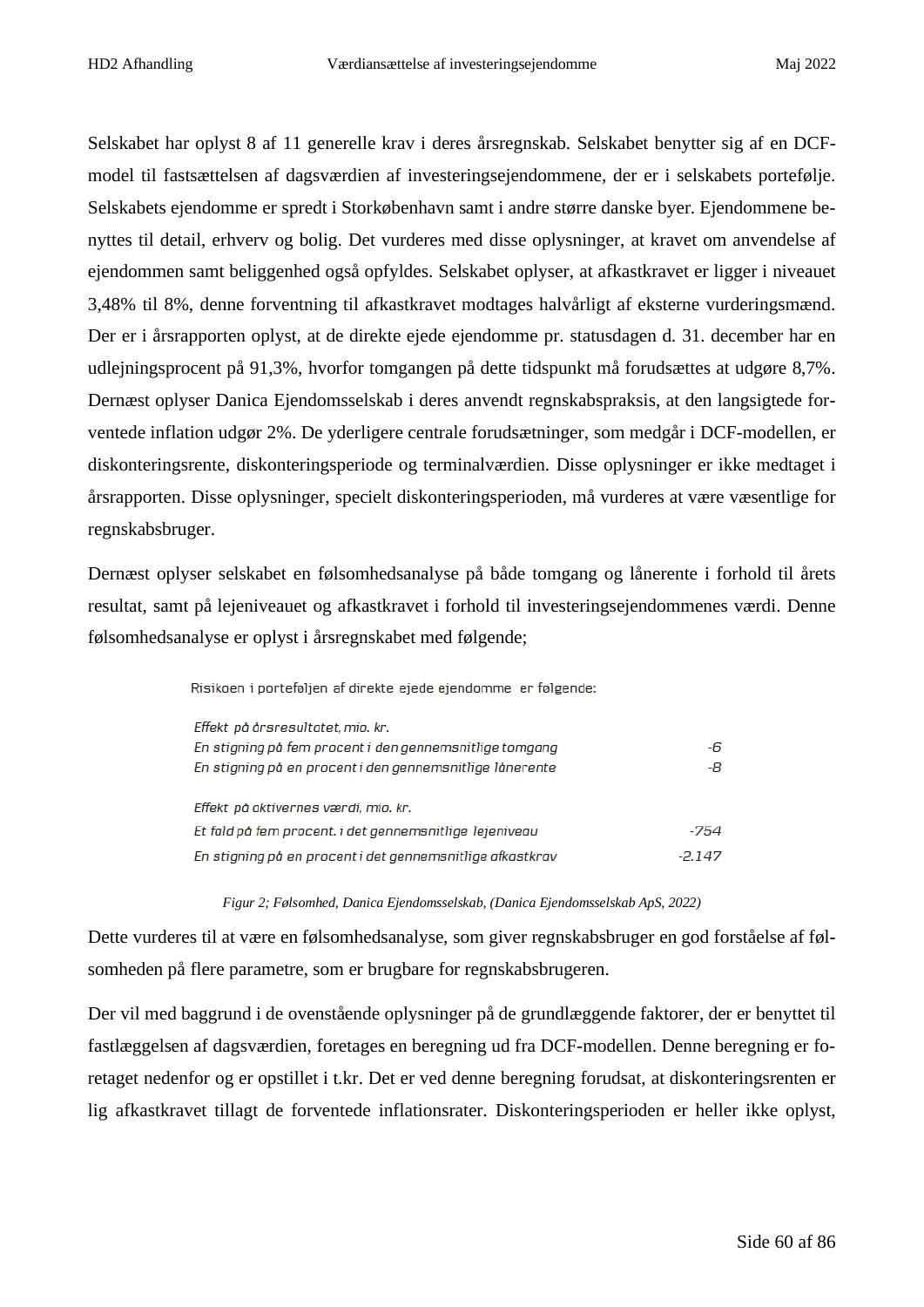Selskabet har oplyst 8 af 11 generelle krav i deres årsregnskab. Selskabet benytter sig af en DCF-model til fastsættelsen af dagsværdien af investeringsejendommene, der er i selskabets portefølje. Selskabets ejendomme er spredt i Storkøbenhavn samt i andre større danske byer. Ejendommene benyttes til detail, erhverv og bolig. Det vurderes med disse oplysninger, at kravet om anvendelse af ejendommen samt beliggenhed også opfyldes. Selskabet oplyser, at afkastkravet er ligger i niveauet 3,48% til 8%, denne forventning til afkastkravet modtages halvårligt af eksterne vurderingsmænd. Der er i årsrapporten oplyst, at de direkte ejede ejendomme pr. statusdagen d. 31. december har en udlejningsprocent på 91,3%, hvorfor tomgangen på dette tidspunkt må forudsættes at udgøre 8,7%. Dernæst oplyser Danica Ejendomsselskab i deres anvendt regnskabspraksis, at den langsigtede forventede inflation udgør 2%. De yderligere centrale forudsætninger, som medgår i DCF-modellen, er diskonteringsrente, diskonteringsperiode og terminalværdien. Disse oplysninger er ikke medtaget i årsrapporten. Disse oplysninger, specielt diskonteringsperioden, må vurderes at være væsentlige for regnskabsbruger.

Dernæst oplyser selskabet en følsomhedsanalyse på både tomgang og lånerente i forhold til årets resultat, samt på lejeniveauet og afkastkravet i forhold til investeringsejendommenes værdi. Denne følsomhedsanalyse er oplyst i årsregnskabet med følgende;

Risikoen i porteføljen af direkte ejede ejendomme er følgende:

| | |
|---|---|
| *Effekt på årsresultatet, mio. kr.* | |
| *En stigning på fem procent i den gennemsnitlige tomgang* | *-6* |
| *En stigning på en procent i den gennemsnitlige lånerente* | *-8* |
| | |
| *Effekt på aktivernes værdi, mio. kr.* | |
| *Et fald på fem procent. i det gennemsnitlige lejeniveau* | *-754* |
| *En stigning på en procent i det gennemsnitlige afkastkrav* | *-2.147* |

*Figur 2; Følsomhed, Danica Ejendomsselskab, (Danica Ejendomsselskab ApS, 2022)*

Dette vurderes til at være en følsomhedsanalyse, som giver regnskabsbruger en god forståelse af følsomheden på flere parametre, som er brugbare for regnskabsbrugeren.

Der vil med baggrund i de ovenstående oplysninger på de grundlæggende faktorer, der er benyttet til fastlæggelsen af dagsværdien, foretages en beregning ud fra DCF-modellen. Denne beregning er foretaget nedenfor og er opstillet i t.kr. Det er ved denne beregning forudsat, at diskonteringsrenten er lig afkastkravet tillagt de forventede inflationsrater. Diskonteringsperioden er heller ikke oplyst,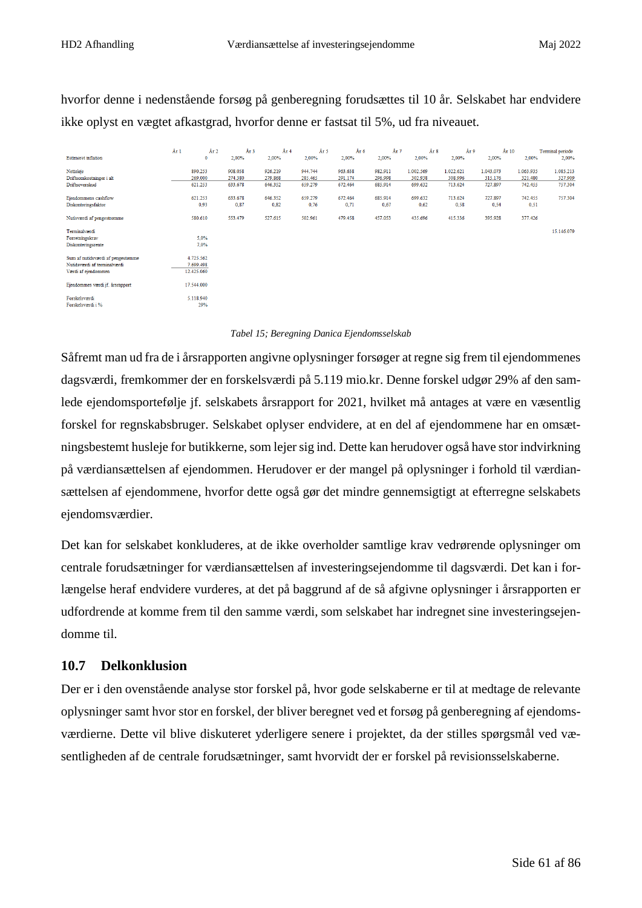hvorfor denne i nedenstående forsøg på genberegning forudsættes til 10 år. Selskabet har endvidere ikke oplyst en vægtet afkastgrad, hvorfor denne er fastsat til 5%, ud fra niveauet.

| | År 1 | År 2 | År 3 | År 4 | År 5 | År 6 | År 7 | År 8 | År 9 | År 10 | Terminal periode |
|---|---|---|---|---|---|---|---|---|---|---|---|
| Estimeret inflation | 0 | 2,00% | 2,00% | 2,00% | 2,00% | 2,00% | 2,00% | 2,00% | 2,00% | 2,00% | 2,00% |
| Nettoleje | 890.253 | 908.058 | 926.219 | 944.744 | 963.638 | 982.911 | 1.002.569 | 1.022.621 | 1.043.073 | 1.063.935 | 1.085.213 |
| Driftsomkostninger i alt | 269.000 | 274.380 | 279.868 | 285.465 | 291.174 | 296.998 | 302.938 | 308.996 | 315.176 | 321.480 | 327.909 |
| Driftsoverskud | 621.253 | 633.678 | 646.352 | 659.279 | 672.464 | 685.914 | 699.632 | 713.624 | 727.897 | 742.455 | 757.304 |
| Ejendommens cashflow | 621.253 | 633.678 | 646.352 | 659.279 | 672.464 | 685.914 | 699.632 | 713.624 | 727.897 | 742.455 | 757.304 |
| Diskonteringsfaktor | 0,93 | 0,87 | 0,82 | 0,76 | 0,71 | 0,67 | 0,62 | 0,58 | 0,54 | 0,51 | |
| Nutidsværdi af pengestrømme | 580.610 | 553.479 | 527.615 | 502.961 | 479.458 | 457.053 | 435.696 | 415.336 | 395.928 | 377.426 | |
| Terminalværdi | | | | | | | | | | | 15.146.079 |
| Forretningskrav | 5,0% | | | | | | | | | | |
| Diskonteringsrente | 7,0% | | | | | | | | | | |
| Sum af nutidsværdi af pengestrømme | 4.725.562 | | | | | | | | | | |
| Nutidsværdi af terminalværdi | 7.699.498 | | | | | | | | | | |
| Værdi af ejendommen | 12.425.060 | | | | | | | | | | |
| Ejendommes værdi jf. årsrapport | 17.544.000 | | | | | | | | | | |
| Forskelsværdi | 5.118.940 | | | | | | | | | | |
| Forskelsværdi i % | 29% | | | | | | | | | | |

*Tabel 15; Beregning Danica Ejendomsselskab*

Såfremt man ud fra de i årsrapporten angivne oplysninger forsøger at regne sig frem til ejendommenes dagsværdi, fremkommer der en forskelsværdi på 5.119 mio.kr. Denne forskel udgør 29% af den samlede ejendomsportefølje jf. selskabets årsrapport for 2021, hvilket må antages at være en væsentlig forskel for regnskabsbruger. Selskabet oplyser endvidere, at en del af ejendommene har en omsætningsbestemt husleje for butikkerne, som lejer sig ind. Dette kan herudover også have stor indvirkning på værdiansættelsen af ejendommen. Herudover er der mangel på oplysninger i forhold til værdiansættelsen af ejendommene, hvorfor dette også gør det mindre gennemsigtigt at efterregne selskabets ejendomsværdier.

Det kan for selskabet konkluderes, at de ikke overholder samtlige krav vedrørende oplysninger om centrale forudsætninger for værdiansættelsen af investeringsejendomme til dagsværdi. Det kan i forlængelse heraf endvidere vurderes, at det på baggrund af de så afgivne oplysninger i årsrapporten er udfordrende at komme frem til den samme værdi, som selskabet har indregnet sine investeringsejendomme til.

## 10.7 Delkonklusion

Der er i den ovenstående analyse stor forskel på, hvor gode selskaberne er til at medtage de relevante oplysninger samt hvor stor en forskel, der bliver beregnet ved et forsøg på genberegning af ejendomsværdierne. Dette vil blive diskuteret yderligere senere i projektet, da der stilles spørgsmål ved væsentligheden af de centrale forudsætninger, samt hvorvidt der er forskel på revisionsselskaberne.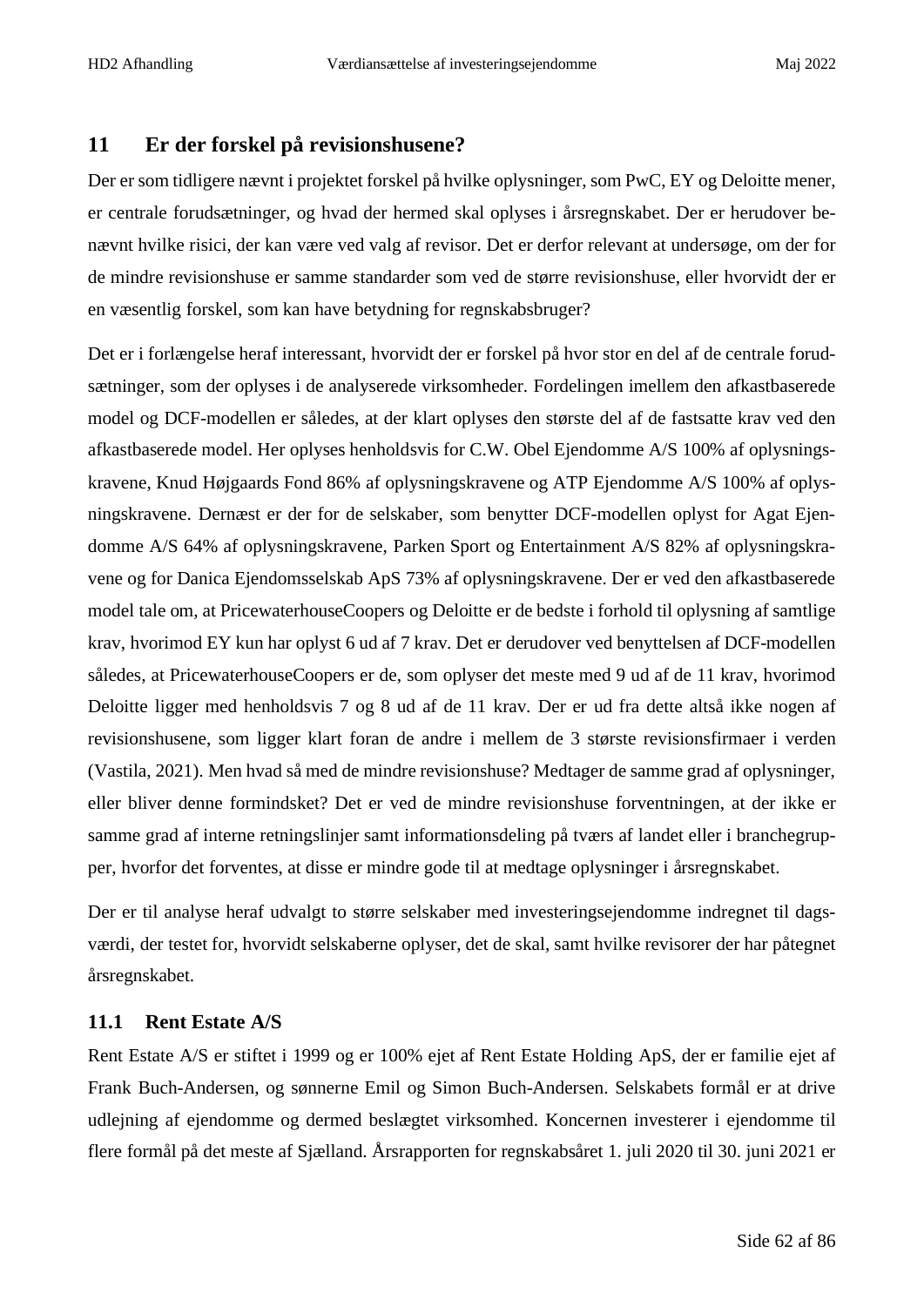## 11 Er der forskel på revisionshusene?

Der er som tidligere nævnt i projektet forskel på hvilke oplysninger, som PwC, EY og Deloitte mener, er centrale forudsætninger, og hvad der hermed skal oplyses i årsregnskabet. Der er herudover benævnt hvilke risici, der kan være ved valg af revisor. Det er derfor relevant at undersøge, om der for de mindre revisionshuse er samme standarder som ved de større revisionshuse, eller hvorvidt der er en væsentlig forskel, som kan have betydning for regnskabsbruger?

Det er i forlængelse heraf interessant, hvorvidt der er forskel på hvor stor en del af de centrale forudsætninger, som der oplyses i de analyserede virksomheder. Fordelingen imellem den afkastbaserede model og DCF-modellen er således, at der klart oplyses den største del af de fastsatte krav ved den afkastbaserede model. Her oplyses henholdsvis for C.W. Obel Ejendomme A/S 100% af oplysningskravene, Knud Højgaards Fond 86% af oplysningskravene og ATP Ejendomme A/S 100% af oplysningskravene. Dernæst er der for de selskaber, som benytter DCF-modellen oplyst for Agat Ejendomme A/S 64% af oplysningskravene, Parken Sport og Entertainment A/S 82% af oplysningskravene og for Danica Ejendomsselskab ApS 73% af oplysningskravene. Der er ved den afkastbaserede model tale om, at PricewaterhouseCoopers og Deloitte er de bedste i forhold til oplysning af samtlige krav, hvorimod EY kun har oplyst 6 ud af 7 krav. Det er derudover ved benyttelsen af DCF-modellen således, at PricewaterhouseCoopers er de, som oplyser det meste med 9 ud af de 11 krav, hvorimod Deloitte ligger med henholdsvis 7 og 8 ud af de 11 krav. Der er ud fra dette altså ikke nogen af revisionshusene, som ligger klart foran de andre i mellem de 3 største revisionsfirmaer i verden (Vastila, 2021). Men hvad så med de mindre revisionshuse? Medtager de samme grad af oplysninger, eller bliver denne formindsket? Det er ved de mindre revisionshuse forventningen, at der ikke er samme grad af interne retningslinjer samt informationsdeling på tværs af landet eller i branchegrupper, hvorfor det forventes, at disse er mindre gode til at medtage oplysninger i årsregnskabet.

Der er til analyse heraf udvalgt to større selskaber med investeringsejendomme indregnet til dagsværdi, der testet for, hvorvidt selskaberne oplyser, det de skal, samt hvilke revisorer der har påtegnet årsregnskabet.

### 11.1 Rent Estate A/S

Rent Estate A/S er stiftet i 1999 og er 100% ejet af Rent Estate Holding ApS, der er familie ejet af Frank Buch-Andersen, og sønnerne Emil og Simon Buch-Andersen. Selskabets formål er at drive udlejning af ejendomme og dermed beslægtet virksomhed. Koncernen investerer i ejendomme til flere formål på det meste af Sjælland. Årsrapporten for regnskabsåret 1. juli 2020 til 30. juni 2021 er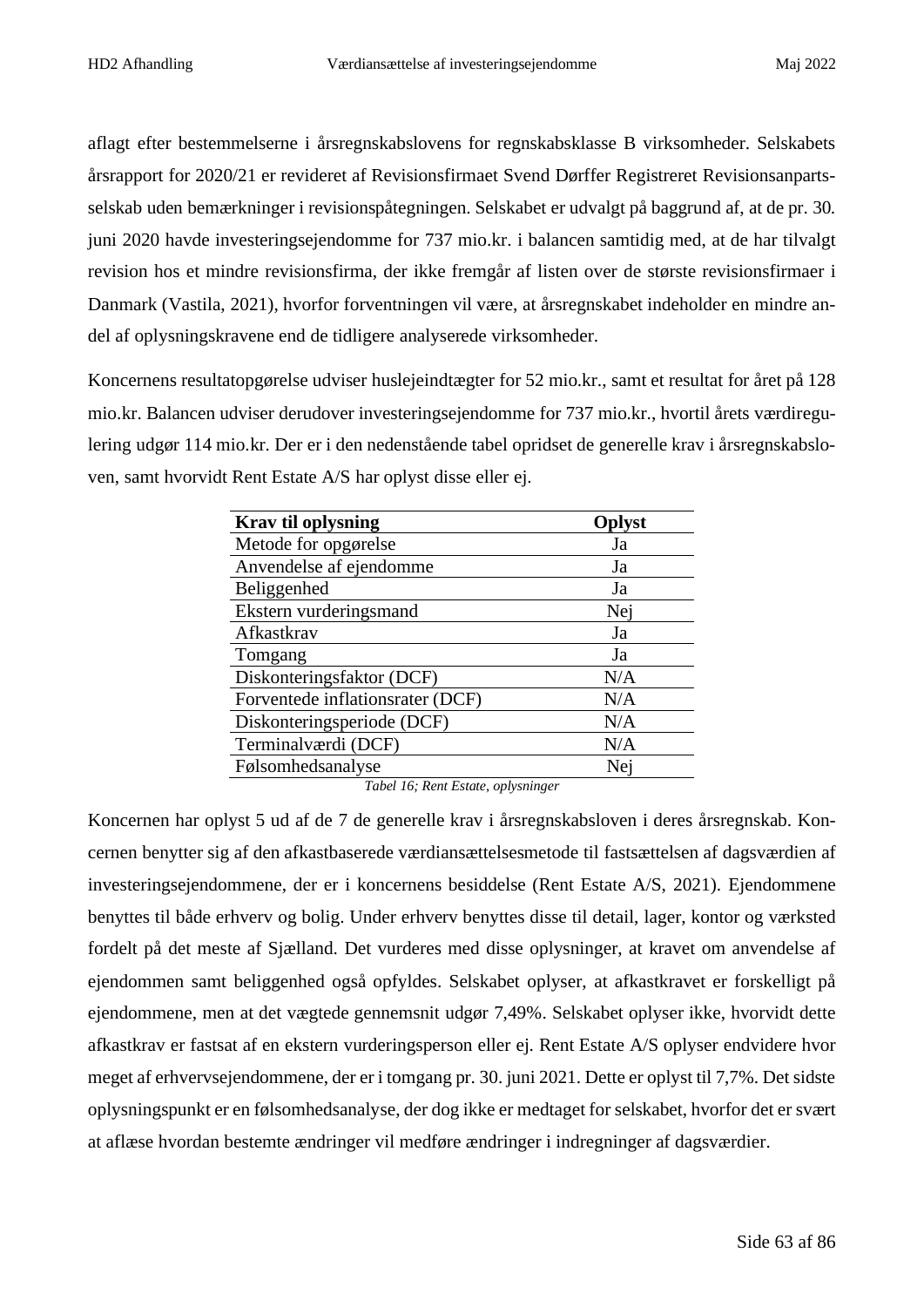aflagt efter bestemmelserne i årsregnskabslovens for regnskabsklasse B virksomheder. Selskabets årsrapport for 2020/21 er revideret af Revisionsfirmaet Svend Dørffer Registreret Revisionsanpartsselskab uden bemærkninger i revisionspåtegningen. Selskabet er udvalgt på baggrund af, at de pr. 30. juni 2020 havde investeringsejendomme for 737 mio.kr. i balancen samtidig med, at de har tilvalgt revision hos et mindre revisionsfirma, der ikke fremgår af listen over de største revisionsfirmaer i Danmark (Vastila, 2021), hvorfor forventningen vil være, at årsregnskabet indeholder en mindre andel af oplysningskravene end de tidligere analyserede virksomheder.

Koncernens resultatopgørelse udviser huslejeindtægter for 52 mio.kr., samt et resultat for året på 128 mio.kr. Balancen udviser derudover investeringsejendomme for 737 mio.kr., hvortil årets værdiregulering udgør 114 mio.kr. Der er i den nedenstående tabel opridset de generelle krav i årsregnskabsloven, samt hvorvidt Rent Estate A/S har oplyst disse eller ej.

| Krav til oplysning | Oplyst |
|---|---|
| Metode for opgørelse | Ja |
| Anvendelse af ejendomme | Ja |
| Beliggenhed | Ja |
| Ekstern vurderingsmand | Nej |
| Afkastkrav | Ja |
| Tomgang | Ja |
| Diskonteringsfaktor (DCF) | N/A |
| Forventede inflationsrater (DCF) | N/A |
| Diskonteringsperiode (DCF) | N/A |
| Terminalværdi (DCF) | N/A |
| Følsomhedsanalyse | Nej |

*Tabel 16; Rent Estate, oplysninger*

Koncernen har oplyst 5 ud af de 7 de generelle krav i årsregnskabsloven i deres årsregnskab. Koncernen benytter sig af den afkastbaserede værdiansættelsesmetode til fastsættelsen af dagsværdien af investeringsejendommene, der er i koncernens besiddelse (Rent Estate A/S, 2021). Ejendommene benyttes til både erhverv og bolig. Under erhverv benyttes disse til detail, lager, kontor og værksted fordelt på det meste af Sjælland. Det vurderes med disse oplysninger, at kravet om anvendelse af ejendommen samt beliggenhed også opfyldes. Selskabet oplyser, at afkastkravet er forskelligt på ejendommene, men at det vægtede gennemsnit udgør 7,49%. Selskabet oplyser ikke, hvorvidt dette afkastkrav er fastsat af en ekstern vurderingsperson eller ej. Rent Estate A/S oplyser endvidere hvor meget af erhvervsejendommene, der er i tomgang pr. 30. juni 2021. Dette er oplyst til 7,7%. Det sidste oplysningspunkt er en følsomhedsanalyse, der dog ikke er medtaget for selskabet, hvorfor det er svært at aflæse hvordan bestemte ændringer vil medføre ændringer i indregninger af dagsværdier.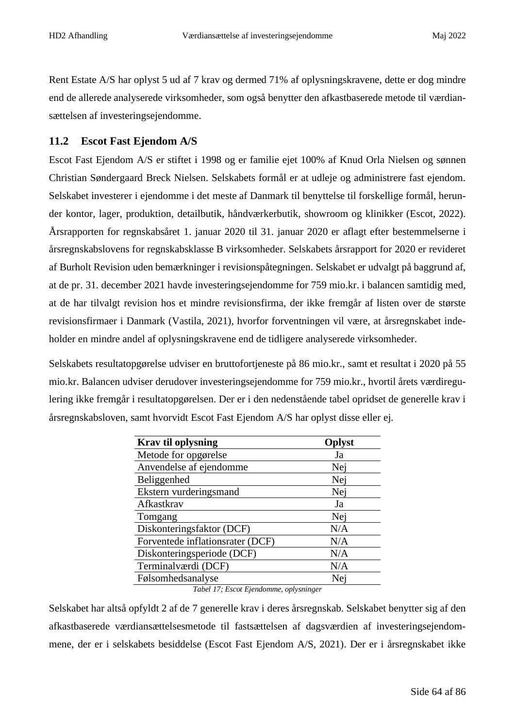Rent Estate A/S har oplyst 5 ud af 7 krav og dermed 71% af oplysningskravene, dette er dog mindre end de allerede analyserede virksomheder, som også benytter den afkastbaserede metode til værdiansættelsen af investeringsejendomme.

### 11.2 Escot Fast Ejendom A/S

Escot Fast Ejendom A/S er stiftet i 1998 og er familie ejet 100% af Knud Orla Nielsen og sønnen Christian Søndergaard Breck Nielsen. Selskabets formål er at udleje og administrere fast ejendom. Selskabet investerer i ejendomme i det meste af Danmark til benyttelse til forskellige formål, herunder kontor, lager, produktion, detailbutik, håndværkerbutik, showroom og klinikker (Escot, 2022). Årsrapporten for regnskabsåret 1. januar 2020 til 31. januar 2020 er aflagt efter bestemmelserne i årsregnskabslovens for regnskabsklasse B virksomheder. Selskabets årsrapport for 2020 er revideret af Burholt Revision uden bemærkninger i revisionspåtegningen. Selskabet er udvalgt på baggrund af, at de pr. 31. december 2021 havde investeringsejendomme for 759 mio.kr. i balancen samtidig med, at de har tilvalgt revision hos et mindre revisionsfirma, der ikke fremgår af listen over de største revisionsfirmaer i Danmark (Vastila, 2021), hvorfor forventningen vil være, at årsregnskabet indeholder en mindre andel af oplysningskravene end de tidligere analyserede virksomheder.

Selskabets resultatopgørelse udviser en bruttofortjeneste på 86 mio.kr., samt et resultat i 2020 på 55 mio.kr. Balancen udviser derudover investeringsejendomme for 759 mio.kr., hvortil årets værdiregulering ikke fremgår i resultatopgørelsen. Der er i den nedenstående tabel opridset de generelle krav i årsregnskabsloven, samt hvorvidt Escot Fast Ejendom A/S har oplyst disse eller ej.

| **Krav til oplysning** | **Oplyst** |
|---|---|
| Metode for opgørelse | Ja |
| Anvendelse af ejendomme | Nej |
| Beliggenhed | Nej |
| Ekstern vurderingsmand | Nej |
| Afkastkrav | Ja |
| Tomgang | Nej |
| Diskonteringsfaktor (DCF) | N/A |
| Forventede inflationsrater (DCF) | N/A |
| Diskonteringsperiode (DCF) | N/A |
| Terminalværdi (DCF) | N/A |
| Følsomhedsanalyse | Nej |

*Tabel 17; Escot Ejendomme, oplysninger*

Selskabet har altså opfyldt 2 af de 7 generelle krav i deres årsregnskab. Selskabet benytter sig af den afkastbaserede værdiansættelsesmetode til fastsættelsen af dagsværdien af investeringsejendommene, der er i selskabets besiddelse (Escot Fast Ejendom A/S, 2021). Der er i årsregnskabet ikke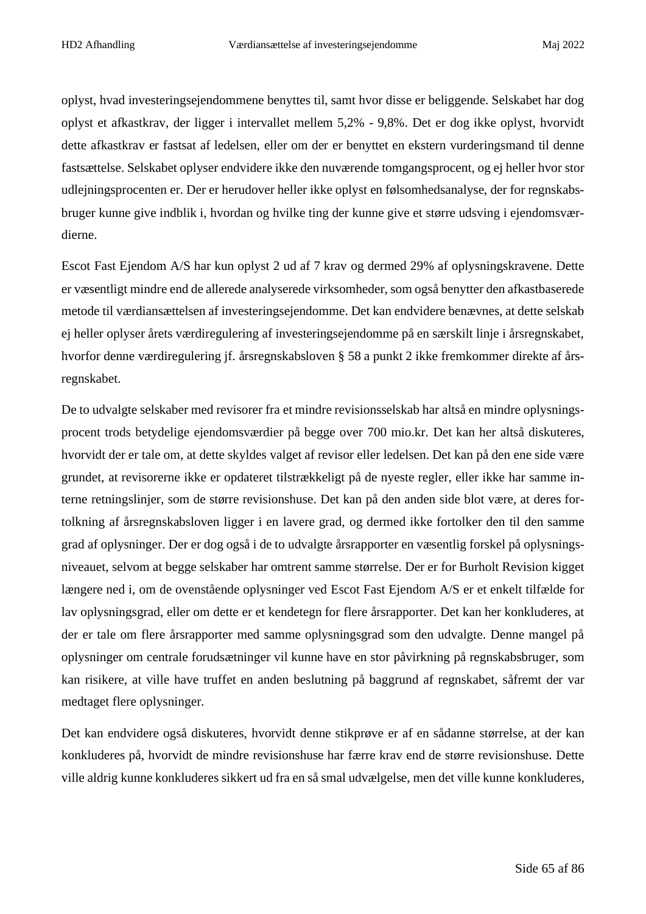oplyst, hvad investeringsejendommene benyttes til, samt hvor disse er beliggende. Selskabet har dog oplyst et afkastkrav, der ligger i intervallet mellem 5,2% - 9,8%. Det er dog ikke oplyst, hvorvidt dette afkastkrav er fastsat af ledelsen, eller om der er benyttet en ekstern vurderingsmand til denne fastsættelse. Selskabet oplyser endvidere ikke den nuværende tomgangsprocent, og ej heller hvor stor udlejningsprocenten er. Der er herudover heller ikke oplyst en følsomhedsanalyse, der for regnskabsbruger kunne give indblik i, hvordan og hvilke ting der kunne give et større udsving i ejendomsværdierne.

Escot Fast Ejendom A/S har kun oplyst 2 ud af 7 krav og dermed 29% af oplysningskravene. Dette er væsentligt mindre end de allerede analyserede virksomheder, som også benytter den afkastbaserede metode til værdiansættelsen af investeringsejendomme. Det kan endvidere benævnes, at dette selskab ej heller oplyser årets værdiregulering af investeringsejendomme på en særskilt linje i årsregnskabet, hvorfor denne værdiregulering jf. årsregnskabsloven § 58 a punkt 2 ikke fremkommer direkte af årsregnskabet.

De to udvalgte selskaber med revisorer fra et mindre revisionsselskab har altså en mindre oplysningsprocent trods betydelige ejendomsværdier på begge over 700 mio.kr. Det kan her altså diskuteres, hvorvidt der er tale om, at dette skyldes valget af revisor eller ledelsen. Det kan på den ene side være grundet, at revisorerne ikke er opdateret tilstrækkeligt på de nyeste regler, eller ikke har samme interne retningslinjer, som de større revisionshuse. Det kan på den anden side blot være, at deres fortolkning af årsregnskabsloven ligger i en lavere grad, og dermed ikke fortolker den til den samme grad af oplysninger. Der er dog også i de to udvalgte årsrapporter en væsentlig forskel på oplysningsniveauet, selvom at begge selskaber har omtrent samme størrelse. Der er for Burholt Revision kigget længere ned i, om de ovenstående oplysninger ved Escot Fast Ejendom A/S er et enkelt tilfælde for lav oplysningsgrad, eller om dette er et kendetegn for flere årsrapporter. Det kan her konkluderes, at der er tale om flere årsrapporter med samme oplysningsgrad som den udvalgte. Denne mangel på oplysninger om centrale forudsætninger vil kunne have en stor påvirkning på regnskabsbruger, som kan risikere, at ville have truffet en anden beslutning på baggrund af regnskabet, såfremt der var medtaget flere oplysninger.

Det kan endvidere også diskuteres, hvorvidt denne stikprøve er af en sådanne størrelse, at der kan konkluderes på, hvorvidt de mindre revisionshuse har færre krav end de større revisionshuse. Dette ville aldrig kunne konkluderes sikkert ud fra en så smal udvælgelse, men det ville kunne konkluderes,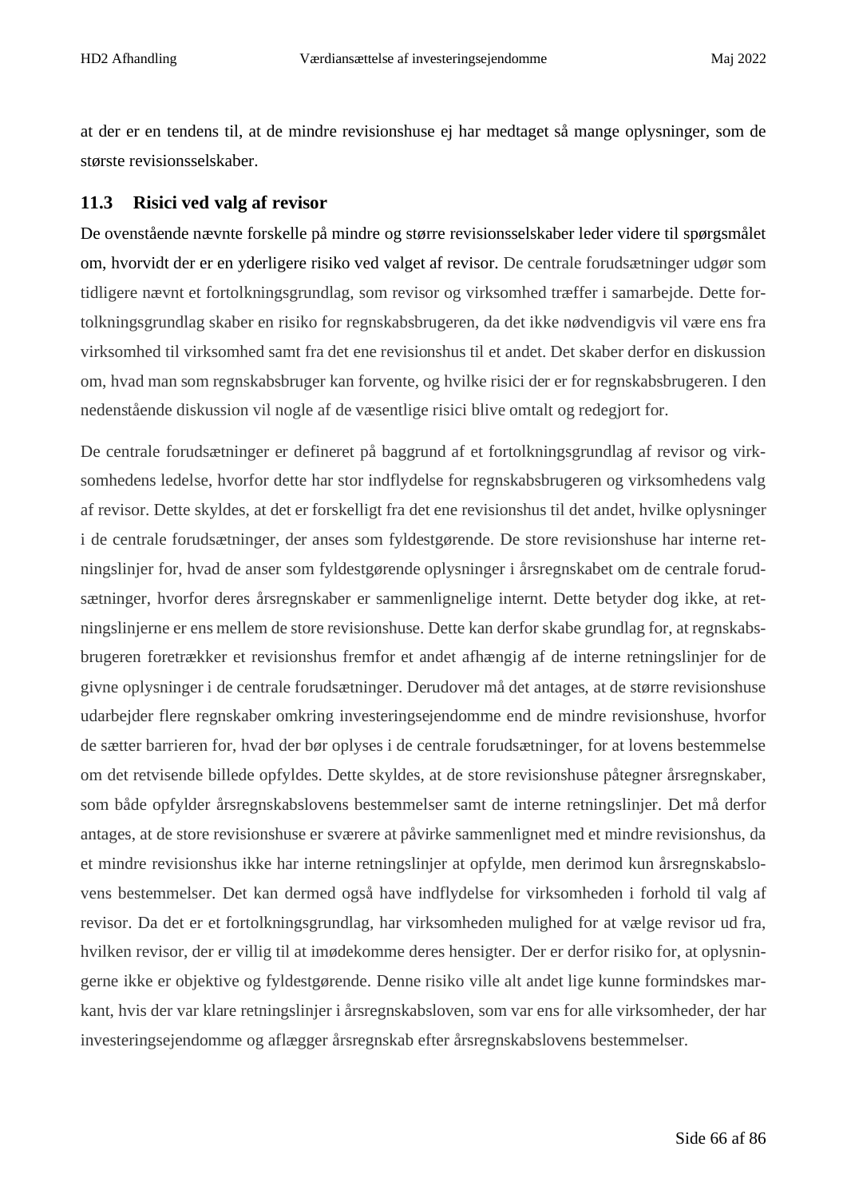at der er en tendens til, at de mindre revisionshuse ej har medtaget så mange oplysninger, som de største revisionsselskaber.

## 11.3 Risici ved valg af revisor

De ovenstående nævnte forskelle på mindre og større revisionsselskaber leder videre til spørgsmålet om, hvorvidt der er en yderligere risiko ved valget af revisor. De centrale forudsætninger udgør som tidligere nævnt et fortolkningsgrundlag, som revisor og virksomhed træffer i samarbejde. Dette fortolkningsgrundlag skaber en risiko for regnskabsbrugeren, da det ikke nødvendigvis vil være ens fra virksomhed til virksomhed samt fra det ene revisionshus til et andet. Det skaber derfor en diskussion om, hvad man som regnskabsbruger kan forvente, og hvilke risici der er for regnskabsbrugeren. I den nedenstående diskussion vil nogle af de væsentlige risici blive omtalt og redegjort for.

De centrale forudsætninger er defineret på baggrund af et fortolkningsgrundlag af revisor og virksomhedens ledelse, hvorfor dette har stor indflydelse for regnskabsbrugeren og virksomhedens valg af revisor. Dette skyldes, at det er forskelligt fra det ene revisionshus til det andet, hvilke oplysninger i de centrale forudsætninger, der anses som fyldestgørende. De store revisionshuse har interne retningslinjer for, hvad de anser som fyldestgørende oplysninger i årsregnskabet om de centrale forudsætninger, hvorfor deres årsregnskaber er sammenlignelige internt. Dette betyder dog ikke, at retningslinjerne er ens mellem de store revisionshuse. Dette kan derfor skabe grundlag for, at regnskabsbrugeren foretrækker et revisionshus fremfor et andet afhængig af de interne retningslinjer for de givne oplysninger i de centrale forudsætninger. Derudover må det antages, at de større revisionshuse udarbejder flere regnskaber omkring investeringsejendomme end de mindre revisionshuse, hvorfor de sætter barrieren for, hvad der bør oplyses i de centrale forudsætninger, for at lovens bestemmelse om det retvisende billede opfyldes. Dette skyldes, at de store revisionshuse påtegner årsregnskaber, som både opfylder årsregnskabslovens bestemmelser samt de interne retningslinjer. Det må derfor antages, at de store revisionshuse er sværere at påvirke sammenlignet med et mindre revisionshus, da et mindre revisionshus ikke har interne retningslinjer at opfylde, men derimod kun årsregnskabslovens bestemmelser. Det kan dermed også have indflydelse for virksomheden i forhold til valg af revisor. Da det er et fortolkningsgrundlag, har virksomheden mulighed for at vælge revisor ud fra, hvilken revisor, der er villig til at imødekomme deres hensigter. Der er derfor risiko for, at oplysningerne ikke er objektive og fyldestgørende. Denne risiko ville alt andet lige kunne formindskes markant, hvis der var klare retningslinjer i årsregnskabsloven, som var ens for alle virksomheder, der har investeringsejendomme og aflægger årsregnskab efter årsregnskabslovens bestemmelser.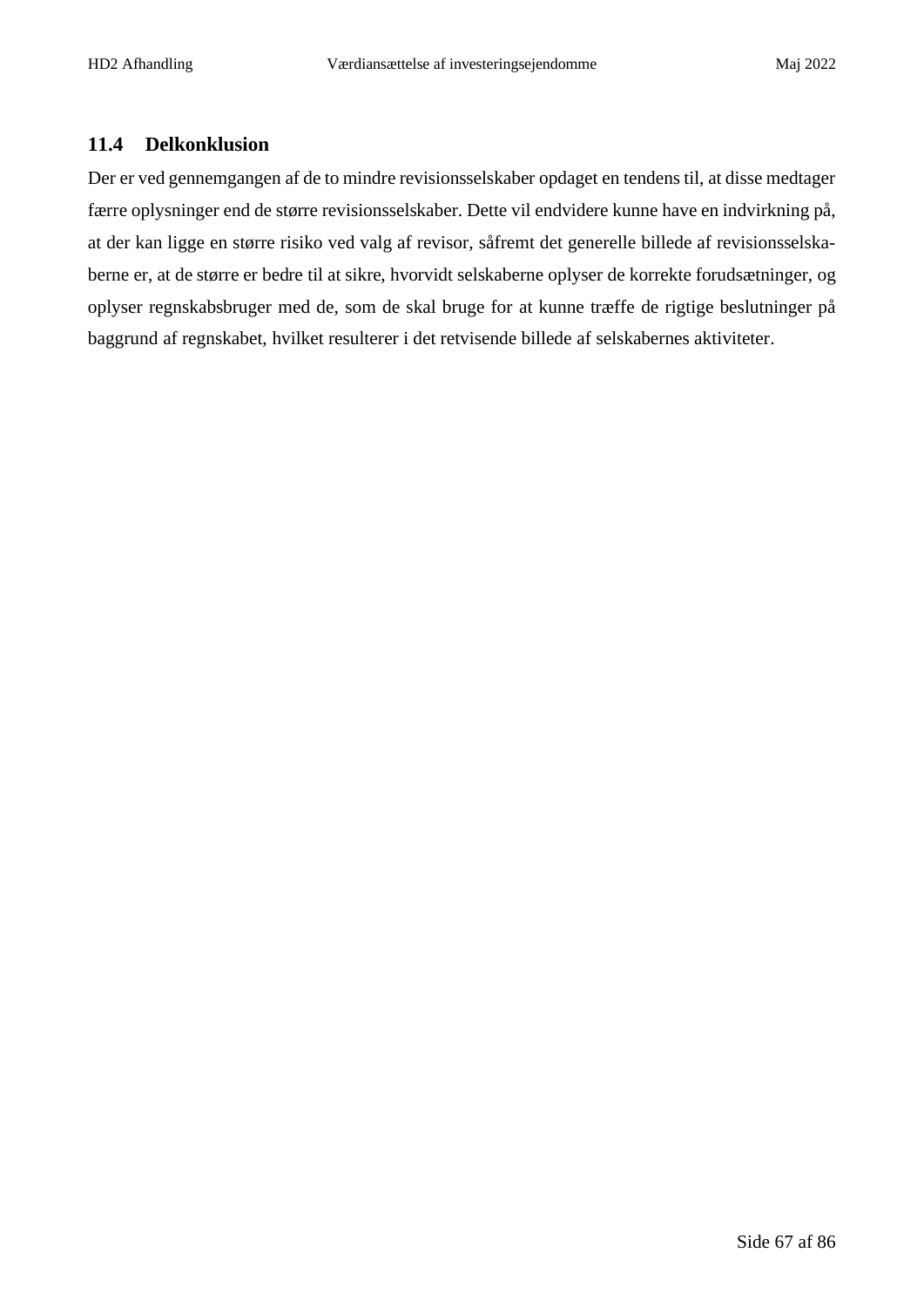## 11.4 Delkonklusion

Der er ved gennemgangen af de to mindre revisionsselskaber opdaget en tendens til, at disse medtager færre oplysninger end de større revisionsselskaber. Dette vil endvidere kunne have en indvirkning på, at der kan ligge en større risiko ved valg af revisor, såfremt det generelle billede af revisionsselskaberne er, at de større er bedre til at sikre, hvorvidt selskaberne oplyser de korrekte forudsætninger, og oplyser regnskabsbruger med de, som de skal bruge for at kunne træffe de rigtige beslutninger på baggrund af regnskabet, hvilket resulterer i det retvisende billede af selskabernes aktiviteter.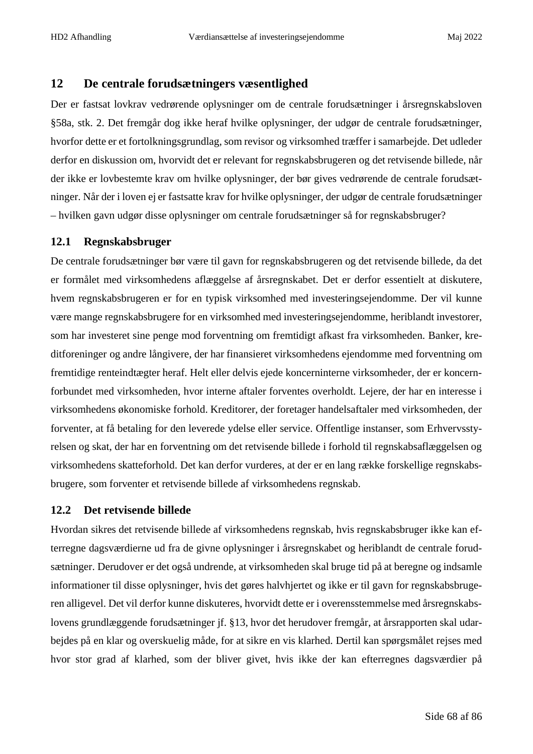## 12 De centrale forudsætningers væsentlighed

Der er fastsat lovkrav vedrørende oplysninger om de centrale forudsætninger i årsregnskabsloven §58a, stk. 2. Det fremgår dog ikke heraf hvilke oplysninger, der udgør de centrale forudsætninger, hvorfor dette er et fortolkningsgrundlag, som revisor og virksomhed træffer i samarbejde. Det udleder derfor en diskussion om, hvorvidt det er relevant for regnskabsbrugeren og det retvisende billede, når der ikke er lovbestemte krav om hvilke oplysninger, der bør gives vedrørende de centrale forudsætninger. Når der i loven ej er fastsatte krav for hvilke oplysninger, der udgør de centrale forudsætninger – hvilken gavn udgør disse oplysninger om centrale forudsætninger så for regnskabsbruger?

### 12.1 Regnskabsbruger

De centrale forudsætninger bør være til gavn for regnskabsbrugeren og det retvisende billede, da det er formålet med virksomhedens aflæggelse af årsregnskabet. Det er derfor essentielt at diskutere, hvem regnskabsbrugeren er for en typisk virksomhed med investeringsejendomme. Der vil kunne være mange regnskabsbrugere for en virksomhed med investeringsejendomme, heriblandt investorer, som har investeret sine penge mod forventning om fremtidigt afkast fra virksomheden. Banker, kreditforeninger og andre långivere, der har finansieret virksomhedens ejendomme med forventning om fremtidige renteindtægter heraf. Helt eller delvis ejede koncerninterne virksomheder, der er koncernforbundet med virksomheden, hvor interne aftaler forventes overholdt. Lejere, der har en interesse i virksomhedens økonomiske forhold. Kreditorer, der foretager handelsaftaler med virksomheden, der forventer, at få betaling for den leverede ydelse eller service. Offentlige instanser, som Erhvervsstyrelsen og skat, der har en forventning om det retvisende billede i forhold til regnskabsaflæggelsen og virksomhedens skatteforhold. Det kan derfor vurderes, at der er en lang række forskellige regnskabsbrugere, som forventer et retvisende billede af virksomhedens regnskab.

### 12.2 Det retvisende billede

Hvordan sikres det retvisende billede af virksomhedens regnskab, hvis regnskabsbruger ikke kan efterregne dagsværdierne ud fra de givne oplysninger i årsregnskabet og heriblandt de centrale forudsætninger. Derudover er det også undrende, at virksomheden skal bruge tid på at beregne og indsamle informationer til disse oplysninger, hvis det gøres halvhjertet og ikke er til gavn for regnskabsbrugeren alligevel. Det vil derfor kunne diskuteres, hvorvidt dette er i overensstemmelse med årsregnskabslovens grundlæggende forudsætninger jf. §13, hvor det herudover fremgår, at årsrapporten skal udarbejdes på en klar og overskuelig måde, for at sikre en vis klarhed. Dertil kan spørgsmålet rejses med hvor stor grad af klarhed, som der bliver givet, hvis ikke der kan efterregnes dagsværdier på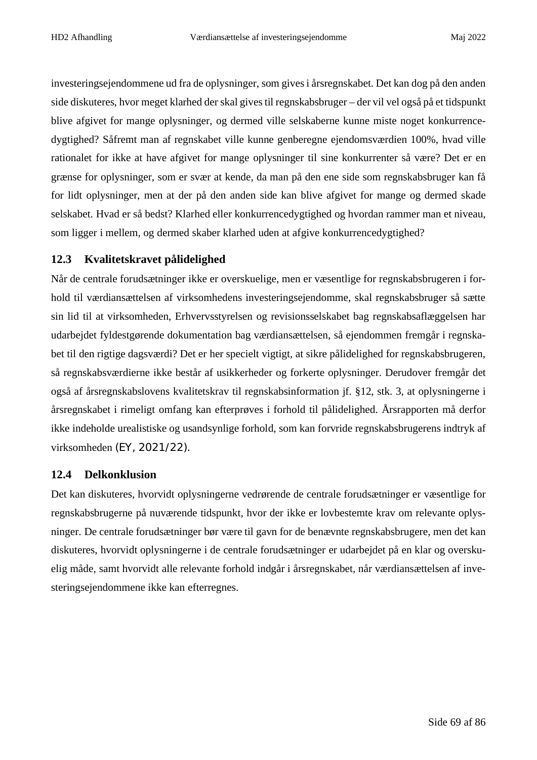investeringsejendommene ud fra de oplysninger, som gives i årsregnskabet. Det kan dog på den anden side diskuteres, hvor meget klarhed der skal gives til regnskabsbruger – der vil vel også på et tidspunkt blive afgivet for mange oplysninger, og dermed ville selskaberne kunne miste noget konkurrencedygtighed? Såfremt man af regnskabet ville kunne genberegne ejendomsværdien 100%, hvad ville rationalet for ikke at have afgivet for mange oplysninger til sine konkurrenter så være? Det er en grænse for oplysninger, som er svær at kende, da man på den ene side som regnskabsbruger kan få for lidt oplysninger, men at der på den anden side kan blive afgivet for mange og dermed skade selskabet. Hvad er så bedst? Klarhed eller konkurrencedygtighed og hvordan rammer man et niveau, som ligger i mellem, og dermed skaber klarhed uden at afgive konkurrencedygtighed?

## 12.3 Kvalitetskravet pålidelighed

Når de centrale forudsætninger ikke er overskuelige, men er væsentlige for regnskabsbrugeren i forhold til værdiansættelsen af virksomhedens investeringsejendomme, skal regnskabsbruger så sætte sin lid til at virksomheden, Erhvervsstyrelsen og revisionsselskabet bag regnskabsaflæggelsen har udarbejdet fyldestgørende dokumentation bag værdiansættelsen, så ejendommen fremgår i regnskabet til den rigtige dagsværdi? Det er her specielt vigtigt, at sikre pålidelighed for regnskabsbrugeren, så regnskabsværdierne ikke består af usikkerheder og forkerte oplysninger. Derudover fremgår det også af årsregnskabslovens kvalitetskrav til regnskabsinformation jf. §12, stk. 3, at oplysningerne i årsregnskabet i rimeligt omfang kan efterprøves i forhold til pålidelighed. Årsrapporten må derfor ikke indeholde urealistiske og usandsynlige forhold, som kan forvride regnskabsbrugerens indtryk af virksomheden (EY, 2021/22).

## 12.4 Delkonklusion

Det kan diskuteres, hvorvidt oplysningerne vedrørende de centrale forudsætninger er væsentlige for regnskabsbrugerne på nuværende tidspunkt, hvor der ikke er lovbestemte krav om relevante oplysninger. De centrale forudsætninger bør være til gavn for de benævnte regnskabsbrugere, men det kan diskuteres, hvorvidt oplysningerne i de centrale forudsætninger er udarbejdet på en klar og overskuelig måde, samt hvorvidt alle relevante forhold indgår i årsregnskabet, når værdiansættelsen af investeringsejendommene ikke kan efterregnes.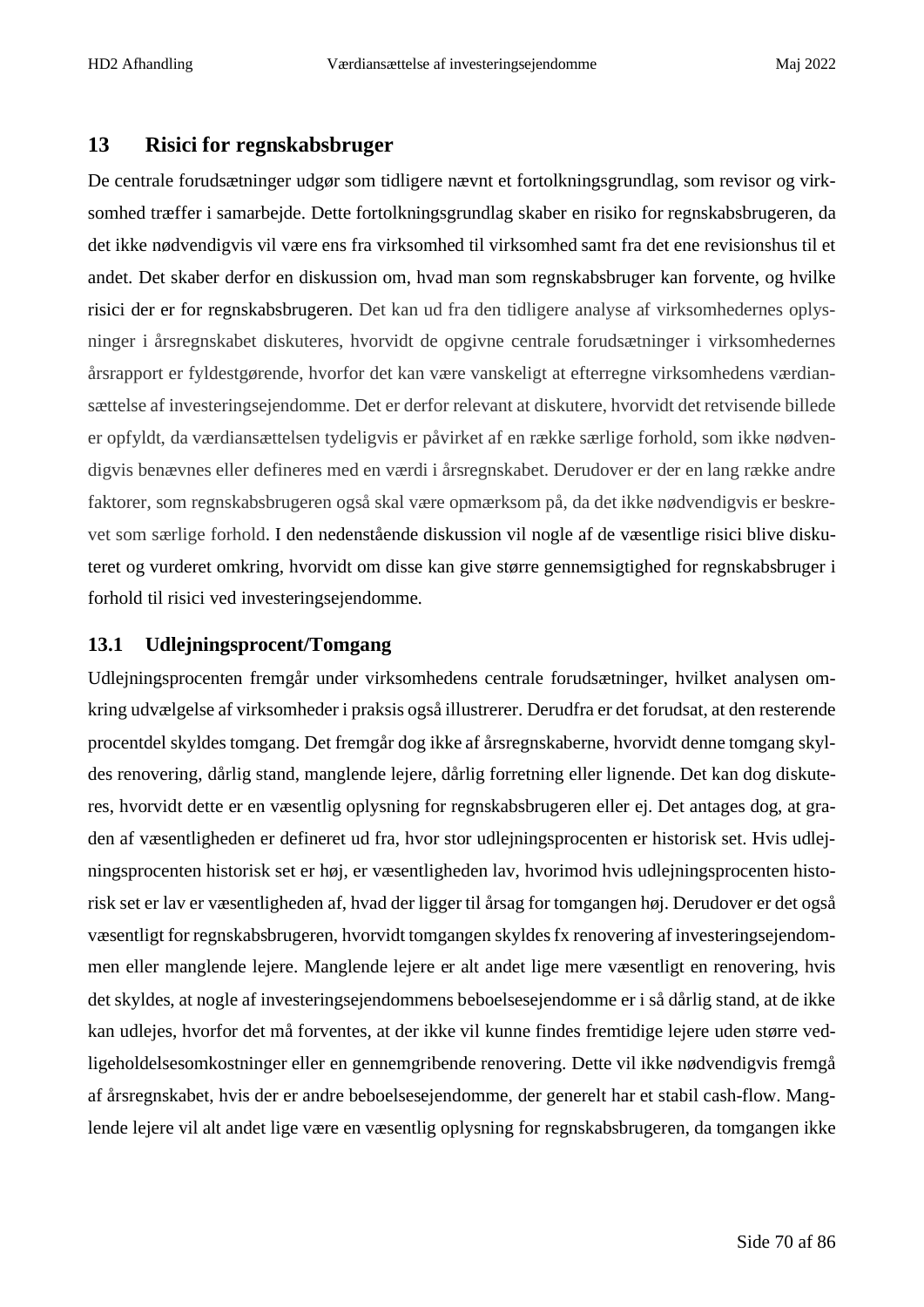## 13 Risici for regnskabsbruger

De centrale forudsætninger udgør som tidligere nævnt et fortolkningsgrundlag, som revisor og virksomhed træffer i samarbejde. Dette fortolkningsgrundlag skaber en risiko for regnskabsbrugeren, da det ikke nødvendigvis vil være ens fra virksomhed til virksomhed samt fra det ene revisionshus til et andet. Det skaber derfor en diskussion om, hvad man som regnskabsbruger kan forvente, og hvilke risici der er for regnskabsbrugeren. Det kan ud fra den tidligere analyse af virksomhedernes oplysninger i årsregnskabet diskuteres, hvorvidt de opgivne centrale forudsætninger i virksomhedernes årsrapport er fyldestgørende, hvorfor det kan være vanskeligt at efterregne virksomhedens værdiansættelse af investeringsejendomme. Det er derfor relevant at diskutere, hvorvidt det retvisende billede er opfyldt, da værdiansættelsen tydeligvis er påvirket af en række særlige forhold, som ikke nødvendigvis benævnes eller defineres med en værdi i årsregnskabet. Derudover er der en lang række andre faktorer, som regnskabsbrugeren også skal være opmærksom på, da det ikke nødvendigvis er beskrevet som særlige forhold. I den nedenstående diskussion vil nogle af de væsentlige risici blive diskuteret og vurderet omkring, hvorvidt om disse kan give større gennemsigtighed for regnskabsbruger i forhold til risici ved investeringsejendomme.

### 13.1 Udlejningsprocent/Tomgang

Udlejningsprocenten fremgår under virksomhedens centrale forudsætninger, hvilket analysen omkring udvælgelse af virksomheder i praksis også illustrerer. Derudfra er det forudsat, at den resterende procentdel skyldes tomgang. Det fremgår dog ikke af årsregnskaberne, hvorvidt denne tomgang skyldes renovering, dårlig stand, manglende lejere, dårlig forretning eller lignende. Det kan dog diskuteres, hvorvidt dette er en væsentlig oplysning for regnskabsbrugeren eller ej. Det antages dog, at graden af væsentligheden er defineret ud fra, hvor stor udlejningsprocenten er historisk set. Hvis udlejningsprocenten historisk set er høj, er væsentligheden lav, hvorimod hvis udlejningsprocenten historisk set er lav er væsentligheden af, hvad der ligger til årsag for tomgangen høj. Derudover er det også væsentligt for regnskabsbrugeren, hvorvidt tomgangen skyldes fx renovering af investeringsejendommen eller manglende lejere. Manglende lejere er alt andet lige mere væsentligt en renovering, hvis det skyldes, at nogle af investeringsejendommens beboelsesejendomme er i så dårlig stand, at de ikke kan udlejes, hvorfor det må forventes, at der ikke vil kunne findes fremtidige lejere uden større vedligeholdelsesomkostninger eller en gennemgribende renovering. Dette vil ikke nødvendigvis fremgå af årsregnskabet, hvis der er andre beboelsesejendomme, der generelt har et stabil cash-flow. Manglende lejere vil alt andet lige være en væsentlig oplysning for regnskabsbrugeren, da tomgangen ikke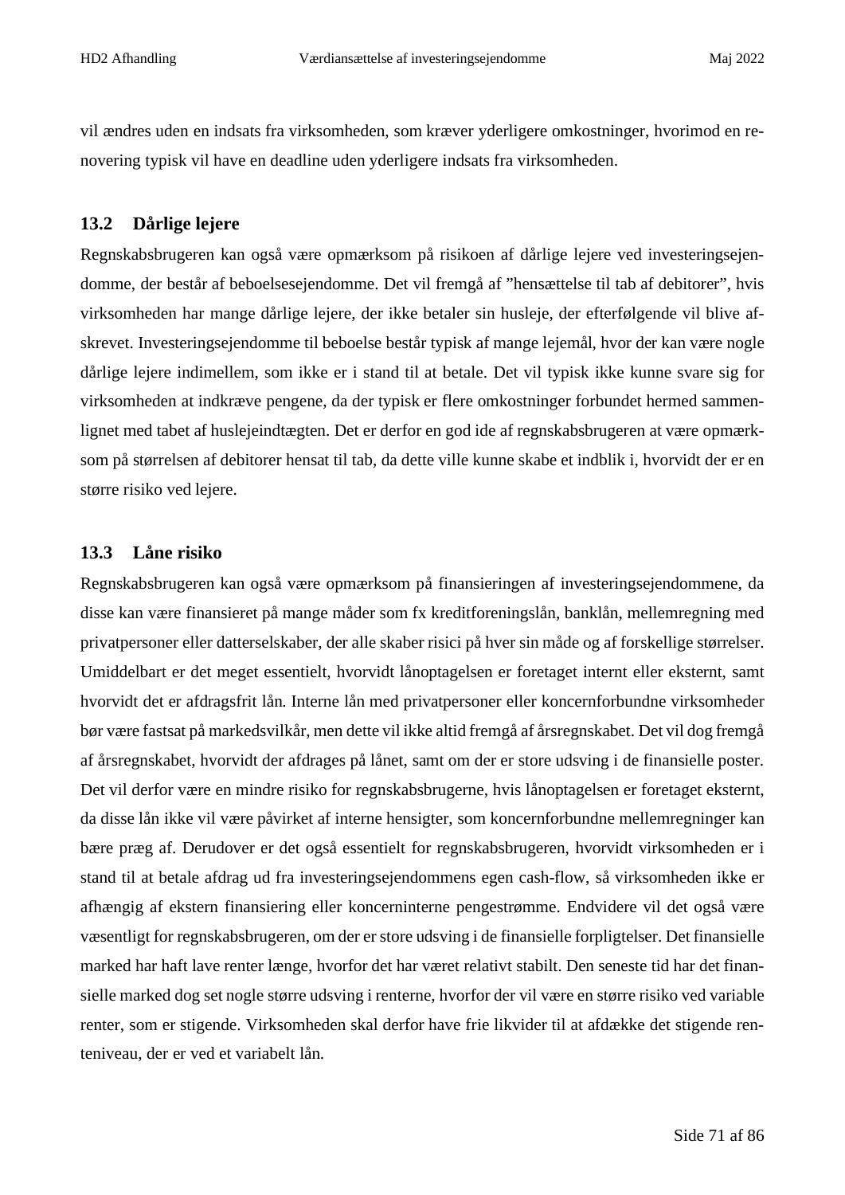vil ændres uden en indsats fra virksomheden, som kræver yderligere omkostninger, hvorimod en renovering typisk vil have en deadline uden yderligere indsats fra virksomheden.

### 13.2 Dårlige lejere

Regnskabsbrugeren kan også være opmærksom på risikoen af dårlige lejere ved investeringsejendomme, der består af beboelsesejendomme. Det vil fremgå af "hensættelse til tab af debitorer", hvis virksomheden har mange dårlige lejere, der ikke betaler sin husleje, der efterfølgende vil blive afskrevet. Investeringsejendomme til beboelse består typisk af mange lejemål, hvor der kan være nogle dårlige lejere indimellem, som ikke er i stand til at betale. Det vil typisk ikke kunne svare sig for virksomheden at indkræve pengene, da der typisk er flere omkostninger forbundet hermed sammenlignet med tabet af huslejeindtægten. Det er derfor en god ide af regnskabsbrugeren at være opmærksom på størrelsen af debitorer hensat til tab, da dette ville kunne skabe et indblik i, hvorvidt der er en større risiko ved lejere.

### 13.3 Låne risiko

Regnskabsbrugeren kan også være opmærksom på finansieringen af investeringsejendommene, da disse kan være finansieret på mange måder som fx kreditforeningslån, banklån, mellemregning med privatpersoner eller datterselskaber, der alle skaber risici på hver sin måde og af forskellige størrelser. Umiddelbart er det meget essentielt, hvorvidt lånoptagelsen er foretaget internt eller eksternt, samt hvorvidt det er afdragsfrit lån. Interne lån med privatpersoner eller koncernforbundne virksomheder bør være fastsat på markedsvilkår, men dette vil ikke altid fremgå af årsregnskabet. Det vil dog fremgå af årsregnskabet, hvorvidt der afdrages på lånet, samt om der er store udsving i de finansielle poster. Det vil derfor være en mindre risiko for regnskabsbrugerne, hvis lånoptagelsen er foretaget eksternt, da disse lån ikke vil være påvirket af interne hensigter, som koncernforbundne mellemregninger kan bære præg af. Derudover er det også essentielt for regnskabsbrugeren, hvorvidt virksomheden er i stand til at betale afdrag ud fra investeringsejendommens egen cash-flow, så virksomheden ikke er afhængig af ekstern finansiering eller koncerninterne pengestrømme. Endvidere vil det også være væsentligt for regnskabsbrugeren, om der er store udsving i de finansielle forpligtelser. Det finansielle marked har haft lave renter længe, hvorfor det har været relativt stabilt. Den seneste tid har det finansielle marked dog set nogle større udsving i renterne, hvorfor der vil være en større risiko ved variable renter, som er stigende. Virksomheden skal derfor have frie likvider til at afdække det stigende renteniveau, der er ved et variabelt lån.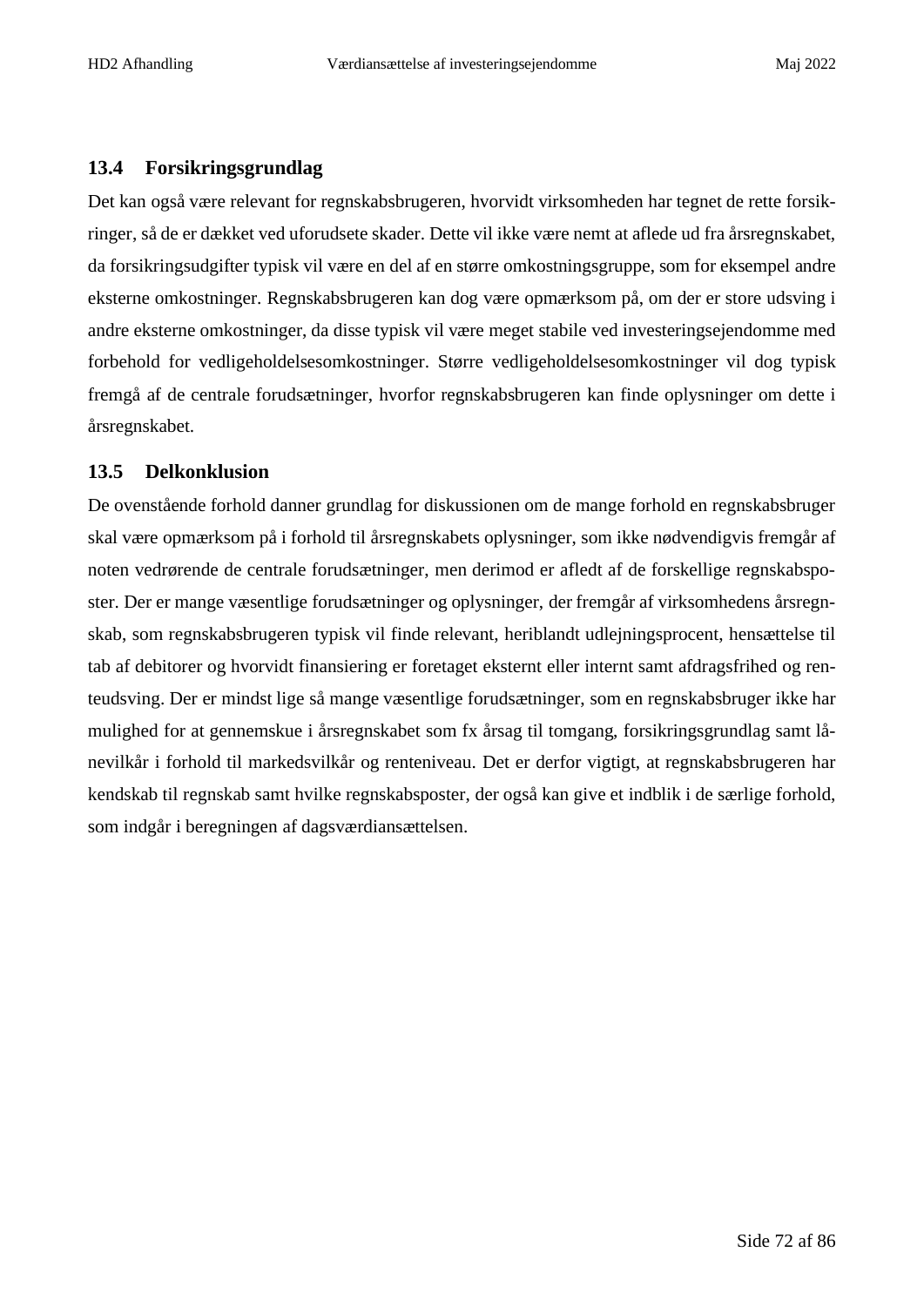## 13.4 Forsikringsgrundlag

Det kan også være relevant for regnskabsbrugeren, hvorvidt virksomheden har tegnet de rette forsikringer, så de er dækket ved uforudsete skader. Dette vil ikke være nemt at aflede ud fra årsregnskabet, da forsikringsudgifter typisk vil være en del af en større omkostningsgruppe, som for eksempel andre eksterne omkostninger. Regnskabsbrugeren kan dog være opmærksom på, om der er store udsving i andre eksterne omkostninger, da disse typisk vil være meget stabile ved investeringsejendomme med forbehold for vedligeholdelsesomkostninger. Større vedligeholdelsesomkostninger vil dog typisk fremgå af de centrale forudsætninger, hvorfor regnskabsbrugeren kan finde oplysninger om dette i årsregnskabet.

## 13.5 Delkonklusion

De ovenstående forhold danner grundlag for diskussionen om de mange forhold en regnskabsbruger skal være opmærksom på i forhold til årsregnskabets oplysninger, som ikke nødvendigvis fremgår af noten vedrørende de centrale forudsætninger, men derimod er afledt af de forskellige regnskabsposter. Der er mange væsentlige forudsætninger og oplysninger, der fremgår af virksomhedens årsregnskab, som regnskabsbrugeren typisk vil finde relevant, heriblandt udlejningsprocent, hensættelse til tab af debitorer og hvorvidt finansiering er foretaget eksternt eller internt samt afdragsfrihed og renteudsving. Der er mindst lige så mange væsentlige forudsætninger, som en regnskabsbruger ikke har mulighed for at gennemskue i årsregnskabet som fx årsag til tomgang, forsikringsgrundlag samt lånevilkår i forhold til markedsvilkår og renteniveau. Det er derfor vigtigt, at regnskabsbrugeren har kendskab til regnskab samt hvilke regnskabsposter, der også kan give et indblik i de særlige forhold, som indgår i beregningen af dagsværdiansættelsen.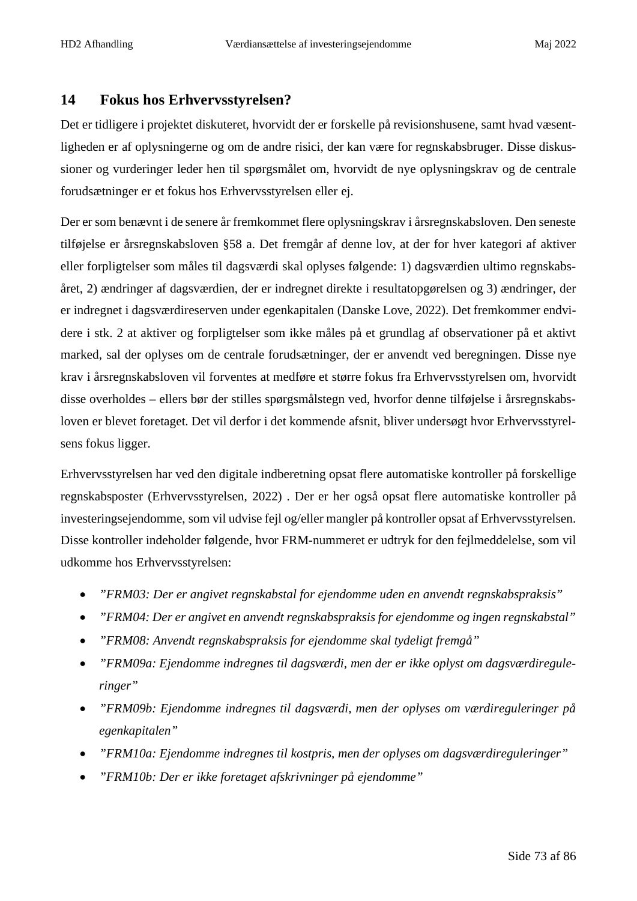## 14 Fokus hos Erhvervsstyrelsen?

Det er tidligere i projektet diskuteret, hvorvidt der er forskelle på revisionshusene, samt hvad væsentligheden er af oplysningerne og om de andre risici, der kan være for regnskabsbruger. Disse diskussioner og vurderinger leder hen til spørgsmålet om, hvorvidt de nye oplysningskrav og de centrale forudsætninger er et fokus hos Erhvervsstyrelsen eller ej.

Der er som benævnt i de senere år fremkommet flere oplysningskrav i årsregnskabsloven. Den seneste tilføjelse er årsregnskabsloven §58 a. Det fremgår af denne lov, at der for hver kategori af aktiver eller forpligtelser som måles til dagsværdi skal oplyses følgende: 1) dagsværdien ultimo regnskabsåret, 2) ændringer af dagsværdien, der er indregnet direkte i resultatopgørelsen og 3) ændringer, der er indregnet i dagsværdireserven under egenkapitalen (Danske Love, 2022). Det fremkommer endvidere i stk. 2 at aktiver og forpligtelser som ikke måles på et grundlag af observationer på et aktivt marked, sal der oplyses om de centrale forudsætninger, der er anvendt ved beregningen. Disse nye krav i årsregnskabsloven vil forventes at medføre et større fokus fra Erhvervsstyrelsen om, hvorvidt disse overholdes – ellers bør der stilles spørgsmålstegn ved, hvorfor denne tilføjelse i årsregnskabsloven er blevet foretaget. Det vil derfor i det kommende afsnit, bliver undersøgt hvor Erhvervsstyrelsens fokus ligger.

Erhvervsstyrelsen har ved den digitale indberetning opsat flere automatiske kontroller på forskellige regnskabsposter (Erhvervsstyrelsen, 2022) . Der er her også opsat flere automatiske kontroller på investeringsejendomme, som vil udvise fejl og/eller mangler på kontroller opsat af Erhvervsstyrelsen. Disse kontroller indeholder følgende, hvor FRM-nummeret er udtryk for den fejlmeddelelse, som vil udkomme hos Erhvervsstyrelsen:

- *"FRM03: Der er angivet regnskabstal for ejendomme uden en anvendt regnskabspraksis"*
- *"FRM04: Der er angivet en anvendt regnskabspraksis for ejendomme og ingen regnskabstal"*
- *"FRM08: Anvendt regnskabspraksis for ejendomme skal tydeligt fremgå"*
- *"FRM09a: Ejendomme indregnes til dagsværdi, men der er ikke oplyst om dagsværdireguleringer"*
- *"FRM09b: Ejendomme indregnes til dagsværdi, men der oplyses om værdireguleringer på egenkapitalen"*
- *"FRM10a: Ejendomme indregnes til kostpris, men der oplyses om dagsværdireguleringer"*
- *"FRM10b: Der er ikke foretaget afskrivninger på ejendomme"*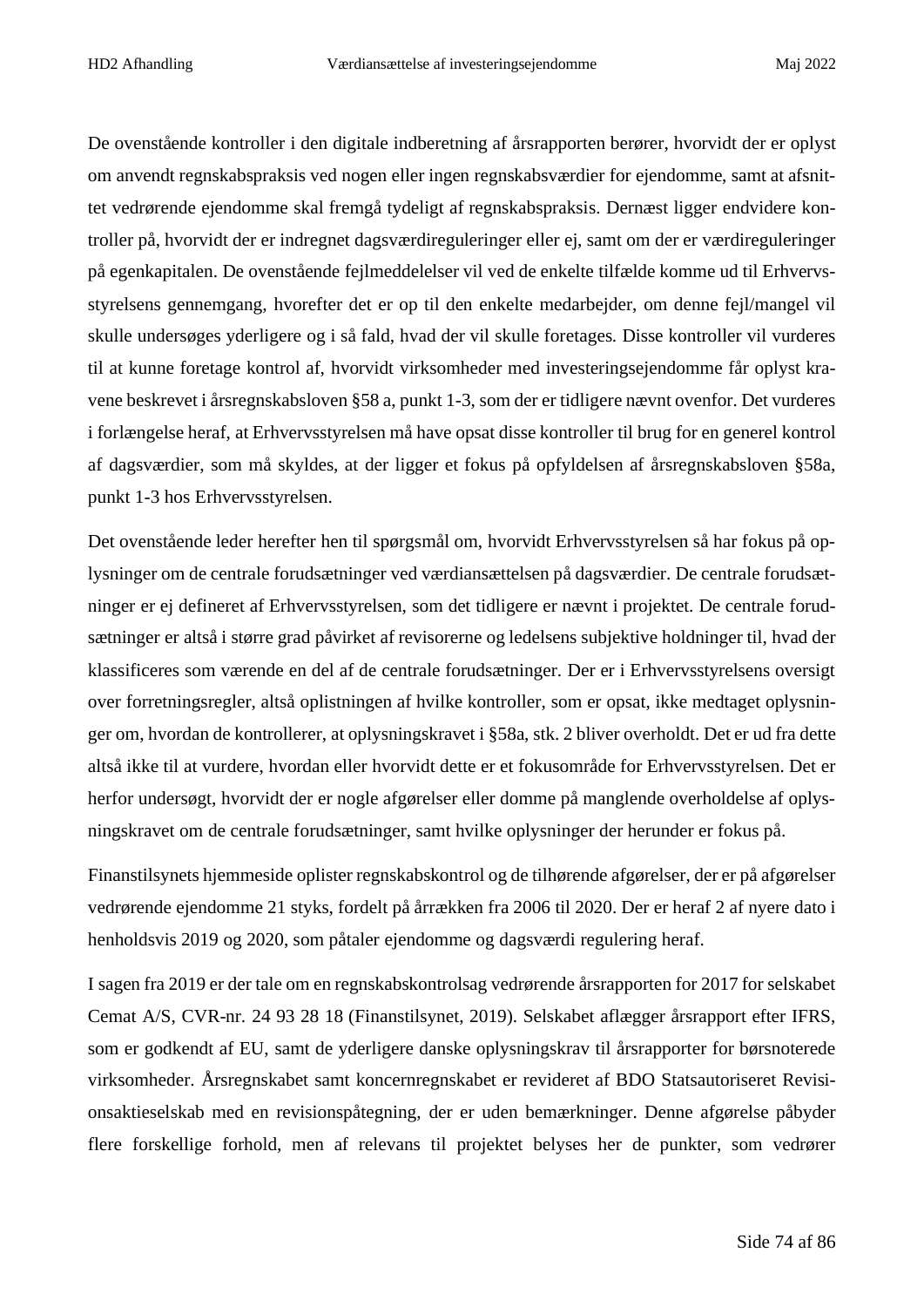De ovenstående kontroller i den digitale indberetning af årsrapporten berører, hvorvidt der er oplyst om anvendt regnskabspraksis ved nogen eller ingen regnskabsværdier for ejendomme, samt at afsnittet vedrørende ejendomme skal fremgå tydeligt af regnskabspraksis. Dernæst ligger endvidere kontroller på, hvorvidt der er indregnet dagsværdireguleringer eller ej, samt om der er værdireguleringer på egenkapitalen. De ovenstående fejlmeddelelser vil ved de enkelte tilfælde komme ud til Erhvervsstyrelsens gennemgang, hvorefter det er op til den enkelte medarbejder, om denne fejl/mangel vil skulle undersøges yderligere og i så fald, hvad der vil skulle foretages. Disse kontroller vil vurderes til at kunne foretage kontrol af, hvorvidt virksomheder med investeringsejendomme får oplyst kravene beskrevet i årsregnskabsloven §58 a, punkt 1-3, som der er tidligere nævnt ovenfor. Det vurderes i forlængelse heraf, at Erhvervsstyrelsen må have opsat disse kontroller til brug for en generel kontrol af dagsværdier, som må skyldes, at der ligger et fokus på opfyldelsen af årsregnskabsloven §58a, punkt 1-3 hos Erhvervsstyrelsen.

Det ovenstående leder herefter hen til spørgsmål om, hvorvidt Erhvervsstyrelsen så har fokus på oplysninger om de centrale forudsætninger ved værdiansættelsen på dagsværdier. De centrale forudsætninger er ej defineret af Erhvervsstyrelsen, som det tidligere er nævnt i projektet. De centrale forudsætninger er altså i større grad påvirket af revisorerne og ledelsens subjektive holdninger til, hvad der klassificeres som værende en del af de centrale forudsætninger. Der er i Erhvervsstyrelsens oversigt over forretningsregler, altså oplistningen af hvilke kontroller, som er opsat, ikke medtaget oplysninger om, hvordan de kontrollerer, at oplysningskravet i §58a, stk. 2 bliver overholdt. Det er ud fra dette altså ikke til at vurdere, hvordan eller hvorvidt dette er et fokusområde for Erhvervsstyrelsen. Det er herfor undersøgt, hvorvidt der er nogle afgørelser eller domme på manglende overholdelse af oplysningskravet om de centrale forudsætninger, samt hvilke oplysninger der herunder er fokus på.

Finanstilsynets hjemmeside oplister regnskabskontrol og de tilhørende afgørelser, der er på afgørelser vedrørende ejendomme 21 styks, fordelt på årrækken fra 2006 til 2020. Der er heraf 2 af nyere dato i henholdsvis 2019 og 2020, som påtaler ejendomme og dagsværdi regulering heraf.

I sagen fra 2019 er der tale om en regnskabskontrolsag vedrørende årsrapporten for 2017 for selskabet Cemat A/S, CVR-nr. 24 93 28 18 (Finanstilsynet, 2019). Selskabet aflægger årsrapport efter IFRS, som er godkendt af EU, samt de yderligere danske oplysningskrav til årsrapporter for børsnoterede virksomheder. Årsregnskabet samt koncernregnskabet er revideret af BDO Statsautoriseret Revisionsaktieselskab med en revisionspåtegning, der er uden bemærkninger. Denne afgørelse påbyder flere forskellige forhold, men af relevans til projektet belyses her de punkter, som vedrører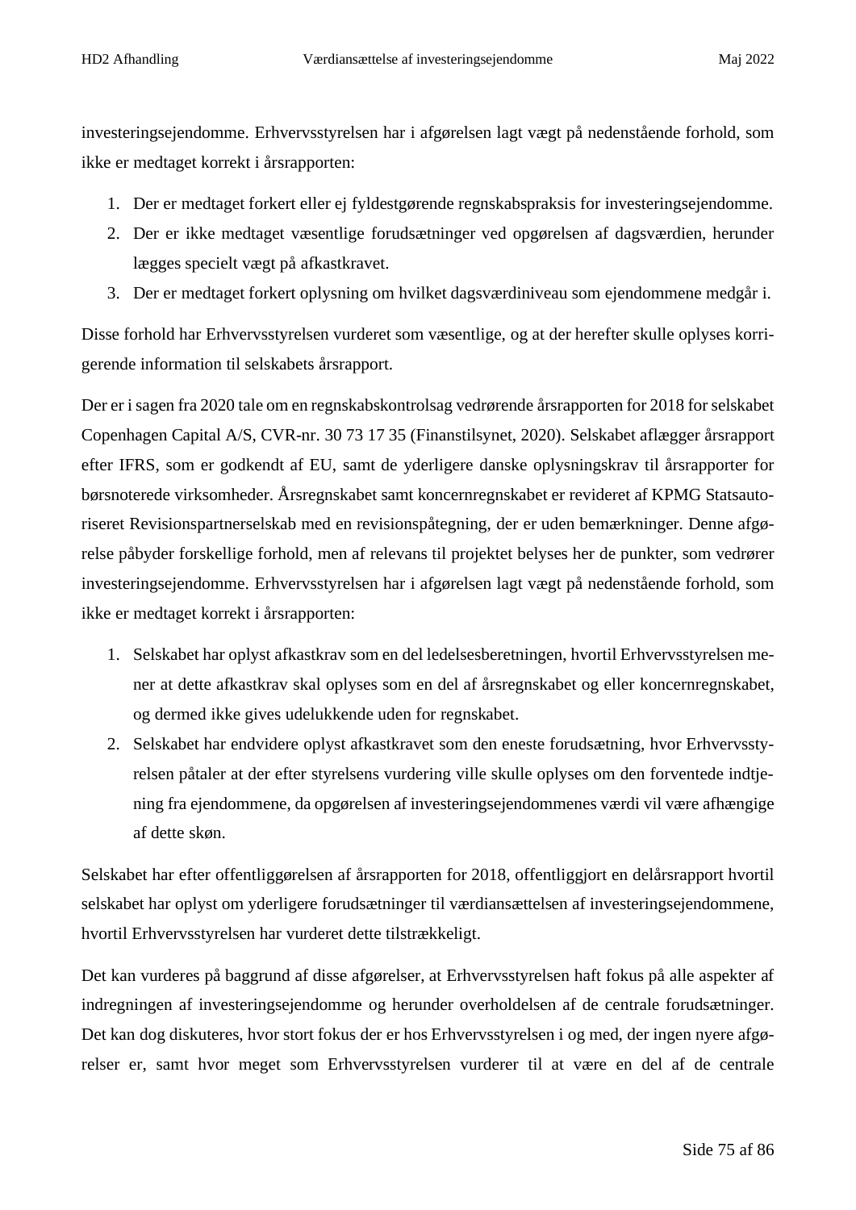investeringsejendomme. Erhvervsstyrelsen har i afgørelsen lagt vægt på nedenstående forhold, som ikke er medtaget korrekt i årsrapporten:

1. Der er medtaget forkert eller ej fyldestgørende regnskabspraksis for investeringsejendomme.
2. Der er ikke medtaget væsentlige forudsætninger ved opgørelsen af dagsværdien, herunder lægges specielt vægt på afkastkravet.
3. Der er medtaget forkert oplysning om hvilket dagsværdiniveau som ejendommene medgår i.

Disse forhold har Erhvervsstyrelsen vurderet som væsentlige, og at der herefter skulle oplyses korrigerende information til selskabets årsrapport.

Der er i sagen fra 2020 tale om en regnskabskontrolsag vedrørende årsrapporten for 2018 for selskabet Copenhagen Capital A/S, CVR-nr. 30 73 17 35 (Finanstilsynet, 2020). Selskabet aflægger årsrapport efter IFRS, som er godkendt af EU, samt de yderligere danske oplysningskrav til årsrapporter for børsnoterede virksomheder. Årsregnskabet samt koncernregnskabet er revideret af KPMG Statsautoriseret Revisionspartnerselskab med en revisionspåtegning, der er uden bemærkninger. Denne afgørelse påbyder forskellige forhold, men af relevans til projektet belyses her de punkter, som vedrører investeringsejendomme. Erhvervsstyrelsen har i afgørelsen lagt vægt på nedenstående forhold, som ikke er medtaget korrekt i årsrapporten:

1. Selskabet har oplyst afkastkrav som en del ledelsesberetningen, hvortil Erhvervsstyrelsen mener at dette afkastkrav skal oplyses som en del af årsregnskabet og eller koncernregnskabet, og dermed ikke gives udelukkende uden for regnskabet.
2. Selskabet har endvidere oplyst afkastkravet som den eneste forudsætning, hvor Erhvervsstyrelsen påtaler at der efter styrelsens vurdering ville skulle oplyses om den forventede indtjening fra ejendommene, da opgørelsen af investeringsejendommenes værdi vil være afhængige af dette skøn.

Selskabet har efter offentliggørelsen af årsrapporten for 2018, offentliggjort en delårsrapport hvortil selskabet har oplyst om yderligere forudsætninger til værdiansættelsen af investeringsejendommene, hvortil Erhvervsstyrelsen har vurderet dette tilstrækkeligt.

Det kan vurderes på baggrund af disse afgørelser, at Erhvervsstyrelsen haft fokus på alle aspekter af indregningen af investeringsejendomme og herunder overholdelsen af de centrale forudsætninger. Det kan dog diskuteres, hvor stort fokus der er hos Erhvervsstyrelsen i og med, der ingen nyere afgørelser er, samt hvor meget som Erhvervsstyrelsen vurderer til at være en del af de centrale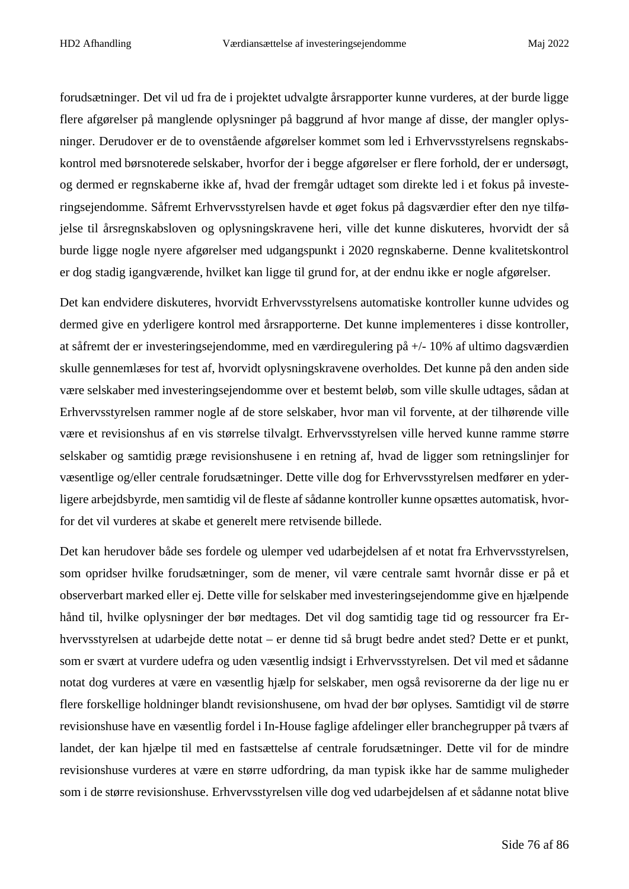forudsætninger. Det vil ud fra de i projektet udvalgte årsrapporter kunne vurderes, at der burde ligge flere afgørelser på manglende oplysninger på baggrund af hvor mange af disse, der mangler oplysninger. Derudover er de to ovenstående afgørelser kommet som led i Erhvervsstyrelsens regnskabskontrol med børsnoterede selskaber, hvorfor der i begge afgørelser er flere forhold, der er undersøgt, og dermed er regnskaberne ikke af, hvad der fremgår udtaget som direkte led i et fokus på investeringsejendomme. Såfremt Erhvervsstyrelsen havde et øget fokus på dagsværdier efter den nye tilføjelse til årsregnskabsloven og oplysningskravene heri, ville det kunne diskuteres, hvorvidt der så burde ligge nogle nyere afgørelser med udgangspunkt i 2020 regnskaberne. Denne kvalitetskontrol er dog stadig igangværende, hvilket kan ligge til grund for, at der endnu ikke er nogle afgørelser.

Det kan endvidere diskuteres, hvorvidt Erhvervsstyrelsens automatiske kontroller kunne udvides og dermed give en yderligere kontrol med årsrapporterne. Det kunne implementeres i disse kontroller, at såfremt der er investeringsejendomme, med en værdiregulering på +/- 10% af ultimo dagsværdien skulle gennemlæses for test af, hvorvidt oplysningskravene overholdes. Det kunne på den anden side være selskaber med investeringsejendomme over et bestemt beløb, som ville skulle udtages, sådan at Erhvervsstyrelsen rammer nogle af de store selskaber, hvor man vil forvente, at der tilhørende ville være et revisionshus af en vis størrelse tilvalgt. Erhvervsstyrelsen ville herved kunne ramme større selskaber og samtidig præge revisionshusene i en retning af, hvad de ligger som retningslinjer for væsentlige og/eller centrale forudsætninger. Dette ville dog for Erhvervsstyrelsen medfører en yderligere arbejdsbyrde, men samtidig vil de fleste af sådanne kontroller kunne opsættes automatisk, hvorfor det vil vurderes at skabe et generelt mere retvisende billede.

Det kan herudover både ses fordele og ulemper ved udarbejdelsen af et notat fra Erhvervsstyrelsen, som opridser hvilke forudsætninger, som de mener, vil være centrale samt hvornår disse er på et observerbart marked eller ej. Dette ville for selskaber med investeringsejendomme give en hjælpende hånd til, hvilke oplysninger der bør medtages. Det vil dog samtidig tage tid og ressourcer fra Erhvervsstyrelsen at udarbejde dette notat – er denne tid så brugt bedre andet sted? Dette er et punkt, som er svært at vurdere udefra og uden væsentlig indsigt i Erhvervsstyrelsen. Det vil med et sådanne notat dog vurderes at være en væsentlig hjælp for selskaber, men også revisorerne da der lige nu er flere forskellige holdninger blandt revisionshusene, om hvad der bør oplyses. Samtidigt vil de større revisionshuse have en væsentlig fordel i In-House faglige afdelinger eller branchegrupper på tværs af landet, der kan hjælpe til med en fastsættelse af centrale forudsætninger. Dette vil for de mindre revisionshuse vurderes at være en større udfordring, da man typisk ikke har de samme muligheder som i de større revisionshuse. Erhvervsstyrelsen ville dog ved udarbejdelsen af et sådanne notat blive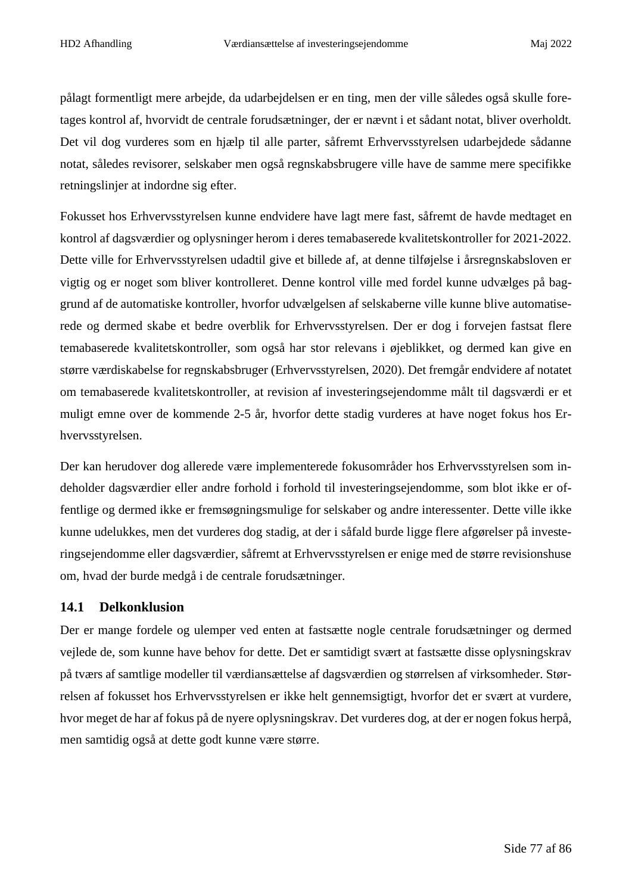pålagt formentligt mere arbejde, da udarbejdelsen er en ting, men der ville således også skulle foretages kontrol af, hvorvidt de centrale forudsætninger, der er nævnt i et sådant notat, bliver overholdt. Det vil dog vurderes som en hjælp til alle parter, såfremt Erhvervsstyrelsen udarbejdede sådanne notat, således revisorer, selskaber men også regnskabsbrugere ville have de samme mere specifikke retningslinjer at indordne sig efter.

Fokusset hos Erhvervsstyrelsen kunne endvidere have lagt mere fast, såfremt de havde medtaget en kontrol af dagsværdier og oplysninger herom i deres temabaserede kvalitetskontroller for 2021-2022. Dette ville for Erhvervsstyrelsen udadtil give et billede af, at denne tilføjelse i årsregnskabsloven er vigtig og er noget som bliver kontrolleret. Denne kontrol ville med fordel kunne udvælges på baggrund af de automatiske kontroller, hvorfor udvælgelsen af selskaberne ville kunne blive automatiserede og dermed skabe et bedre overblik for Erhvervsstyrelsen. Der er dog i forvejen fastsat flere temabaserede kvalitetskontroller, som også har stor relevans i øjeblikket, og dermed kan give en større værdiskabelse for regnskabsbruger (Erhvervsstyrelsen, 2020). Det fremgår endvidere af notatet om temabaserede kvalitetskontroller, at revision af investeringsejendomme målt til dagsværdi er et muligt emne over de kommende 2-5 år, hvorfor dette stadig vurderes at have noget fokus hos Erhvervsstyrelsen.

Der kan herudover dog allerede være implementerede fokusområder hos Erhvervsstyrelsen som indeholder dagsværdier eller andre forhold i forhold til investeringsejendomme, som blot ikke er offentlige og dermed ikke er fremsøgningsmulige for selskaber og andre interessenter. Dette ville ikke kunne udelukkes, men det vurderes dog stadig, at der i såfald burde ligge flere afgørelser på investeringsejendomme eller dagsværdier, såfremt at Erhvervsstyrelsen er enige med de større revisionshuse om, hvad der burde medgå i de centrale forudsætninger.

## 14.1 Delkonklusion

Der er mange fordele og ulemper ved enten at fastsætte nogle centrale forudsætninger og dermed vejlede de, som kunne have behov for dette. Det er samtidigt svært at fastsætte disse oplysningskrav på tværs af samtlige modeller til værdiansættelse af dagsværdien og størrelsen af virksomheder. Størrelsen af fokusset hos Erhvervsstyrelsen er ikke helt gennemsigtigt, hvorfor det er svært at vurdere, hvor meget de har af fokus på de nyere oplysningskrav. Det vurderes dog, at der er nogen fokus herpå, men samtidig også at dette godt kunne være større.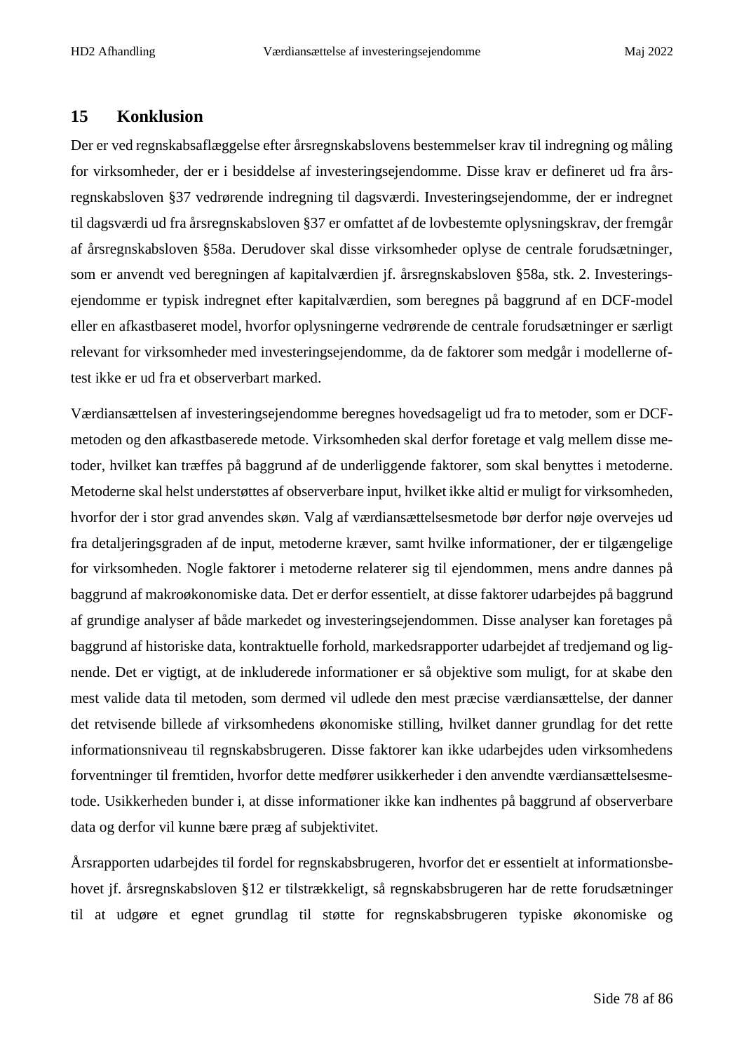# 15 Konklusion

Der er ved regnskabsaflæggelse efter årsregnskabslovens bestemmelser krav til indregning og måling for virksomheder, der er i besiddelse af investeringsejendomme. Disse krav er defineret ud fra årsregnskabsloven §37 vedrørende indregning til dagsværdi. Investeringsejendomme, der er indregnet til dagsværdi ud fra årsregnskabsloven §37 er omfattet af de lovbestemte oplysningskrav, der fremgår af årsregnskabsloven §58a. Derudover skal disse virksomheder oplyse de centrale forudsætninger, som er anvendt ved beregningen af kapitalværdien jf. årsregnskabsloven §58a, stk. 2. Investeringsejendomme er typisk indregnet efter kapitalværdien, som beregnes på baggrund af en DCF-model eller en afkastbaseret model, hvorfor oplysningerne vedrørende de centrale forudsætninger er særligt relevant for virksomheder med investeringsejendomme, da de faktorer som medgår i modellerne oftest ikke er ud fra et observerbart marked.

Værdiansættelsen af investeringsejendomme beregnes hovedsageligt ud fra to metoder, som er DCF-metoden og den afkastbaserede metode. Virksomheden skal derfor foretage et valg mellem disse metoder, hvilket kan træffes på baggrund af de underliggende faktorer, som skal benyttes i metoderne. Metoderne skal helst understøttes af observerbare input, hvilket ikke altid er muligt for virksomheden, hvorfor der i stor grad anvendes skøn. Valg af værdiansættelsesmetode bør derfor nøje overvejes ud fra detaljeringsgraden af de input, metoderne kræver, samt hvilke informationer, der er tilgængelige for virksomheden. Nogle faktorer i metoderne relaterer sig til ejendommen, mens andre dannes på baggrund af makroøkonomiske data. Det er derfor essentielt, at disse faktorer udarbejdes på baggrund af grundige analyser af både markedet og investeringsejendommen. Disse analyser kan foretages på baggrund af historiske data, kontraktuelle forhold, markedsrapporter udarbejdet af tredjemand og lignende. Det er vigtigt, at de inkluderede informationer er så objektive som muligt, for at skabe den mest valide data til metoden, som dermed vil udlede den mest præcise værdiansættelse, der danner det retvisende billede af virksomhedens økonomiske stilling, hvilket danner grundlag for det rette informationsniveau til regnskabsbrugeren. Disse faktorer kan ikke udarbejdes uden virksomhedens forventninger til fremtiden, hvorfor dette medfører usikkerheder i den anvendte værdiansættelsesmetode. Usikkerheden bunder i, at disse informationer ikke kan indhentes på baggrund af observerbare data og derfor vil kunne bære præg af subjektivitet.

Årsrapporten udarbejdes til fordel for regnskabsbrugeren, hvorfor det er essentielt at informationsbehovet jf. årsregnskabsloven §12 er tilstrækkeligt, så regnskabsbrugeren har de rette forudsætninger til at udgøre et egnet grundlag til støtte for regnskabsbrugeren typiske økonomiske og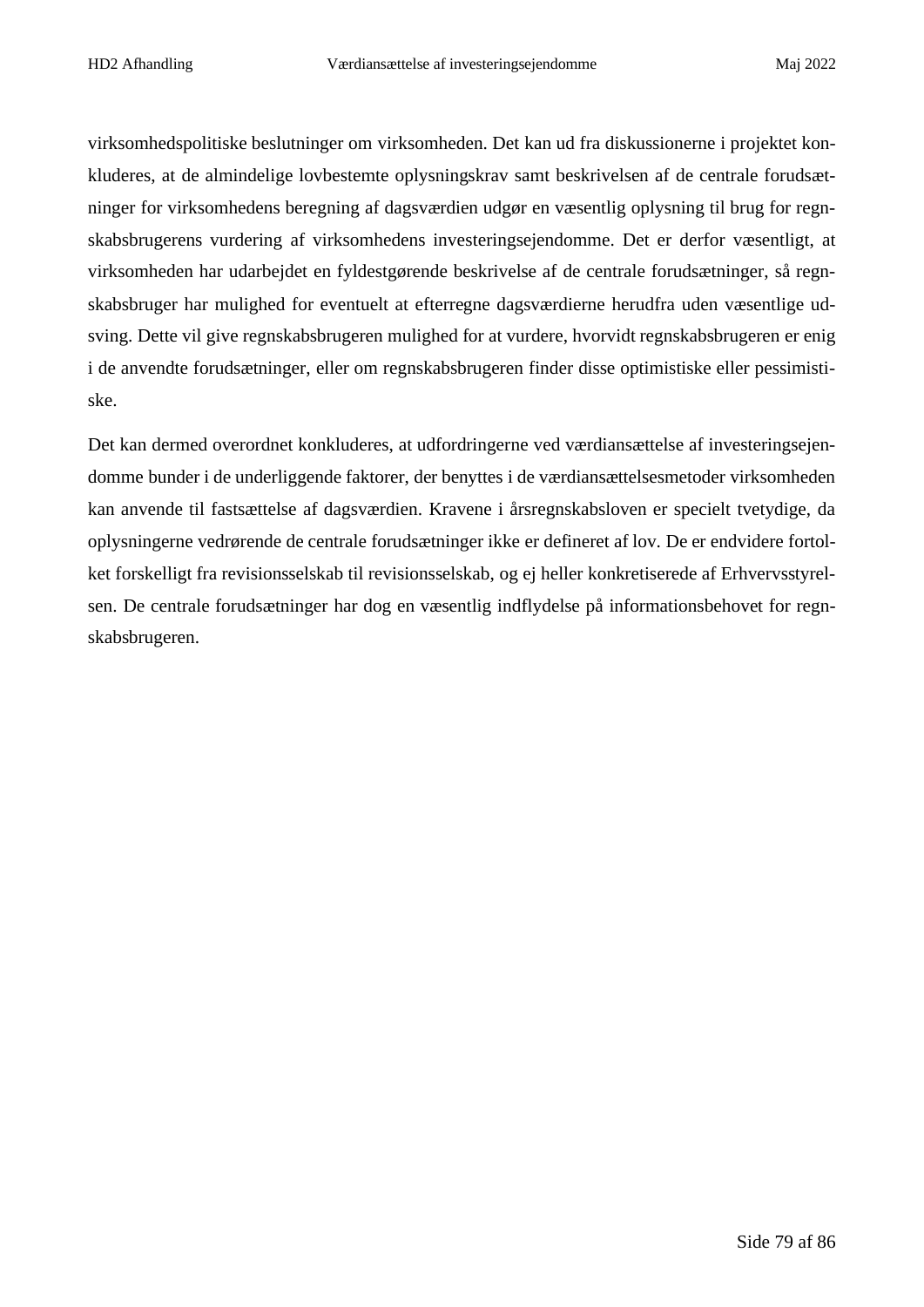virksomhedspolitiske beslutninger om virksomheden. Det kan ud fra diskussionerne i projektet konkluderes, at de almindelige lovbestemte oplysningskrav samt beskrivelsen af de centrale forudsætninger for virksomhedens beregning af dagsværdien udgør en væsentlig oplysning til brug for regnskabsbrugerens vurdering af virksomhedens investeringsejendomme. Det er derfor væsentligt, at virksomheden har udarbejdet en fyldestgørende beskrivelse af de centrale forudsætninger, så regnskabsbruger har mulighed for eventuelt at efterregne dagsværdierne herudfra uden væsentlige udsving. Dette vil give regnskabsbrugeren mulighed for at vurdere, hvorvidt regnskabsbrugeren er enig i de anvendte forudsætninger, eller om regnskabsbrugeren finder disse optimistiske eller pessimistiske.

Det kan dermed overordnet konkluderes, at udfordringerne ved værdiansættelse af investeringsejendomme bunder i de underliggende faktorer, der benyttes i de værdiansættelsesmetoder virksomheden kan anvende til fastsættelse af dagsværdien. Kravene i årsregnskabsloven er specielt tvetydige, da oplysningerne vedrørende de centrale forudsætninger ikke er defineret af lov. De er endvidere fortolket forskelligt fra revisionsselskab til revisionsselskab, og ej heller konkretiserede af Erhvervsstyrelsen. De centrale forudsætninger har dog en væsentlig indflydelse på informationsbehovet for regnskabsbrugeren.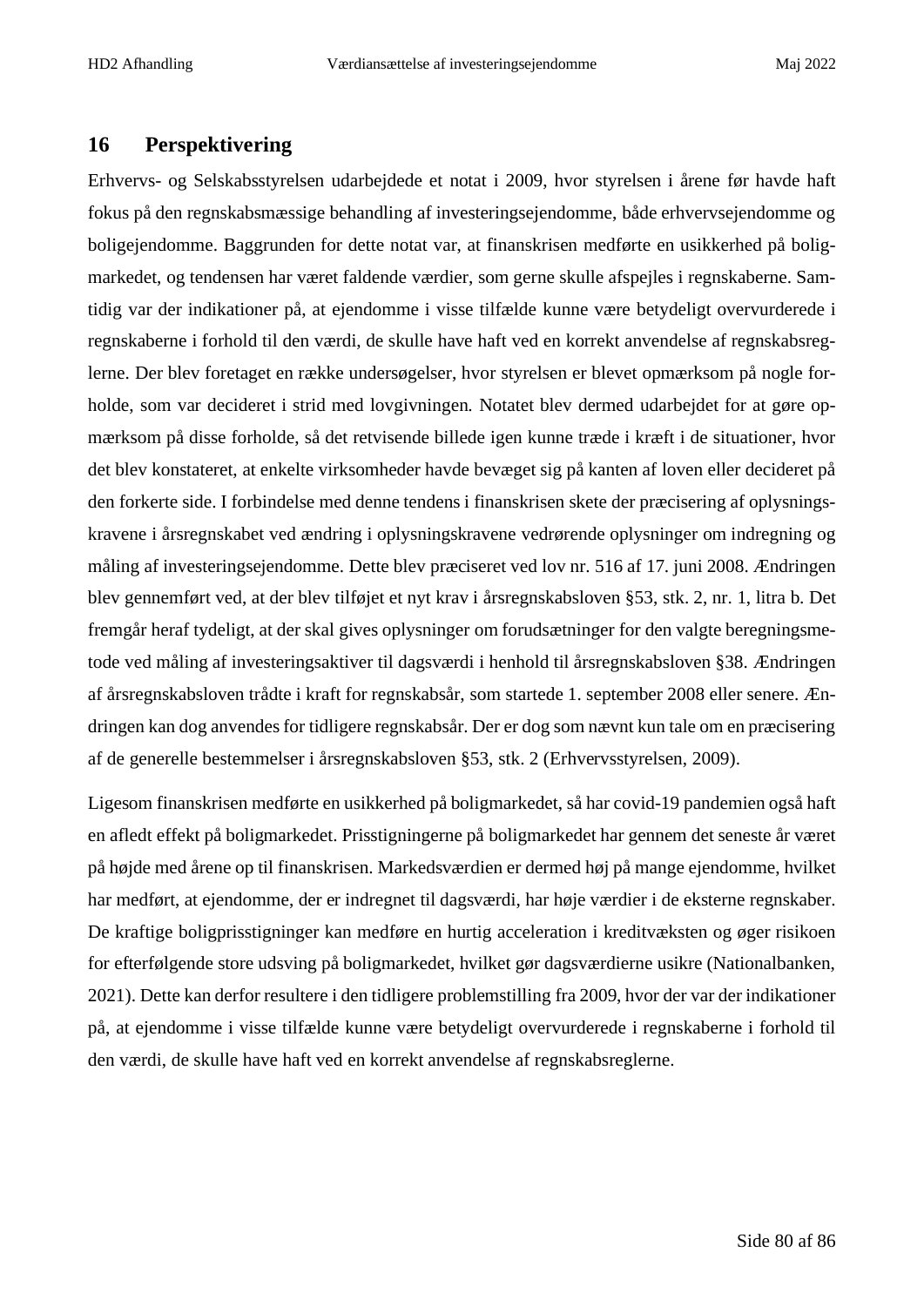# 16 Perspektivering

Erhvervs- og Selskabsstyrelsen udarbejdede et notat i 2009, hvor styrelsen i årene før havde haft fokus på den regnskabsmæssige behandling af investeringsejendomme, både erhvervsejendomme og boligejendomme. Baggrunden for dette notat var, at finanskrisen medførte en usikkerhed på boligmarkedet, og tendensen har været faldende værdier, som gerne skulle afspejles i regnskaberne. Samtidig var der indikationer på, at ejendomme i visse tilfælde kunne være betydeligt overvurderede i regnskaberne i forhold til den værdi, de skulle have haft ved en korrekt anvendelse af regnskabsreglerne. Der blev foretaget en række undersøgelser, hvor styrelsen er blevet opmærksom på nogle forholde, som var decideret i strid med lovgivningen. Notatet blev dermed udarbejdet for at gøre opmærksom på disse forholde, så det retvisende billede igen kunne træde i kræft i de situationer, hvor det blev konstateret, at enkelte virksomheder havde bevæget sig på kanten af loven eller decideret på den forkerte side. I forbindelse med denne tendens i finanskrisen skete der præcisering af oplysningskravene i årsregnskabet ved ændring i oplysningskravene vedrørende oplysninger om indregning og måling af investeringsejendomme. Dette blev præciseret ved lov nr. 516 af 17. juni 2008. Ændringen blev gennemført ved, at der blev tilføjet et nyt krav i årsregnskabsloven §53, stk. 2, nr. 1, litra b. Det fremgår heraf tydeligt, at der skal gives oplysninger om forudsætninger for den valgte beregningsmetode ved måling af investeringsaktiver til dagsværdi i henhold til årsregnskabsloven §38. Ændringen af årsregnskabsloven trådte i kraft for regnskabsår, som startede 1. september 2008 eller senere. Ændringen kan dog anvendes for tidligere regnskabsår. Der er dog som nævnt kun tale om en præcisering af de generelle bestemmelser i årsregnskabsloven §53, stk. 2 (Erhvervsstyrelsen, 2009).

Ligesom finanskrisen medførte en usikkerhed på boligmarkedet, så har covid-19 pandemien også haft en afledt effekt på boligmarkedet. Prisstigningerne på boligmarkedet har gennem det seneste år været på højde med årene op til finanskrisen. Markedsværdien er dermed høj på mange ejendomme, hvilket har medført, at ejendomme, der er indregnet til dagsværdi, har høje værdier i de eksterne regnskaber. De kraftige boligprisstigninger kan medføre en hurtig acceleration i kreditvæksten og øger risikoen for efterfølgende store udsving på boligmarkedet, hvilket gør dagsværdierne usikre (Nationalbanken, 2021). Dette kan derfor resultere i den tidligere problemstilling fra 2009, hvor der var der indikationer på, at ejendomme i visse tilfælde kunne være betydeligt overvurderede i regnskaberne i forhold til den værdi, de skulle have haft ved en korrekt anvendelse af regnskabsreglerne.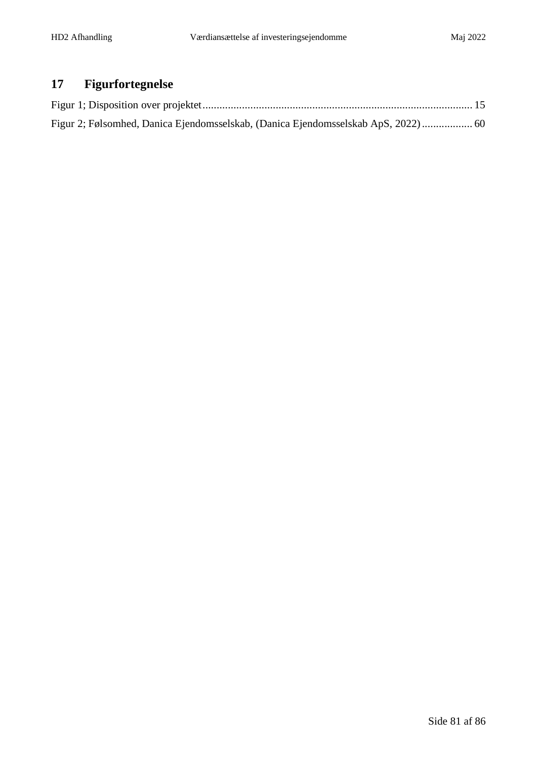# 17 Figurfortegnelse

Figur 1; Disposition over projektet ........................................................................................ 15

Figur 2; Følsomhed, Danica Ejendomsselskab, (Danica Ejendomsselskab ApS, 2022) .................. 60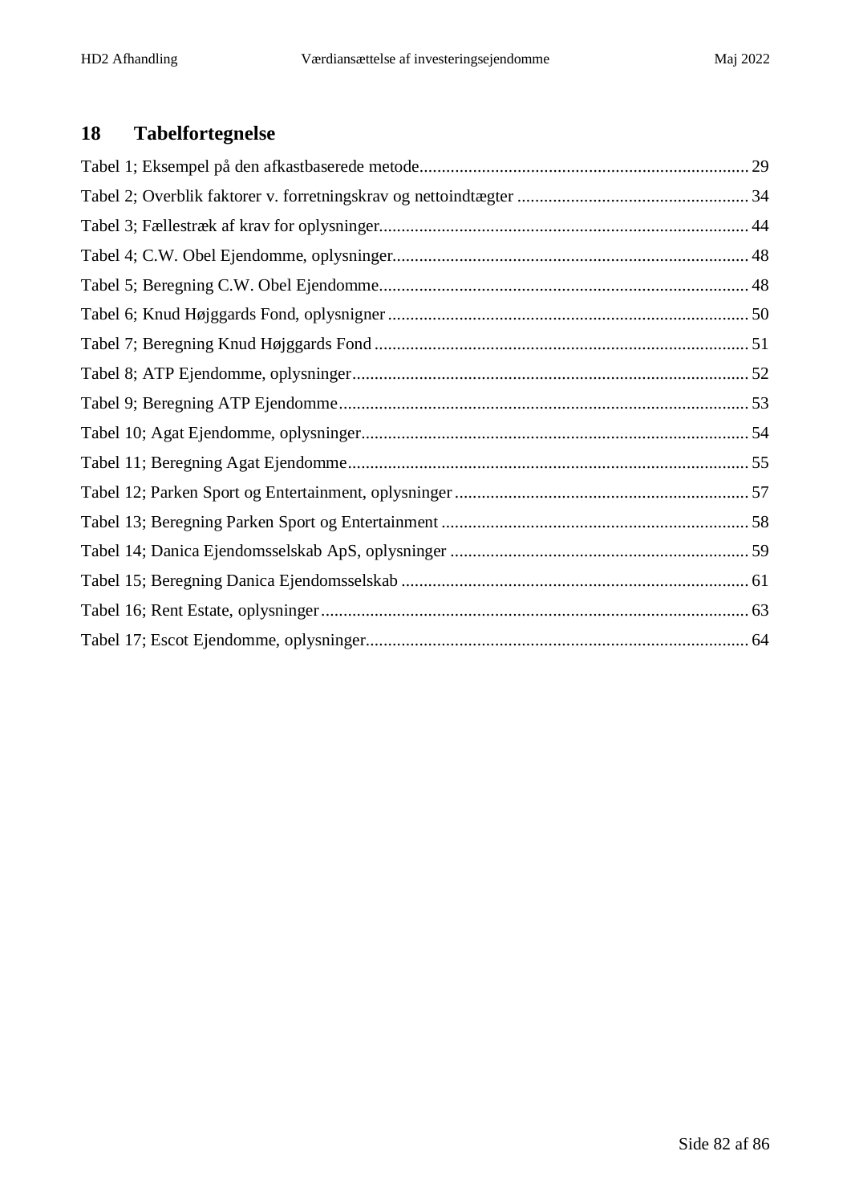# 18 Tabelfortegnelse

Tabel 1; Eksempel på den afkastbaserede metode.......................................................................... 29
Tabel 2; Overblik faktorer v. forretningskrav og nettoindtægter .................................................... 34
Tabel 3; Fællestræk af krav for oplysninger................................................................................... 44
Tabel 4; C.W. Obel Ejendomme, oplysninger................................................................................ 48
Tabel 5; Beregning C.W. Obel Ejendomme................................................................................... 48
Tabel 6; Knud Højggards Fond, oplysnigner ................................................................................. 50
Tabel 7; Beregning Knud Højggards Fond .................................................................................... 51
Tabel 8; ATP Ejendomme, oplysninger......................................................................................... 52
Tabel 9; Beregning ATP Ejendomme............................................................................................ 53
Tabel 10; Agat Ejendomme, oplysninger....................................................................................... 54
Tabel 11; Beregning Agat Ejendomme.......................................................................................... 55
Tabel 12; Parken Sport og Entertainment, oplysninger .................................................................. 57
Tabel 13; Beregning Parken Sport og Entertainment ..................................................................... 58
Tabel 14; Danica Ejendomsselskab ApS, oplysninger ................................................................... 59
Tabel 15; Beregning Danica Ejendomsselskab .............................................................................. 61
Tabel 16; Rent Estate, oplysninger................................................................................................ 63
Tabel 17; Escot Ejendomme, oplysninger...................................................................................... 64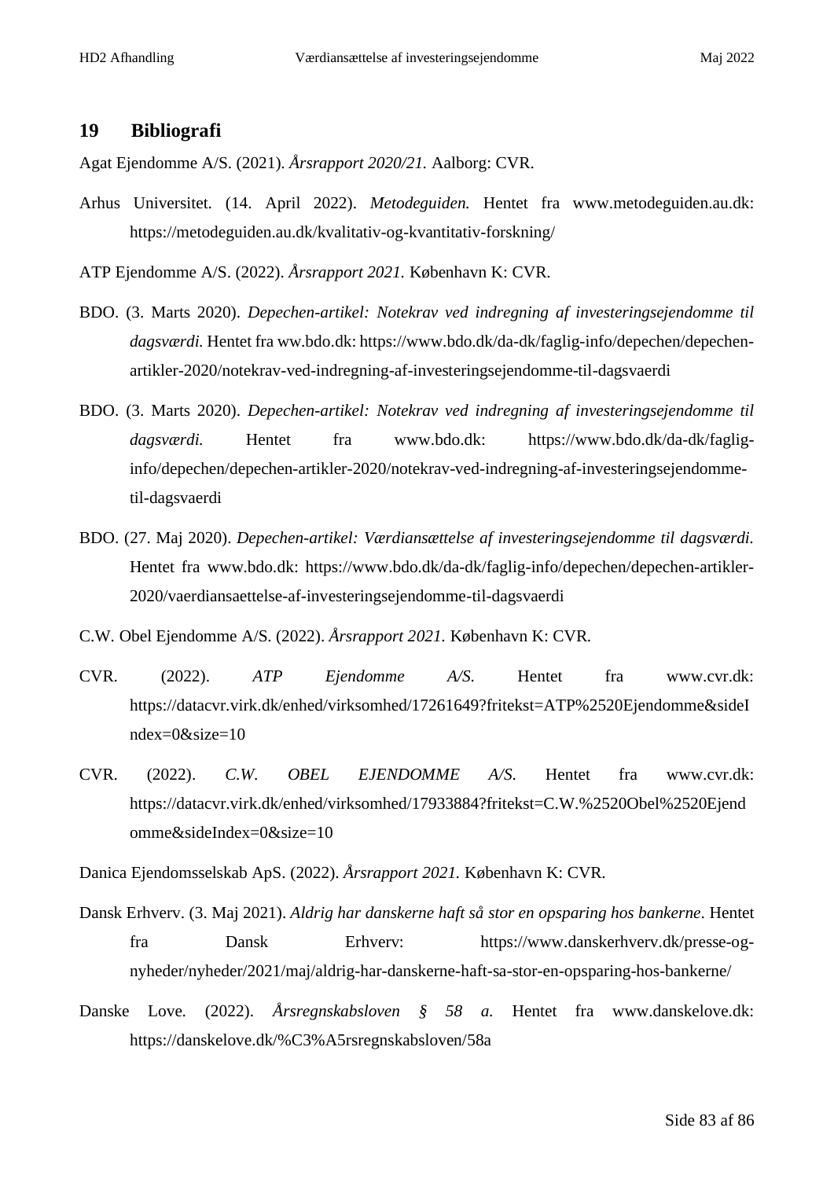## 19 Bibliografi

Agat Ejendomme A/S. (2021). *Årsrapport 2020/21.* Aalborg: CVR.

Arhus Universitet. (14. April 2022). *Metodeguiden.* Hentet fra www.metodeguiden.au.dk: https://metodeguiden.au.dk/kvalitativ-og-kvantitativ-forskning/

ATP Ejendomme A/S. (2022). *Årsrapport 2021.* København K: CVR.

BDO. (3. Marts 2020). *Depechen-artikel: Notekrav ved indregning af investeringsejendomme til dagsværdi.* Hentet fra ww.bdo.dk: https://www.bdo.dk/da-dk/faglig-info/depechen/depechen-artikler-2020/notekrav-ved-indregning-af-investeringsejendomme-til-dagsvaerdi

BDO. (3. Marts 2020). *Depechen-artikel: Notekrav ved indregning af investeringsejendomme til dagsværdi.* Hentet fra www.bdo.dk: https://www.bdo.dk/da-dk/faglig-info/depechen/depechen-artikler-2020/notekrav-ved-indregning-af-investeringsejendomme-til-dagsvaerdi

BDO. (27. Maj 2020). *Depechen-artikel: Værdiansættelse af investeringsejendomme til dagsværdi.* Hentet fra www.bdo.dk: https://www.bdo.dk/da-dk/faglig-info/depechen/depechen-artikler-2020/vaerdiansaettelse-af-investeringsejendomme-til-dagsvaerdi

C.W. Obel Ejendomme A/S. (2022). *Årsrapport 2021.* København K: CVR.

CVR. (2022). *ATP Ejendomme A/S.* Hentet fra www.cvr.dk: https://datacvr.virk.dk/enhed/virksomhed/17261649?fritekst=ATP%2520Ejendomme&sideIndex=0&size=10

CVR. (2022). *C.W. OBEL EJENDOMME A/S.* Hentet fra www.cvr.dk: https://datacvr.virk.dk/enhed/virksomhed/17933884?fritekst=C.W.%2520Obel%2520Ejendomme&sideIndex=0&size=10

Danica Ejendomsselskab ApS. (2022). *Årsrapport 2021.* København K: CVR.

Dansk Erhverv. (3. Maj 2021). *Aldrig har danskerne haft så stor en opsparing hos bankerne*. Hentet fra Dansk Erhverv: https://www.danskerhverv.dk/presse-og-nyheder/nyheder/2021/maj/aldrig-har-danskerne-haft-sa-stor-en-opsparing-hos-bankerne/

Danske Love. (2022). *Årsregnskabsloven § 58 a.* Hentet fra www.danskelove.dk: https://danskelove.dk/%C3%A5rsregnskabsloven/58a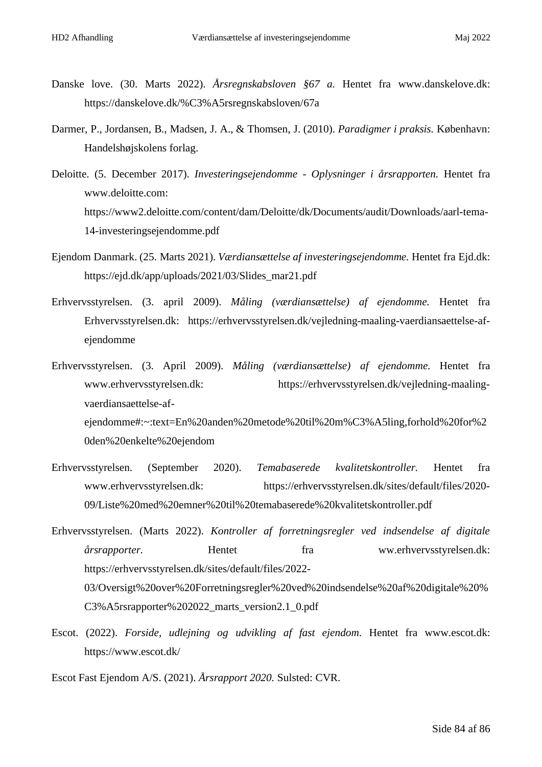Danske love. (30. Marts 2022). *Årsregnskabsloven §67 a.* Hentet fra www.danskelove.dk: https://danskelove.dk/%C3%A5rsregnskabsloven/67a

Darmer, P., Jordansen, B., Madsen, J. A., & Thomsen, J. (2010). *Paradigmer i praksis.* København: Handelshøjskolens forlag.

Deloitte. (5. December 2017). *Investeringsejendomme - Oplysninger i årsrapporten.* Hentet fra www.deloitte.com: https://www2.deloitte.com/content/dam/Deloitte/dk/Documents/audit/Downloads/aarl-tema-14-investeringsejendomme.pdf

Ejendom Danmark. (25. Marts 2021). *Værdiansættelse af investeringsejendomme.* Hentet fra Ejd.dk: https://ejd.dk/app/uploads/2021/03/Slides_mar21.pdf

Erhvervsstyrelsen. (3. april 2009). *Måling (værdiansættelse) af ejendomme.* Hentet fra Erhvervsstyrelsen.dk: https://erhvervsstyrelsen.dk/vejledning-maaling-vaerdiansaettelse-af-ejendomme

Erhvervsstyrelsen. (3. April 2009). *Måling (værdiansættelse) af ejendomme.* Hentet fra www.erhvervsstyrelsen.dk: https://erhvervsstyrelsen.dk/vejledning-maaling-vaerdiansaettelse-af-ejendomme#:~:text=En%20anden%20metode%20til%20m%C3%A5ling,forhold%20for%20den%20enkelte%20ejendom

Erhvervsstyrelsen. (September 2020). *Temabaserede kvalitetskontroller.* Hentet fra www.erhvervsstyrelsen.dk: https://erhvervsstyrelsen.dk/sites/default/files/2020-09/Liste%20med%20emner%20til%20temabaserede%20kvalitetskontroller.pdf

Erhvervsstyrelsen. (Marts 2022). *Kontroller af forretningsregler ved indsendelse af digitale årsrapporter.* Hentet fra ww.erhvervsstyrelsen.dk: https://erhvervsstyrelsen.dk/sites/default/files/2022-03/Oversigt%20over%20Forretningsregler%20ved%20indsendelse%20af%20digitale%20%C3%A5rsrapporter%202022_marts_version2.1_0.pdf

Escot. (2022). *Forside, udlejning og udvikling af fast ejendom.* Hentet fra www.escot.dk: https://www.escot.dk/

Escot Fast Ejendom A/S. (2021). *Årsrapport 2020.* Sulsted: CVR.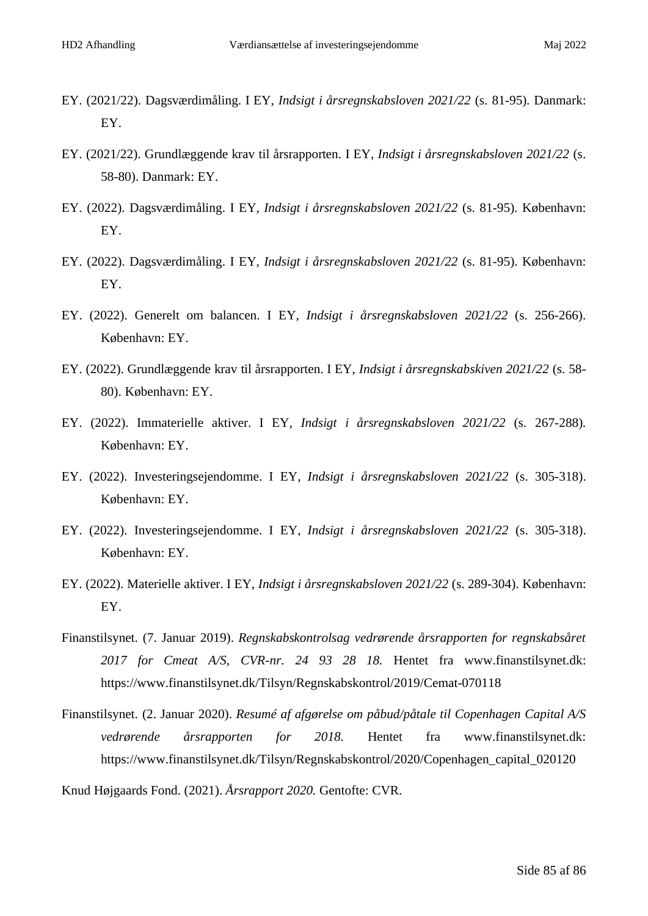EY. (2021/22). Dagsværdimåling. I EY, *Indsigt i årsregnskabsloven 2021/22* (s. 81-95). Danmark: EY.

EY. (2021/22). Grundlæggende krav til årsrapporten. I EY, *Indsigt i årsregnskabsloven 2021/22* (s. 58-80). Danmark: EY.

EY. (2022). Dagsværdimåling. I EY, *Indsigt i årsregnskabsloven 2021/22* (s. 81-95). København: EY.

EY. (2022). Dagsværdimåling. I EY, *Indsigt i årsregnskabsloven 2021/22* (s. 81-95). København: EY.

EY. (2022). Generelt om balancen. I EY, *Indsigt i årsregnskabsloven 2021/22* (s. 256-266). København: EY.

EY. (2022). Grundlæggende krav til årsrapporten. I EY, *Indsigt i årsregnskabskiven 2021/22* (s. 58-80). København: EY.

EY. (2022). Immaterielle aktiver. I EY, *Indsigt i årsregnskabsloven 2021/22* (s. 267-288). København: EY.

EY. (2022). Investeringsejendomme. I EY, *Indsigt i årsregnskabsloven 2021/22* (s. 305-318). København: EY.

EY. (2022). Investeringsejendomme. I EY, *Indsigt i årsregnskabsloven 2021/22* (s. 305-318). København: EY.

EY. (2022). Materielle aktiver. I EY, *Indsigt i årsregnskabsloven 2021/22* (s. 289-304). København: EY.

Finanstilsynet. (7. Januar 2019). *Regnskabskontrolsag vedrørende årsrapporten for regnskabsåret 2017 for Cmeat A/S, CVR-nr. 24 93 28 18.* Hentet fra www.finanstilsynet.dk: https://www.finanstilsynet.dk/Tilsyn/Regnskabskontrol/2019/Cemat-070118

Finanstilsynet. (2. Januar 2020). *Resumé af afgørelse om påbud/påtale til Copenhagen Capital A/S vedrørende årsrapporten for 2018.* Hentet fra www.finanstilsynet.dk: https://www.finanstilsynet.dk/Tilsyn/Regnskabskontrol/2020/Copenhagen_capital_020120

Knud Højgaards Fond. (2021). *Årsrapport 2020.* Gentofte: CVR.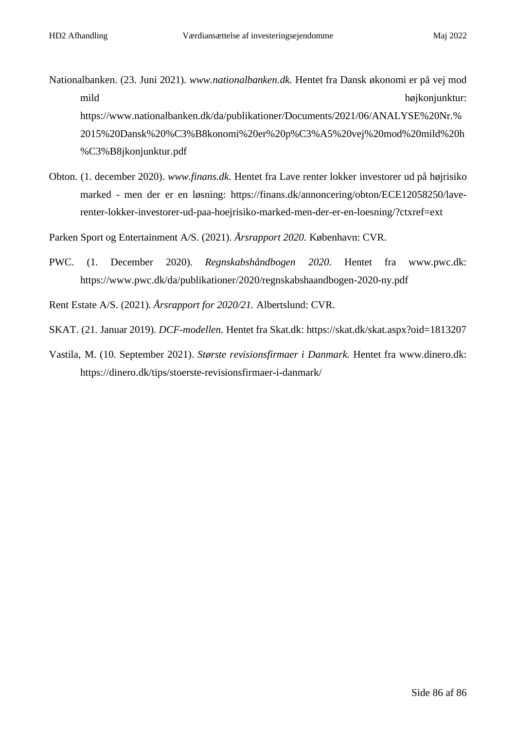Nationalbanken. (23. Juni 2021). *www.nationalbanken.dk.* Hentet fra Dansk økonomi er på vej mod mild højkonjunktur: https://www.nationalbanken.dk/da/publikationer/Documents/2021/06/ANALYSE%20Nr.%2015%20Dansk%20%C3%B8konomi%20er%20p%C3%A5%20vej%20mod%20mild%20h%C3%B8jkonjunktur.pdf

Obton. (1. december 2020). *www.finans.dk.* Hentet fra Lave renter lokker investorer ud på højrisiko marked - men der er en løsning: https://finans.dk/annoncering/obton/ECE12058250/lave-renter-lokker-investorer-ud-paa-hoejrisiko-marked-men-der-er-en-loesning/?ctxref=ext

Parken Sport og Entertainment A/S. (2021). *Årsrapport 2020.* København: CVR.

PWC. (1. December 2020). *Regnskabshåndbogen 2020.* Hentet fra www.pwc.dk: https://www.pwc.dk/da/publikationer/2020/regnskabshaandbogen-2020-ny.pdf

Rent Estate A/S. (2021). *Årsrapport for 2020/21.* Albertslund: CVR.

SKAT. (21. Januar 2019). *DCF-modellen.* Hentet fra Skat.dk: https://skat.dk/skat.aspx?oid=1813207

Vastila, M. (10. September 2021). *Største revisionsfirmaer i Danmark.* Hentet fra www.dinero.dk: https://dinero.dk/tips/stoerste-revisionsfirmaer-i-danmark/